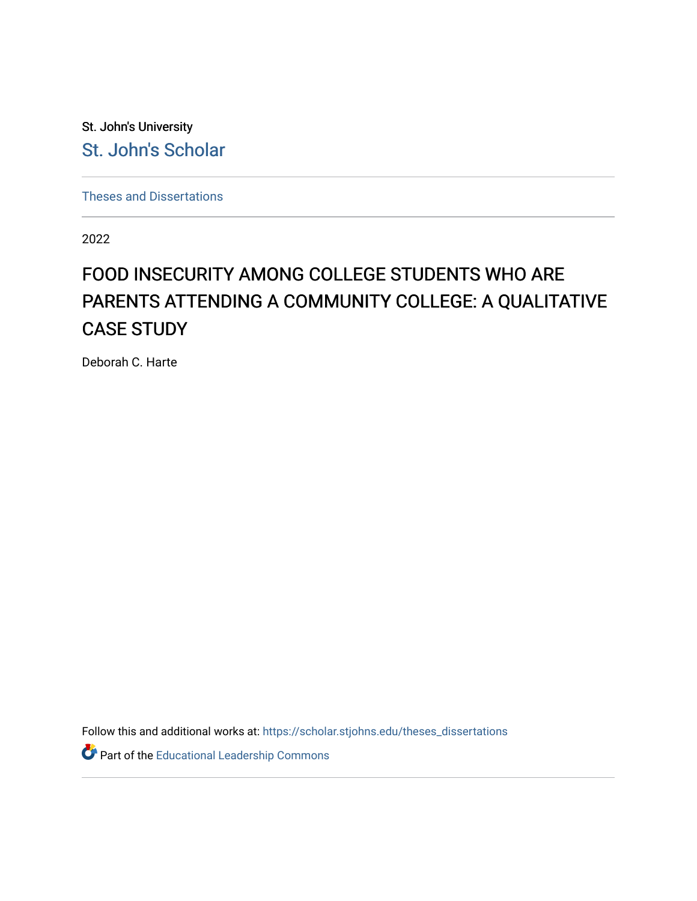St. John's University

St. John's Scholar

Theses and Dissertations

2022

# FOOD INSECURITY AMONG COLLEGE STUDENTS WHO ARE PARENTS ATTENDING A COMMUNITY COLLEGE: A QUALITATIVE CASE STUDY

Deborah C. Harte

Follow this and additional works at: https://scholar.stjohns.edu/theses_dissertations

Part of the Educational Leadership Commons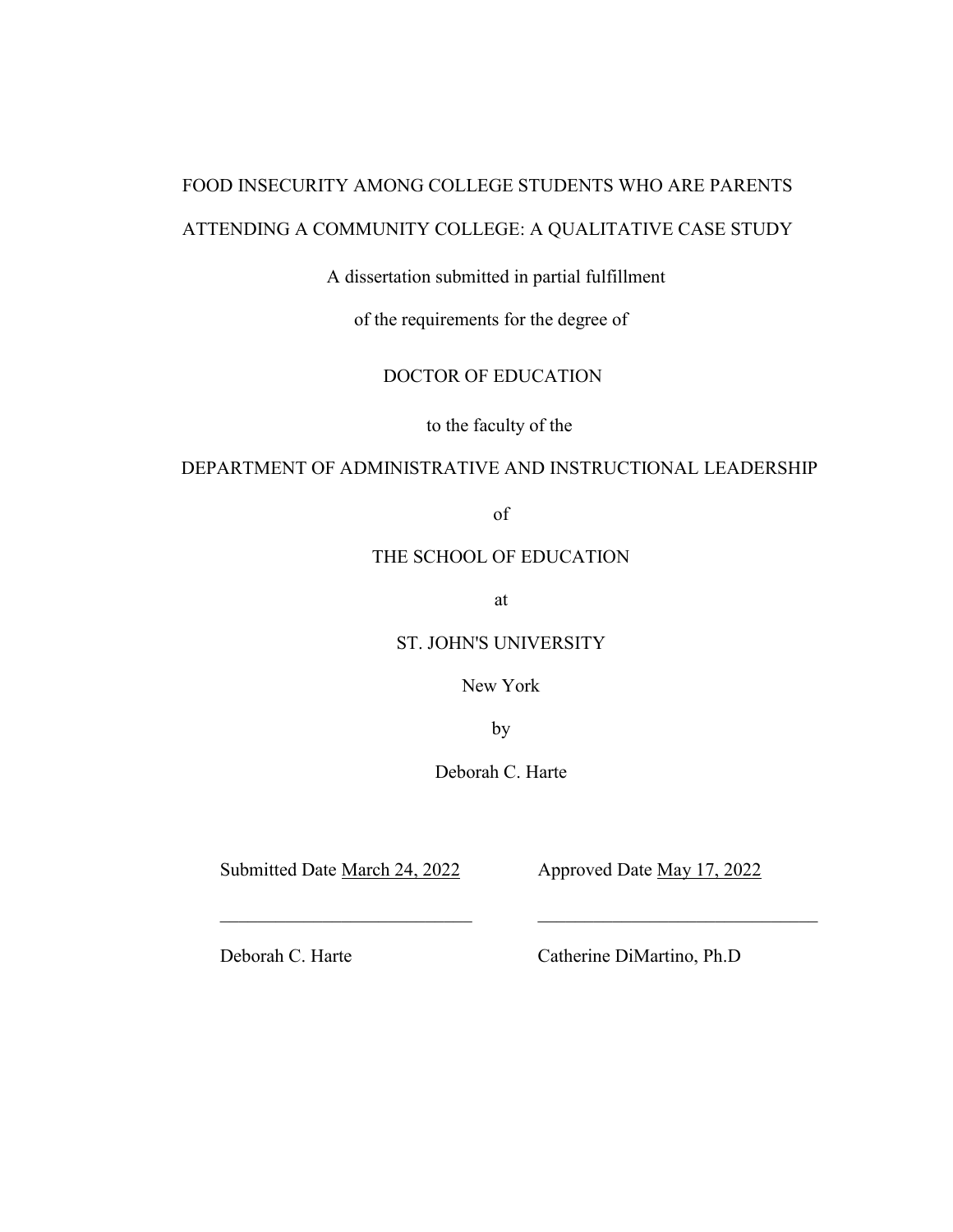FOOD INSECURITY AMONG COLLEGE STUDENTS WHO ARE PARENTS

ATTENDING A COMMUNITY COLLEGE: A QUALITATIVE CASE STUDY

A dissertation submitted in partial fulfillment

of the requirements for the degree of

DOCTOR OF EDUCATION

to the faculty of the

DEPARTMENT OF ADMINISTRATIVE AND INSTRUCTIONAL LEADERSHIP

of

THE SCHOOL OF EDUCATION

at

ST. JOHN'S UNIVERSITY

New York

by

Deborah C. Harte

Submitted Date March 24, 2022 Approved Date May 17, 2022

\_\_\_\_\_\_\_\_\_\_\_\_\_\_\_\_\_\_\_\_\_\_\_\_\_\_\_ \_\_\_\_\_\_\_\_\_\_\_\_\_\_\_\_\_\_\_\_\_\_\_\_\_\_\_\_\_\_

Deborah C. Harte Catherine DiMartino, Ph.D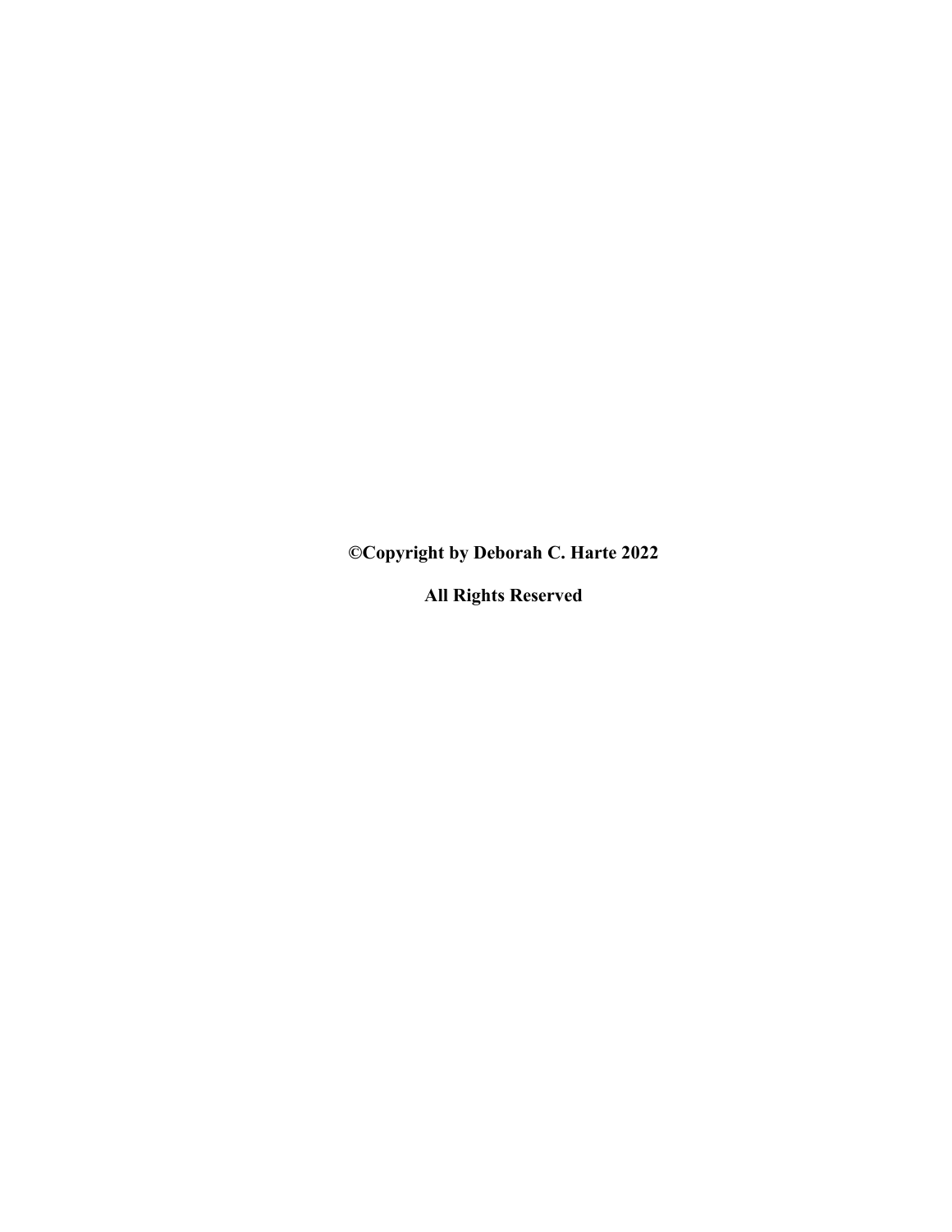**©Copyright by Deborah C. Harte 2022**

**All Rights Reserved**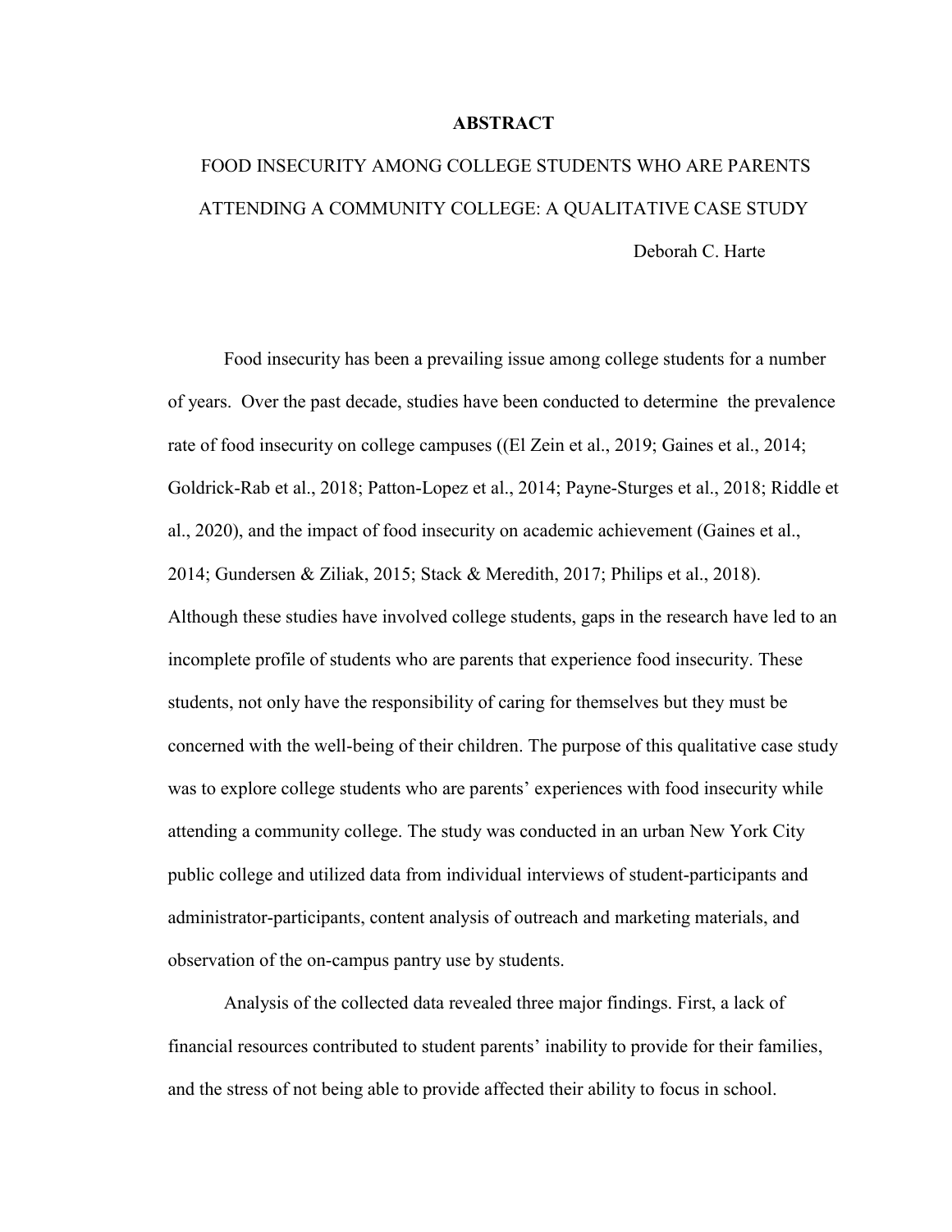# ABSTRACT

FOOD INSECURITY AMONG COLLEGE STUDENTS WHO ARE PARENTS ATTENDING A COMMUNITY COLLEGE: A QUALITATIVE CASE STUDY

Deborah C. Harte

Food insecurity has been a prevailing issue among college students for a number of years. Over the past decade, studies have been conducted to determine the prevalence rate of food insecurity on college campuses ((El Zein et al., 2019; Gaines et al., 2014; Goldrick-Rab et al., 2018; Patton-Lopez et al., 2014; Payne-Sturges et al., 2018; Riddle et al., 2020), and the impact of food insecurity on academic achievement (Gaines et al., 2014; Gundersen & Ziliak, 2015; Stack & Meredith, 2017; Philips et al., 2018). Although these studies have involved college students, gaps in the research have led to an incomplete profile of students who are parents that experience food insecurity. These students, not only have the responsibility of caring for themselves but they must be concerned with the well-being of their children. The purpose of this qualitative case study was to explore college students who are parents' experiences with food insecurity while attending a community college. The study was conducted in an urban New York City public college and utilized data from individual interviews of student-participants and administrator-participants, content analysis of outreach and marketing materials, and observation of the on-campus pantry use by students.

Analysis of the collected data revealed three major findings. First, a lack of financial resources contributed to student parents' inability to provide for their families, and the stress of not being able to provide affected their ability to focus in school.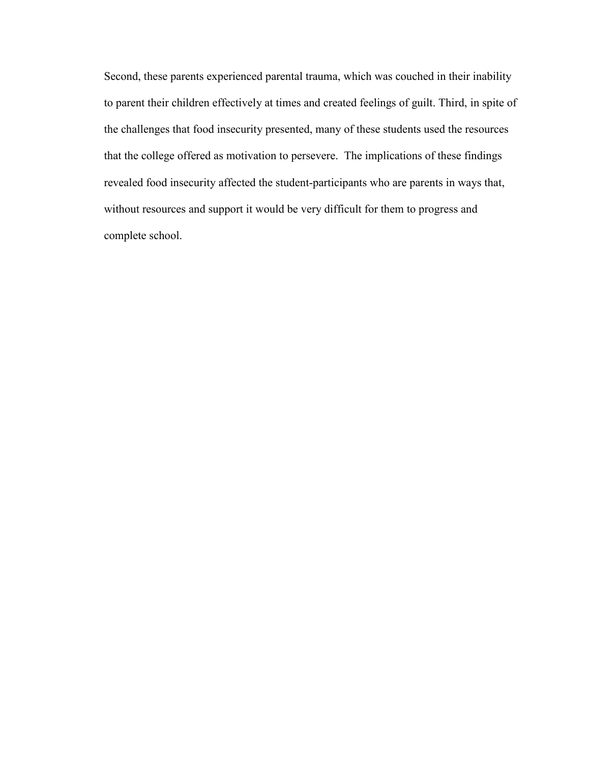Second, these parents experienced parental trauma, which was couched in their inability to parent their children effectively at times and created feelings of guilt. Third, in spite of the challenges that food insecurity presented, many of these students used the resources that the college offered as motivation to persevere. The implications of these findings revealed food insecurity affected the student-participants who are parents in ways that, without resources and support it would be very difficult for them to progress and complete school.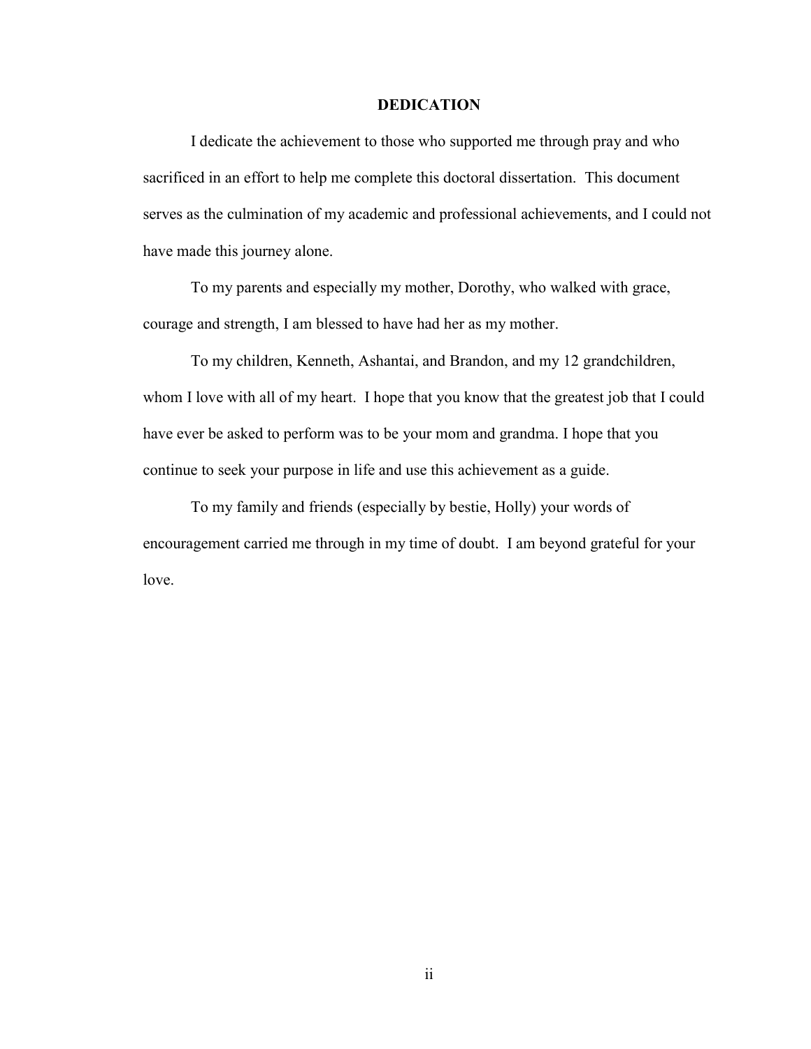# DEDICATION

I dedicate the achievement to those who supported me through pray and who sacrificed in an effort to help me complete this doctoral dissertation. This document serves as the culmination of my academic and professional achievements, and I could not have made this journey alone.

To my parents and especially my mother, Dorothy, who walked with grace, courage and strength, I am blessed to have had her as my mother.

To my children, Kenneth, Ashantai, and Brandon, and my 12 grandchildren, whom I love with all of my heart. I hope that you know that the greatest job that I could have ever be asked to perform was to be your mom and grandma. I hope that you continue to seek your purpose in life and use this achievement as a guide.

To my family and friends (especially by bestie, Holly) your words of encouragement carried me through in my time of doubt. I am beyond grateful for your love.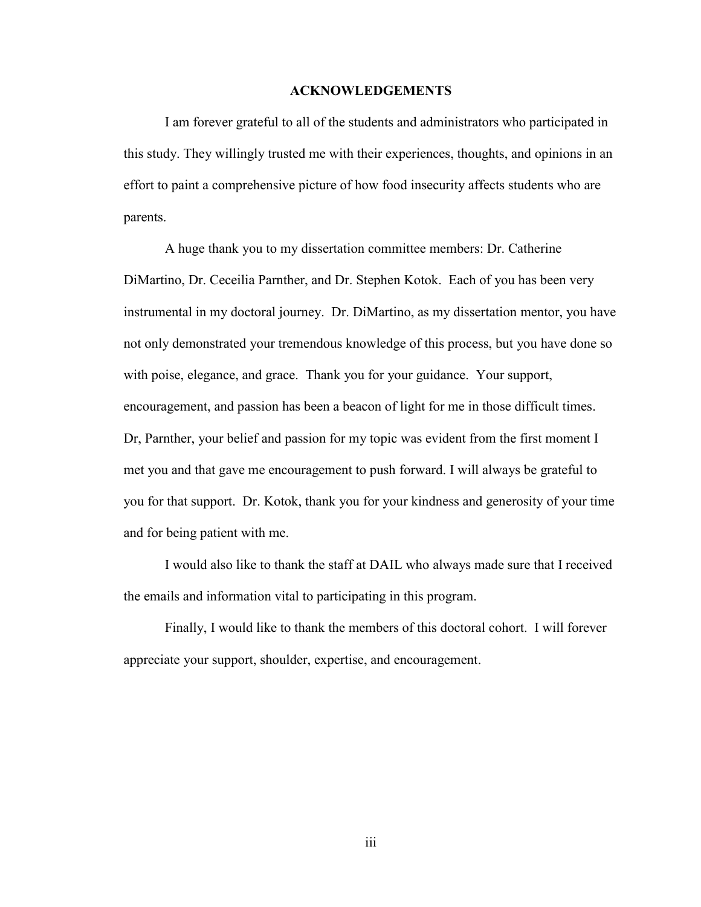## ACKNOWLEDGEMENTS

I am forever grateful to all of the students and administrators who participated in this study. They willingly trusted me with their experiences, thoughts, and opinions in an effort to paint a comprehensive picture of how food insecurity affects students who are parents.

A huge thank you to my dissertation committee members: Dr. Catherine DiMartino, Dr. Ceceilia Parnther, and Dr. Stephen Kotok. Each of you has been very instrumental in my doctoral journey. Dr. DiMartino, as my dissertation mentor, you have not only demonstrated your tremendous knowledge of this process, but you have done so with poise, elegance, and grace. Thank you for your guidance. Your support, encouragement, and passion has been a beacon of light for me in those difficult times. Dr, Parnther, your belief and passion for my topic was evident from the first moment I met you and that gave me encouragement to push forward. I will always be grateful to you for that support. Dr. Kotok, thank you for your kindness and generosity of your time and for being patient with me.

I would also like to thank the staff at DAIL who always made sure that I received the emails and information vital to participating in this program.

Finally, I would like to thank the members of this doctoral cohort. I will forever appreciate your support, shoulder, expertise, and encouragement.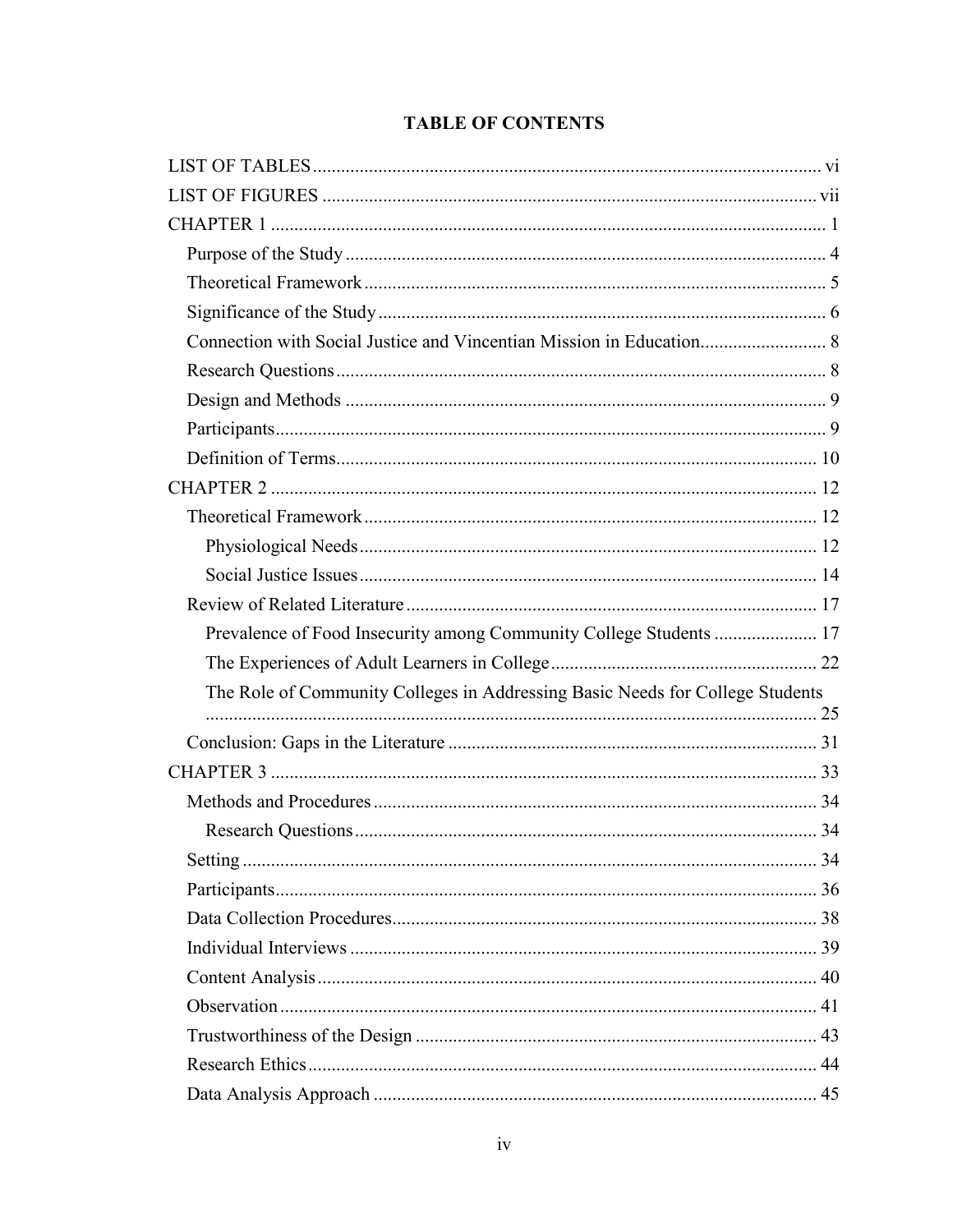# TABLE OF CONTENTS

LIST OF TABLES ........ vi
LIST OF FIGURES ........ vii
CHAPTER 1 ........ 1
- Purpose of the Study ........ 4
- Theoretical Framework ........ 5
- Significance of the Study ........ 6
- Connection with Social Justice and Vincentian Mission in Education ........ 8
- Research Questions ........ 8
- Design and Methods ........ 9
- Participants ........ 9
- Definition of Terms ........ 10

CHAPTER 2 ........ 12
- Theoretical Framework ........ 12
  - Physiological Needs ........ 12
  - Social Justice Issues ........ 14
- Review of Related Literature ........ 17
  - Prevalence of Food Insecurity among Community College Students ........ 17
  - The Experiences of Adult Learners in College ........ 22
  - The Role of Community Colleges in Addressing Basic Needs for College Students ........ 25
- Conclusion: Gaps in the Literature ........ 31

CHAPTER 3 ........ 33
- Methods and Procedures ........ 34
  - Research Questions ........ 34
- Setting ........ 34
- Participants ........ 36
- Data Collection Procedures ........ 38
- Individual Interviews ........ 39
- Content Analysis ........ 40
- Observation ........ 41
- Trustworthiness of the Design ........ 43
- Research Ethics ........ 44
- Data Analysis Approach ........ 45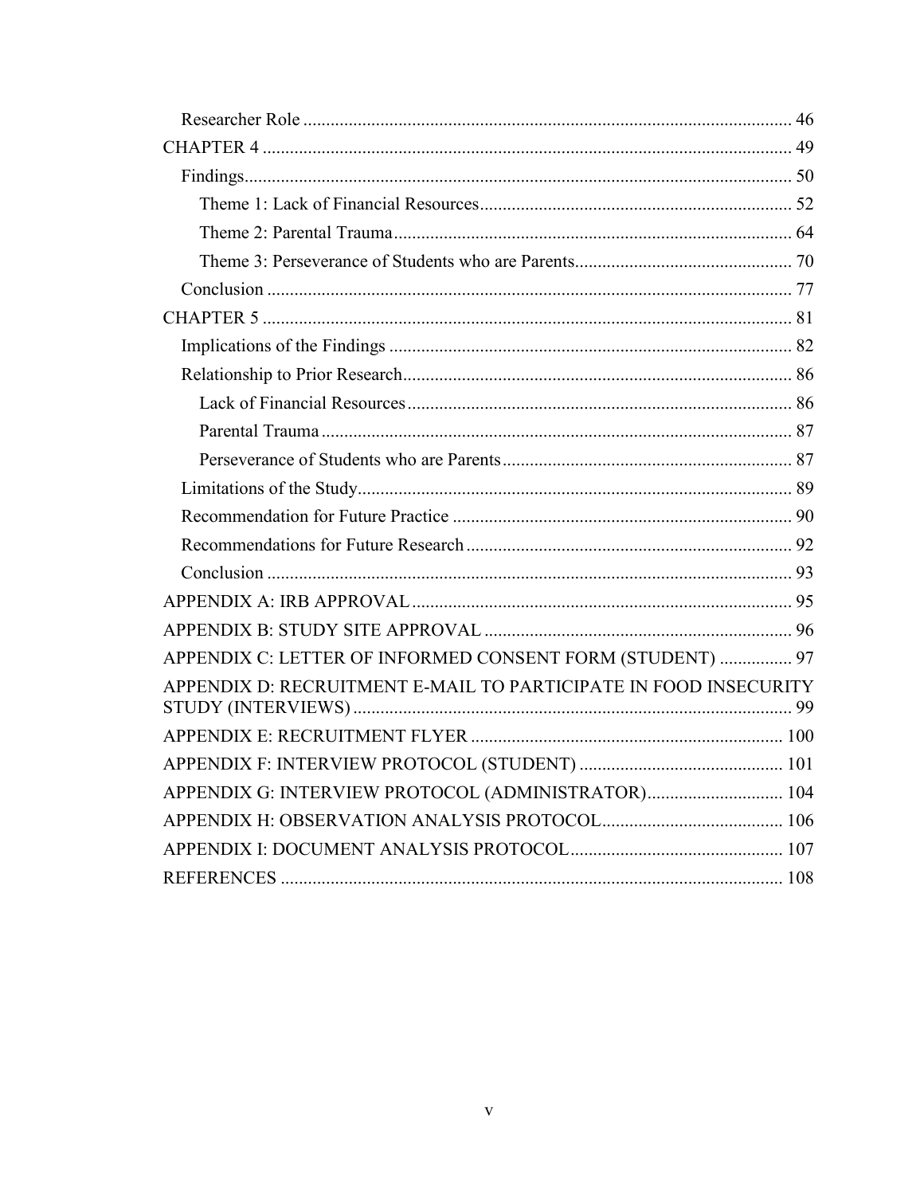Researcher Role ........................................................................................... 46

CHAPTER 4 .................................................................................................... 49

Findings........................................................................................................ 50

Theme 1: Lack of Financial Resources..................................................................... 52

Theme 2: Parental Trauma........................................................................................ 64

Theme 3: Perseverance of Students who are Parents................................................ 70

Conclusion .................................................................................................... 77

CHAPTER 5 .................................................................................................... 81

Implications of the Findings ......................................................................... 82

Relationship to Prior Research...................................................................... 86

Lack of Financial Resources..................................................................................... 86

Parental Trauma ........................................................................................................ 87

Perseverance of Students who are Parents................................................................ 87

Limitations of the Study................................................................................ 89

Recommendation for Future Practice ............................................................ 90

Recommendations for Future Research ........................................................ 92

Conclusion .................................................................................................... 93

APPENDIX A: IRB APPROVAL .................................................................... 95

APPENDIX B: STUDY SITE APPROVAL .................................................... 96

APPENDIX C: LETTER OF INFORMED CONSENT FORM (STUDENT) ................ 97

APPENDIX D: RECRUITMENT E-MAIL TO PARTICIPATE IN FOOD INSECURITY STUDY (INTERVIEWS) ................................................................................. 99

APPENDIX E: RECRUITMENT FLYER ..................................................... 100

APPENDIX F: INTERVIEW PROTOCOL (STUDENT) ............................................. 101

APPENDIX G: INTERVIEW PROTOCOL (ADMINISTRATOR).............................. 104

APPENDIX H: OBSERVATION ANALYSIS PROTOCOL........................................ 106

APPENDIX I: DOCUMENT ANALYSIS PROTOCOL............................................... 107

REFERENCES ............................................................................................... 108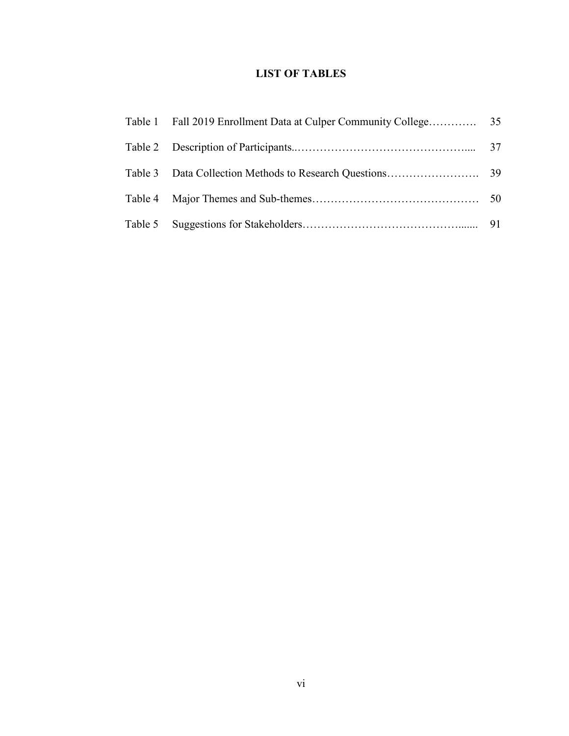# LIST OF TABLES

| | | |
|---|---|---|
| Table 1 | Fall 2019 Enrollment Data at Culper Community College | 35 |
| Table 2 | Description of Participants | 37 |
| Table 3 | Data Collection Methods to Research Questions | 39 |
| Table 4 | Major Themes and Sub-themes | 50 |
| Table 5 | Suggestions for Stakeholders | 91 |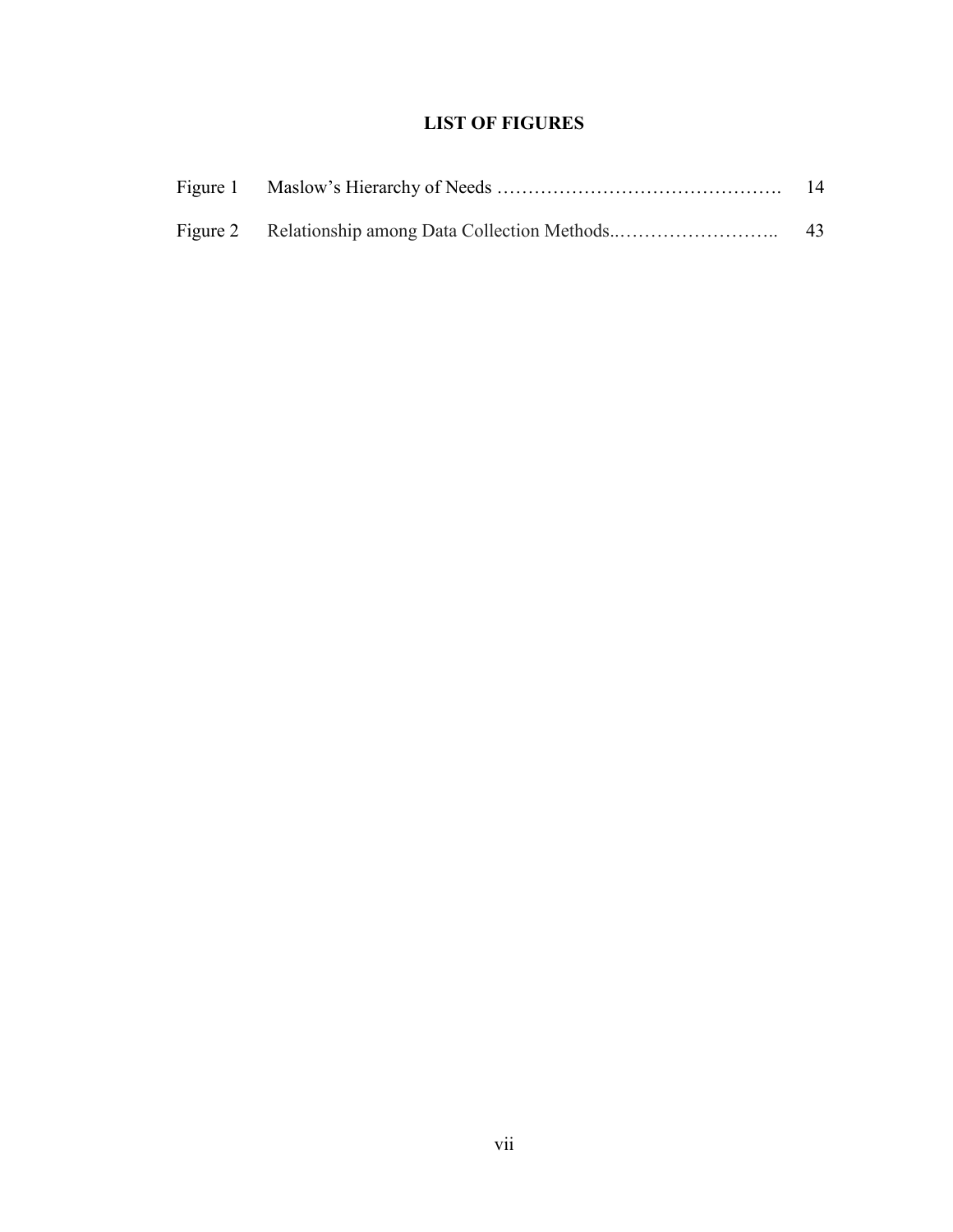# LIST OF FIGURES

| | | |
|---|---|---|
| Figure 1 | Maslow's Hierarchy of Needs ………………………………………. | 14 |
| Figure 2 | Relationship among Data Collection Methods..…………………….. | 43 |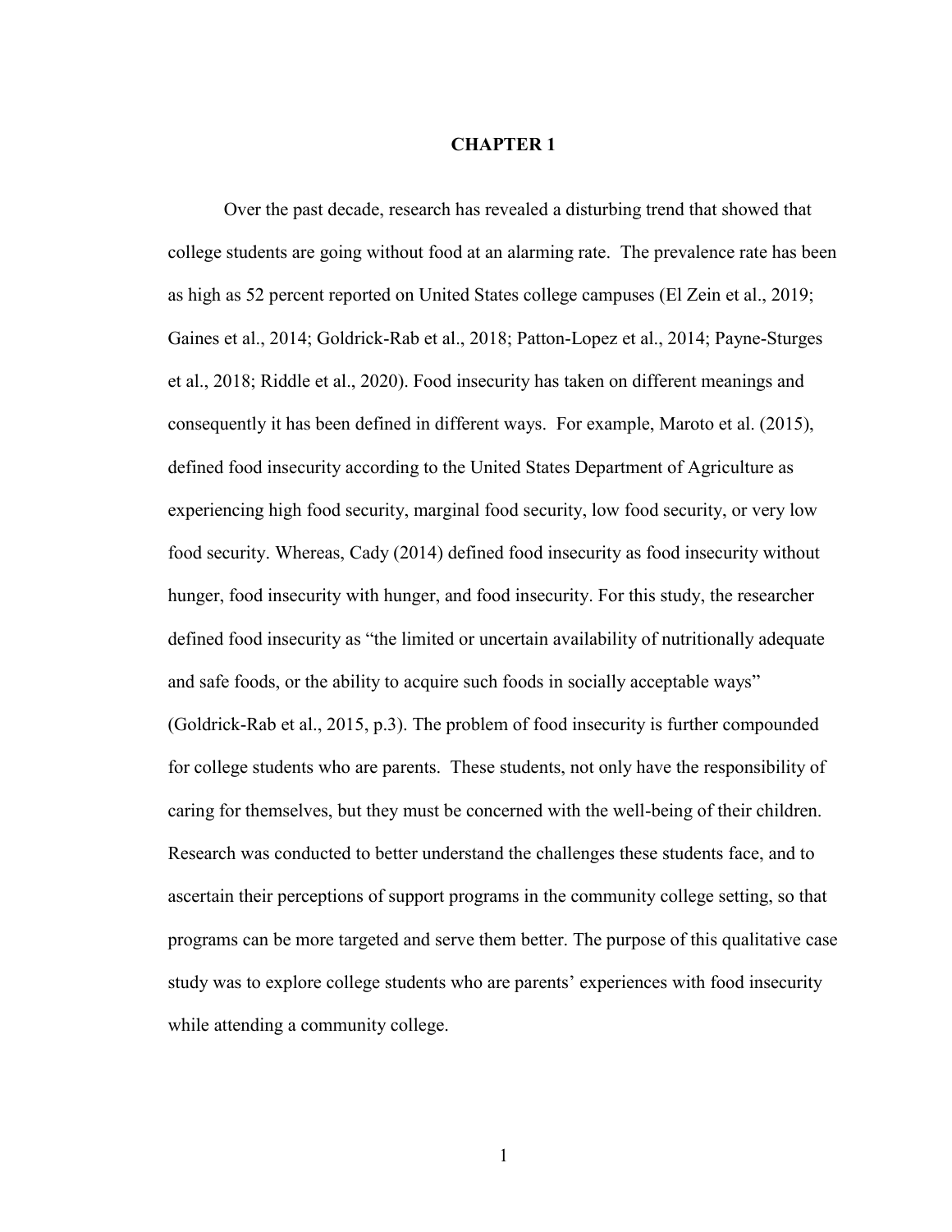# CHAPTER 1

Over the past decade, research has revealed a disturbing trend that showed that college students are going without food at an alarming rate. The prevalence rate has been as high as 52 percent reported on United States college campuses (El Zein et al., 2019; Gaines et al., 2014; Goldrick-Rab et al., 2018; Patton-Lopez et al., 2014; Payne-Sturges et al., 2018; Riddle et al., 2020). Food insecurity has taken on different meanings and consequently it has been defined in different ways. For example, Maroto et al. (2015), defined food insecurity according to the United States Department of Agriculture as experiencing high food security, marginal food security, low food security, or very low food security. Whereas, Cady (2014) defined food insecurity as food insecurity without hunger, food insecurity with hunger, and food insecurity. For this study, the researcher defined food insecurity as "the limited or uncertain availability of nutritionally adequate and safe foods, or the ability to acquire such foods in socially acceptable ways" (Goldrick-Rab et al., 2015, p.3). The problem of food insecurity is further compounded for college students who are parents. These students, not only have the responsibility of caring for themselves, but they must be concerned with the well-being of their children. Research was conducted to better understand the challenges these students face, and to ascertain their perceptions of support programs in the community college setting, so that programs can be more targeted and serve them better. The purpose of this qualitative case study was to explore college students who are parents' experiences with food insecurity while attending a community college.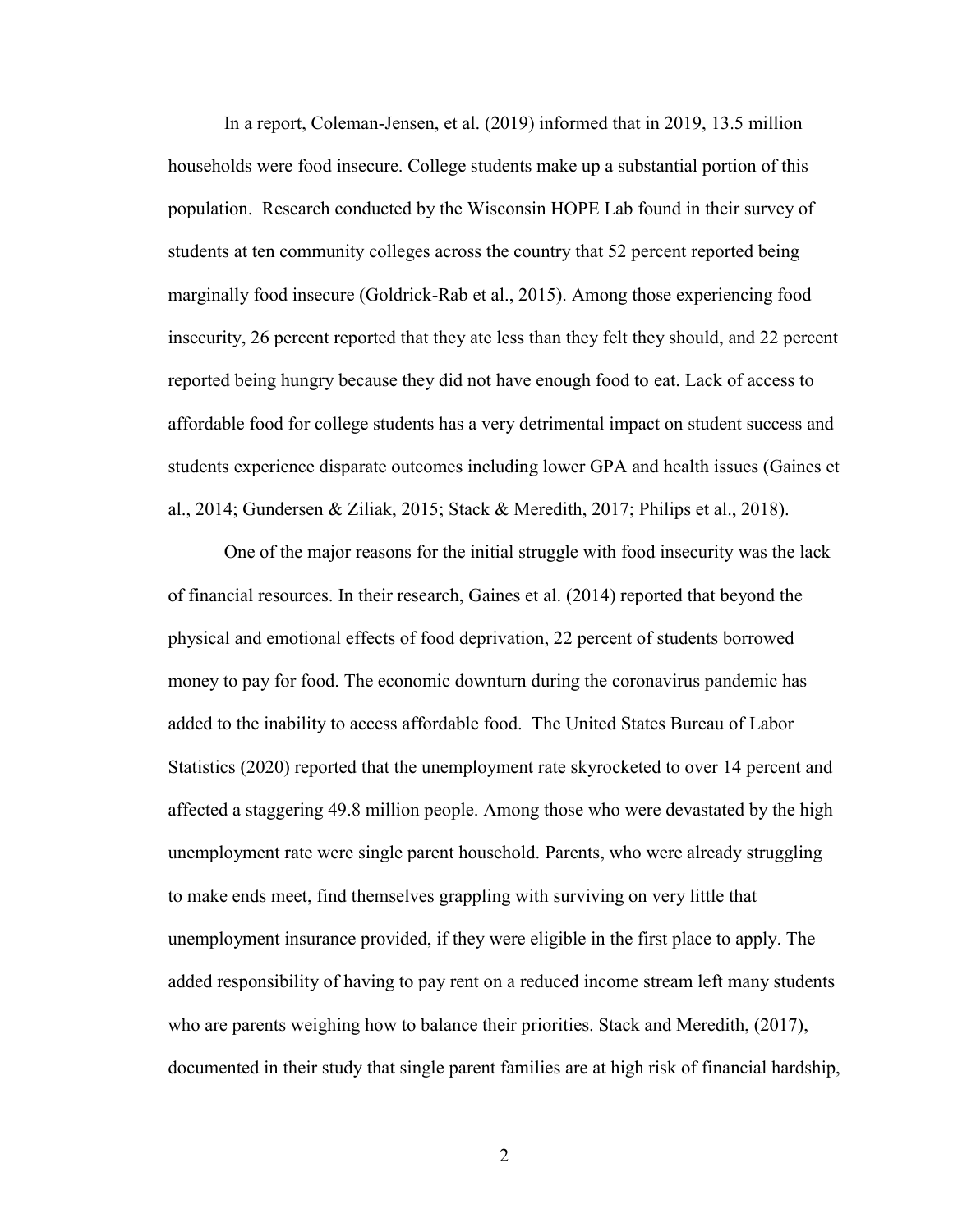In a report, Coleman-Jensen, et al. (2019) informed that in 2019, 13.5 million households were food insecure. College students make up a substantial portion of this population. Research conducted by the Wisconsin HOPE Lab found in their survey of students at ten community colleges across the country that 52 percent reported being marginally food insecure (Goldrick-Rab et al., 2015). Among those experiencing food insecurity, 26 percent reported that they ate less than they felt they should, and 22 percent reported being hungry because they did not have enough food to eat. Lack of access to affordable food for college students has a very detrimental impact on student success and students experience disparate outcomes including lower GPA and health issues (Gaines et al., 2014; Gundersen & Ziliak, 2015; Stack & Meredith, 2017; Philips et al., 2018).

One of the major reasons for the initial struggle with food insecurity was the lack of financial resources. In their research, Gaines et al. (2014) reported that beyond the physical and emotional effects of food deprivation, 22 percent of students borrowed money to pay for food. The economic downturn during the coronavirus pandemic has added to the inability to access affordable food. The United States Bureau of Labor Statistics (2020) reported that the unemployment rate skyrocketed to over 14 percent and affected a staggering 49.8 million people. Among those who were devastated by the high unemployment rate were single parent household. Parents, who were already struggling to make ends meet, find themselves grappling with surviving on very little that unemployment insurance provided, if they were eligible in the first place to apply. The added responsibility of having to pay rent on a reduced income stream left many students who are parents weighing how to balance their priorities. Stack and Meredith, (2017), documented in their study that single parent families are at high risk of financial hardship,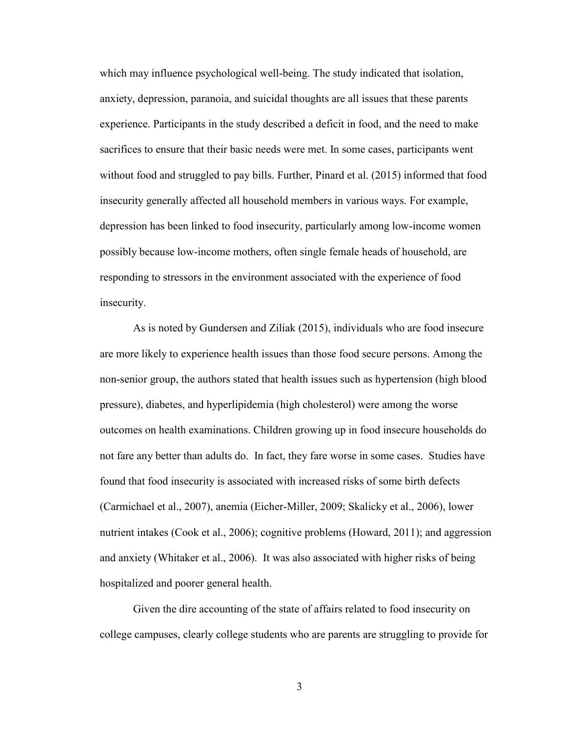which may influence psychological well-being. The study indicated that isolation, anxiety, depression, paranoia, and suicidal thoughts are all issues that these parents experience. Participants in the study described a deficit in food, and the need to make sacrifices to ensure that their basic needs were met. In some cases, participants went without food and struggled to pay bills. Further, Pinard et al. (2015) informed that food insecurity generally affected all household members in various ways. For example, depression has been linked to food insecurity, particularly among low-income women possibly because low-income mothers, often single female heads of household, are responding to stressors in the environment associated with the experience of food insecurity.

As is noted by Gundersen and Ziliak (2015), individuals who are food insecure are more likely to experience health issues than those food secure persons. Among the non-senior group, the authors stated that health issues such as hypertension (high blood pressure), diabetes, and hyperlipidemia (high cholesterol) were among the worse outcomes on health examinations. Children growing up in food insecure households do not fare any better than adults do. In fact, they fare worse in some cases. Studies have found that food insecurity is associated with increased risks of some birth defects (Carmichael et al., 2007), anemia (Eicher-Miller, 2009; Skalicky et al., 2006), lower nutrient intakes (Cook et al., 2006); cognitive problems (Howard, 2011); and aggression and anxiety (Whitaker et al., 2006). It was also associated with higher risks of being hospitalized and poorer general health.

Given the dire accounting of the state of affairs related to food insecurity on college campuses, clearly college students who are parents are struggling to provide for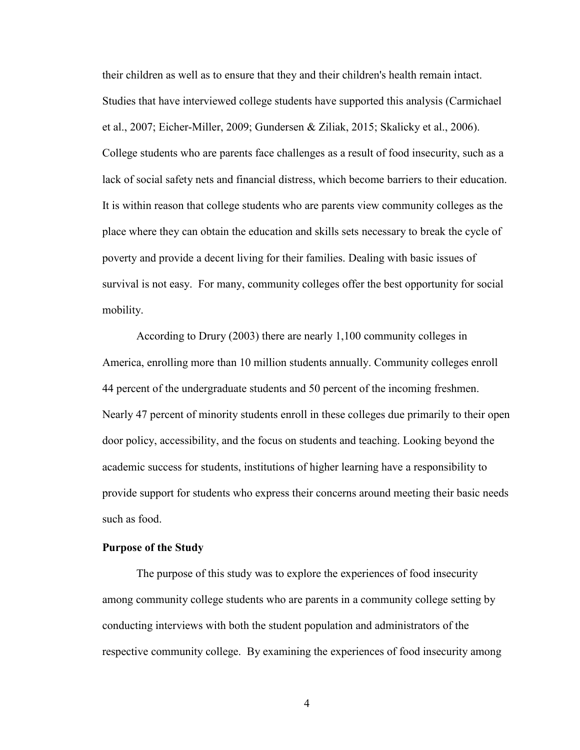their children as well as to ensure that they and their children's health remain intact. Studies that have interviewed college students have supported this analysis (Carmichael et al., 2007; Eicher-Miller, 2009; Gundersen & Ziliak, 2015; Skalicky et al., 2006). College students who are parents face challenges as a result of food insecurity, such as a lack of social safety nets and financial distress, which become barriers to their education. It is within reason that college students who are parents view community colleges as the place where they can obtain the education and skills sets necessary to break the cycle of poverty and provide a decent living for their families. Dealing with basic issues of survival is not easy. For many, community colleges offer the best opportunity for social mobility.

According to Drury (2003) there are nearly 1,100 community colleges in America, enrolling more than 10 million students annually. Community colleges enroll 44 percent of the undergraduate students and 50 percent of the incoming freshmen. Nearly 47 percent of minority students enroll in these colleges due primarily to their open door policy, accessibility, and the focus on students and teaching. Looking beyond the academic success for students, institutions of higher learning have a responsibility to provide support for students who express their concerns around meeting their basic needs such as food.

**Purpose of the Study**

The purpose of this study was to explore the experiences of food insecurity among community college students who are parents in a community college setting by conducting interviews with both the student population and administrators of the respective community college. By examining the experiences of food insecurity among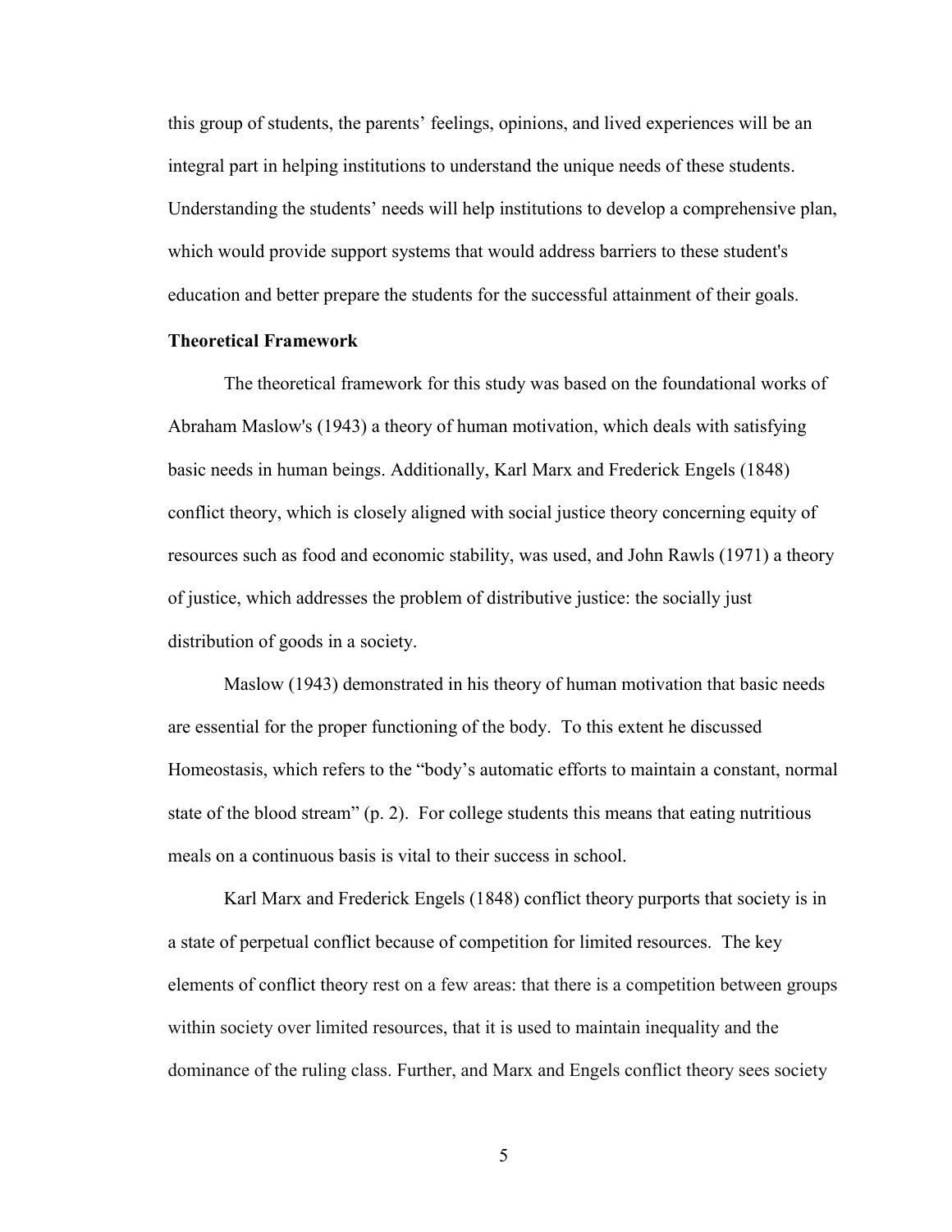this group of students, the parents' feelings, opinions, and lived experiences will be an integral part in helping institutions to understand the unique needs of these students. Understanding the students' needs will help institutions to develop a comprehensive plan, which would provide support systems that would address barriers to these student's education and better prepare the students for the successful attainment of their goals.

**Theoretical Framework**

The theoretical framework for this study was based on the foundational works of Abraham Maslow's (1943) a theory of human motivation, which deals with satisfying basic needs in human beings. Additionally, Karl Marx and Frederick Engels (1848) conflict theory, which is closely aligned with social justice theory concerning equity of resources such as food and economic stability, was used, and John Rawls (1971) a theory of justice, which addresses the problem of distributive justice: the socially just distribution of goods in a society.

Maslow (1943) demonstrated in his theory of human motivation that basic needs are essential for the proper functioning of the body. To this extent he discussed Homeostasis, which refers to the "body's automatic efforts to maintain a constant, normal state of the blood stream" (p. 2). For college students this means that eating nutritious meals on a continuous basis is vital to their success in school.

Karl Marx and Frederick Engels (1848) conflict theory purports that society is in a state of perpetual conflict because of competition for limited resources. The key elements of conflict theory rest on a few areas: that there is a competition between groups within society over limited resources, that it is used to maintain inequality and the dominance of the ruling class. Further, and Marx and Engels conflict theory sees society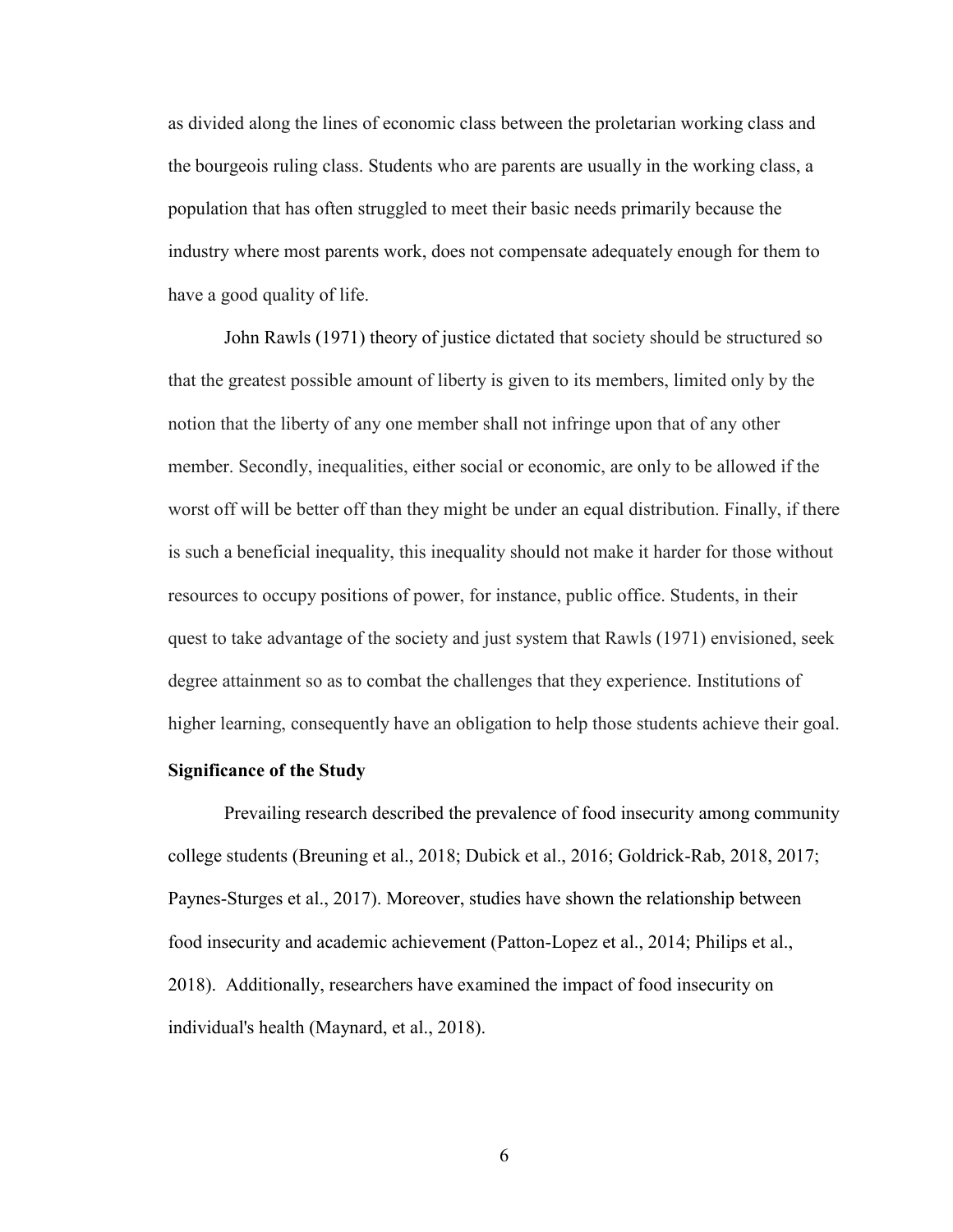as divided along the lines of economic class between the proletarian working class and the bourgeois ruling class. Students who are parents are usually in the working class, a population that has often struggled to meet their basic needs primarily because the industry where most parents work, does not compensate adequately enough for them to have a good quality of life.

John Rawls (1971) theory of justice dictated that society should be structured so that the greatest possible amount of liberty is given to its members, limited only by the notion that the liberty of any one member shall not infringe upon that of any other member. Secondly, inequalities, either social or economic, are only to be allowed if the worst off will be better off than they might be under an equal distribution. Finally, if there is such a beneficial inequality, this inequality should not make it harder for those without resources to occupy positions of power, for instance, public office. Students, in their quest to take advantage of the society and just system that Rawls (1971) envisioned, seek degree attainment so as to combat the challenges that they experience. Institutions of higher learning, consequently have an obligation to help those students achieve their goal.

**Significance of the Study**

Prevailing research described the prevalence of food insecurity among community college students (Breuning et al., 2018; Dubick et al., 2016; Goldrick-Rab, 2018, 2017; Paynes-Sturges et al., 2017). Moreover, studies have shown the relationship between food insecurity and academic achievement (Patton-Lopez et al., 2014; Philips et al., 2018). Additionally, researchers have examined the impact of food insecurity on individual's health (Maynard, et al., 2018).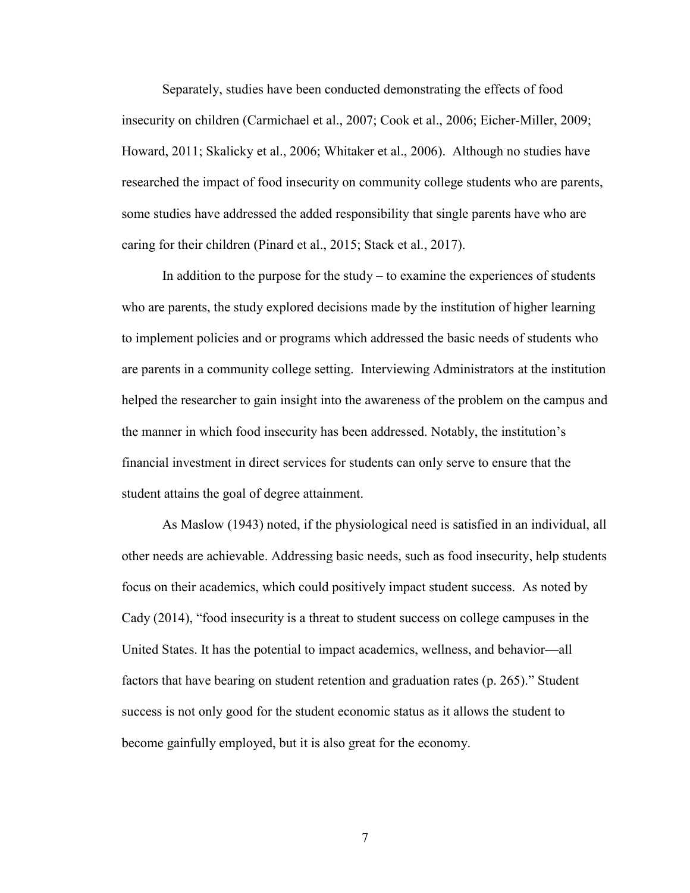Separately, studies have been conducted demonstrating the effects of food insecurity on children (Carmichael et al., 2007; Cook et al., 2006; Eicher-Miller, 2009; Howard, 2011; Skalicky et al., 2006; Whitaker et al., 2006). Although no studies have researched the impact of food insecurity on community college students who are parents, some studies have addressed the added responsibility that single parents have who are caring for their children (Pinard et al., 2015; Stack et al., 2017).

In addition to the purpose for the study – to examine the experiences of students who are parents, the study explored decisions made by the institution of higher learning to implement policies and or programs which addressed the basic needs of students who are parents in a community college setting. Interviewing Administrators at the institution helped the researcher to gain insight into the awareness of the problem on the campus and the manner in which food insecurity has been addressed. Notably, the institution's financial investment in direct services for students can only serve to ensure that the student attains the goal of degree attainment.

As Maslow (1943) noted, if the physiological need is satisfied in an individual, all other needs are achievable. Addressing basic needs, such as food insecurity, help students focus on their academics, which could positively impact student success. As noted by Cady (2014), "food insecurity is a threat to student success on college campuses in the United States. It has the potential to impact academics, wellness, and behavior—all factors that have bearing on student retention and graduation rates (p. 265)." Student success is not only good for the student economic status as it allows the student to become gainfully employed, but it is also great for the economy.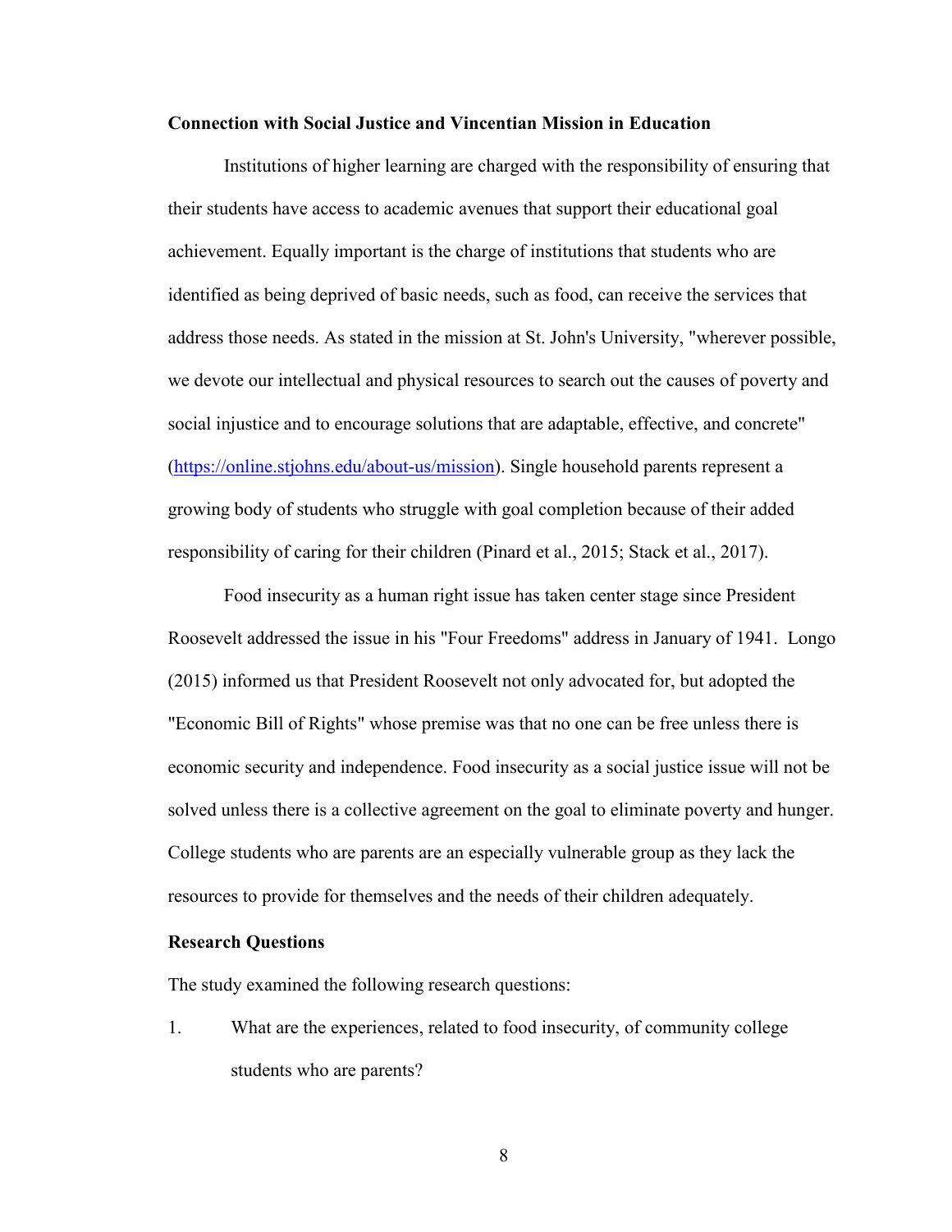**Connection with Social Justice and Vincentian Mission in Education**

Institutions of higher learning are charged with the responsibility of ensuring that their students have access to academic avenues that support their educational goal achievement. Equally important is the charge of institutions that students who are identified as being deprived of basic needs, such as food, can receive the services that address those needs. As stated in the mission at St. John's University, "wherever possible, we devote our intellectual and physical resources to search out the causes of poverty and social injustice and to encourage solutions that are adaptable, effective, and concrete" (https://online.stjohns.edu/about-us/mission). Single household parents represent a growing body of students who struggle with goal completion because of their added responsibility of caring for their children (Pinard et al., 2015; Stack et al., 2017).

Food insecurity as a human right issue has taken center stage since President Roosevelt addressed the issue in his "Four Freedoms" address in January of 1941. Longo (2015) informed us that President Roosevelt not only advocated for, but adopted the "Economic Bill of Rights" whose premise was that no one can be free unless there is economic security and independence. Food insecurity as a social justice issue will not be solved unless there is a collective agreement on the goal to eliminate poverty and hunger. College students who are parents are an especially vulnerable group as they lack the resources to provide for themselves and the needs of their children adequately.

**Research Questions**

The study examined the following research questions:

1. What are the experiences, related to food insecurity, of community college students who are parents?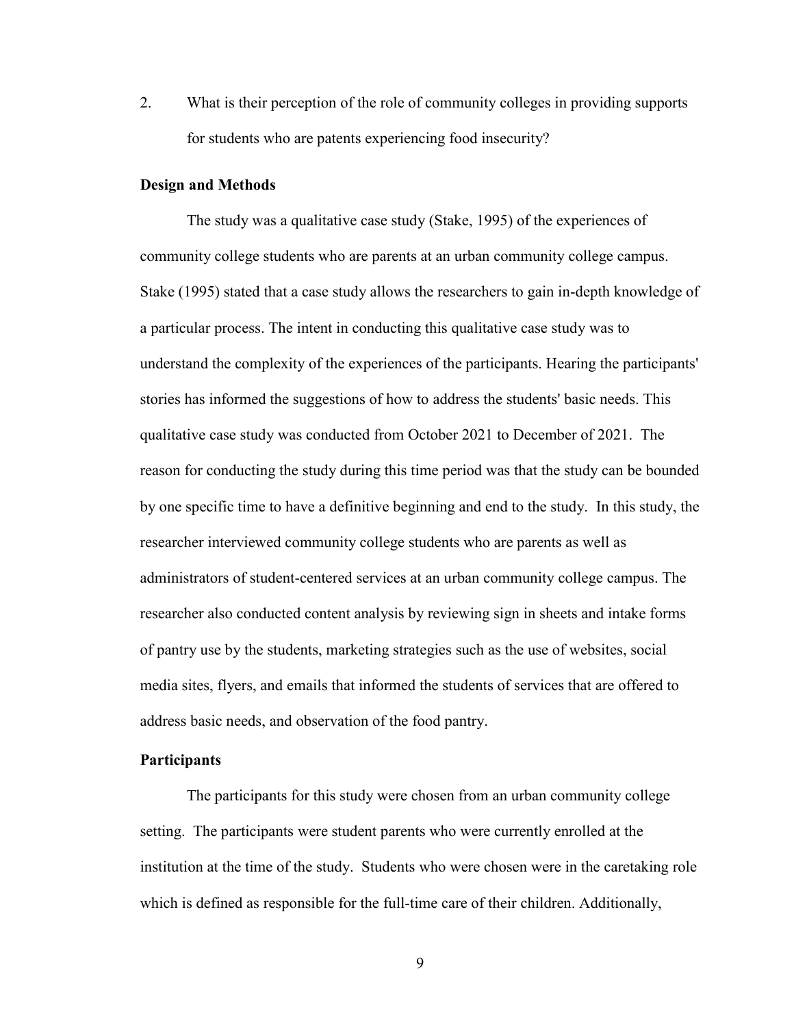2. What is their perception of the role of community colleges in providing supports for students who are patents experiencing food insecurity?

**Design and Methods**

The study was a qualitative case study (Stake, 1995) of the experiences of community college students who are parents at an urban community college campus. Stake (1995) stated that a case study allows the researchers to gain in-depth knowledge of a particular process. The intent in conducting this qualitative case study was to understand the complexity of the experiences of the participants. Hearing the participants' stories has informed the suggestions of how to address the students' basic needs. This qualitative case study was conducted from October 2021 to December of 2021. The reason for conducting the study during this time period was that the study can be bounded by one specific time to have a definitive beginning and end to the study. In this study, the researcher interviewed community college students who are parents as well as administrators of student-centered services at an urban community college campus. The researcher also conducted content analysis by reviewing sign in sheets and intake forms of pantry use by the students, marketing strategies such as the use of websites, social media sites, flyers, and emails that informed the students of services that are offered to address basic needs, and observation of the food pantry.

**Participants**

The participants for this study were chosen from an urban community college setting. The participants were student parents who were currently enrolled at the institution at the time of the study. Students who were chosen were in the caretaking role which is defined as responsible for the full-time care of their children. Additionally,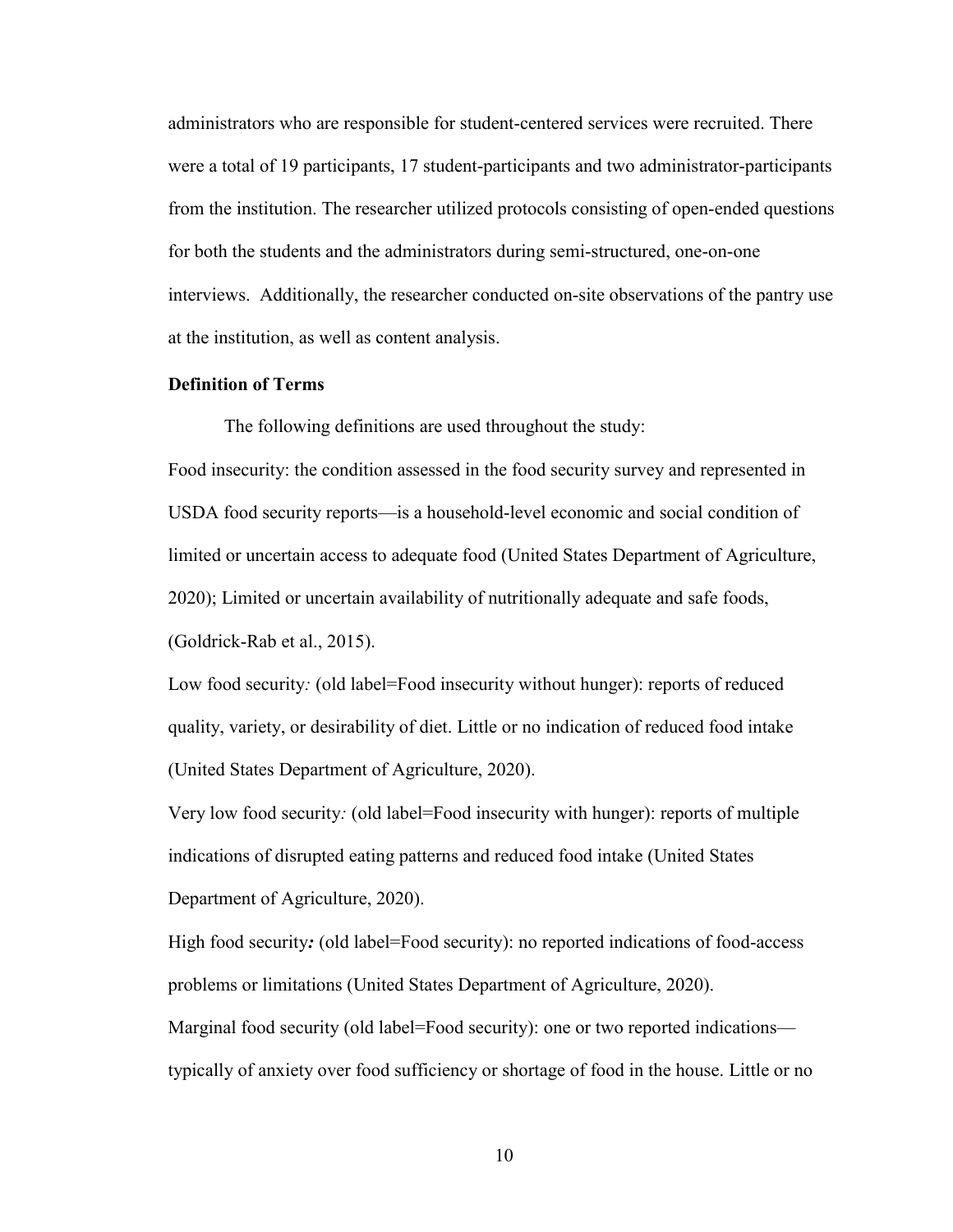administrators who are responsible for student-centered services were recruited. There were a total of 19 participants, 17 student-participants and two administrator-participants from the institution. The researcher utilized protocols consisting of open-ended questions for both the students and the administrators during semi-structured, one-on-one interviews. Additionally, the researcher conducted on-site observations of the pantry use at the institution, as well as content analysis.

### Definition of Terms

The following definitions are used throughout the study:

Food insecurity: the condition assessed in the food security survey and represented in USDA food security reports—is a household-level economic and social condition of limited or uncertain access to adequate food (United States Department of Agriculture, 2020); Limited or uncertain availability of nutritionally adequate and safe foods, (Goldrick-Rab et al., 2015).

Low food security*:* (old label=Food insecurity without hunger): reports of reduced quality, variety, or desirability of diet. Little or no indication of reduced food intake (United States Department of Agriculture, 2020).

Very low food security*:* (old label=Food insecurity with hunger): reports of multiple indications of disrupted eating patterns and reduced food intake (United States Department of Agriculture, 2020).

High food security***:*** (old label=Food security): no reported indications of food-access problems or limitations (United States Department of Agriculture, 2020).

Marginal food security (old label=Food security): one or two reported indications—typically of anxiety over food sufficiency or shortage of food in the house. Little or no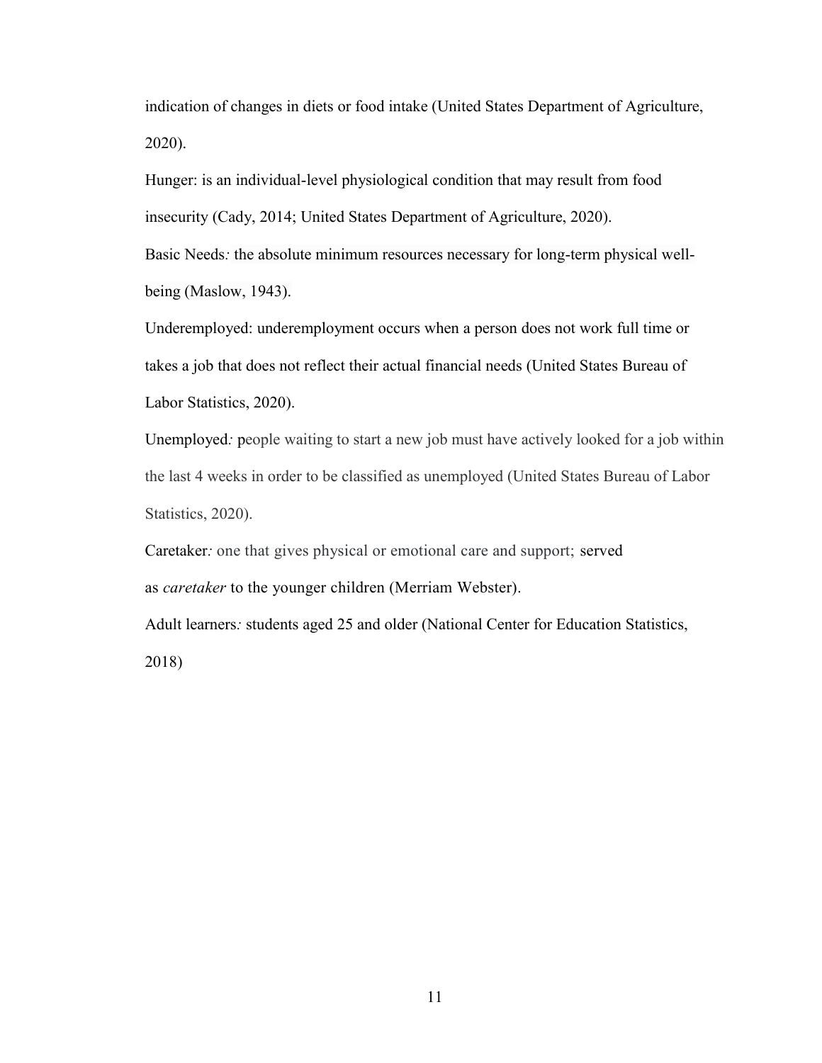indication of changes in diets or food intake (United States Department of Agriculture, 2020).

Hunger: is an individual-level physiological condition that may result from food insecurity (Cady, 2014; United States Department of Agriculture, 2020).

Basic Needs*:* the absolute minimum resources necessary for long-term physical well-being (Maslow, 1943).

Underemployed: underemployment occurs when a person does not work full time or takes a job that does not reflect their actual financial needs (United States Bureau of Labor Statistics, 2020).

Unemployed*:* people waiting to start a new job must have actively looked for a job within the last 4 weeks in order to be classified as unemployed (United States Bureau of Labor Statistics, 2020).

Caretaker*:* one that gives physical or emotional care and support; served as *caretaker* to the younger children (Merriam Webster).

Adult learners*:* students aged 25 and older (National Center for Education Statistics, 2018)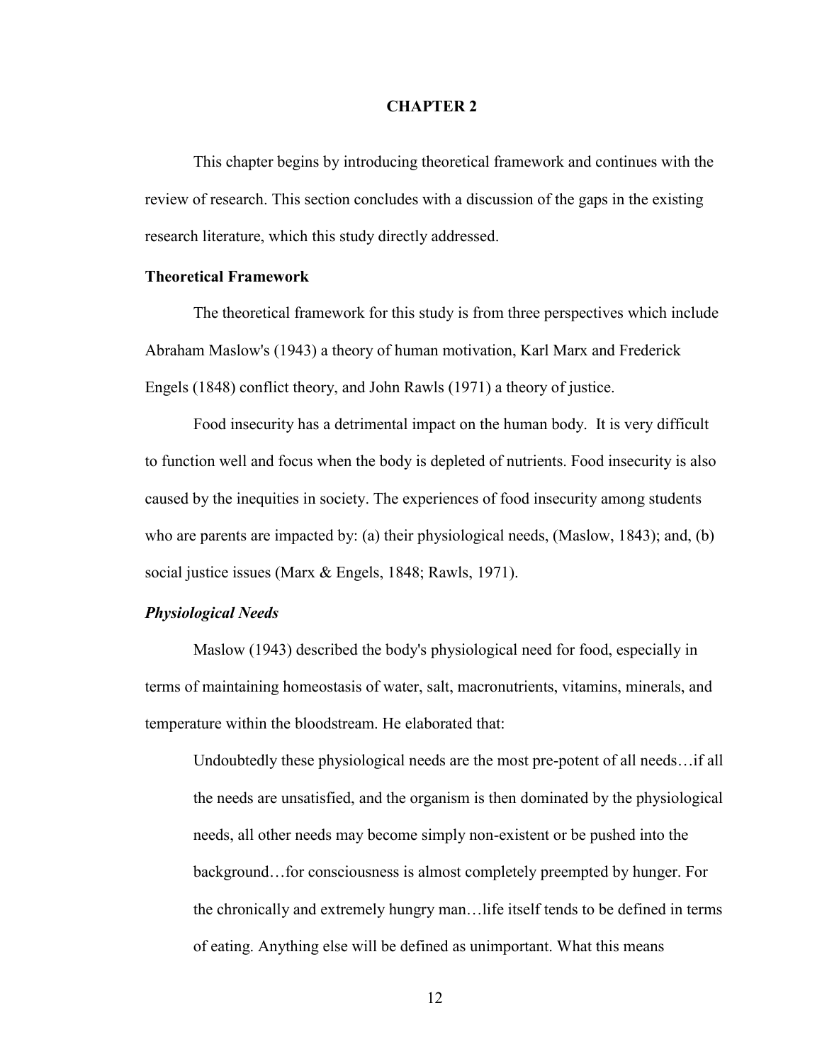# CHAPTER 2

This chapter begins by introducing theoretical framework and continues with the review of research. This section concludes with a discussion of the gaps in the existing research literature, which this study directly addressed.

## Theoretical Framework

The theoretical framework for this study is from three perspectives which include Abraham Maslow's (1943) a theory of human motivation, Karl Marx and Frederick Engels (1848) conflict theory, and John Rawls (1971) a theory of justice.

Food insecurity has a detrimental impact on the human body. It is very difficult to function well and focus when the body is depleted of nutrients. Food insecurity is also caused by the inequities in society. The experiences of food insecurity among students who are parents are impacted by: (a) their physiological needs, (Maslow, 1843); and, (b) social justice issues (Marx & Engels, 1848; Rawls, 1971).

### *Physiological Needs*

Maslow (1943) described the body's physiological need for food, especially in terms of maintaining homeostasis of water, salt, macronutrients, vitamins, minerals, and temperature within the bloodstream. He elaborated that:

> Undoubtedly these physiological needs are the most pre-potent of all needs…if all the needs are unsatisfied, and the organism is then dominated by the physiological needs, all other needs may become simply non-existent or be pushed into the background…for consciousness is almost completely preempted by hunger. For the chronically and extremely hungry man…life itself tends to be defined in terms of eating. Anything else will be defined as unimportant. What this means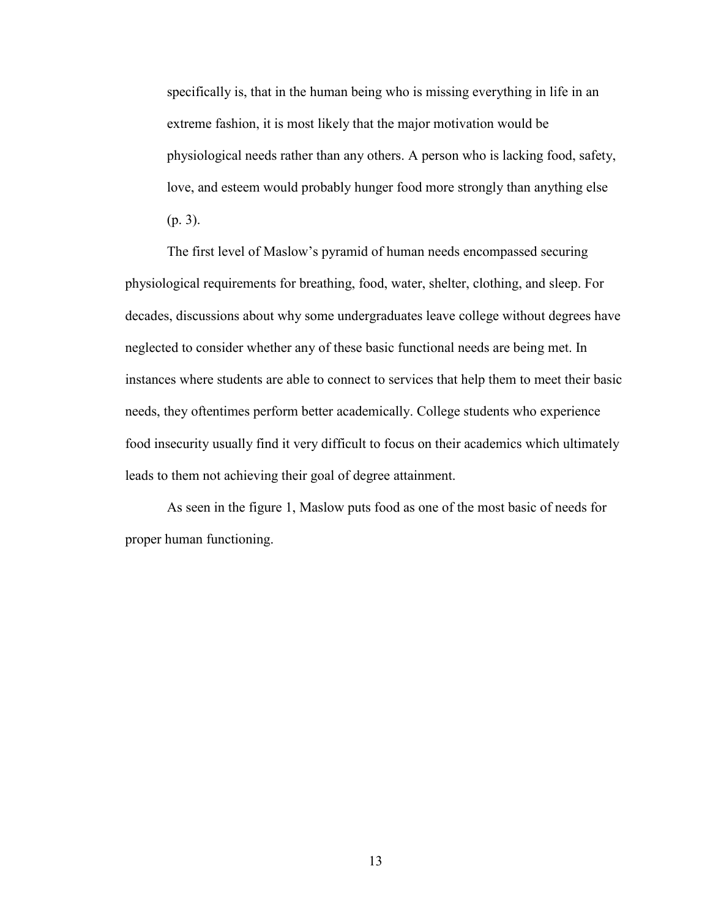> specifically is, that in the human being who is missing everything in life in an extreme fashion, it is most likely that the major motivation would be physiological needs rather than any others. A person who is lacking food, safety, love, and esteem would probably hunger food more strongly than anything else (p. 3).

The first level of Maslow's pyramid of human needs encompassed securing physiological requirements for breathing, food, water, shelter, clothing, and sleep. For decades, discussions about why some undergraduates leave college without degrees have neglected to consider whether any of these basic functional needs are being met. In instances where students are able to connect to services that help them to meet their basic needs, they oftentimes perform better academically. College students who experience food insecurity usually find it very difficult to focus on their academics which ultimately leads to them not achieving their goal of degree attainment.

As seen in the figure 1, Maslow puts food as one of the most basic of needs for proper human functioning.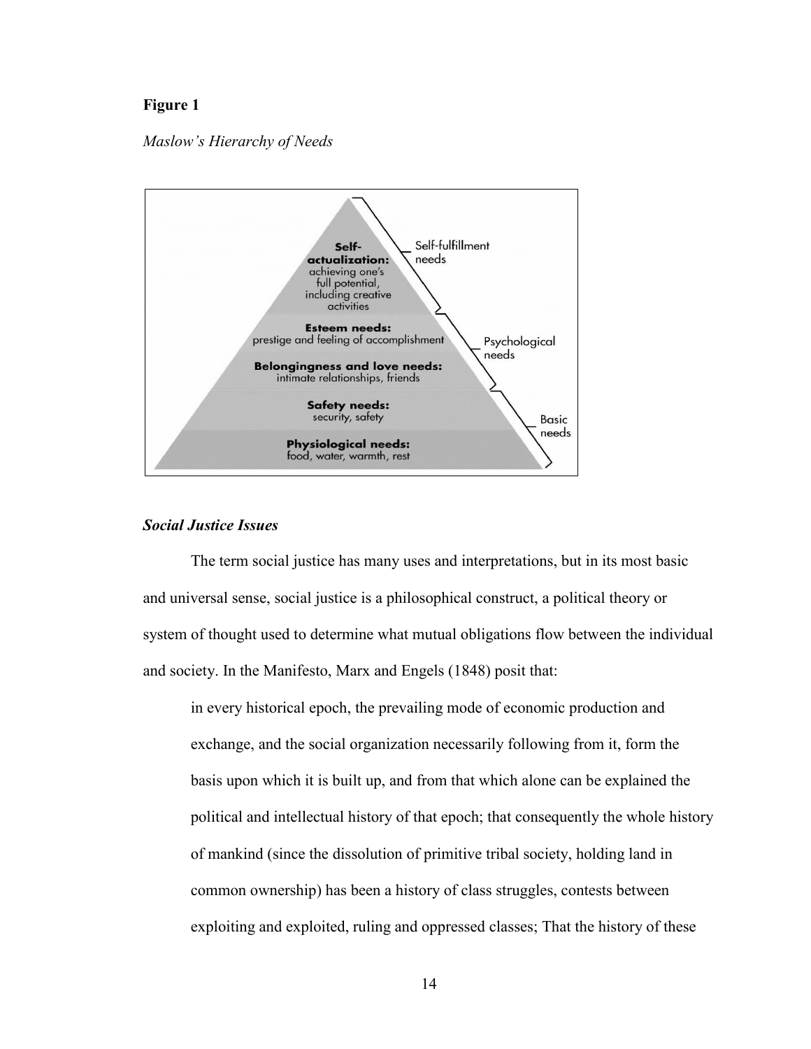**Figure 1**

*Maslow's Hierarchy of Needs*

**Self-actualization:** achieving one's full potential, including creative activities — Self-fulfillment needs

**Esteem needs:** prestige and feeling of accomplishment

**Belongingness and love needs:** intimate relationships, friends — Psychological needs

**Safety needs:** security, safety

**Physiological needs:** food, water, warmth, rest — Basic needs

### *Social Justice Issues*

The term social justice has many uses and interpretations, but in its most basic and universal sense, social justice is a philosophical construct, a political theory or system of thought used to determine what mutual obligations flow between the individual and society. In the Manifesto, Marx and Engels (1848) posit that:

> in every historical epoch, the prevailing mode of economic production and exchange, and the social organization necessarily following from it, form the basis upon which it is built up, and from that which alone can be explained the political and intellectual history of that epoch; that consequently the whole history of mankind (since the dissolution of primitive tribal society, holding land in common ownership) has been a history of class struggles, contests between exploiting and exploited, ruling and oppressed classes; That the history of these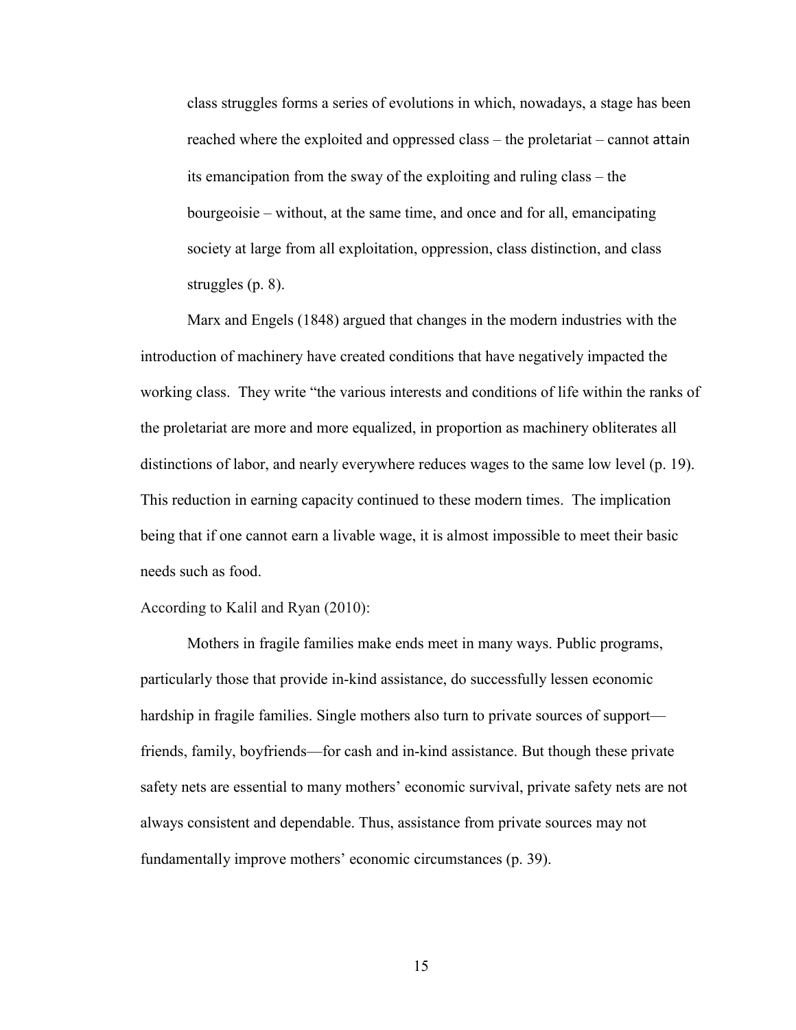> class struggles forms a series of evolutions in which, nowadays, a stage has been reached where the exploited and oppressed class – the proletariat – cannot attain its emancipation from the sway of the exploiting and ruling class – the bourgeoisie – without, at the same time, and once and for all, emancipating society at large from all exploitation, oppression, class distinction, and class struggles (p. 8).

Marx and Engels (1848) argued that changes in the modern industries with the introduction of machinery have created conditions that have negatively impacted the working class. They write "the various interests and conditions of life within the ranks of the proletariat are more and more equalized, in proportion as machinery obliterates all distinctions of labor, and nearly everywhere reduces wages to the same low level (p. 19). This reduction in earning capacity continued to these modern times. The implication being that if one cannot earn a livable wage, it is almost impossible to meet their basic needs such as food.

According to Kalil and Ryan (2010):

> Mothers in fragile families make ends meet in many ways. Public programs, particularly those that provide in-kind assistance, do successfully lessen economic hardship in fragile families. Single mothers also turn to private sources of support—friends, family, boyfriends—for cash and in-kind assistance. But though these private safety nets are essential to many mothers' economic survival, private safety nets are not always consistent and dependable. Thus, assistance from private sources may not fundamentally improve mothers' economic circumstances (p. 39).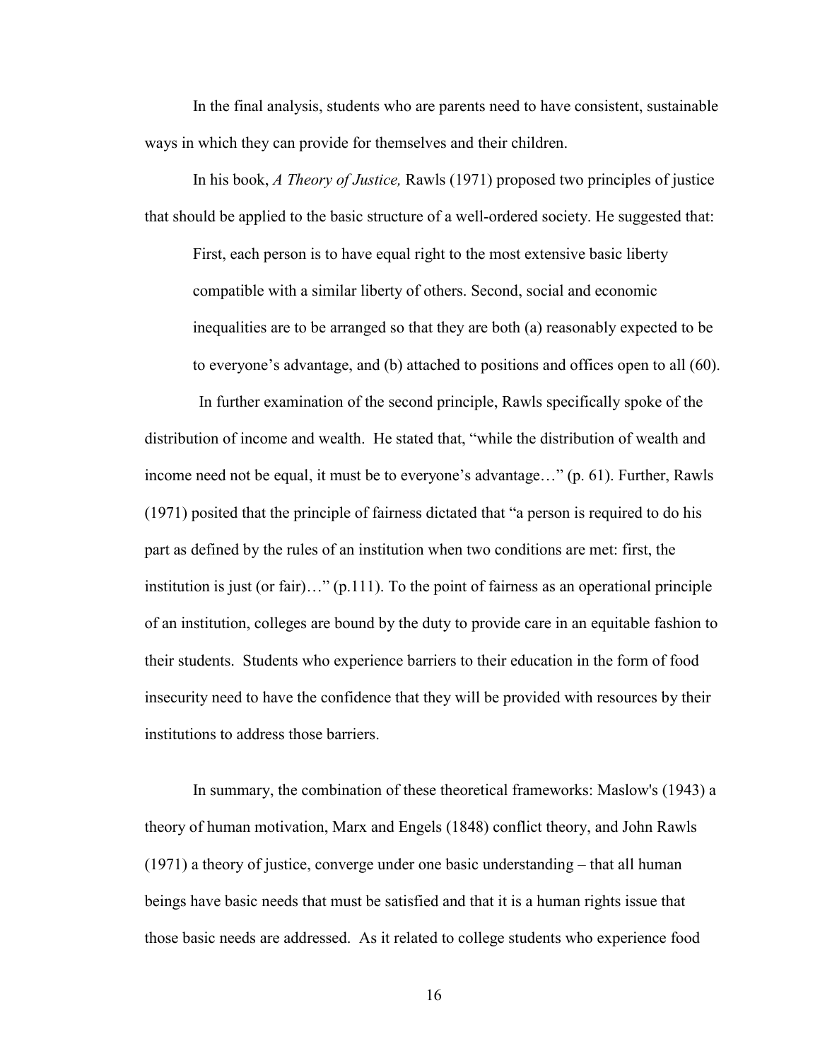In the final analysis, students who are parents need to have consistent, sustainable ways in which they can provide for themselves and their children.

In his book, *A Theory of Justice,* Rawls (1971) proposed two principles of justice that should be applied to the basic structure of a well-ordered society. He suggested that:

> First, each person is to have equal right to the most extensive basic liberty compatible with a similar liberty of others. Second, social and economic inequalities are to be arranged so that they are both (a) reasonably expected to be to everyone's advantage, and (b) attached to positions and offices open to all (60).

In further examination of the second principle, Rawls specifically spoke of the distribution of income and wealth. He stated that, "while the distribution of wealth and income need not be equal, it must be to everyone's advantage…" (p. 61). Further, Rawls (1971) posited that the principle of fairness dictated that "a person is required to do his part as defined by the rules of an institution when two conditions are met: first, the institution is just (or fair)…" (p.111). To the point of fairness as an operational principle of an institution, colleges are bound by the duty to provide care in an equitable fashion to their students. Students who experience barriers to their education in the form of food insecurity need to have the confidence that they will be provided with resources by their institutions to address those barriers.

In summary, the combination of these theoretical frameworks: Maslow's (1943) a theory of human motivation, Marx and Engels (1848) conflict theory, and John Rawls (1971) a theory of justice, converge under one basic understanding – that all human beings have basic needs that must be satisfied and that it is a human rights issue that those basic needs are addressed. As it related to college students who experience food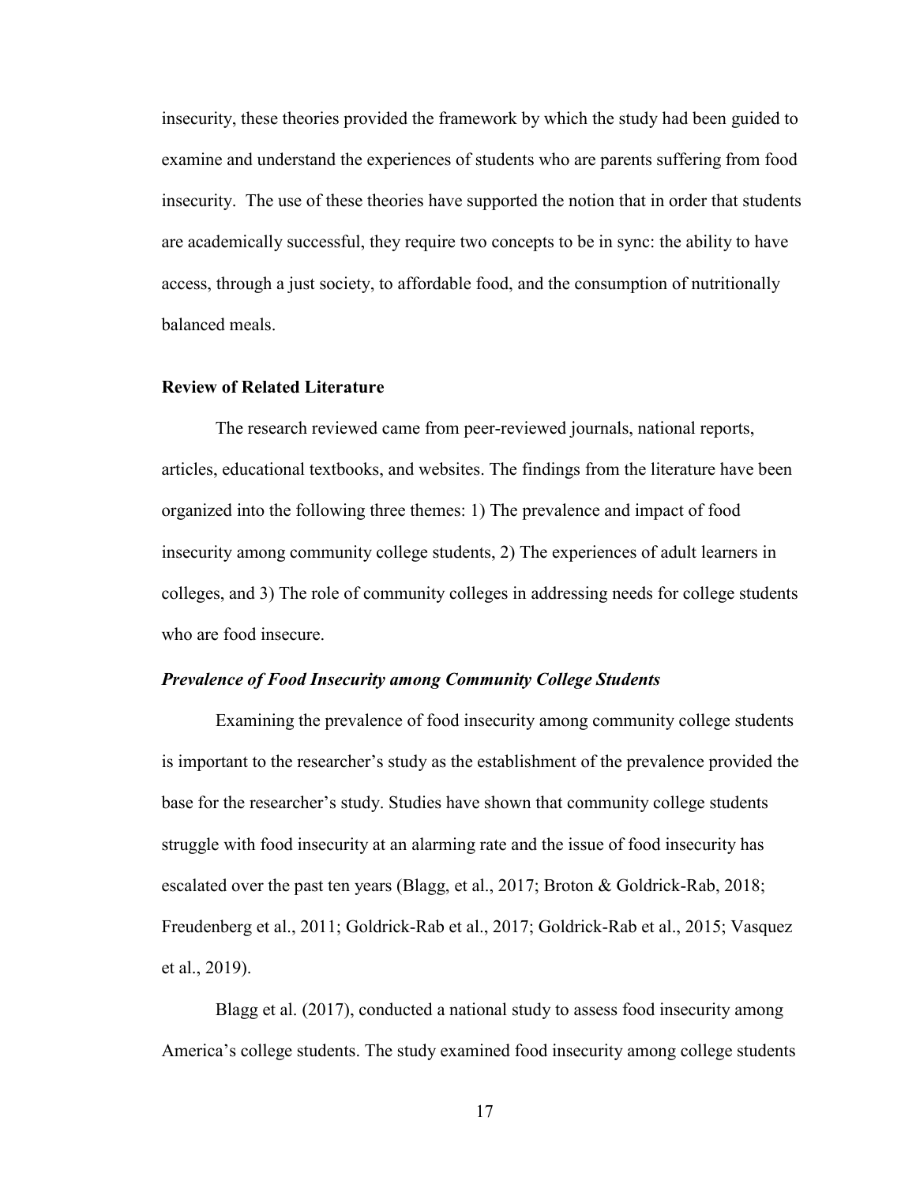insecurity, these theories provided the framework by which the study had been guided to examine and understand the experiences of students who are parents suffering from food insecurity. The use of these theories have supported the notion that in order that students are academically successful, they require two concepts to be in sync: the ability to have access, through a just society, to affordable food, and the consumption of nutritionally balanced meals.

## Review of Related Literature

The research reviewed came from peer-reviewed journals, national reports, articles, educational textbooks, and websites. The findings from the literature have been organized into the following three themes: 1) The prevalence and impact of food insecurity among community college students, 2) The experiences of adult learners in colleges, and 3) The role of community colleges in addressing needs for college students who are food insecure.

### *Prevalence of Food Insecurity among Community College Students*

Examining the prevalence of food insecurity among community college students is important to the researcher's study as the establishment of the prevalence provided the base for the researcher's study. Studies have shown that community college students struggle with food insecurity at an alarming rate and the issue of food insecurity has escalated over the past ten years (Blagg, et al., 2017; Broton & Goldrick-Rab, 2018; Freudenberg et al., 2011; Goldrick-Rab et al., 2017; Goldrick-Rab et al., 2015; Vasquez et al., 2019).

Blagg et al. (2017), conducted a national study to assess food insecurity among America's college students. The study examined food insecurity among college students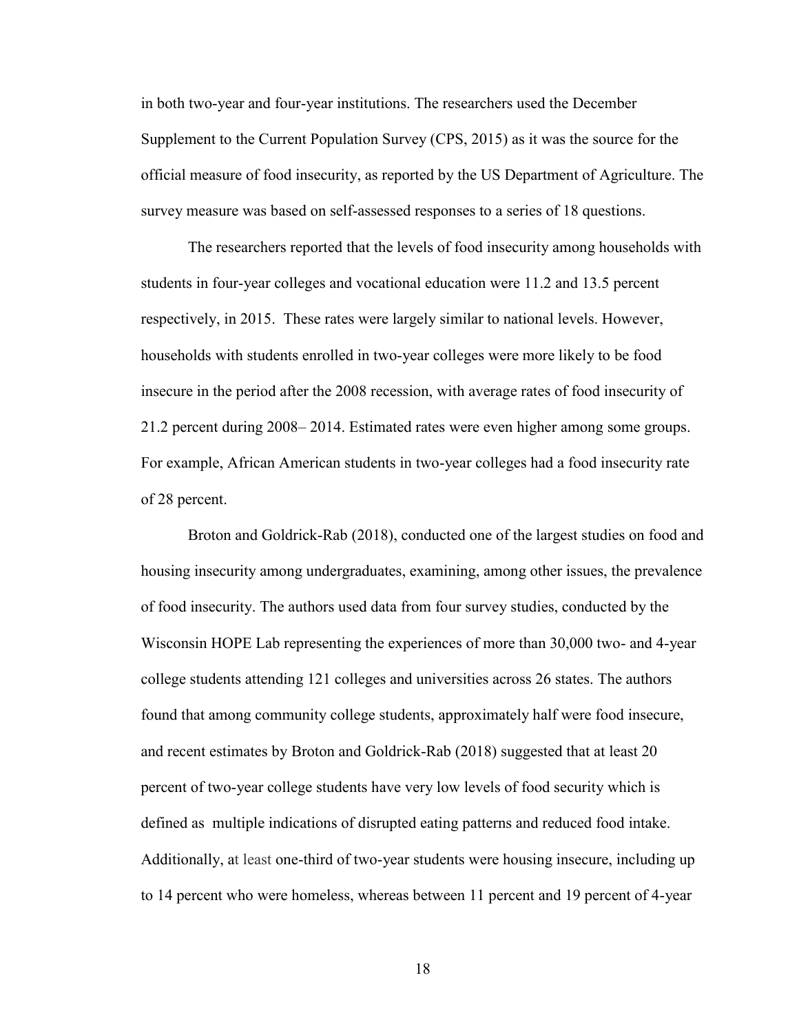in both two-year and four-year institutions. The researchers used the December Supplement to the Current Population Survey (CPS, 2015) as it was the source for the official measure of food insecurity, as reported by the US Department of Agriculture. The survey measure was based on self-assessed responses to a series of 18 questions.

The researchers reported that the levels of food insecurity among households with students in four-year colleges and vocational education were 11.2 and 13.5 percent respectively, in 2015. These rates were largely similar to national levels. However, households with students enrolled in two-year colleges were more likely to be food insecure in the period after the 2008 recession, with average rates of food insecurity of 21.2 percent during 2008– 2014. Estimated rates were even higher among some groups. For example, African American students in two-year colleges had a food insecurity rate of 28 percent.

Broton and Goldrick-Rab (2018), conducted one of the largest studies on food and housing insecurity among undergraduates, examining, among other issues, the prevalence of food insecurity. The authors used data from four survey studies, conducted by the Wisconsin HOPE Lab representing the experiences of more than 30,000 two- and 4-year college students attending 121 colleges and universities across 26 states. The authors found that among community college students, approximately half were food insecure, and recent estimates by Broton and Goldrick-Rab (2018) suggested that at least 20 percent of two-year college students have very low levels of food security which is defined as multiple indications of disrupted eating patterns and reduced food intake. Additionally, at least one-third of two-year students were housing insecure, including up to 14 percent who were homeless, whereas between 11 percent and 19 percent of 4-year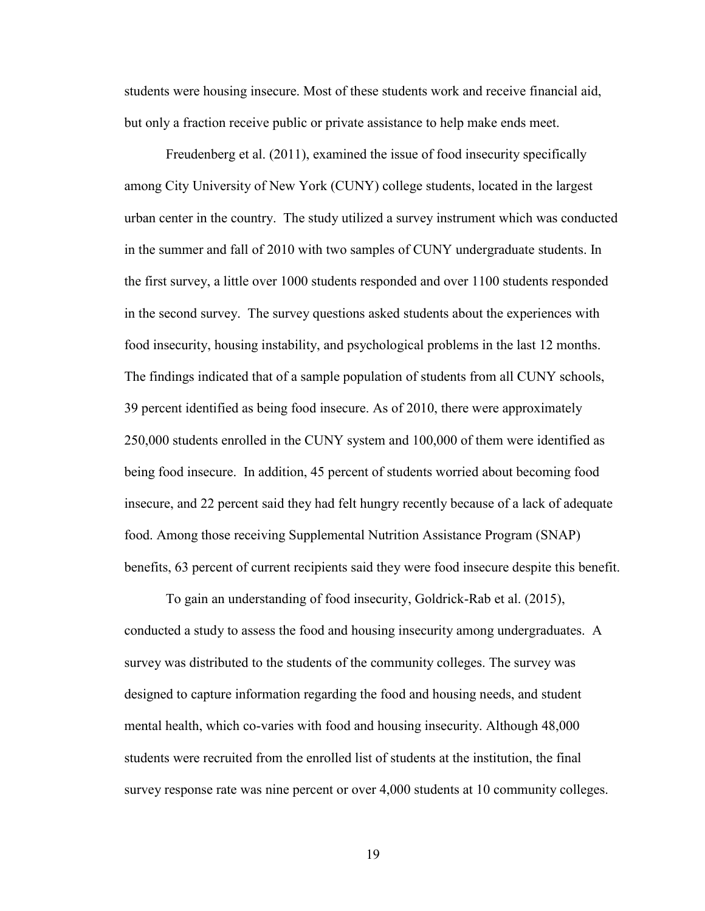students were housing insecure. Most of these students work and receive financial aid, but only a fraction receive public or private assistance to help make ends meet.

Freudenberg et al. (2011), examined the issue of food insecurity specifically among City University of New York (CUNY) college students, located in the largest urban center in the country. The study utilized a survey instrument which was conducted in the summer and fall of 2010 with two samples of CUNY undergraduate students. In the first survey, a little over 1000 students responded and over 1100 students responded in the second survey. The survey questions asked students about the experiences with food insecurity, housing instability, and psychological problems in the last 12 months. The findings indicated that of a sample population of students from all CUNY schools, 39 percent identified as being food insecure. As of 2010, there were approximately 250,000 students enrolled in the CUNY system and 100,000 of them were identified as being food insecure. In addition, 45 percent of students worried about becoming food insecure, and 22 percent said they had felt hungry recently because of a lack of adequate food. Among those receiving Supplemental Nutrition Assistance Program (SNAP) benefits, 63 percent of current recipients said they were food insecure despite this benefit.

To gain an understanding of food insecurity, Goldrick-Rab et al. (2015), conducted a study to assess the food and housing insecurity among undergraduates. A survey was distributed to the students of the community colleges. The survey was designed to capture information regarding the food and housing needs, and student mental health, which co-varies with food and housing insecurity. Although 48,000 students were recruited from the enrolled list of students at the institution, the final survey response rate was nine percent or over 4,000 students at 10 community colleges.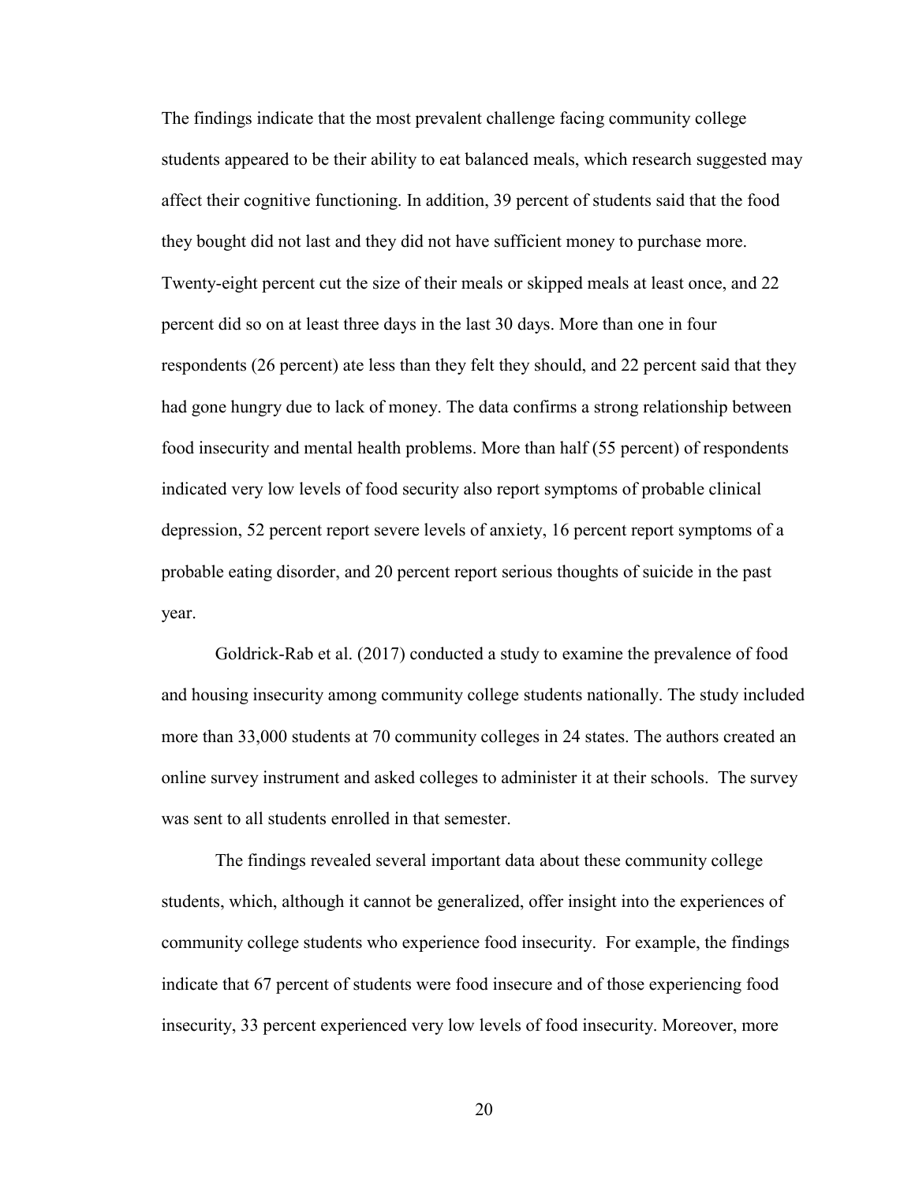The findings indicate that the most prevalent challenge facing community college students appeared to be their ability to eat balanced meals, which research suggested may affect their cognitive functioning. In addition, 39 percent of students said that the food they bought did not last and they did not have sufficient money to purchase more. Twenty-eight percent cut the size of their meals or skipped meals at least once, and 22 percent did so on at least three days in the last 30 days. More than one in four respondents (26 percent) ate less than they felt they should, and 22 percent said that they had gone hungry due to lack of money. The data confirms a strong relationship between food insecurity and mental health problems. More than half (55 percent) of respondents indicated very low levels of food security also report symptoms of probable clinical depression, 52 percent report severe levels of anxiety, 16 percent report symptoms of a probable eating disorder, and 20 percent report serious thoughts of suicide in the past year.

Goldrick-Rab et al. (2017) conducted a study to examine the prevalence of food and housing insecurity among community college students nationally. The study included more than 33,000 students at 70 community colleges in 24 states. The authors created an online survey instrument and asked colleges to administer it at their schools. The survey was sent to all students enrolled in that semester.

The findings revealed several important data about these community college students, which, although it cannot be generalized, offer insight into the experiences of community college students who experience food insecurity. For example, the findings indicate that 67 percent of students were food insecure and of those experiencing food insecurity, 33 percent experienced very low levels of food insecurity. Moreover, more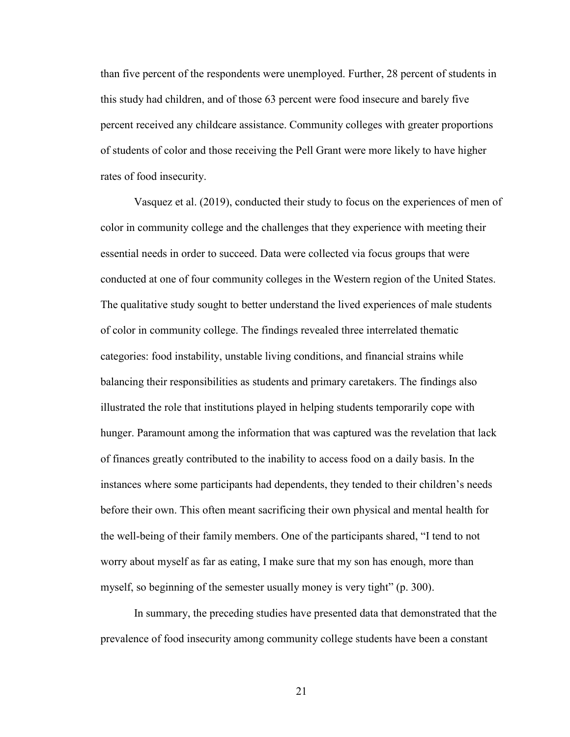than five percent of the respondents were unemployed. Further, 28 percent of students in this study had children, and of those 63 percent were food insecure and barely five percent received any childcare assistance. Community colleges with greater proportions of students of color and those receiving the Pell Grant were more likely to have higher rates of food insecurity.

Vasquez et al. (2019), conducted their study to focus on the experiences of men of color in community college and the challenges that they experience with meeting their essential needs in order to succeed. Data were collected via focus groups that were conducted at one of four community colleges in the Western region of the United States. The qualitative study sought to better understand the lived experiences of male students of color in community college. The findings revealed three interrelated thematic categories: food instability, unstable living conditions, and financial strains while balancing their responsibilities as students and primary caretakers. The findings also illustrated the role that institutions played in helping students temporarily cope with hunger. Paramount among the information that was captured was the revelation that lack of finances greatly contributed to the inability to access food on a daily basis. In the instances where some participants had dependents, they tended to their children's needs before their own. This often meant sacrificing their own physical and mental health for the well-being of their family members. One of the participants shared, "I tend to not worry about myself as far as eating, I make sure that my son has enough, more than myself, so beginning of the semester usually money is very tight" (p. 300).

In summary, the preceding studies have presented data that demonstrated that the prevalence of food insecurity among community college students have been a constant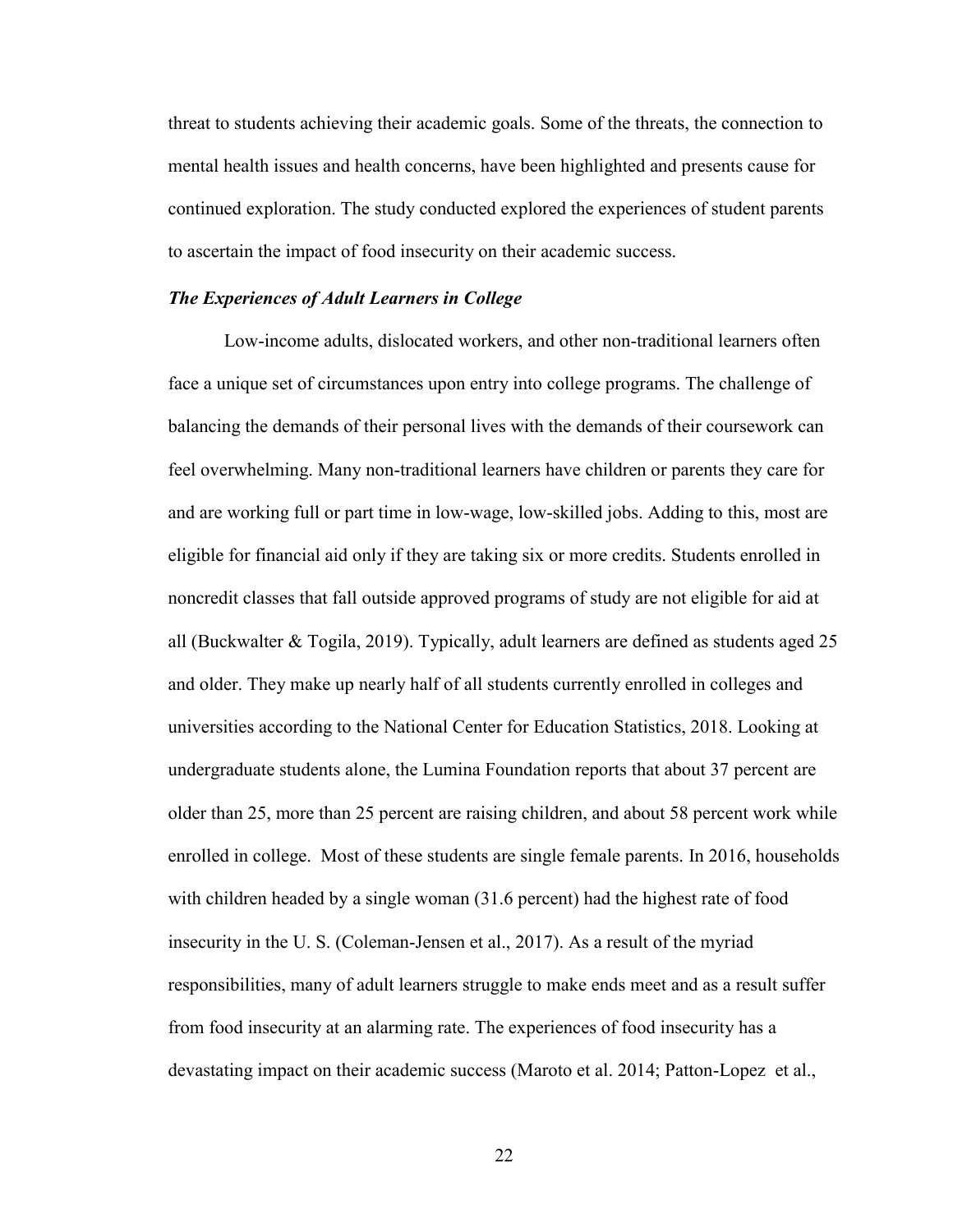threat to students achieving their academic goals. Some of the threats, the connection to mental health issues and health concerns, have been highlighted and presents cause for continued exploration. The study conducted explored the experiences of student parents to ascertain the impact of food insecurity on their academic success.

### *The Experiences of Adult Learners in College*

Low-income adults, dislocated workers, and other non-traditional learners often face a unique set of circumstances upon entry into college programs. The challenge of balancing the demands of their personal lives with the demands of their coursework can feel overwhelming. Many non-traditional learners have children or parents they care for and are working full or part time in low-wage, low-skilled jobs. Adding to this, most are eligible for financial aid only if they are taking six or more credits. Students enrolled in noncredit classes that fall outside approved programs of study are not eligible for aid at all (Buckwalter & Togila, 2019). Typically, adult learners are defined as students aged 25 and older. They make up nearly half of all students currently enrolled in colleges and universities according to the National Center for Education Statistics, 2018. Looking at undergraduate students alone, the Lumina Foundation reports that about 37 percent are older than 25, more than 25 percent are raising children, and about 58 percent work while enrolled in college. Most of these students are single female parents. In 2016, households with children headed by a single woman (31.6 percent) had the highest rate of food insecurity in the U. S. (Coleman-Jensen et al., 2017). As a result of the myriad responsibilities, many of adult learners struggle to make ends meet and as a result suffer from food insecurity at an alarming rate. The experiences of food insecurity has a devastating impact on their academic success (Maroto et al. 2014; Patton-Lopez et al.,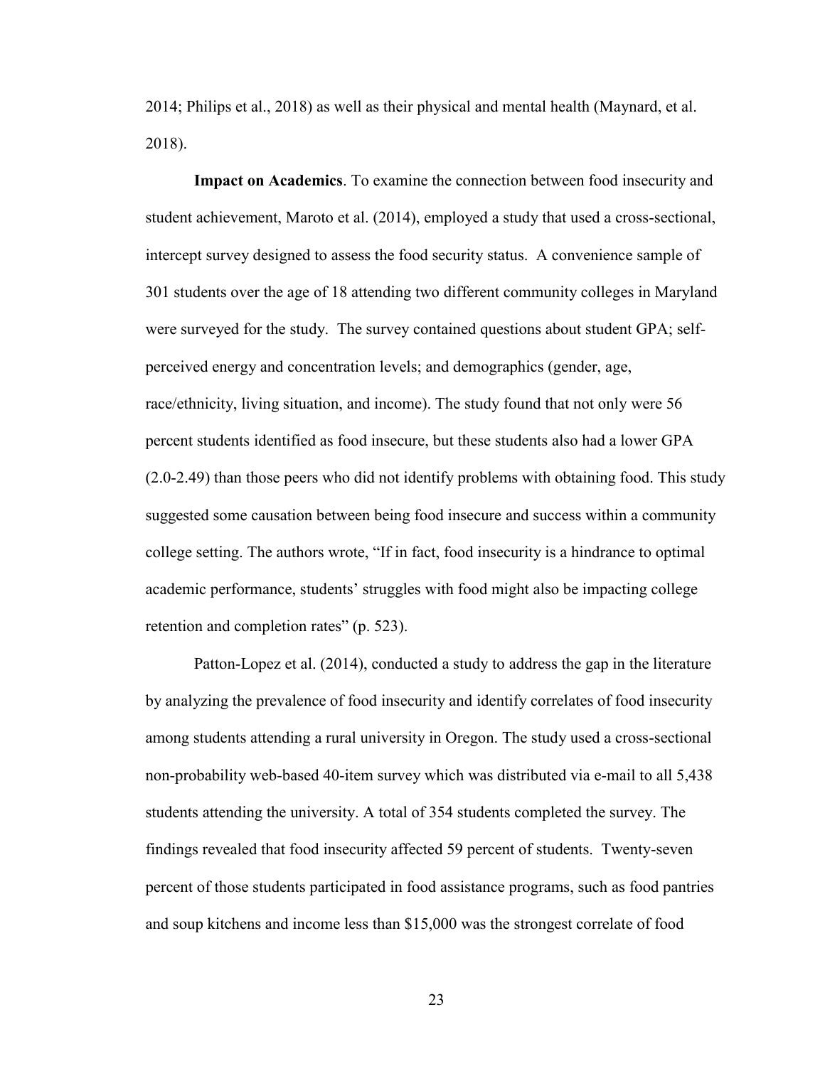2014; Philips et al., 2018) as well as their physical and mental health (Maynard, et al. 2018).

**Impact on Academics**. To examine the connection between food insecurity and student achievement, Maroto et al. (2014), employed a study that used a cross-sectional, intercept survey designed to assess the food security status. A convenience sample of 301 students over the age of 18 attending two different community colleges in Maryland were surveyed for the study. The survey contained questions about student GPA; self-perceived energy and concentration levels; and demographics (gender, age, race/ethnicity, living situation, and income). The study found that not only were 56 percent students identified as food insecure, but these students also had a lower GPA (2.0-2.49) than those peers who did not identify problems with obtaining food. This study suggested some causation between being food insecure and success within a community college setting. The authors wrote, "If in fact, food insecurity is a hindrance to optimal academic performance, students' struggles with food might also be impacting college retention and completion rates" (p. 523).

Patton-Lopez et al. (2014), conducted a study to address the gap in the literature by analyzing the prevalence of food insecurity and identify correlates of food insecurity among students attending a rural university in Oregon. The study used a cross-sectional non-probability web-based 40-item survey which was distributed via e-mail to all 5,438 students attending the university. A total of 354 students completed the survey. The findings revealed that food insecurity affected 59 percent of students. Twenty-seven percent of those students participated in food assistance programs, such as food pantries and soup kitchens and income less than $15,000 was the strongest correlate of food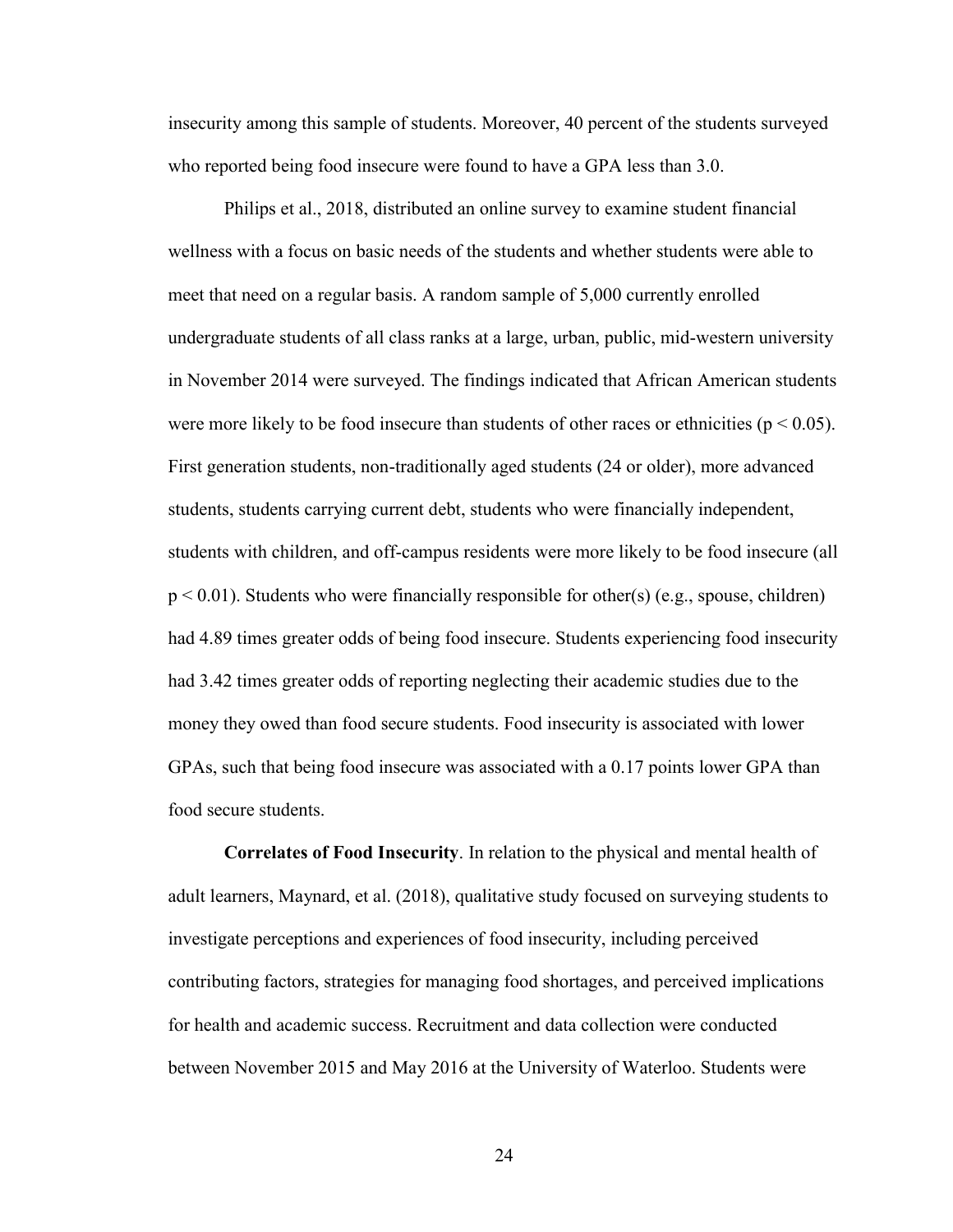insecurity among this sample of students. Moreover, 40 percent of the students surveyed who reported being food insecure were found to have a GPA less than 3.0.

Philips et al., 2018, distributed an online survey to examine student financial wellness with a focus on basic needs of the students and whether students were able to meet that need on a regular basis. A random sample of 5,000 currently enrolled undergraduate students of all class ranks at a large, urban, public, mid-western university in November 2014 were surveyed. The findings indicated that African American students were more likely to be food insecure than students of other races or ethnicities ($p < 0.05$). First generation students, non-traditionally aged students (24 or older), more advanced students, students carrying current debt, students who were financially independent, students with children, and off-campus residents were more likely to be food insecure (all $p < 0.01$). Students who were financially responsible for other(s) (e.g., spouse, children) had 4.89 times greater odds of being food insecure. Students experiencing food insecurity had 3.42 times greater odds of reporting neglecting their academic studies due to the money they owed than food secure students. Food insecurity is associated with lower GPAs, such that being food insecure was associated with a 0.17 points lower GPA than food secure students.

**Correlates of Food Insecurity**. In relation to the physical and mental health of adult learners, Maynard, et al. (2018), qualitative study focused on surveying students to investigate perceptions and experiences of food insecurity, including perceived contributing factors, strategies for managing food shortages, and perceived implications for health and academic success. Recruitment and data collection were conducted between November 2015 and May 2016 at the University of Waterloo. Students were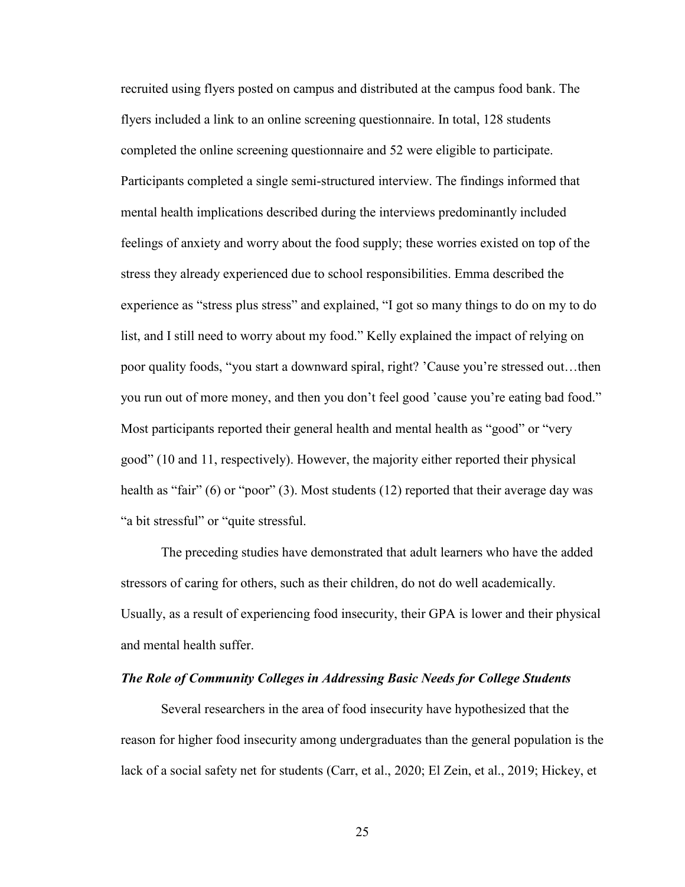recruited using flyers posted on campus and distributed at the campus food bank. The flyers included a link to an online screening questionnaire. In total, 128 students completed the online screening questionnaire and 52 were eligible to participate. Participants completed a single semi-structured interview. The findings informed that mental health implications described during the interviews predominantly included feelings of anxiety and worry about the food supply; these worries existed on top of the stress they already experienced due to school responsibilities. Emma described the experience as "stress plus stress" and explained, "I got so many things to do on my to do list, and I still need to worry about my food." Kelly explained the impact of relying on poor quality foods, "you start a downward spiral, right? 'Cause you're stressed out…then you run out of more money, and then you don't feel good 'cause you're eating bad food." Most participants reported their general health and mental health as "good" or "very good" (10 and 11, respectively). However, the majority either reported their physical health as "fair" (6) or "poor" (3). Most students (12) reported that their average day was "a bit stressful" or "quite stressful.

The preceding studies have demonstrated that adult learners who have the added stressors of caring for others, such as their children, do not do well academically. Usually, as a result of experiencing food insecurity, their GPA is lower and their physical and mental health suffer.

### ***The Role of Community Colleges in Addressing Basic Needs for College Students***

Several researchers in the area of food insecurity have hypothesized that the reason for higher food insecurity among undergraduates than the general population is the lack of a social safety net for students (Carr, et al., 2020; El Zein, et al., 2019; Hickey, et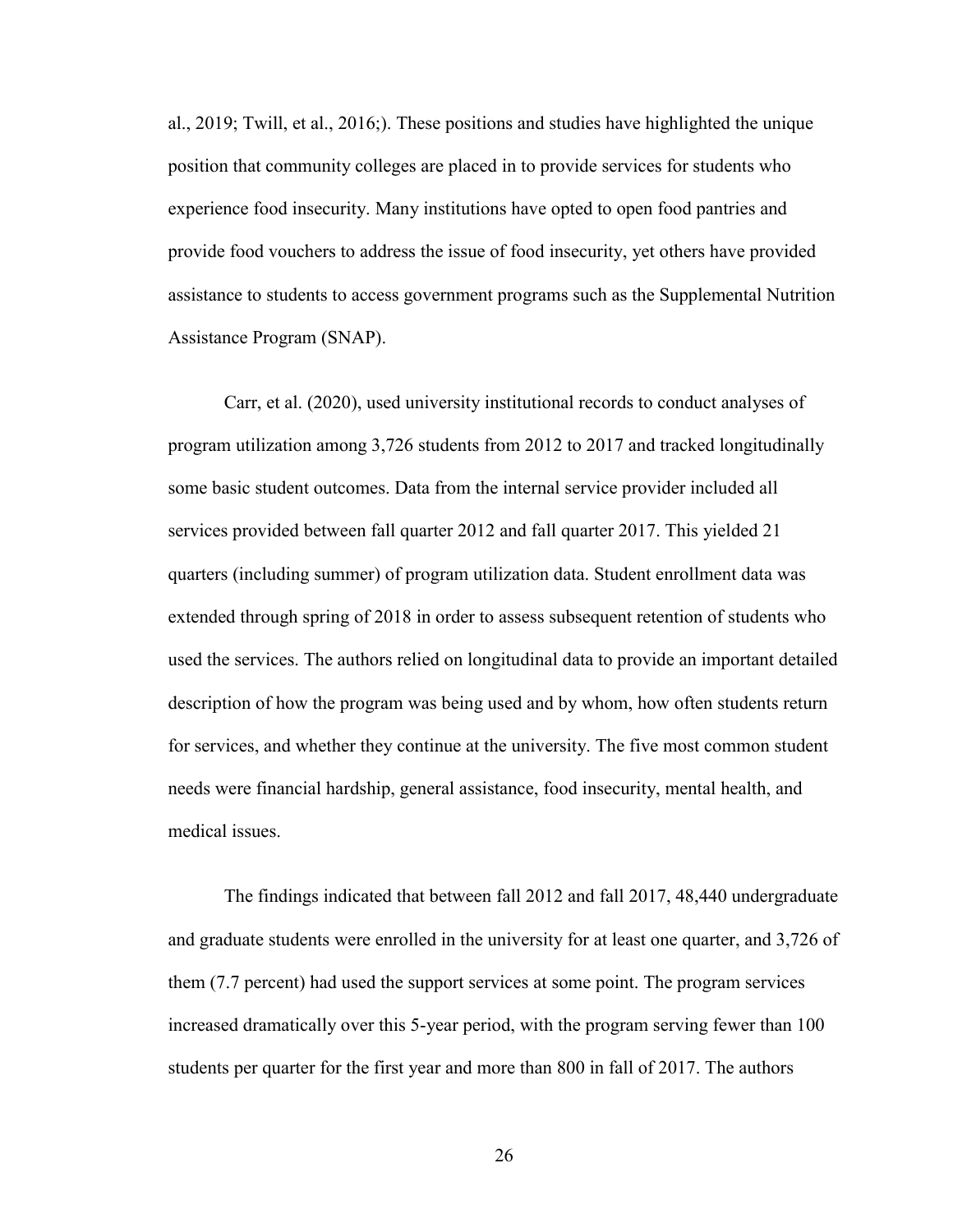al., 2019; Twill, et al., 2016;). These positions and studies have highlighted the unique position that community colleges are placed in to provide services for students who experience food insecurity. Many institutions have opted to open food pantries and provide food vouchers to address the issue of food insecurity, yet others have provided assistance to students to access government programs such as the Supplemental Nutrition Assistance Program (SNAP).

Carr, et al. (2020), used university institutional records to conduct analyses of program utilization among 3,726 students from 2012 to 2017 and tracked longitudinally some basic student outcomes. Data from the internal service provider included all services provided between fall quarter 2012 and fall quarter 2017. This yielded 21 quarters (including summer) of program utilization data. Student enrollment data was extended through spring of 2018 in order to assess subsequent retention of students who used the services. The authors relied on longitudinal data to provide an important detailed description of how the program was being used and by whom, how often students return for services, and whether they continue at the university. The five most common student needs were financial hardship, general assistance, food insecurity, mental health, and medical issues.

The findings indicated that between fall 2012 and fall 2017, 48,440 undergraduate and graduate students were enrolled in the university for at least one quarter, and 3,726 of them (7.7 percent) had used the support services at some point. The program services increased dramatically over this 5-year period, with the program serving fewer than 100 students per quarter for the first year and more than 800 in fall of 2017. The authors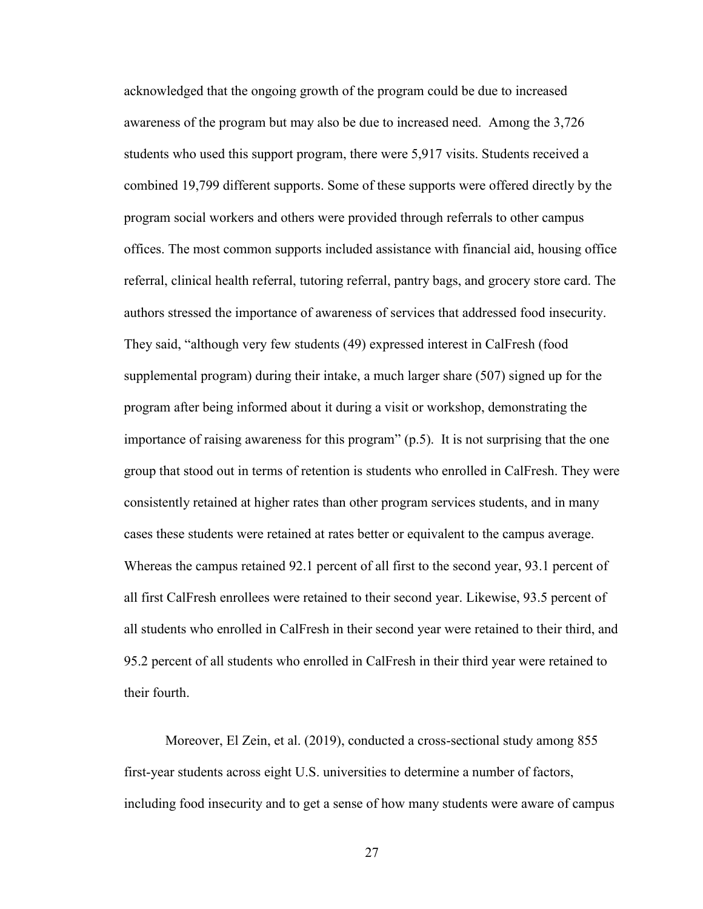acknowledged that the ongoing growth of the program could be due to increased awareness of the program but may also be due to increased need. Among the 3,726 students who used this support program, there were 5,917 visits. Students received a combined 19,799 different supports. Some of these supports were offered directly by the program social workers and others were provided through referrals to other campus offices. The most common supports included assistance with financial aid, housing office referral, clinical health referral, tutoring referral, pantry bags, and grocery store card. The authors stressed the importance of awareness of services that addressed food insecurity. They said, "although very few students (49) expressed interest in CalFresh (food supplemental program) during their intake, a much larger share (507) signed up for the program after being informed about it during a visit or workshop, demonstrating the importance of raising awareness for this program" (p.5). It is not surprising that the one group that stood out in terms of retention is students who enrolled in CalFresh. They were consistently retained at higher rates than other program services students, and in many cases these students were retained at rates better or equivalent to the campus average. Whereas the campus retained 92.1 percent of all first to the second year, 93.1 percent of all first CalFresh enrollees were retained to their second year. Likewise, 93.5 percent of all students who enrolled in CalFresh in their second year were retained to their third, and 95.2 percent of all students who enrolled in CalFresh in their third year were retained to their fourth.

Moreover, El Zein, et al. (2019), conducted a cross-sectional study among 855 first-year students across eight U.S. universities to determine a number of factors, including food insecurity and to get a sense of how many students were aware of campus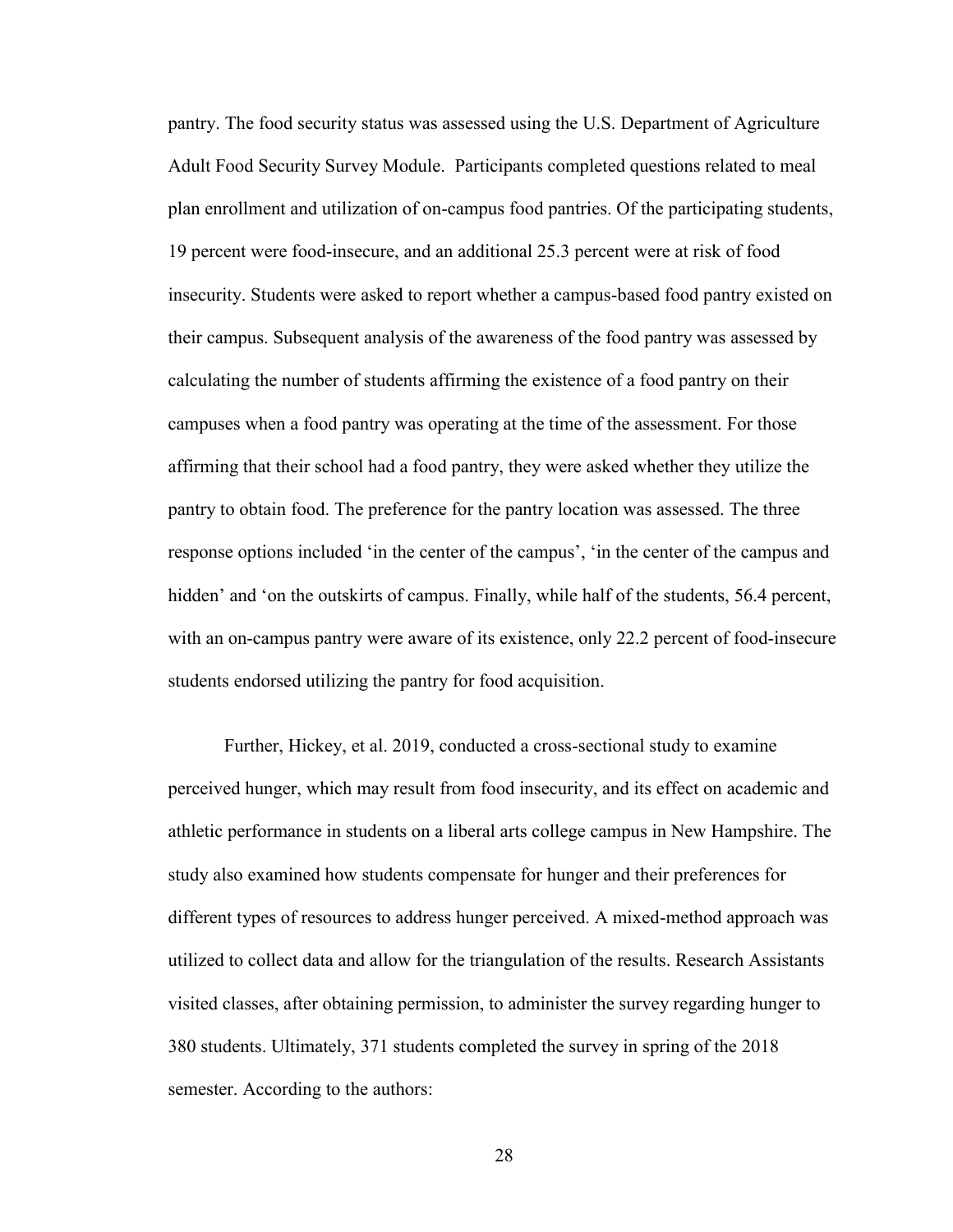pantry. The food security status was assessed using the U.S. Department of Agriculture Adult Food Security Survey Module. Participants completed questions related to meal plan enrollment and utilization of on-campus food pantries. Of the participating students, 19 percent were food-insecure, and an additional 25.3 percent were at risk of food insecurity. Students were asked to report whether a campus-based food pantry existed on their campus. Subsequent analysis of the awareness of the food pantry was assessed by calculating the number of students affirming the existence of a food pantry on their campuses when a food pantry was operating at the time of the assessment. For those affirming that their school had a food pantry, they were asked whether they utilize the pantry to obtain food. The preference for the pantry location was assessed. The three response options included 'in the center of the campus', 'in the center of the campus and hidden' and 'on the outskirts of campus. Finally, while half of the students, 56.4 percent, with an on-campus pantry were aware of its existence, only 22.2 percent of food-insecure students endorsed utilizing the pantry for food acquisition.

Further, Hickey, et al. 2019, conducted a cross-sectional study to examine perceived hunger, which may result from food insecurity, and its effect on academic and athletic performance in students on a liberal arts college campus in New Hampshire. The study also examined how students compensate for hunger and their preferences for different types of resources to address hunger perceived. A mixed-method approach was utilized to collect data and allow for the triangulation of the results. Research Assistants visited classes, after obtaining permission, to administer the survey regarding hunger to 380 students. Ultimately, 371 students completed the survey in spring of the 2018 semester. According to the authors: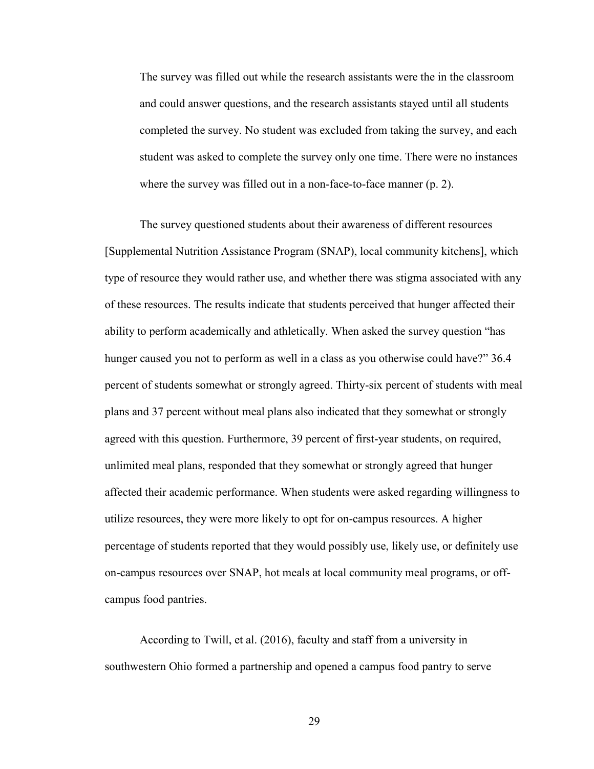> The survey was filled out while the research assistants were the in the classroom and could answer questions, and the research assistants stayed until all students completed the survey. No student was excluded from taking the survey, and each student was asked to complete the survey only one time. There were no instances where the survey was filled out in a non-face-to-face manner (p. 2).

The survey questioned students about their awareness of different resources [Supplemental Nutrition Assistance Program (SNAP), local community kitchens], which type of resource they would rather use, and whether there was stigma associated with any of these resources. The results indicate that students perceived that hunger affected their ability to perform academically and athletically. When asked the survey question "has hunger caused you not to perform as well in a class as you otherwise could have?" 36.4 percent of students somewhat or strongly agreed. Thirty-six percent of students with meal plans and 37 percent without meal plans also indicated that they somewhat or strongly agreed with this question. Furthermore, 39 percent of first-year students, on required, unlimited meal plans, responded that they somewhat or strongly agreed that hunger affected their academic performance. When students were asked regarding willingness to utilize resources, they were more likely to opt for on-campus resources. A higher percentage of students reported that they would possibly use, likely use, or definitely use on-campus resources over SNAP, hot meals at local community meal programs, or off-campus food pantries.

According to Twill, et al. (2016), faculty and staff from a university in southwestern Ohio formed a partnership and opened a campus food pantry to serve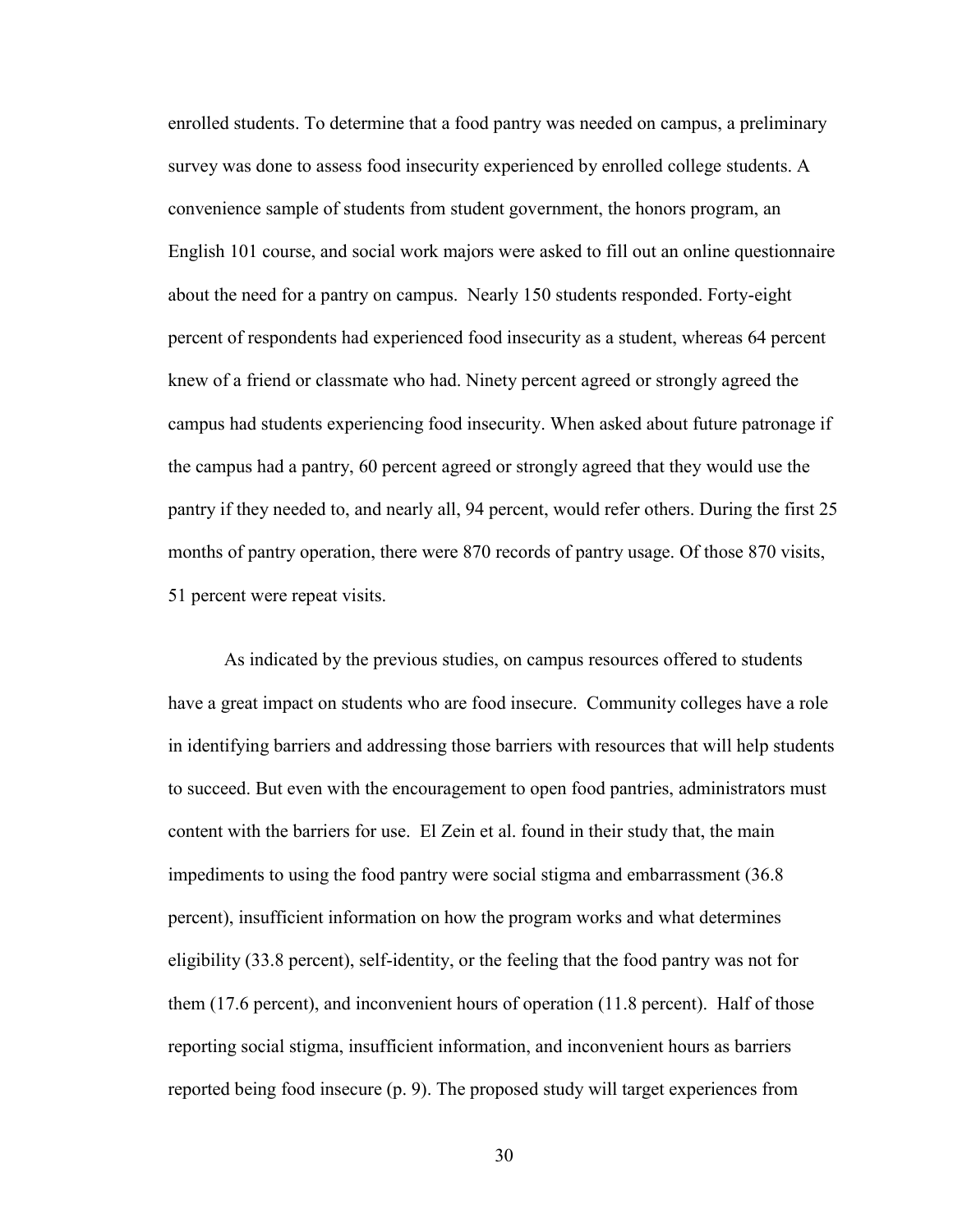enrolled students. To determine that a food pantry was needed on campus, a preliminary survey was done to assess food insecurity experienced by enrolled college students. A convenience sample of students from student government, the honors program, an English 101 course, and social work majors were asked to fill out an online questionnaire about the need for a pantry on campus. Nearly 150 students responded. Forty-eight percent of respondents had experienced food insecurity as a student, whereas 64 percent knew of a friend or classmate who had. Ninety percent agreed or strongly agreed the campus had students experiencing food insecurity. When asked about future patronage if the campus had a pantry, 60 percent agreed or strongly agreed that they would use the pantry if they needed to, and nearly all, 94 percent, would refer others. During the first 25 months of pantry operation, there were 870 records of pantry usage. Of those 870 visits, 51 percent were repeat visits.

As indicated by the previous studies, on campus resources offered to students have a great impact on students who are food insecure. Community colleges have a role in identifying barriers and addressing those barriers with resources that will help students to succeed. But even with the encouragement to open food pantries, administrators must content with the barriers for use. El Zein et al. found in their study that, the main impediments to using the food pantry were social stigma and embarrassment (36.8 percent), insufficient information on how the program works and what determines eligibility (33.8 percent), self-identity, or the feeling that the food pantry was not for them (17.6 percent), and inconvenient hours of operation (11.8 percent). Half of those reporting social stigma, insufficient information, and inconvenient hours as barriers reported being food insecure (p. 9). The proposed study will target experiences from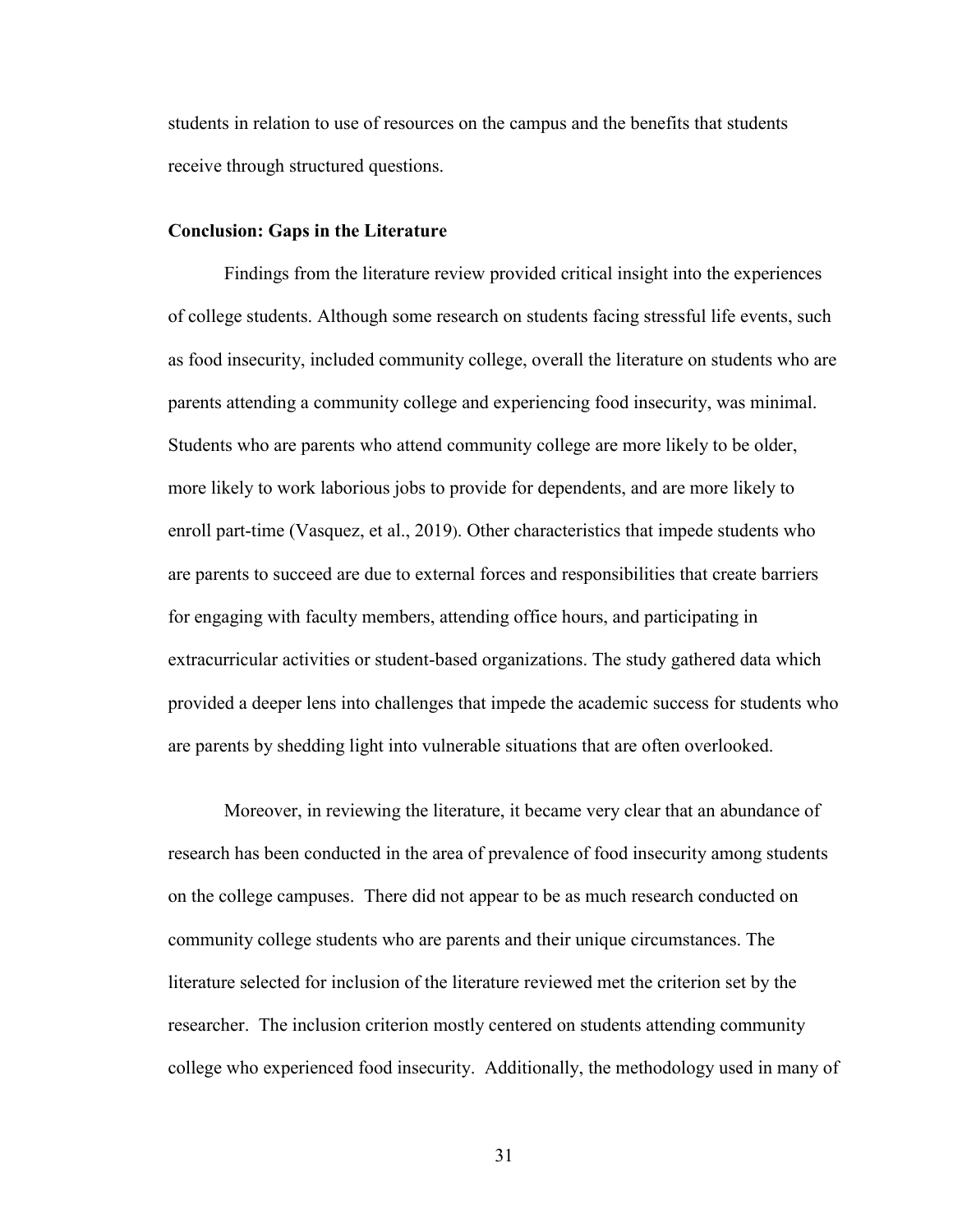students in relation to use of resources on the campus and the benefits that students receive through structured questions.

### Conclusion: Gaps in the Literature

Findings from the literature review provided critical insight into the experiences of college students. Although some research on students facing stressful life events, such as food insecurity, included community college, overall the literature on students who are parents attending a community college and experiencing food insecurity, was minimal. Students who are parents who attend community college are more likely to be older, more likely to work laborious jobs to provide for dependents, and are more likely to enroll part-time (Vasquez, et al., 2019). Other characteristics that impede students who are parents to succeed are due to external forces and responsibilities that create barriers for engaging with faculty members, attending office hours, and participating in extracurricular activities or student-based organizations. The study gathered data which provided a deeper lens into challenges that impede the academic success for students who are parents by shedding light into vulnerable situations that are often overlooked.

Moreover, in reviewing the literature, it became very clear that an abundance of research has been conducted in the area of prevalence of food insecurity among students on the college campuses. There did not appear to be as much research conducted on community college students who are parents and their unique circumstances. The literature selected for inclusion of the literature reviewed met the criterion set by the researcher. The inclusion criterion mostly centered on students attending community college who experienced food insecurity. Additionally, the methodology used in many of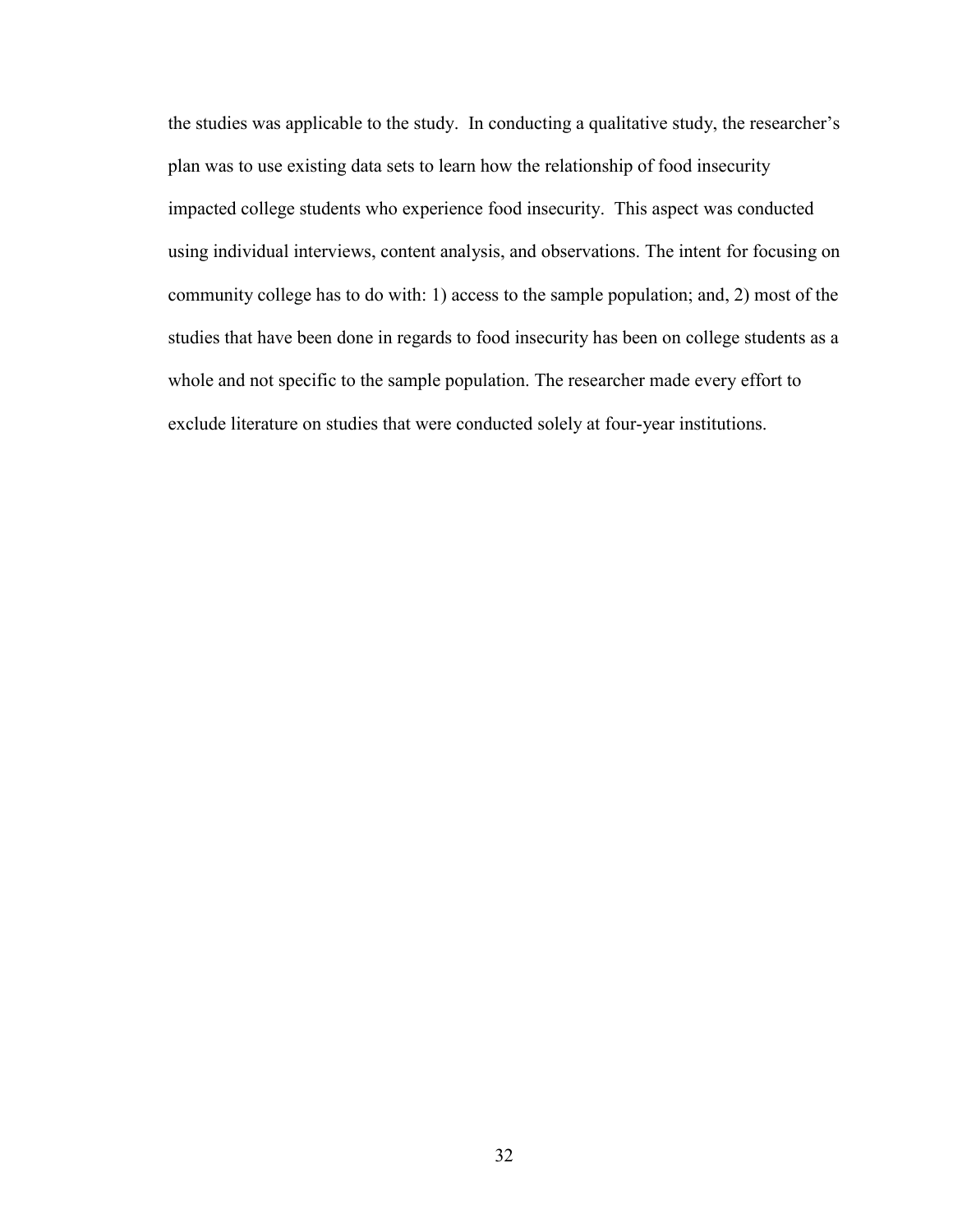the studies was applicable to the study. In conducting a qualitative study, the researcher's plan was to use existing data sets to learn how the relationship of food insecurity impacted college students who experience food insecurity. This aspect was conducted using individual interviews, content analysis, and observations. The intent for focusing on community college has to do with: 1) access to the sample population; and, 2) most of the studies that have been done in regards to food insecurity has been on college students as a whole and not specific to the sample population. The researcher made every effort to exclude literature on studies that were conducted solely at four-year institutions.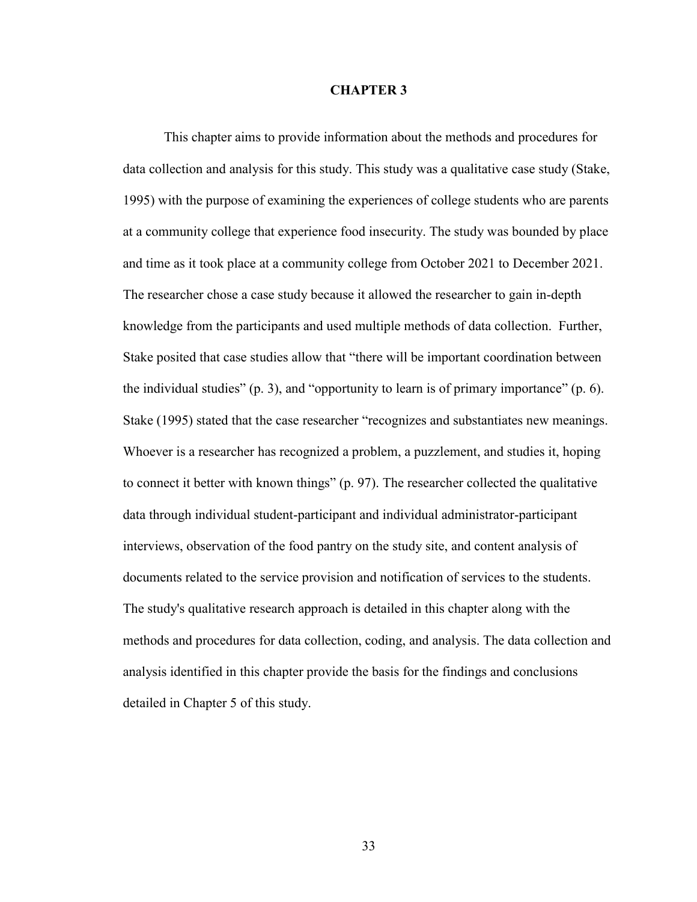# CHAPTER 3

This chapter aims to provide information about the methods and procedures for data collection and analysis for this study. This study was a qualitative case study (Stake, 1995) with the purpose of examining the experiences of college students who are parents at a community college that experience food insecurity. The study was bounded by place and time as it took place at a community college from October 2021 to December 2021. The researcher chose a case study because it allowed the researcher to gain in-depth knowledge from the participants and used multiple methods of data collection. Further, Stake posited that case studies allow that "there will be important coordination between the individual studies" (p. 3), and "opportunity to learn is of primary importance" (p. 6). Stake (1995) stated that the case researcher "recognizes and substantiates new meanings. Whoever is a researcher has recognized a problem, a puzzlement, and studies it, hoping to connect it better with known things" (p. 97). The researcher collected the qualitative data through individual student-participant and individual administrator-participant interviews, observation of the food pantry on the study site, and content analysis of documents related to the service provision and notification of services to the students. The study's qualitative research approach is detailed in this chapter along with the methods and procedures for data collection, coding, and analysis. The data collection and analysis identified in this chapter provide the basis for the findings and conclusions detailed in Chapter 5 of this study.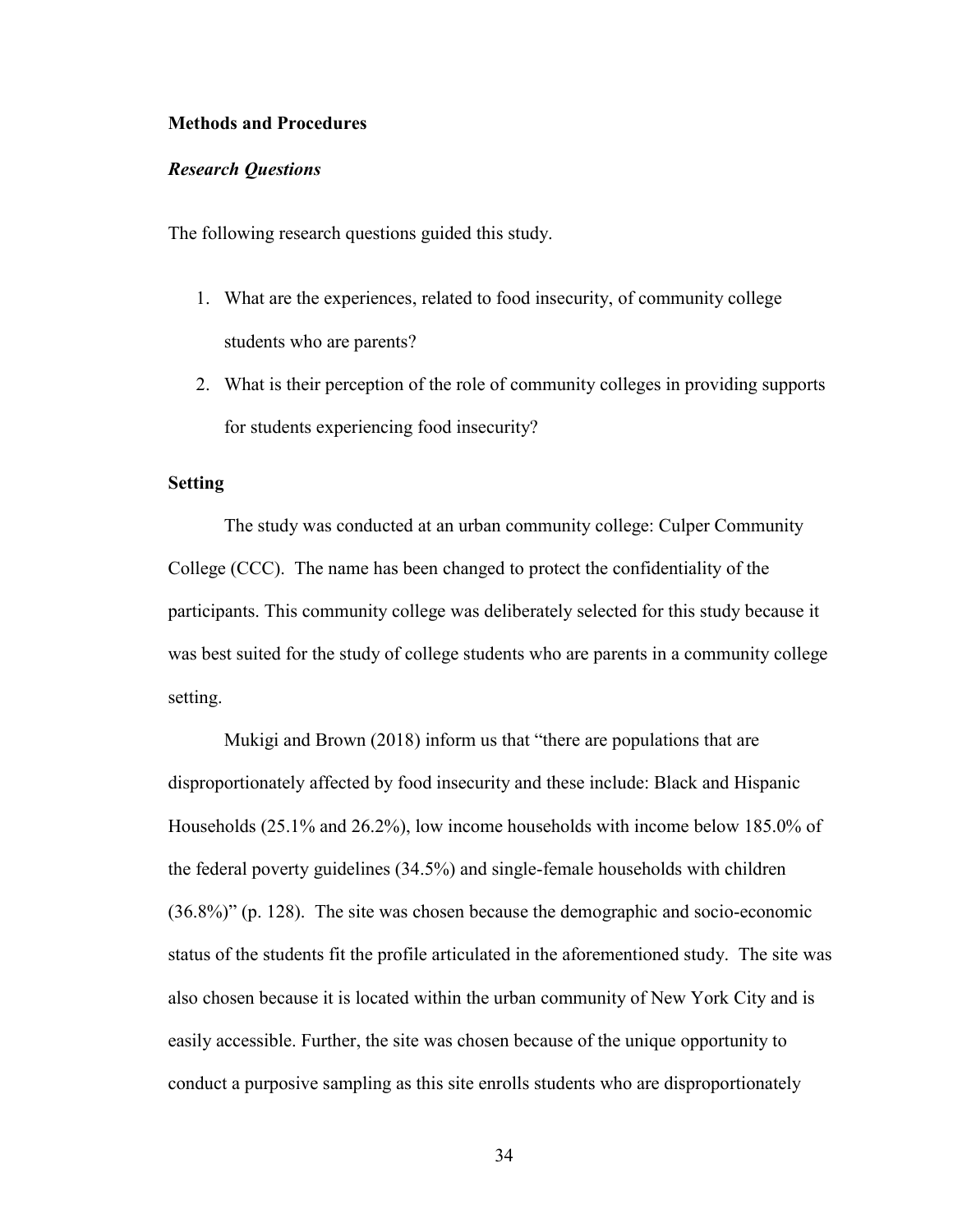**Methods and Procedures**

***Research Questions***

The following research questions guided this study.

1. What are the experiences, related to food insecurity, of community college students who are parents?
2. What is their perception of the role of community colleges in providing supports for students experiencing food insecurity?

**Setting**

The study was conducted at an urban community college: Culper Community College (CCC). The name has been changed to protect the confidentiality of the participants. This community college was deliberately selected for this study because it was best suited for the study of college students who are parents in a community college setting.

Mukigi and Brown (2018) inform us that "there are populations that are disproportionately affected by food insecurity and these include: Black and Hispanic Households (25.1% and 26.2%), low income households with income below 185.0% of the federal poverty guidelines (34.5%) and single-female households with children (36.8%)" (p. 128). The site was chosen because the demographic and socio-economic status of the students fit the profile articulated in the aforementioned study. The site was also chosen because it is located within the urban community of New York City and is easily accessible. Further, the site was chosen because of the unique opportunity to conduct a purposive sampling as this site enrolls students who are disproportionately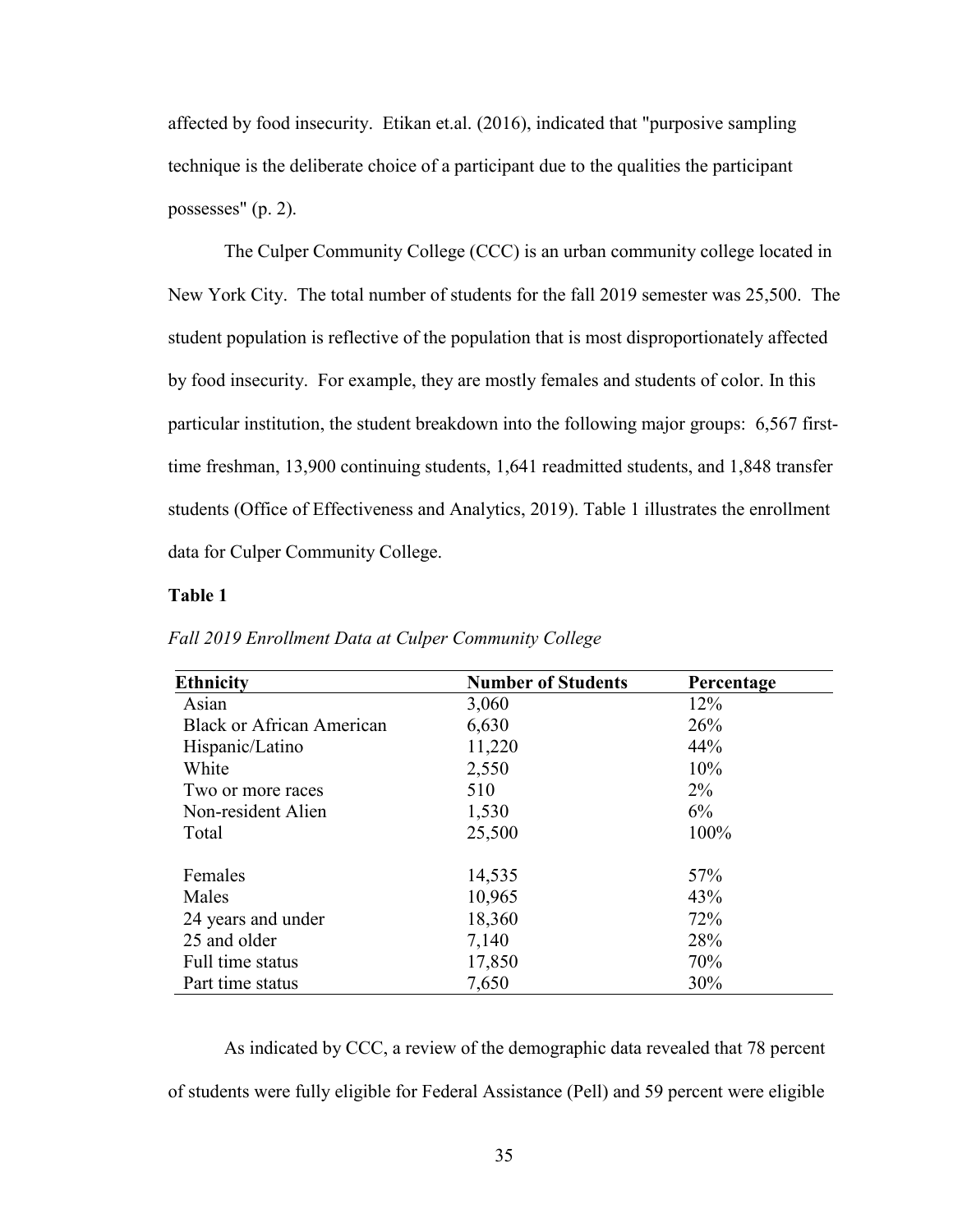affected by food insecurity. Etikan et.al. (2016), indicated that "purposive sampling technique is the deliberate choice of a participant due to the qualities the participant possesses" (p. 2).

The Culper Community College (CCC) is an urban community college located in New York City. The total number of students for the fall 2019 semester was 25,500. The student population is reflective of the population that is most disproportionately affected by food insecurity. For example, they are mostly females and students of color. In this particular institution, the student breakdown into the following major groups: 6,567 first-time freshman, 13,900 continuing students, 1,641 readmitted students, and 1,848 transfer students (Office of Effectiveness and Analytics, 2019). Table 1 illustrates the enrollment data for Culper Community College.

**Table 1**

*Fall 2019 Enrollment Data at Culper Community College*

| Ethnicity | Number of Students | Percentage |
|---|---|---|
| Asian | 3,060 | 12% |
| Black or African American | 6,630 | 26% |
| Hispanic/Latino | 11,220 | 44% |
| White | 2,550 | 10% |
| Two or more races | 510 | 2% |
| Non-resident Alien | 1,530 | 6% |
| Total | 25,500 | 100% |
| | | |
| Females | 14,535 | 57% |
| Males | 10,965 | 43% |
| 24 years and under | 18,360 | 72% |
| 25 and older | 7,140 | 28% |
| Full time status | 17,850 | 70% |
| Part time status | 7,650 | 30% |

As indicated by CCC, a review of the demographic data revealed that 78 percent of students were fully eligible for Federal Assistance (Pell) and 59 percent were eligible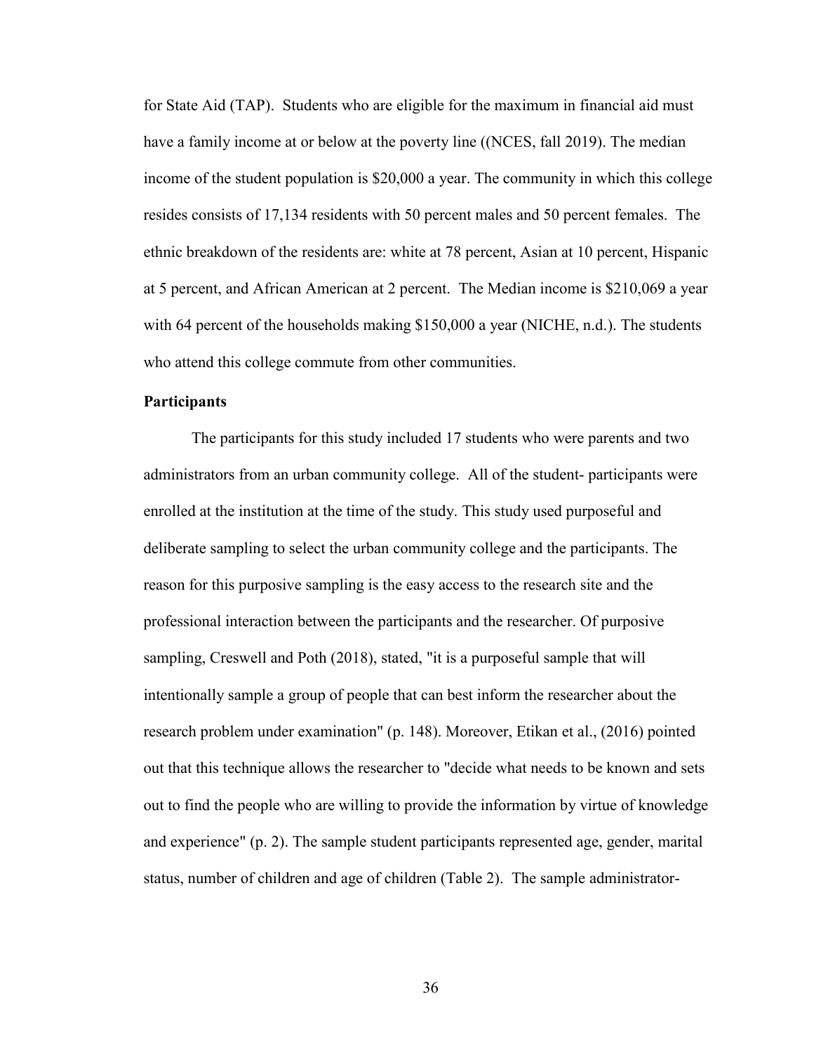for State Aid (TAP). Students who are eligible for the maximum in financial aid must have a family income at or below at the poverty line ((NCES, fall 2019). The median income of the student population is $20,000 a year. The community in which this college resides consists of 17,134 residents with 50 percent males and 50 percent females. The ethnic breakdown of the residents are: white at 78 percent, Asian at 10 percent, Hispanic at 5 percent, and African American at 2 percent. The Median income is $210,069 a year with 64 percent of the households making $150,000 a year (NICHE, n.d.). The students who attend this college commute from other communities.

**Participants**

The participants for this study included 17 students who were parents and two administrators from an urban community college. All of the student- participants were enrolled at the institution at the time of the study. This study used purposeful and deliberate sampling to select the urban community college and the participants. The reason for this purposive sampling is the easy access to the research site and the professional interaction between the participants and the researcher. Of purposive sampling, Creswell and Poth (2018), stated, "it is a purposeful sample that will intentionally sample a group of people that can best inform the researcher about the research problem under examination" (p. 148). Moreover, Etikan et al., (2016) pointed out that this technique allows the researcher to "decide what needs to be known and sets out to find the people who are willing to provide the information by virtue of knowledge and experience" (p. 2). The sample student participants represented age, gender, marital status, number of children and age of children (Table 2). The sample administrator-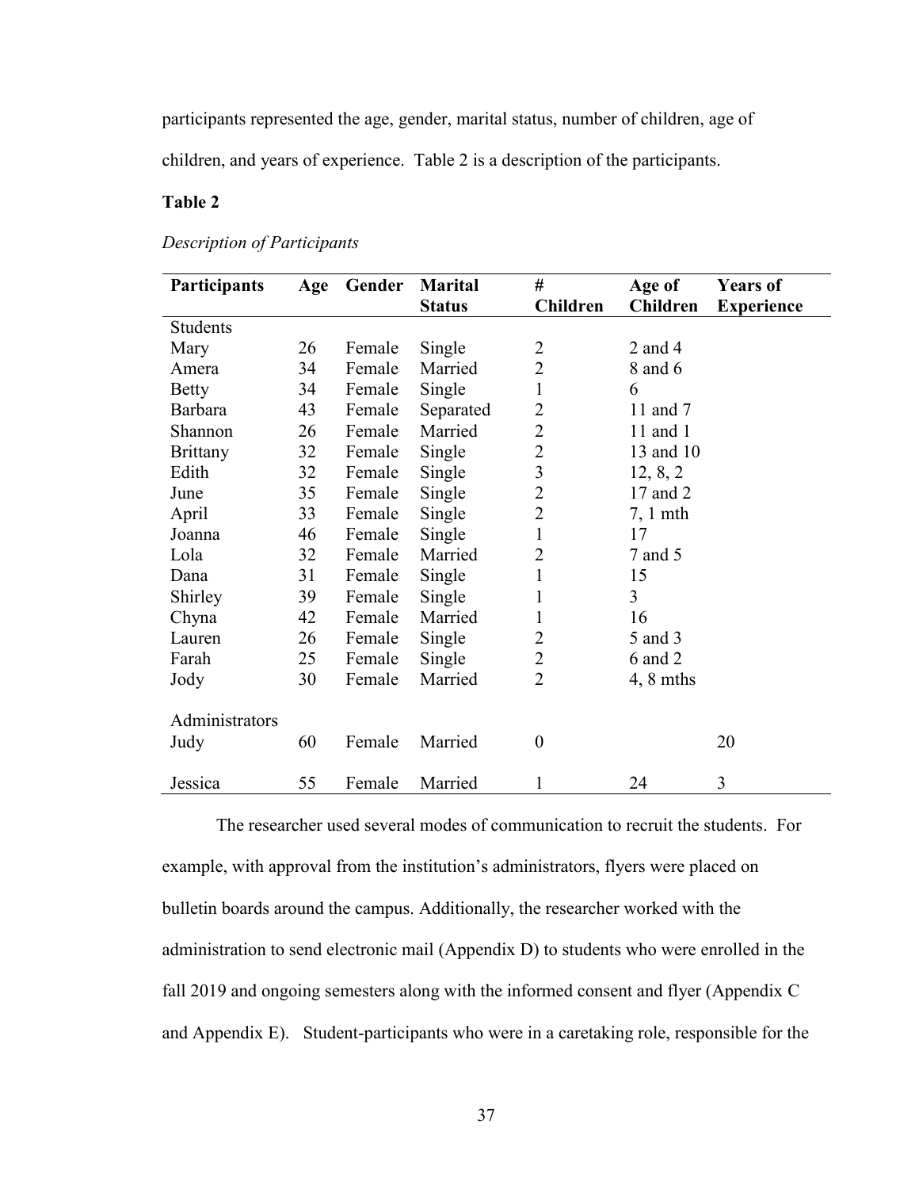participants represented the age, gender, marital status, number of children, age of children, and years of experience. Table 2 is a description of the participants.

**Table 2**

*Description of Participants*

| Participants | Age | Gender | Marital Status | # Children | Age of Children | Years of Experience |
|---|---|---|---|---|---|---|
| Students | | | | | | |
| Mary | 26 | Female | Single | 2 | 2 and 4 | |
| Amera | 34 | Female | Married | 2 | 8 and 6 | |
| Betty | 34 | Female | Single | 1 | 6 | |
| Barbara | 43 | Female | Separated | 2 | 11 and 7 | |
| Shannon | 26 | Female | Married | 2 | 11 and 1 | |
| Brittany | 32 | Female | Single | 2 | 13 and 10 | |
| Edith | 32 | Female | Single | 3 | 12, 8, 2 | |
| June | 35 | Female | Single | 2 | 17 and 2 | |
| April | 33 | Female | Single | 2 | 7, 1 mth | |
| Joanna | 46 | Female | Single | 1 | 17 | |
| Lola | 32 | Female | Married | 2 | 7 and 5 | |
| Dana | 31 | Female | Single | 1 | 15 | |
| Shirley | 39 | Female | Single | 1 | 3 | |
| Chyna | 42 | Female | Married | 1 | 16 | |
| Lauren | 26 | Female | Single | 2 | 5 and 3 | |
| Farah | 25 | Female | Single | 2 | 6 and 2 | |
| Jody | 30 | Female | Married | 2 | 4, 8 mths | |
| Administrators | | | | | | |
| Judy | 60 | Female | Married | 0 | | 20 |
| Jessica | 55 | Female | Married | 1 | 24 | 3 |

The researcher used several modes of communication to recruit the students. For example, with approval from the institution's administrators, flyers were placed on bulletin boards around the campus. Additionally, the researcher worked with the administration to send electronic mail (Appendix D) to students who were enrolled in the fall 2019 and ongoing semesters along with the informed consent and flyer (Appendix C and Appendix E). Student-participants who were in a caretaking role, responsible for the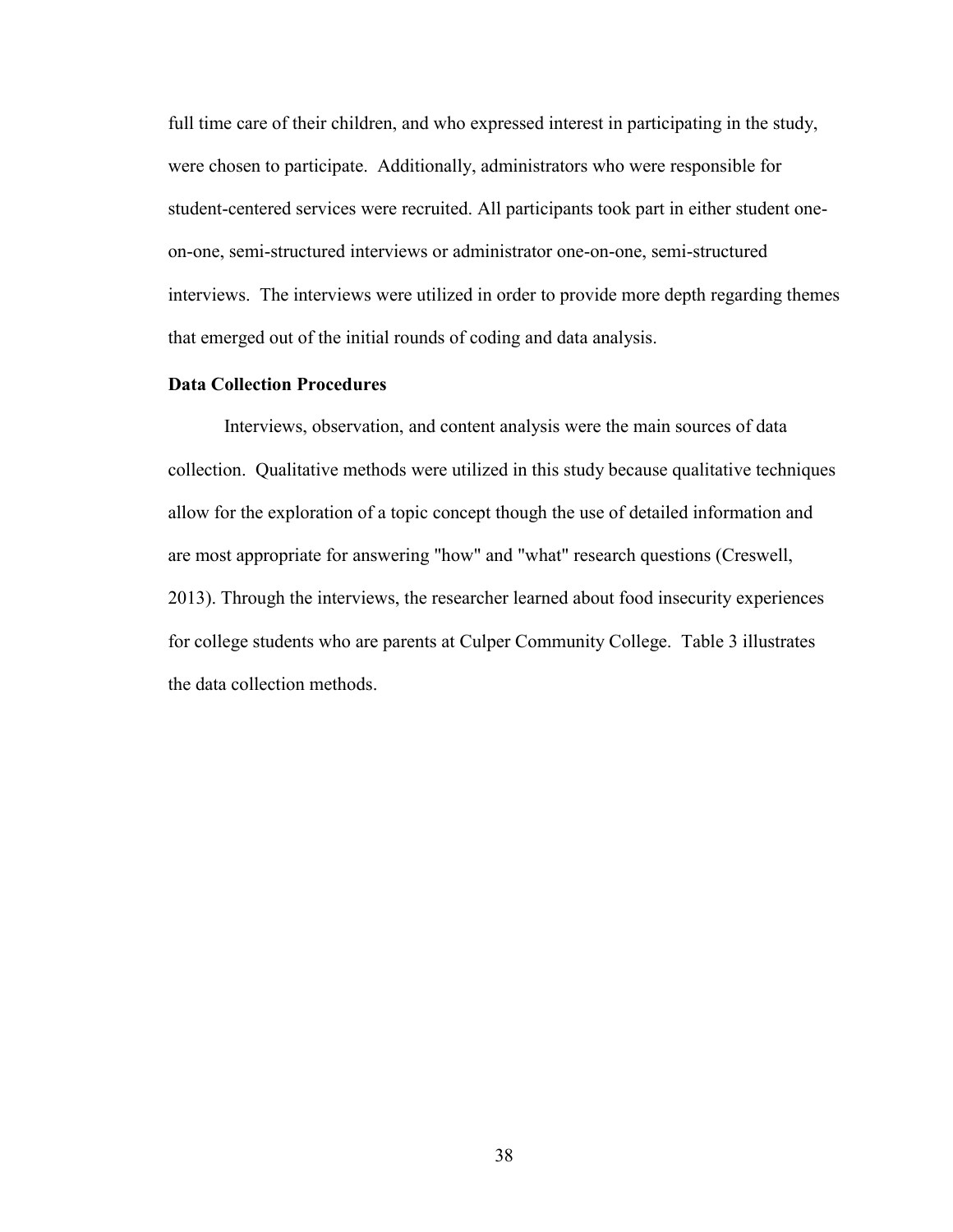full time care of their children, and who expressed interest in participating in the study, were chosen to participate. Additionally, administrators who were responsible for student-centered services were recruited. All participants took part in either student one-on-one, semi-structured interviews or administrator one-on-one, semi-structured interviews. The interviews were utilized in order to provide more depth regarding themes that emerged out of the initial rounds of coding and data analysis.

**Data Collection Procedures**

Interviews, observation, and content analysis were the main sources of data collection. Qualitative methods were utilized in this study because qualitative techniques allow for the exploration of a topic concept though the use of detailed information and are most appropriate for answering "how" and "what" research questions (Creswell, 2013). Through the interviews, the researcher learned about food insecurity experiences for college students who are parents at Culper Community College. Table 3 illustrates the data collection methods.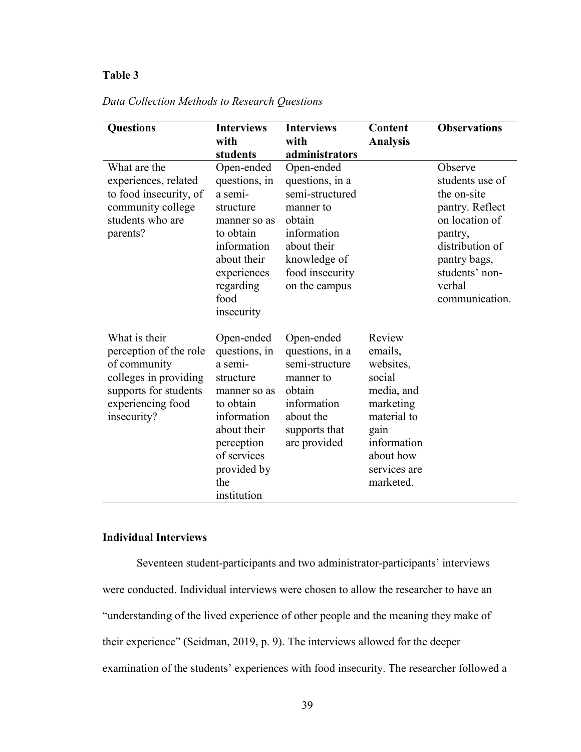**Table 3**

*Data Collection Methods to Research Questions*

| Questions | Interviews with students | Interviews with administrators | Content Analysis | Observations |
|---|---|---|---|---|
| What are the experiences, related to food insecurity, of community college students who are parents? | Open-ended questions, in a semi-structure manner so as to obtain information about their experiences regarding food insecurity | Open-ended questions, in a semi-structured manner to obtain information about their knowledge of food insecurity on the campus | | Observe students use of the on-site pantry. Reflect on location of pantry, distribution of pantry bags, students' non-verbal communication. |
| What is their perception of the role of community colleges in providing supports for students experiencing food insecurity? | Open-ended questions, in a semi-structure manner so as to obtain information about their perception of services provided by the institution | Open-ended questions, in a semi-structure manner to obtain information about the supports that are provided | Review emails, websites, social media, and marketing material to gain information about how services are marketed. | |

**Individual Interviews**

Seventeen student-participants and two administrator-participants' interviews were conducted. Individual interviews were chosen to allow the researcher to have an "understanding of the lived experience of other people and the meaning they make of their experience" (Seidman, 2019, p. 9). The interviews allowed for the deeper examination of the students' experiences with food insecurity. The researcher followed a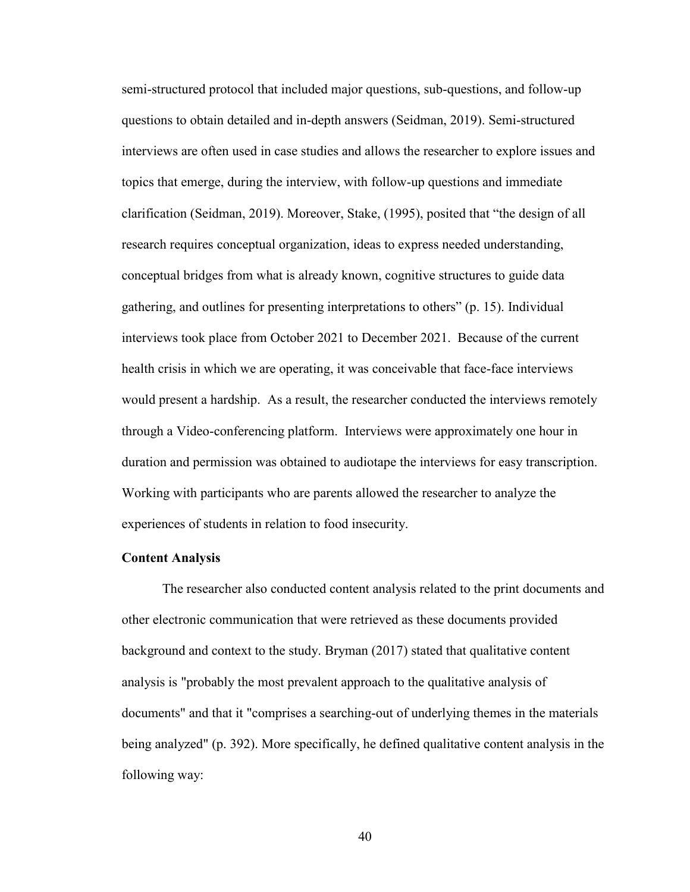semi-structured protocol that included major questions, sub-questions, and follow-up questions to obtain detailed and in-depth answers (Seidman, 2019). Semi-structured interviews are often used in case studies and allows the researcher to explore issues and topics that emerge, during the interview, with follow-up questions and immediate clarification (Seidman, 2019). Moreover, Stake, (1995), posited that "the design of all research requires conceptual organization, ideas to express needed understanding, conceptual bridges from what is already known, cognitive structures to guide data gathering, and outlines for presenting interpretations to others" (p. 15). Individual interviews took place from October 2021 to December 2021. Because of the current health crisis in which we are operating, it was conceivable that face-face interviews would present a hardship. As a result, the researcher conducted the interviews remotely through a Video-conferencing platform. Interviews were approximately one hour in duration and permission was obtained to audiotape the interviews for easy transcription. Working with participants who are parents allowed the researcher to analyze the experiences of students in relation to food insecurity.

**Content Analysis**

The researcher also conducted content analysis related to the print documents and other electronic communication that were retrieved as these documents provided background and context to the study. Bryman (2017) stated that qualitative content analysis is "probably the most prevalent approach to the qualitative analysis of documents" and that it "comprises a searching-out of underlying themes in the materials being analyzed" (p. 392). More specifically, he defined qualitative content analysis in the following way: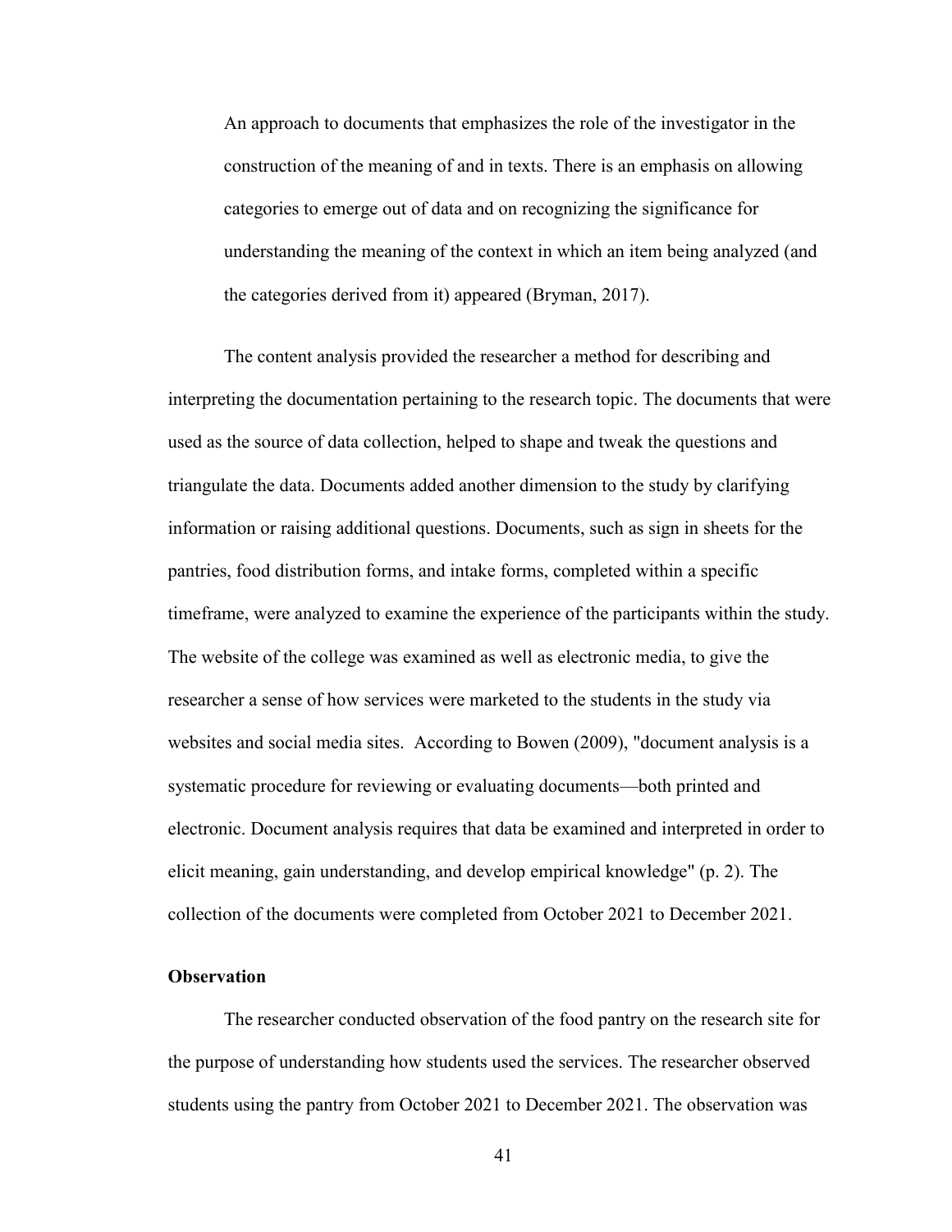> An approach to documents that emphasizes the role of the investigator in the construction of the meaning of and in texts. There is an emphasis on allowing categories to emerge out of data and on recognizing the significance for understanding the meaning of the context in which an item being analyzed (and the categories derived from it) appeared (Bryman, 2017).

The content analysis provided the researcher a method for describing and interpreting the documentation pertaining to the research topic. The documents that were used as the source of data collection, helped to shape and tweak the questions and triangulate the data. Documents added another dimension to the study by clarifying information or raising additional questions. Documents, such as sign in sheets for the pantries, food distribution forms, and intake forms, completed within a specific timeframe, were analyzed to examine the experience of the participants within the study. The website of the college was examined as well as electronic media, to give the researcher a sense of how services were marketed to the students in the study via websites and social media sites. According to Bowen (2009), "document analysis is a systematic procedure for reviewing or evaluating documents—both printed and electronic. Document analysis requires that data be examined and interpreted in order to elicit meaning, gain understanding, and develop empirical knowledge" (p. 2). The collection of the documents were completed from October 2021 to December 2021.

**Observation**

The researcher conducted observation of the food pantry on the research site for the purpose of understanding how students used the services. The researcher observed students using the pantry from October 2021 to December 2021. The observation was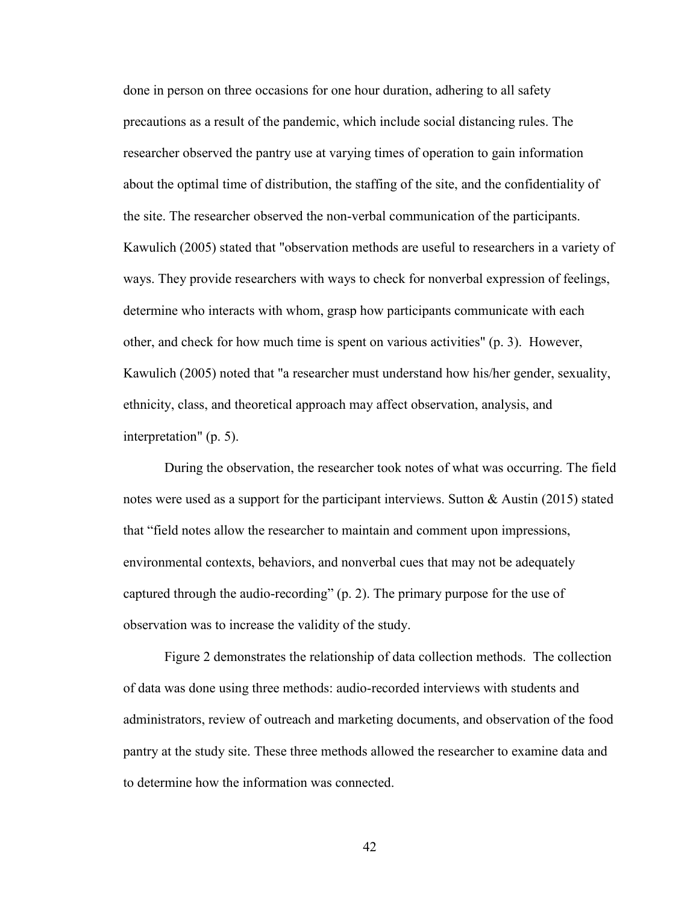done in person on three occasions for one hour duration, adhering to all safety precautions as a result of the pandemic, which include social distancing rules. The researcher observed the pantry use at varying times of operation to gain information about the optimal time of distribution, the staffing of the site, and the confidentiality of the site. The researcher observed the non-verbal communication of the participants. Kawulich (2005) stated that "observation methods are useful to researchers in a variety of ways. They provide researchers with ways to check for nonverbal expression of feelings, determine who interacts with whom, grasp how participants communicate with each other, and check for how much time is spent on various activities" (p. 3). However, Kawulich (2005) noted that "a researcher must understand how his/her gender, sexuality, ethnicity, class, and theoretical approach may affect observation, analysis, and interpretation" (p. 5).

During the observation, the researcher took notes of what was occurring. The field notes were used as a support for the participant interviews. Sutton & Austin (2015) stated that "field notes allow the researcher to maintain and comment upon impressions, environmental contexts, behaviors, and nonverbal cues that may not be adequately captured through the audio-recording" (p. 2). The primary purpose for the use of observation was to increase the validity of the study.

Figure 2 demonstrates the relationship of data collection methods. The collection of data was done using three methods: audio-recorded interviews with students and administrators, review of outreach and marketing documents, and observation of the food pantry at the study site. These three methods allowed the researcher to examine data and to determine how the information was connected.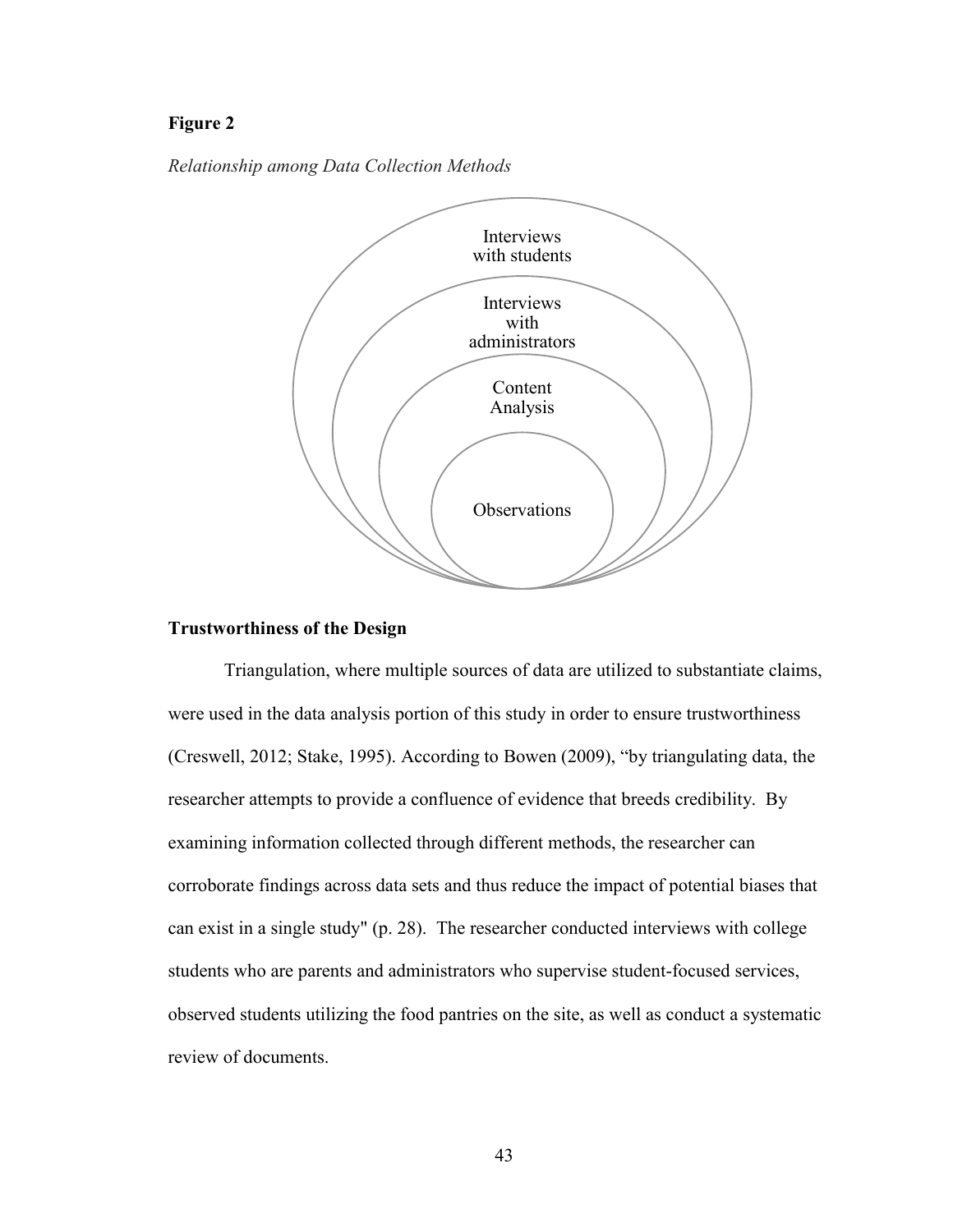**Figure 2**

*Relationship among Data Collection Methods*

Interviews with students

Interviews with administrators

Content Analysis

Observations

**Trustworthiness of the Design**

Triangulation, where multiple sources of data are utilized to substantiate claims, were used in the data analysis portion of this study in order to ensure trustworthiness (Creswell, 2012; Stake, 1995). According to Bowen (2009), "by triangulating data, the researcher attempts to provide a confluence of evidence that breeds credibility. By examining information collected through different methods, the researcher can corroborate findings across data sets and thus reduce the impact of potential biases that can exist in a single study" (p. 28). The researcher conducted interviews with college students who are parents and administrators who supervise student-focused services, observed students utilizing the food pantries on the site, as well as conduct a systematic review of documents.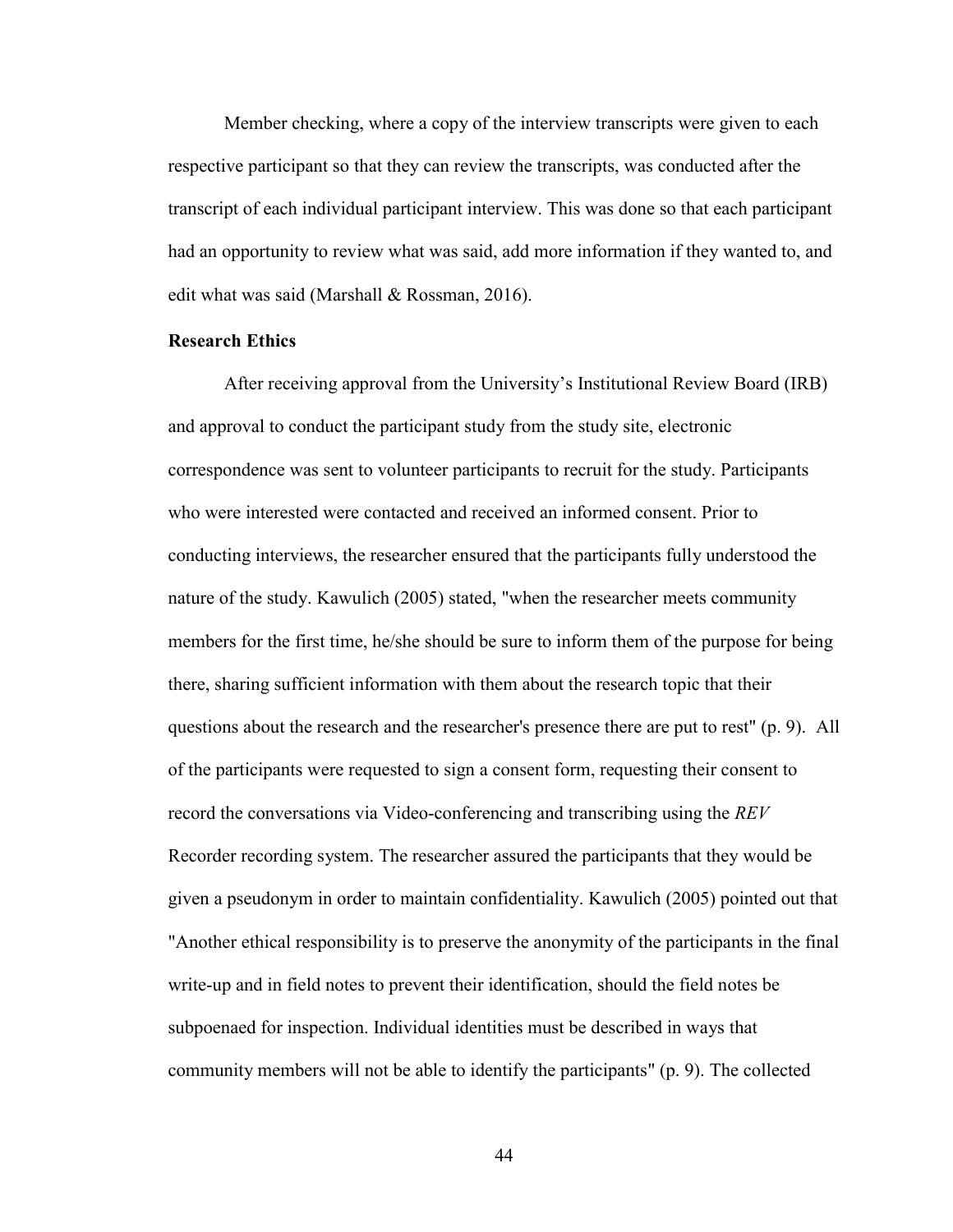Member checking, where a copy of the interview transcripts were given to each respective participant so that they can review the transcripts, was conducted after the transcript of each individual participant interview. This was done so that each participant had an opportunity to review what was said, add more information if they wanted to, and edit what was said (Marshall & Rossman, 2016).

**Research Ethics**

After receiving approval from the University's Institutional Review Board (IRB) and approval to conduct the participant study from the study site, electronic correspondence was sent to volunteer participants to recruit for the study. Participants who were interested were contacted and received an informed consent. Prior to conducting interviews, the researcher ensured that the participants fully understood the nature of the study. Kawulich (2005) stated, "when the researcher meets community members for the first time, he/she should be sure to inform them of the purpose for being there, sharing sufficient information with them about the research topic that their questions about the research and the researcher's presence there are put to rest" (p. 9). All of the participants were requested to sign a consent form, requesting their consent to record the conversations via Video-conferencing and transcribing using the *REV* Recorder recording system. The researcher assured the participants that they would be given a pseudonym in order to maintain confidentiality. Kawulich (2005) pointed out that "Another ethical responsibility is to preserve the anonymity of the participants in the final write-up and in field notes to prevent their identification, should the field notes be subpoenaed for inspection. Individual identities must be described in ways that community members will not be able to identify the participants" (p. 9). The collected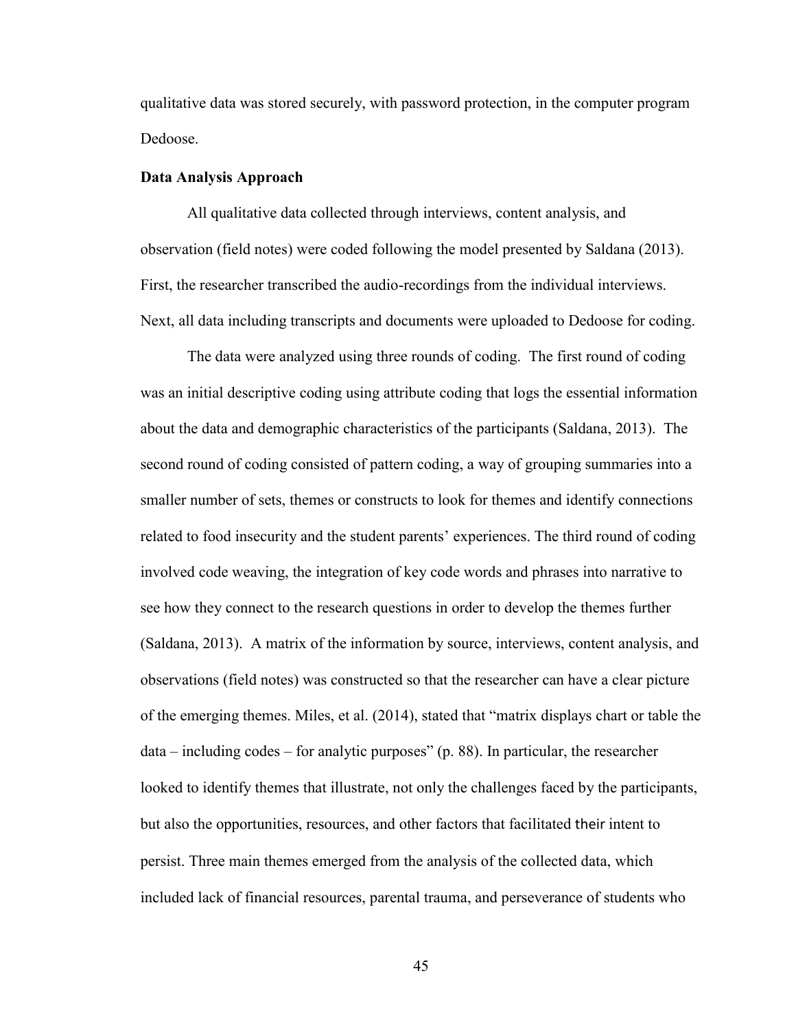qualitative data was stored securely, with password protection, in the computer program Dedoose.

**Data Analysis Approach**

All qualitative data collected through interviews, content analysis, and observation (field notes) were coded following the model presented by Saldana (2013). First, the researcher transcribed the audio-recordings from the individual interviews. Next, all data including transcripts and documents were uploaded to Dedoose for coding.

The data were analyzed using three rounds of coding. The first round of coding was an initial descriptive coding using attribute coding that logs the essential information about the data and demographic characteristics of the participants (Saldana, 2013). The second round of coding consisted of pattern coding, a way of grouping summaries into a smaller number of sets, themes or constructs to look for themes and identify connections related to food insecurity and the student parents' experiences. The third round of coding involved code weaving, the integration of key code words and phrases into narrative to see how they connect to the research questions in order to develop the themes further (Saldana, 2013). A matrix of the information by source, interviews, content analysis, and observations (field notes) was constructed so that the researcher can have a clear picture of the emerging themes. Miles, et al. (2014), stated that "matrix displays chart or table the data – including codes – for analytic purposes" (p. 88). In particular, the researcher looked to identify themes that illustrate, not only the challenges faced by the participants, but also the opportunities, resources, and other factors that facilitated their intent to persist. Three main themes emerged from the analysis of the collected data, which included lack of financial resources, parental trauma, and perseverance of students who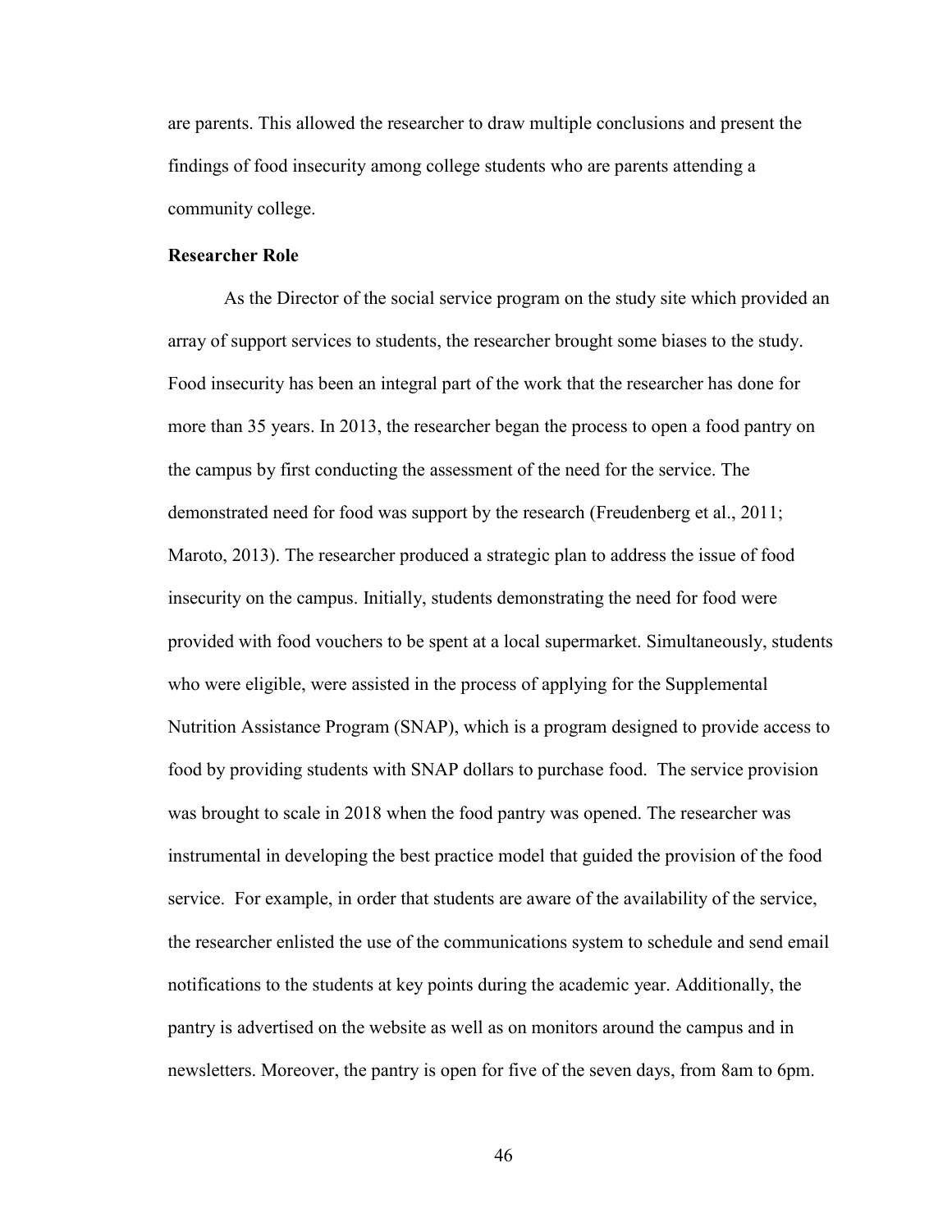are parents. This allowed the researcher to draw multiple conclusions and present the findings of food insecurity among college students who are parents attending a community college.

**Researcher Role**

As the Director of the social service program on the study site which provided an array of support services to students, the researcher brought some biases to the study. Food insecurity has been an integral part of the work that the researcher has done for more than 35 years. In 2013, the researcher began the process to open a food pantry on the campus by first conducting the assessment of the need for the service. The demonstrated need for food was support by the research (Freudenberg et al., 2011; Maroto, 2013). The researcher produced a strategic plan to address the issue of food insecurity on the campus. Initially, students demonstrating the need for food were provided with food vouchers to be spent at a local supermarket. Simultaneously, students who were eligible, were assisted in the process of applying for the Supplemental Nutrition Assistance Program (SNAP), which is a program designed to provide access to food by providing students with SNAP dollars to purchase food. The service provision was brought to scale in 2018 when the food pantry was opened. The researcher was instrumental in developing the best practice model that guided the provision of the food service. For example, in order that students are aware of the availability of the service, the researcher enlisted the use of the communications system to schedule and send email notifications to the students at key points during the academic year. Additionally, the pantry is advertised on the website as well as on monitors around the campus and in newsletters. Moreover, the pantry is open for five of the seven days, from 8am to 6pm.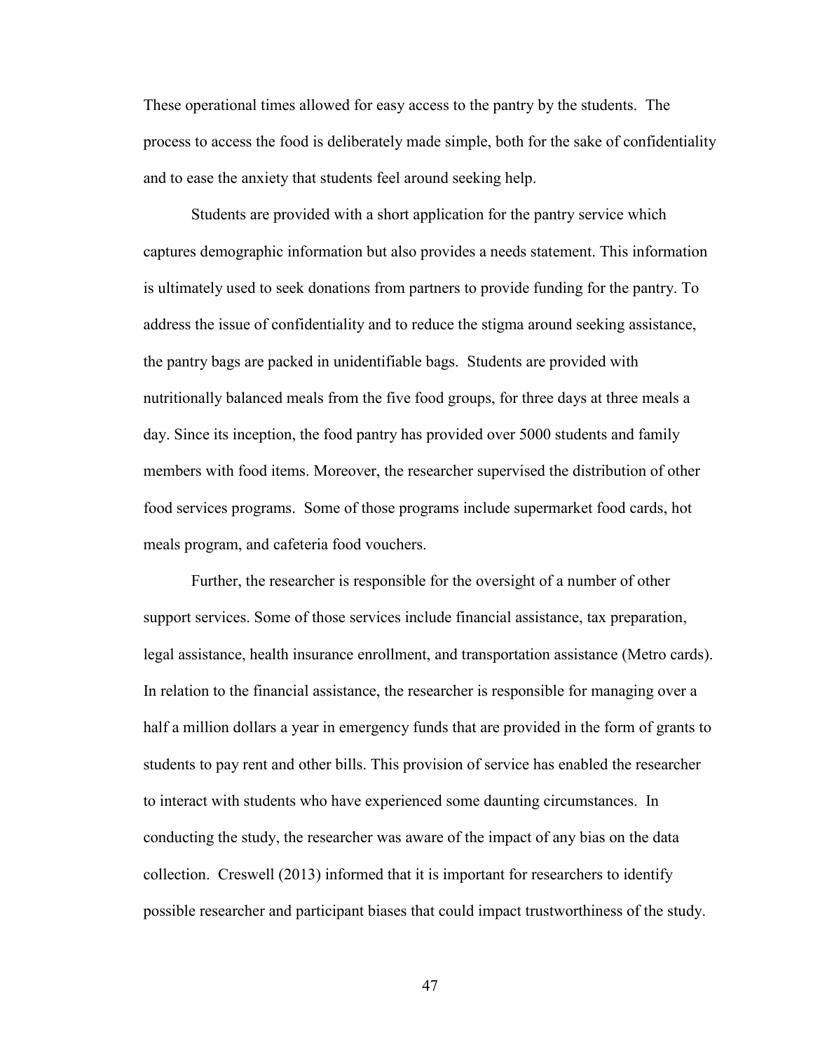These operational times allowed for easy access to the pantry by the students. The process to access the food is deliberately made simple, both for the sake of confidentiality and to ease the anxiety that students feel around seeking help.

Students are provided with a short application for the pantry service which captures demographic information but also provides a needs statement. This information is ultimately used to seek donations from partners to provide funding for the pantry. To address the issue of confidentiality and to reduce the stigma around seeking assistance, the pantry bags are packed in unidentifiable bags. Students are provided with nutritionally balanced meals from the five food groups, for three days at three meals a day. Since its inception, the food pantry has provided over 5000 students and family members with food items. Moreover, the researcher supervised the distribution of other food services programs. Some of those programs include supermarket food cards, hot meals program, and cafeteria food vouchers.

Further, the researcher is responsible for the oversight of a number of other support services. Some of those services include financial assistance, tax preparation, legal assistance, health insurance enrollment, and transportation assistance (Metro cards). In relation to the financial assistance, the researcher is responsible for managing over a half a million dollars a year in emergency funds that are provided in the form of grants to students to pay rent and other bills. This provision of service has enabled the researcher to interact with students who have experienced some daunting circumstances. In conducting the study, the researcher was aware of the impact of any bias on the data collection. Creswell (2013) informed that it is important for researchers to identify possible researcher and participant biases that could impact trustworthiness of the study.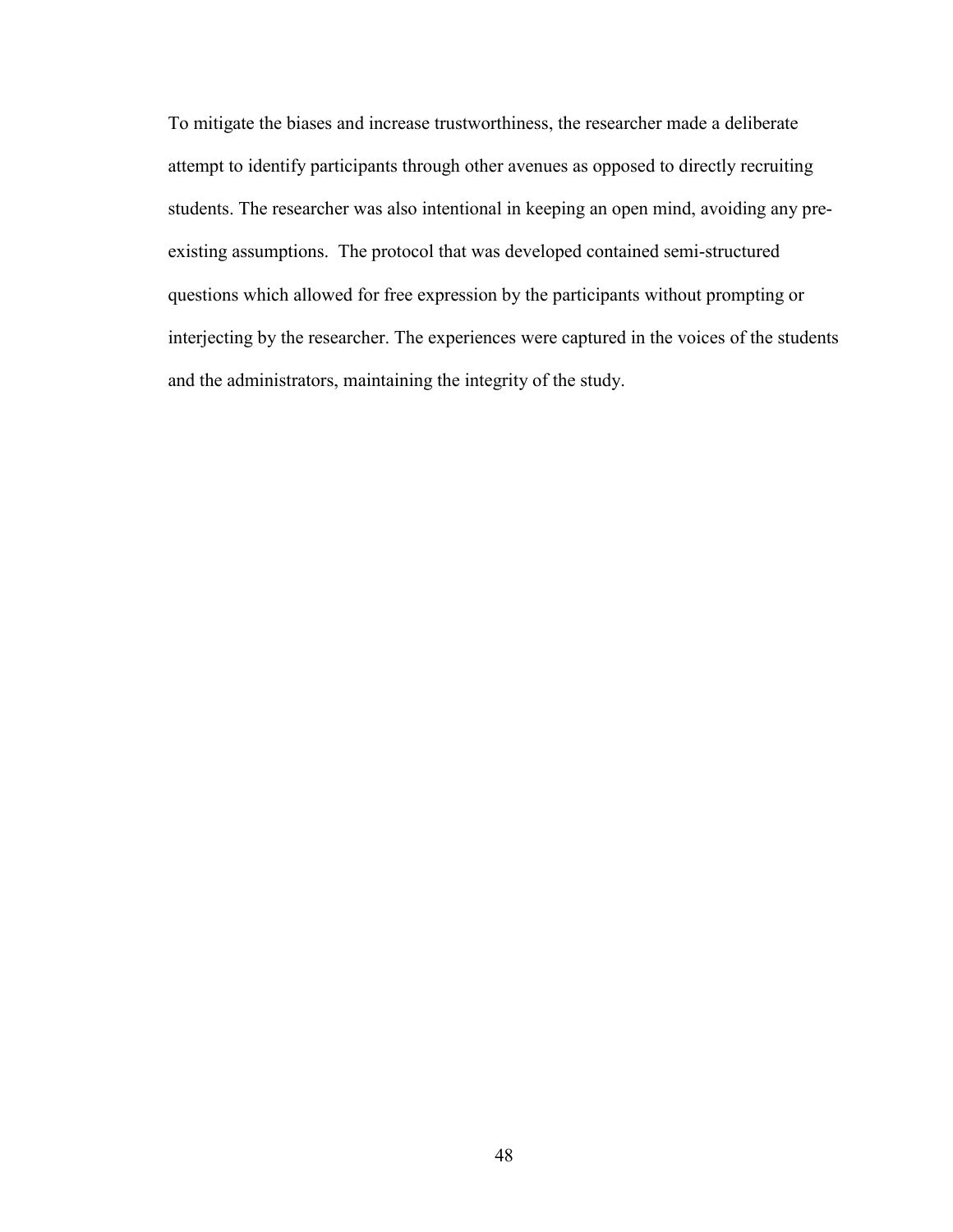To mitigate the biases and increase trustworthiness, the researcher made a deliberate attempt to identify participants through other avenues as opposed to directly recruiting students. The researcher was also intentional in keeping an open mind, avoiding any pre-existing assumptions. The protocol that was developed contained semi-structured questions which allowed for free expression by the participants without prompting or interjecting by the researcher. The experiences were captured in the voices of the students and the administrators, maintaining the integrity of the study.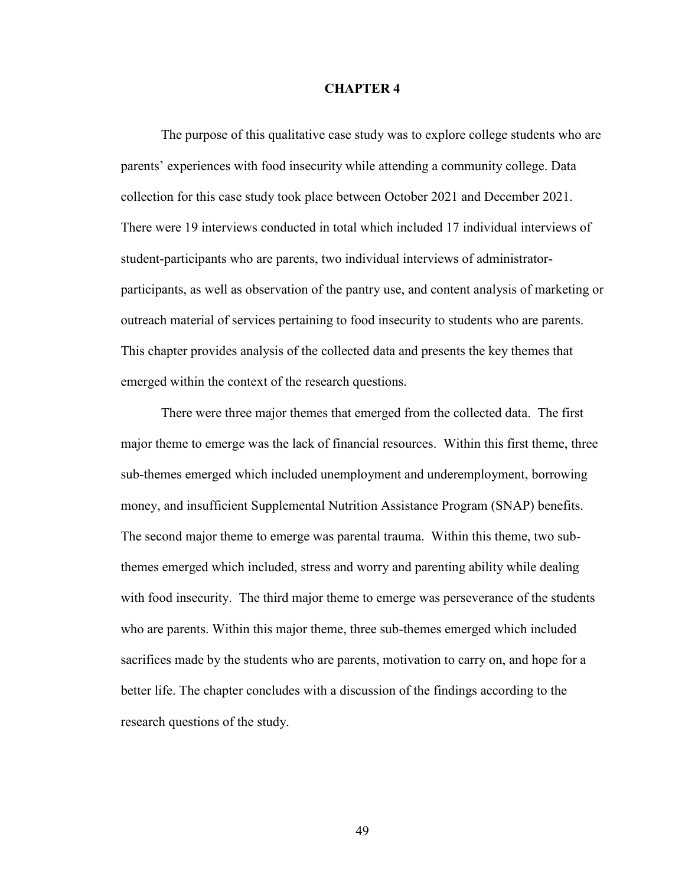# CHAPTER 4

The purpose of this qualitative case study was to explore college students who are parents' experiences with food insecurity while attending a community college. Data collection for this case study took place between October 2021 and December 2021. There were 19 interviews conducted in total which included 17 individual interviews of student-participants who are parents, two individual interviews of administrator-participants, as well as observation of the pantry use, and content analysis of marketing or outreach material of services pertaining to food insecurity to students who are parents. This chapter provides analysis of the collected data and presents the key themes that emerged within the context of the research questions.

There were three major themes that emerged from the collected data. The first major theme to emerge was the lack of financial resources. Within this first theme, three sub-themes emerged which included unemployment and underemployment, borrowing money, and insufficient Supplemental Nutrition Assistance Program (SNAP) benefits. The second major theme to emerge was parental trauma. Within this theme, two sub-themes emerged which included, stress and worry and parenting ability while dealing with food insecurity. The third major theme to emerge was perseverance of the students who are parents. Within this major theme, three sub-themes emerged which included sacrifices made by the students who are parents, motivation to carry on, and hope for a better life. The chapter concludes with a discussion of the findings according to the research questions of the study.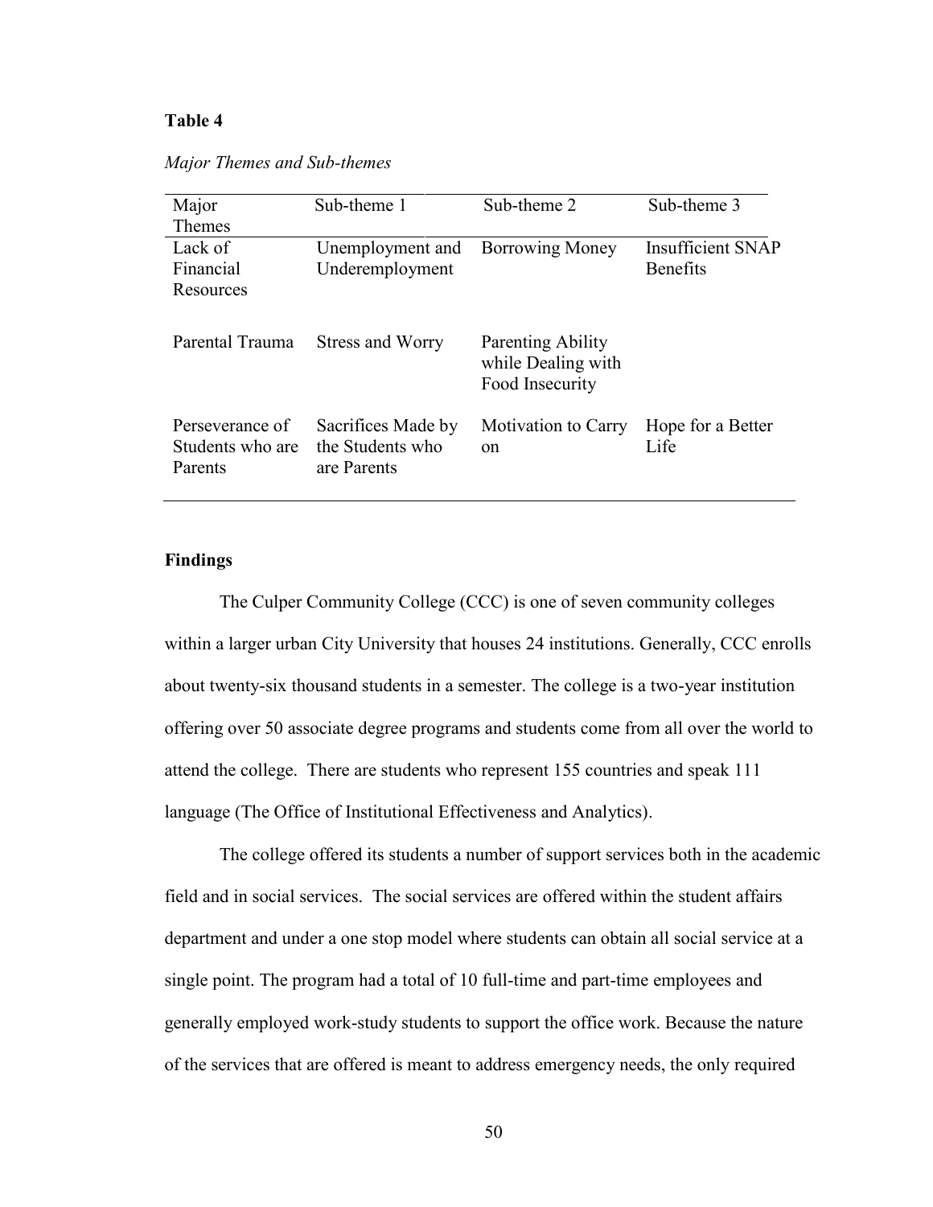**Table 4**

*Major Themes and Sub-themes*

| Major Themes | Sub-theme 1 | Sub-theme 2 | Sub-theme 3 |
|---|---|---|---|
| Lack of Financial Resources | Unemployment and Underemployment | Borrowing Money | Insufficient SNAP Benefits |
| Parental Trauma | Stress and Worry | Parenting Ability while Dealing with Food Insecurity | |
| Perseverance of Students who are Parents | Sacrifices Made by the Students who are Parents | Motivation to Carry on | Hope for a Better Life |

**Findings**

The Culper Community College (CCC) is one of seven community colleges within a larger urban City University that houses 24 institutions. Generally, CCC enrolls about twenty-six thousand students in a semester. The college is a two-year institution offering over 50 associate degree programs and students come from all over the world to attend the college. There are students who represent 155 countries and speak 111 language (The Office of Institutional Effectiveness and Analytics).

The college offered its students a number of support services both in the academic field and in social services. The social services are offered within the student affairs department and under a one stop model where students can obtain all social service at a single point. The program had a total of 10 full-time and part-time employees and generally employed work-study students to support the office work. Because the nature of the services that are offered is meant to address emergency needs, the only required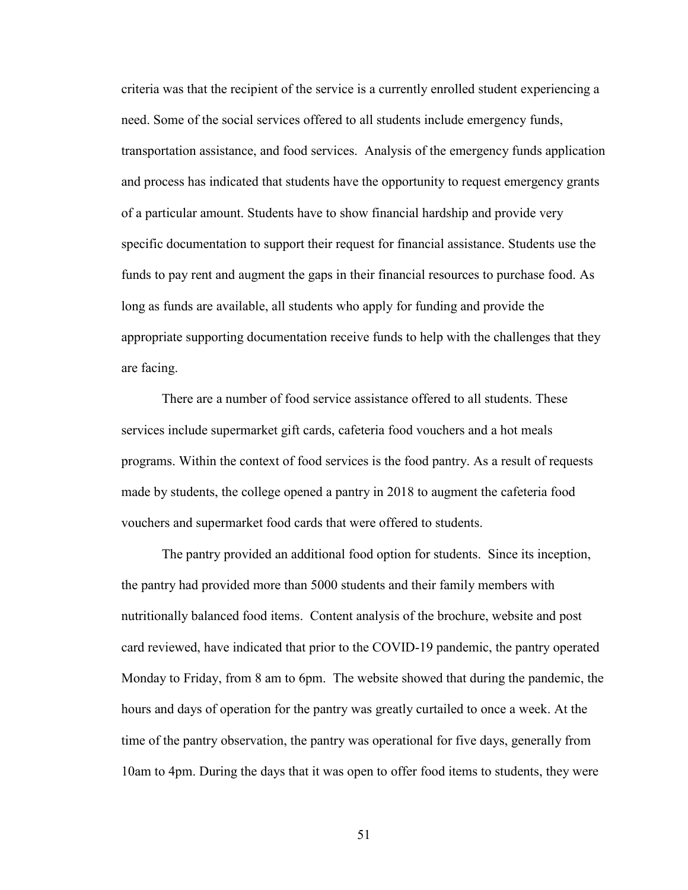criteria was that the recipient of the service is a currently enrolled student experiencing a need. Some of the social services offered to all students include emergency funds, transportation assistance, and food services. Analysis of the emergency funds application and process has indicated that students have the opportunity to request emergency grants of a particular amount. Students have to show financial hardship and provide very specific documentation to support their request for financial assistance. Students use the funds to pay rent and augment the gaps in their financial resources to purchase food. As long as funds are available, all students who apply for funding and provide the appropriate supporting documentation receive funds to help with the challenges that they are facing.

There are a number of food service assistance offered to all students. These services include supermarket gift cards, cafeteria food vouchers and a hot meals programs. Within the context of food services is the food pantry. As a result of requests made by students, the college opened a pantry in 2018 to augment the cafeteria food vouchers and supermarket food cards that were offered to students.

The pantry provided an additional food option for students. Since its inception, the pantry had provided more than 5000 students and their family members with nutritionally balanced food items. Content analysis of the brochure, website and post card reviewed, have indicated that prior to the COVID-19 pandemic, the pantry operated Monday to Friday, from 8 am to 6pm. The website showed that during the pandemic, the hours and days of operation for the pantry was greatly curtailed to once a week. At the time of the pantry observation, the pantry was operational for five days, generally from 10am to 4pm. During the days that it was open to offer food items to students, they were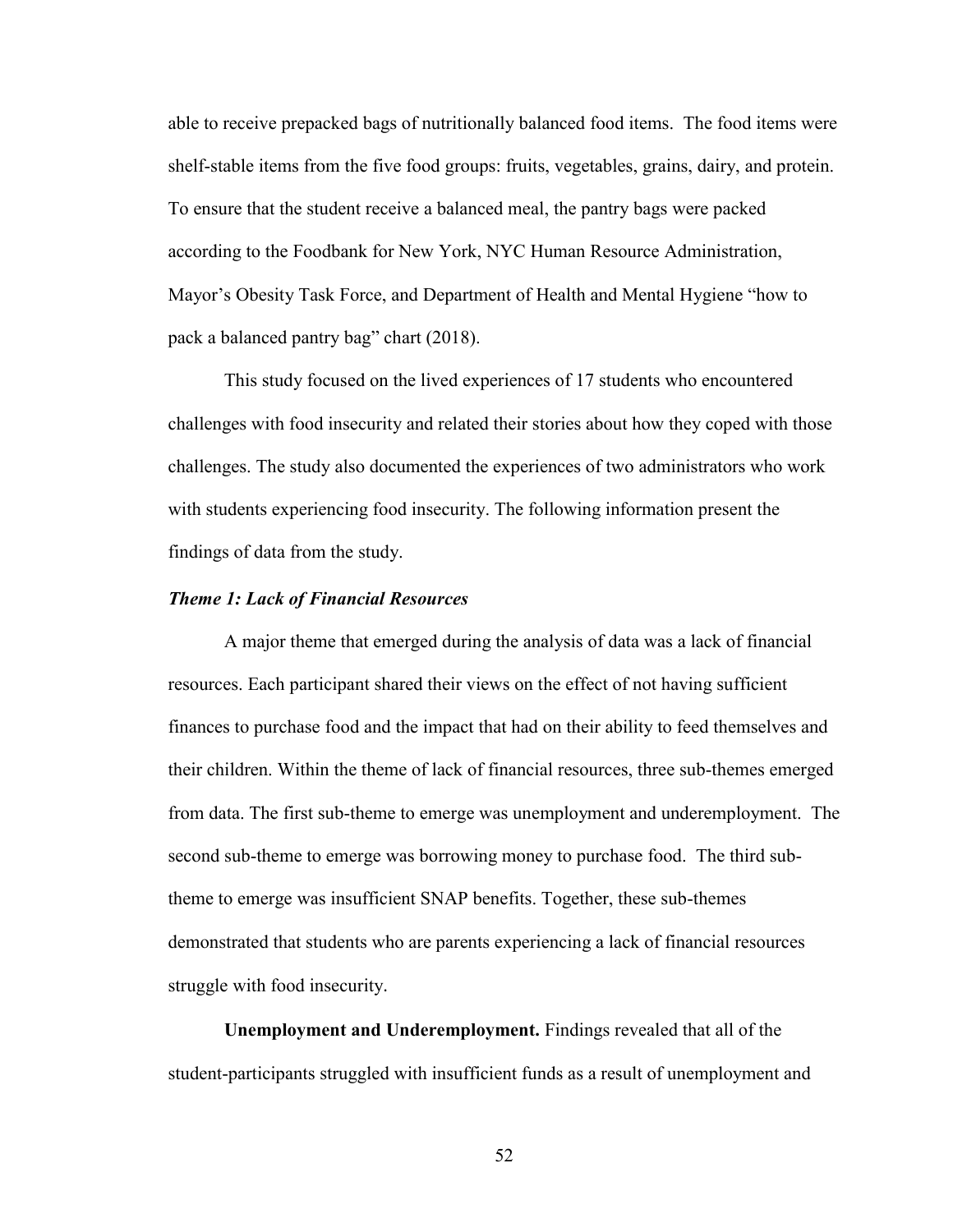able to receive prepacked bags of nutritionally balanced food items. The food items were shelf-stable items from the five food groups: fruits, vegetables, grains, dairy, and protein. To ensure that the student receive a balanced meal, the pantry bags were packed according to the Foodbank for New York, NYC Human Resource Administration, Mayor's Obesity Task Force, and Department of Health and Mental Hygiene "how to pack a balanced pantry bag" chart (2018).

This study focused on the lived experiences of 17 students who encountered challenges with food insecurity and related their stories about how they coped with those challenges. The study also documented the experiences of two administrators who work with students experiencing food insecurity. The following information present the findings of data from the study.

### *Theme 1: Lack of Financial Resources*

A major theme that emerged during the analysis of data was a lack of financial resources. Each participant shared their views on the effect of not having sufficient finances to purchase food and the impact that had on their ability to feed themselves and their children. Within the theme of lack of financial resources, three sub-themes emerged from data. The first sub-theme to emerge was unemployment and underemployment. The second sub-theme to emerge was borrowing money to purchase food. The third sub-theme to emerge was insufficient SNAP benefits. Together, these sub-themes demonstrated that students who are parents experiencing a lack of financial resources struggle with food insecurity.

**Unemployment and Underemployment.** Findings revealed that all of the student-participants struggled with insufficient funds as a result of unemployment and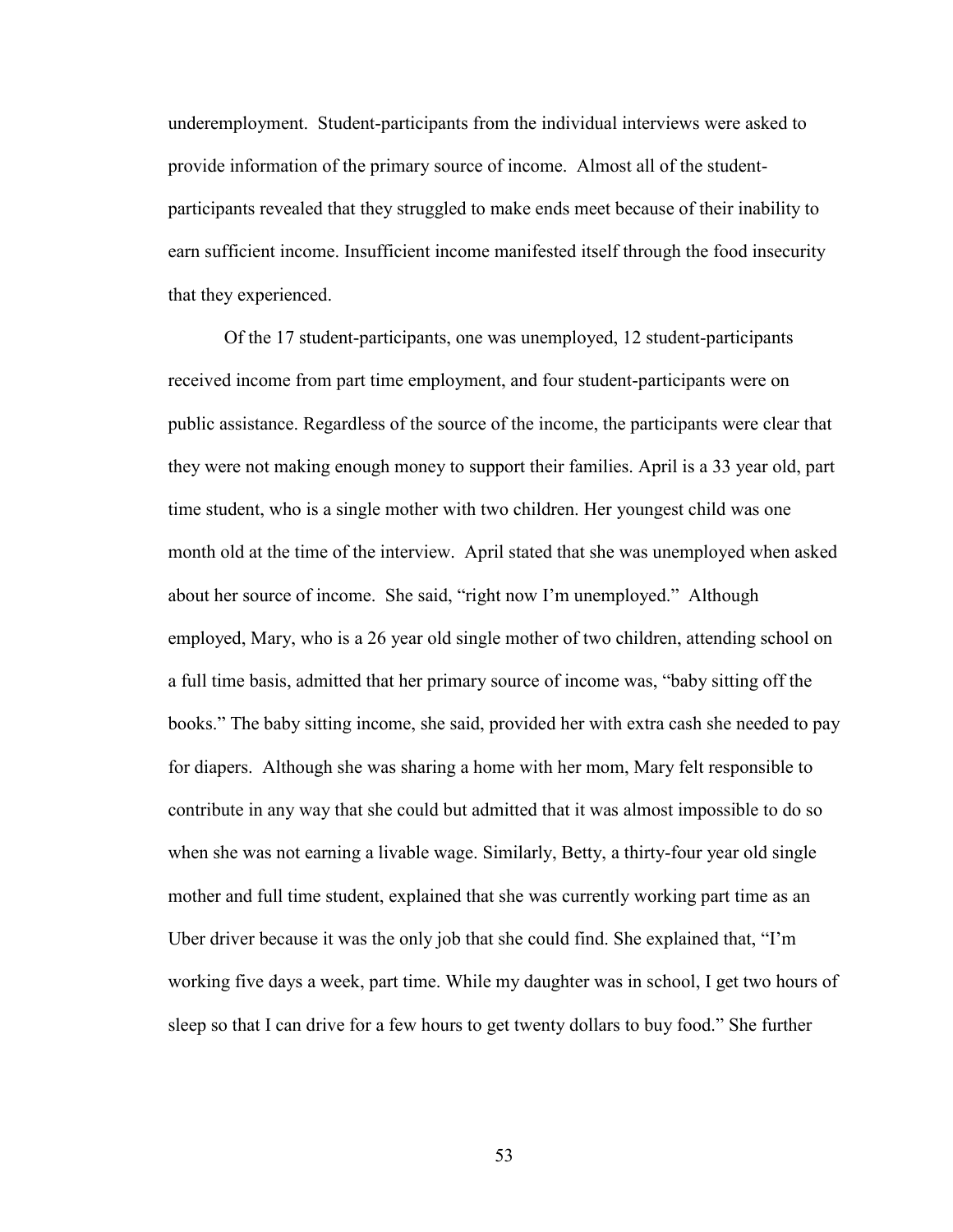underemployment. Student-participants from the individual interviews were asked to provide information of the primary source of income. Almost all of the student-participants revealed that they struggled to make ends meet because of their inability to earn sufficient income. Insufficient income manifested itself through the food insecurity that they experienced.

Of the 17 student-participants, one was unemployed, 12 student-participants received income from part time employment, and four student-participants were on public assistance. Regardless of the source of the income, the participants were clear that they were not making enough money to support their families. April is a 33 year old, part time student, who is a single mother with two children. Her youngest child was one month old at the time of the interview. April stated that she was unemployed when asked about her source of income. She said, "right now I'm unemployed." Although employed, Mary, who is a 26 year old single mother of two children, attending school on a full time basis, admitted that her primary source of income was, "baby sitting off the books." The baby sitting income, she said, provided her with extra cash she needed to pay for diapers. Although she was sharing a home with her mom, Mary felt responsible to contribute in any way that she could but admitted that it was almost impossible to do so when she was not earning a livable wage. Similarly, Betty, a thirty-four year old single mother and full time student, explained that she was currently working part time as an Uber driver because it was the only job that she could find. She explained that, "I'm working five days a week, part time. While my daughter was in school, I get two hours of sleep so that I can drive for a few hours to get twenty dollars to buy food." She further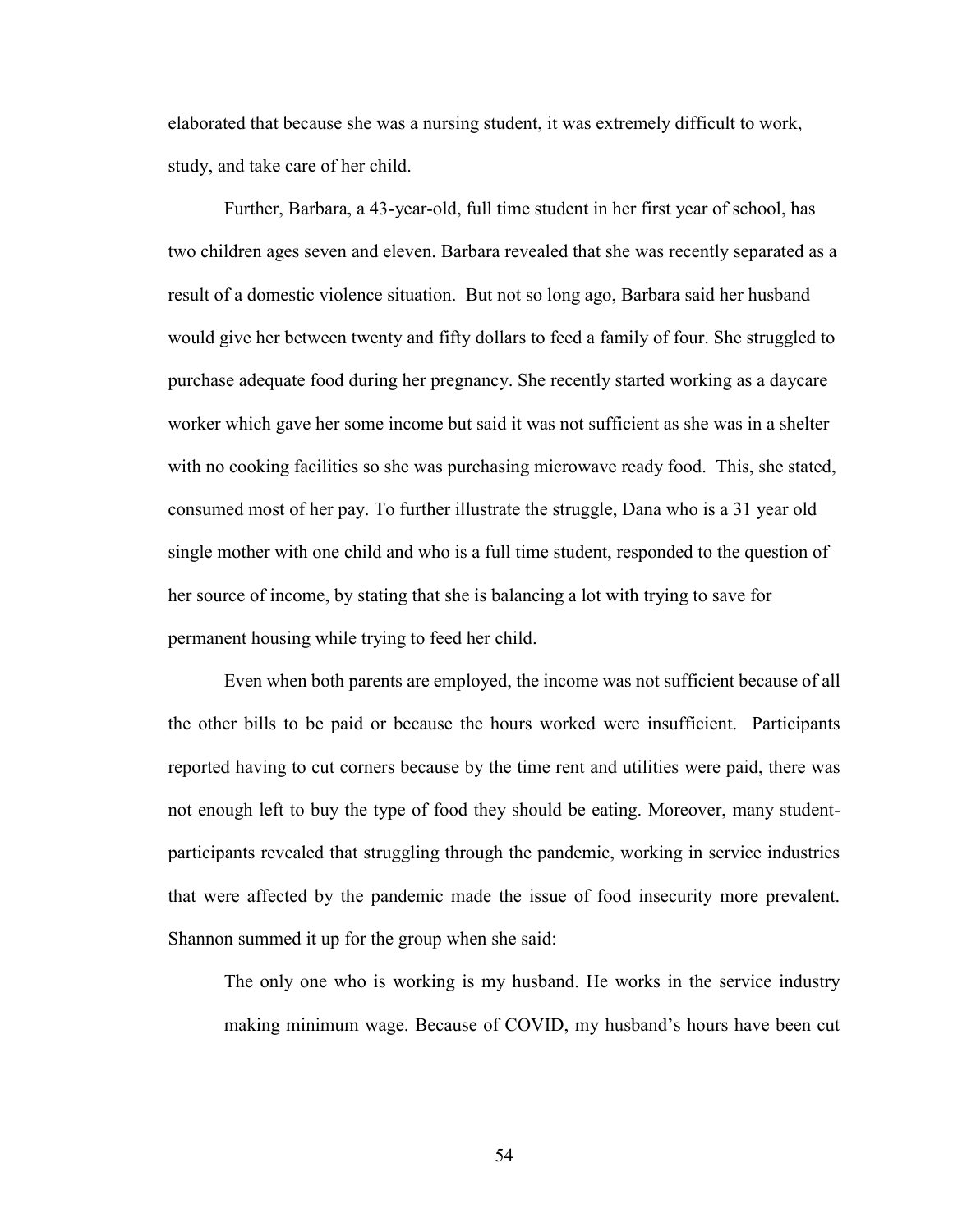elaborated that because she was a nursing student, it was extremely difficult to work, study, and take care of her child.

Further, Barbara, a 43-year-old, full time student in her first year of school, has two children ages seven and eleven. Barbara revealed that she was recently separated as a result of a domestic violence situation. But not so long ago, Barbara said her husband would give her between twenty and fifty dollars to feed a family of four. She struggled to purchase adequate food during her pregnancy. She recently started working as a daycare worker which gave her some income but said it was not sufficient as she was in a shelter with no cooking facilities so she was purchasing microwave ready food. This, she stated, consumed most of her pay. To further illustrate the struggle, Dana who is a 31 year old single mother with one child and who is a full time student, responded to the question of her source of income, by stating that she is balancing a lot with trying to save for permanent housing while trying to feed her child.

Even when both parents are employed, the income was not sufficient because of all the other bills to be paid or because the hours worked were insufficient. Participants reported having to cut corners because by the time rent and utilities were paid, there was not enough left to buy the type of food they should be eating. Moreover, many student-participants revealed that struggling through the pandemic, working in service industries that were affected by the pandemic made the issue of food insecurity more prevalent. Shannon summed it up for the group when she said:

> The only one who is working is my husband. He works in the service industry making minimum wage. Because of COVID, my husband's hours have been cut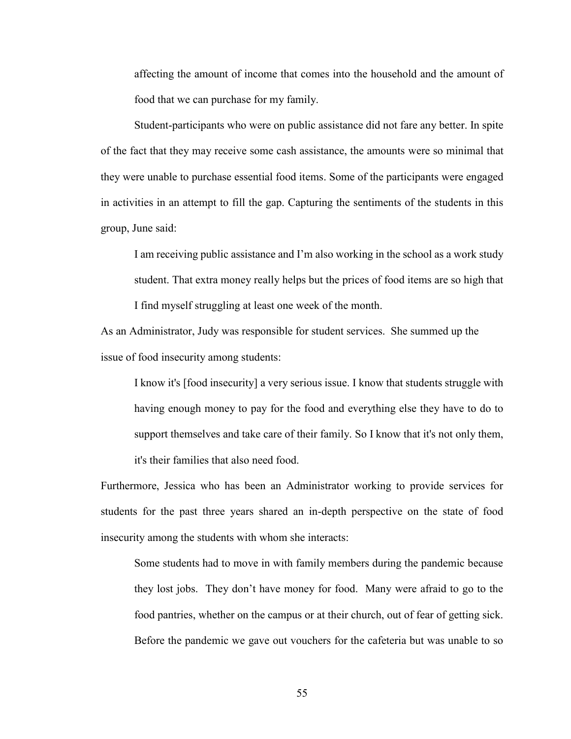affecting the amount of income that comes into the household and the amount of food that we can purchase for my family.

Student-participants who were on public assistance did not fare any better. In spite of the fact that they may receive some cash assistance, the amounts were so minimal that they were unable to purchase essential food items. Some of the participants were engaged in activities in an attempt to fill the gap. Capturing the sentiments of the students in this group, June said:

> I am receiving public assistance and I'm also working in the school as a work study student. That extra money really helps but the prices of food items are so high that I find myself struggling at least one week of the month.

As an Administrator, Judy was responsible for student services. She summed up the issue of food insecurity among students:

> I know it's [food insecurity] a very serious issue. I know that students struggle with having enough money to pay for the food and everything else they have to do to support themselves and take care of their family. So I know that it's not only them, it's their families that also need food.

Furthermore, Jessica who has been an Administrator working to provide services for students for the past three years shared an in-depth perspective on the state of food insecurity among the students with whom she interacts:

> Some students had to move in with family members during the pandemic because they lost jobs. They don't have money for food. Many were afraid to go to the food pantries, whether on the campus or at their church, out of fear of getting sick. Before the pandemic we gave out vouchers for the cafeteria but was unable to so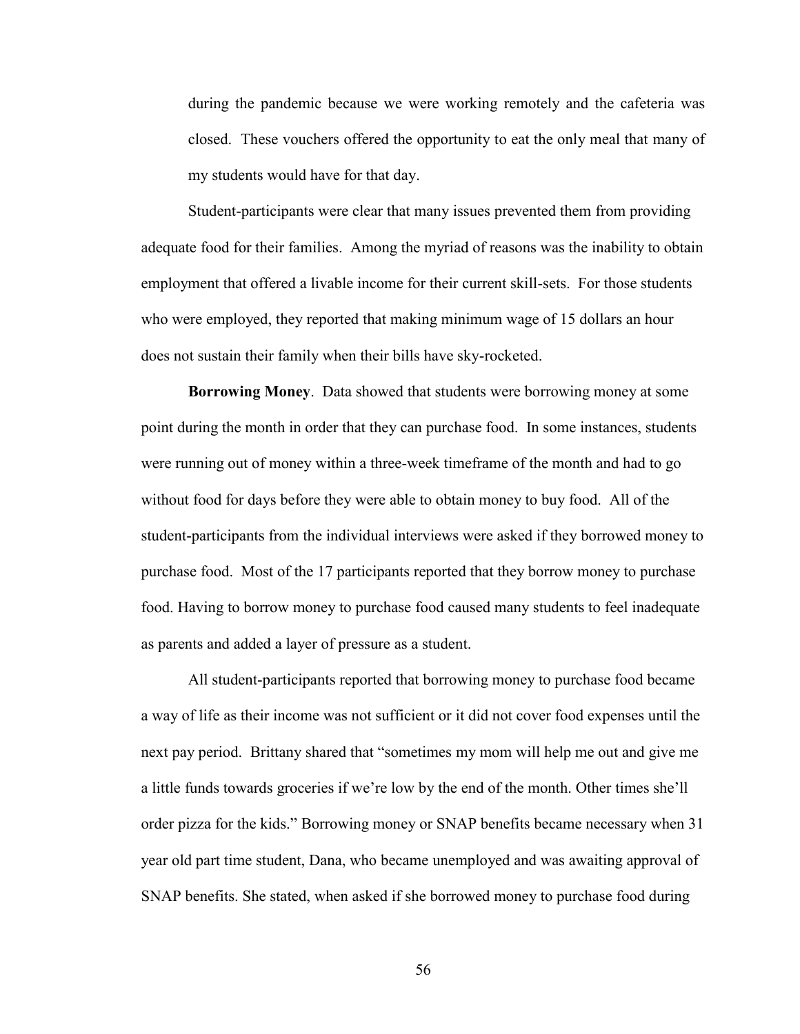during the pandemic because we were working remotely and the cafeteria was closed. These vouchers offered the opportunity to eat the only meal that many of my students would have for that day.

Student-participants were clear that many issues prevented them from providing adequate food for their families. Among the myriad of reasons was the inability to obtain employment that offered a livable income for their current skill-sets. For those students who were employed, they reported that making minimum wage of 15 dollars an hour does not sustain their family when their bills have sky-rocketed.

**Borrowing Money**. Data showed that students were borrowing money at some point during the month in order that they can purchase food. In some instances, students were running out of money within a three-week timeframe of the month and had to go without food for days before they were able to obtain money to buy food. All of the student-participants from the individual interviews were asked if they borrowed money to purchase food. Most of the 17 participants reported that they borrow money to purchase food. Having to borrow money to purchase food caused many students to feel inadequate as parents and added a layer of pressure as a student.

All student-participants reported that borrowing money to purchase food became a way of life as their income was not sufficient or it did not cover food expenses until the next pay period. Brittany shared that "sometimes my mom will help me out and give me a little funds towards groceries if we're low by the end of the month. Other times she'll order pizza for the kids." Borrowing money or SNAP benefits became necessary when 31 year old part time student, Dana, who became unemployed and was awaiting approval of SNAP benefits. She stated, when asked if she borrowed money to purchase food during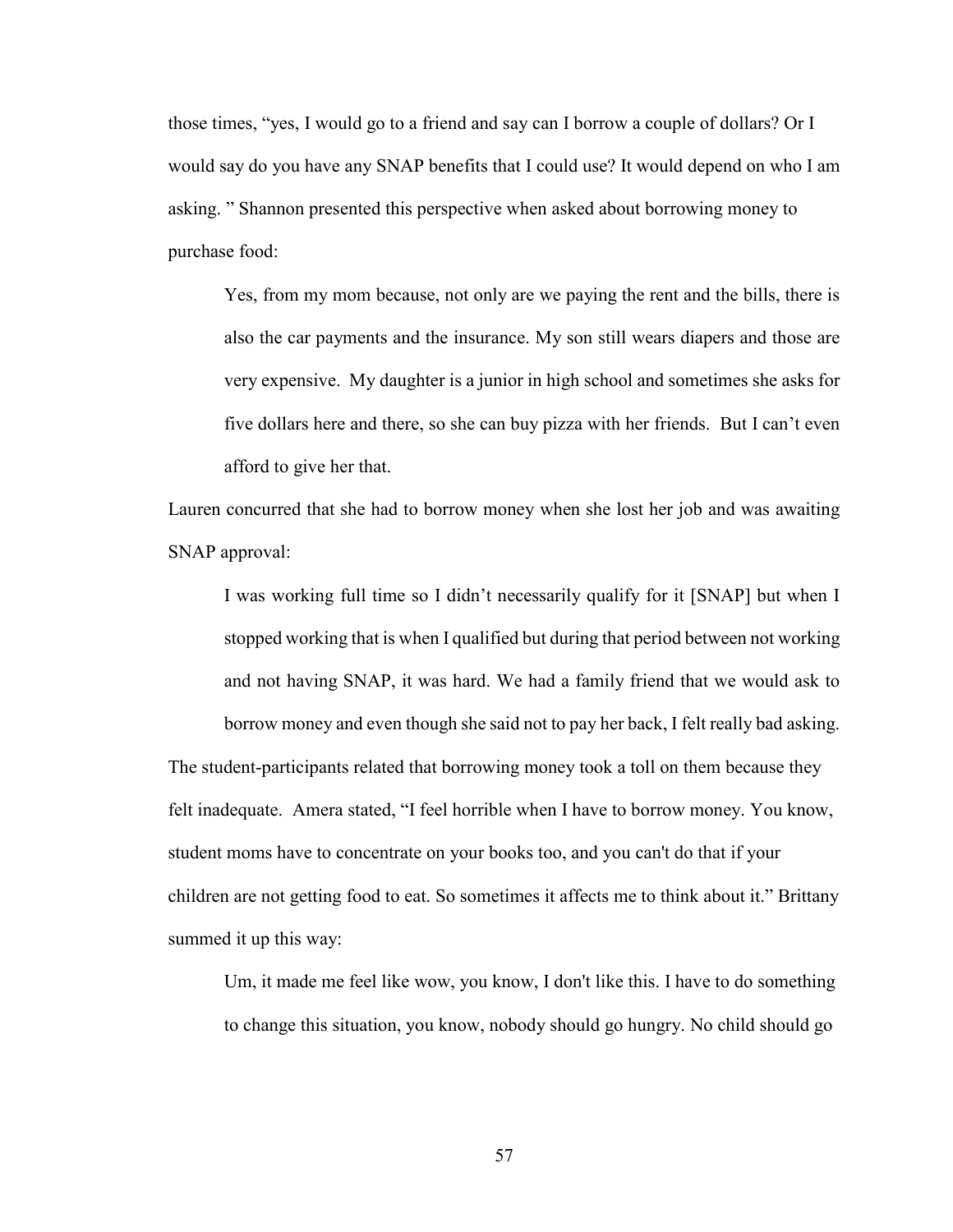those times, "yes, I would go to a friend and say can I borrow a couple of dollars? Or I would say do you have any SNAP benefits that I could use? It would depend on who I am asking. " Shannon presented this perspective when asked about borrowing money to purchase food:

> Yes, from my mom because, not only are we paying the rent and the bills, there is also the car payments and the insurance. My son still wears diapers and those are very expensive. My daughter is a junior in high school and sometimes she asks for five dollars here and there, so she can buy pizza with her friends. But I can't even afford to give her that.

Lauren concurred that she had to borrow money when she lost her job and was awaiting SNAP approval:

> I was working full time so I didn't necessarily qualify for it [SNAP] but when I stopped working that is when I qualified but during that period between not working and not having SNAP, it was hard. We had a family friend that we would ask to borrow money and even though she said not to pay her back, I felt really bad asking.

The student-participants related that borrowing money took a toll on them because they felt inadequate. Amera stated, "I feel horrible when I have to borrow money. You know, student moms have to concentrate on your books too, and you can't do that if your children are not getting food to eat. So sometimes it affects me to think about it." Brittany summed it up this way:

> Um, it made me feel like wow, you know, I don't like this. I have to do something to change this situation, you know, nobody should go hungry. No child should go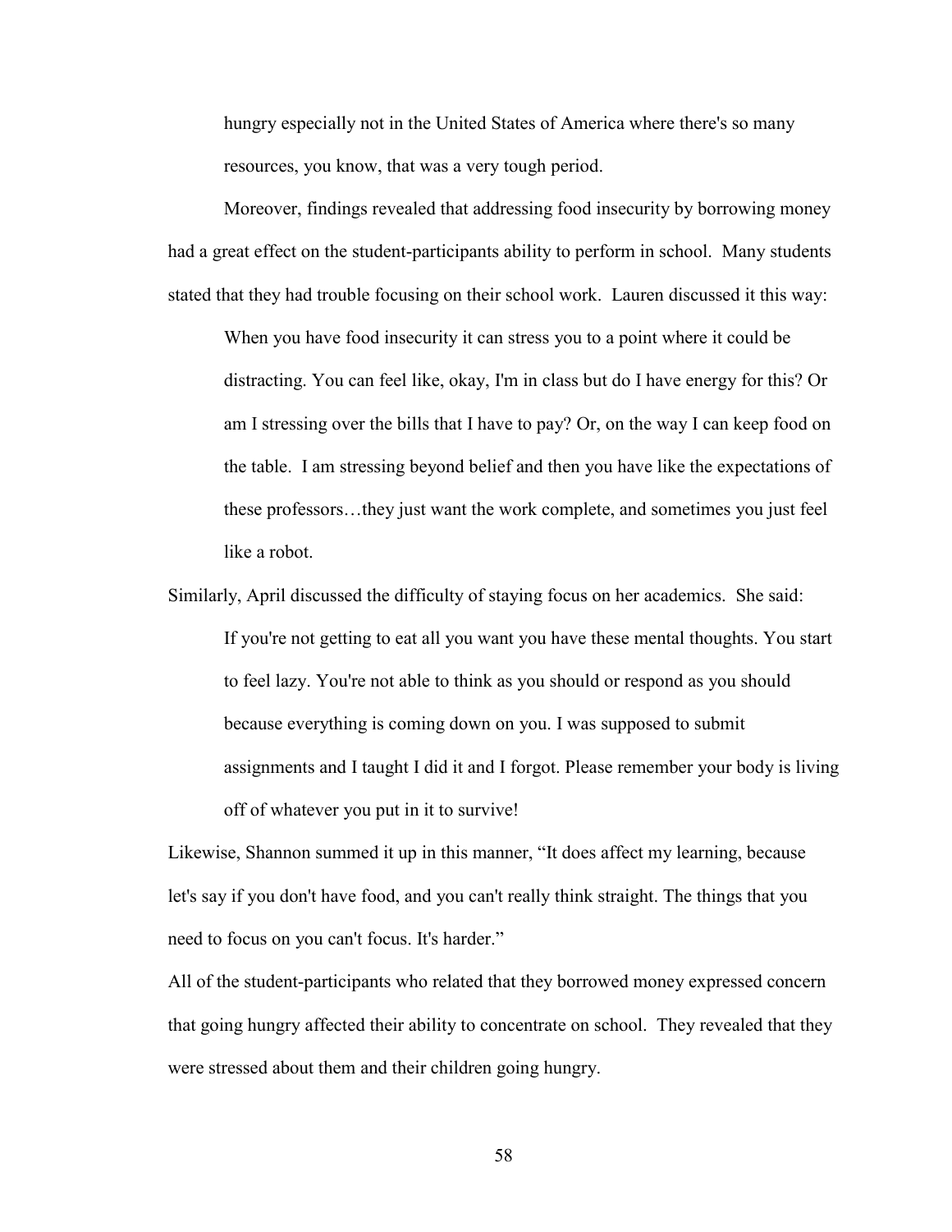> hungry especially not in the United States of America where there's so many resources, you know, that was a very tough period.

Moreover, findings revealed that addressing food insecurity by borrowing money had a great effect on the student-participants ability to perform in school. Many students stated that they had trouble focusing on their school work. Lauren discussed it this way:

> When you have food insecurity it can stress you to a point where it could be distracting. You can feel like, okay, I'm in class but do I have energy for this? Or am I stressing over the bills that I have to pay? Or, on the way I can keep food on the table. I am stressing beyond belief and then you have like the expectations of these professors…they just want the work complete, and sometimes you just feel like a robot.

Similarly, April discussed the difficulty of staying focus on her academics. She said:

> If you're not getting to eat all you want you have these mental thoughts. You start to feel lazy. You're not able to think as you should or respond as you should because everything is coming down on you. I was supposed to submit assignments and I taught I did it and I forgot. Please remember your body is living off of whatever you put in it to survive!

Likewise, Shannon summed it up in this manner, "It does affect my learning, because let's say if you don't have food, and you can't really think straight. The things that you need to focus on you can't focus. It's harder."

All of the student-participants who related that they borrowed money expressed concern that going hungry affected their ability to concentrate on school. They revealed that they were stressed about them and their children going hungry.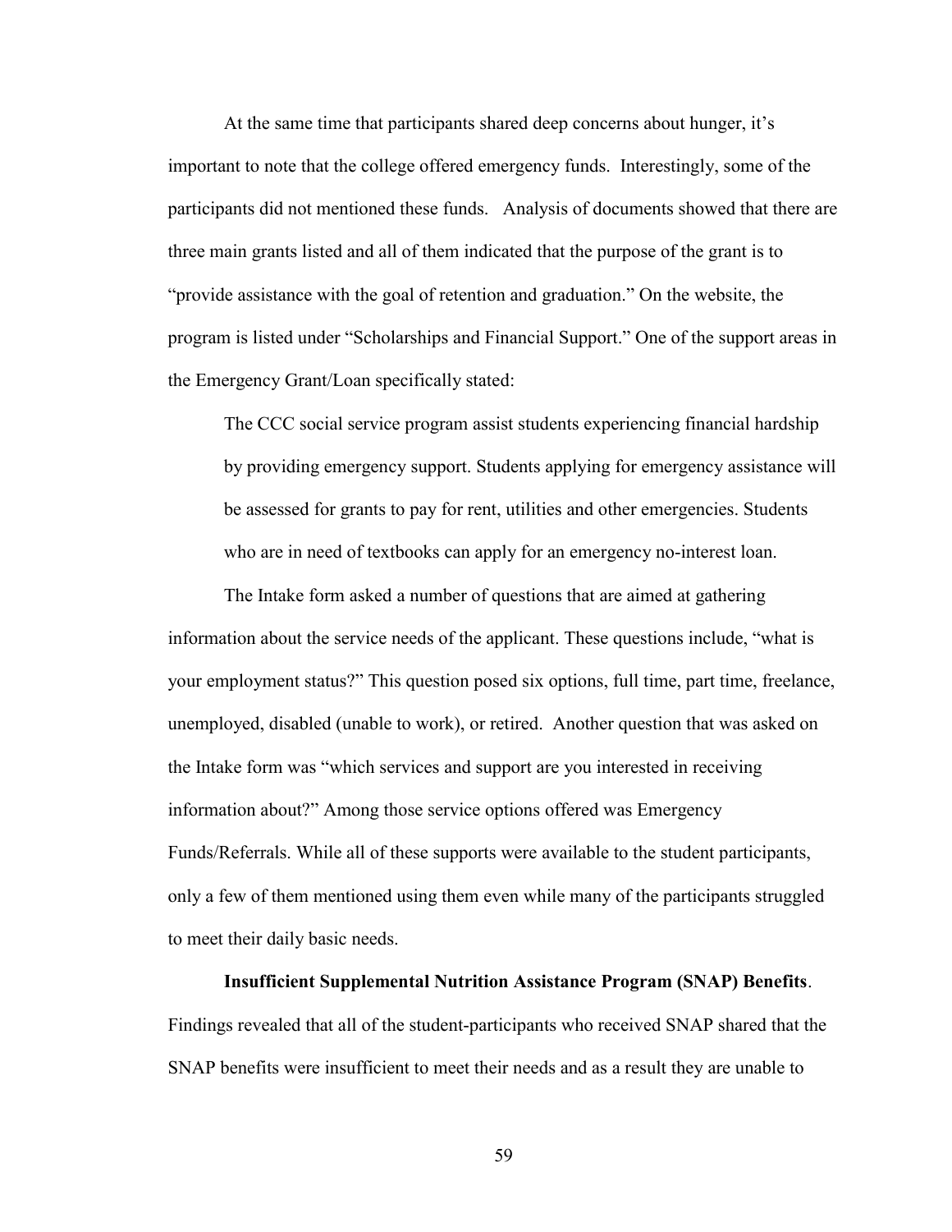At the same time that participants shared deep concerns about hunger, it's important to note that the college offered emergency funds. Interestingly, some of the participants did not mentioned these funds. Analysis of documents showed that there are three main grants listed and all of them indicated that the purpose of the grant is to "provide assistance with the goal of retention and graduation." On the website, the program is listed under "Scholarships and Financial Support." One of the support areas in the Emergency Grant/Loan specifically stated:

> The CCC social service program assist students experiencing financial hardship by providing emergency support. Students applying for emergency assistance will be assessed for grants to pay for rent, utilities and other emergencies. Students who are in need of textbooks can apply for an emergency no-interest loan.

The Intake form asked a number of questions that are aimed at gathering information about the service needs of the applicant. These questions include, "what is your employment status?" This question posed six options, full time, part time, freelance, unemployed, disabled (unable to work), or retired. Another question that was asked on the Intake form was "which services and support are you interested in receiving information about?" Among those service options offered was Emergency Funds/Referrals. While all of these supports were available to the student participants, only a few of them mentioned using them even while many of the participants struggled to meet their daily basic needs.

**Insufficient Supplemental Nutrition Assistance Program (SNAP) Benefits**. Findings revealed that all of the student-participants who received SNAP shared that the SNAP benefits were insufficient to meet their needs and as a result they are unable to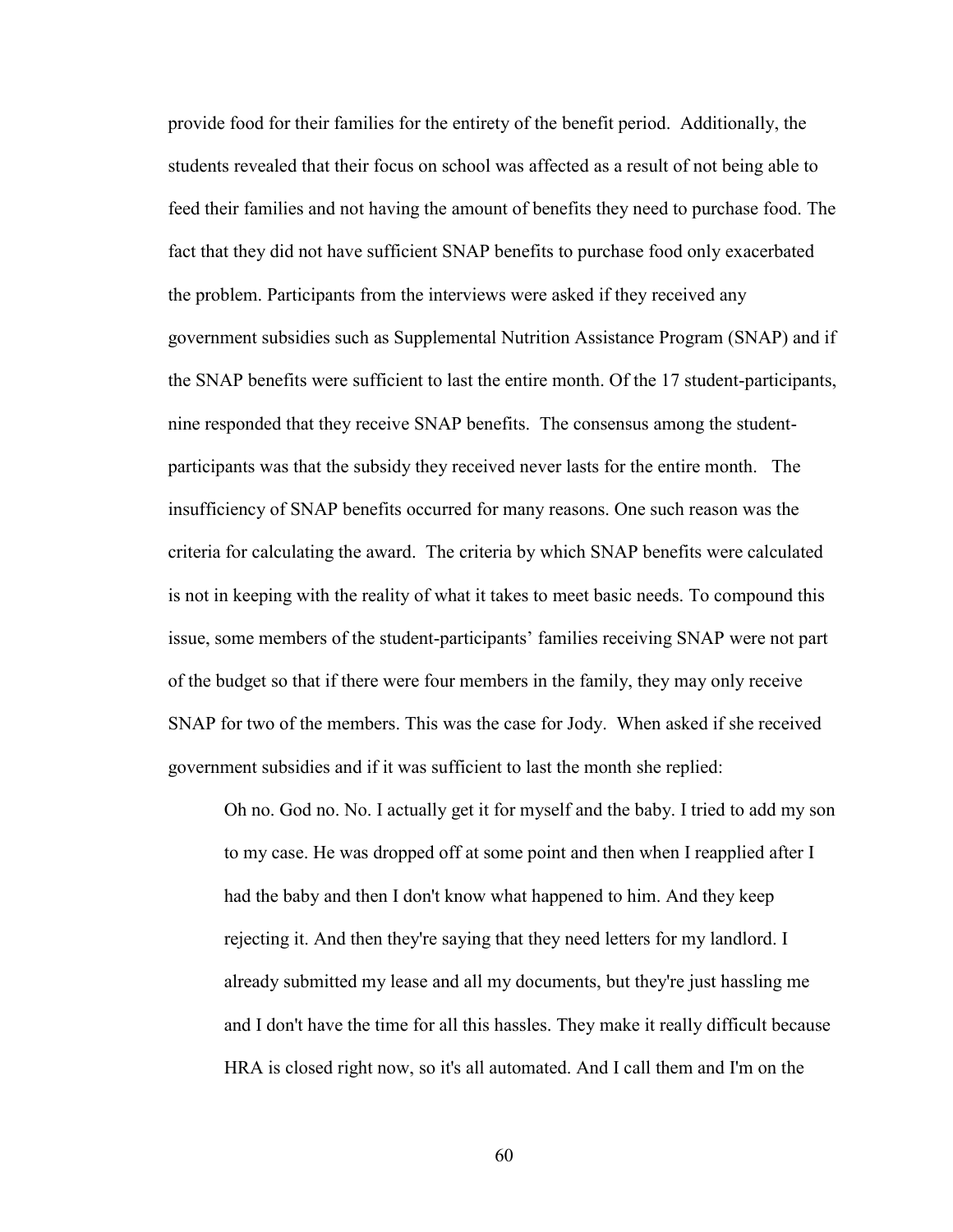provide food for their families for the entirety of the benefit period. Additionally, the students revealed that their focus on school was affected as a result of not being able to feed their families and not having the amount of benefits they need to purchase food. The fact that they did not have sufficient SNAP benefits to purchase food only exacerbated the problem. Participants from the interviews were asked if they received any government subsidies such as Supplemental Nutrition Assistance Program (SNAP) and if the SNAP benefits were sufficient to last the entire month. Of the 17 student-participants, nine responded that they receive SNAP benefits. The consensus among the student-participants was that the subsidy they received never lasts for the entire month. The insufficiency of SNAP benefits occurred for many reasons. One such reason was the criteria for calculating the award. The criteria by which SNAP benefits were calculated is not in keeping with the reality of what it takes to meet basic needs. To compound this issue, some members of the student-participants' families receiving SNAP were not part of the budget so that if there were four members in the family, they may only receive SNAP for two of the members. This was the case for Jody. When asked if she received government subsidies and if it was sufficient to last the month she replied:

> Oh no. God no. No. I actually get it for myself and the baby. I tried to add my son to my case. He was dropped off at some point and then when I reapplied after I had the baby and then I don't know what happened to him. And they keep rejecting it. And then they're saying that they need letters for my landlord. I already submitted my lease and all my documents, but they're just hassling me and I don't have the time for all this hassles. They make it really difficult because HRA is closed right now, so it's all automated. And I call them and I'm on the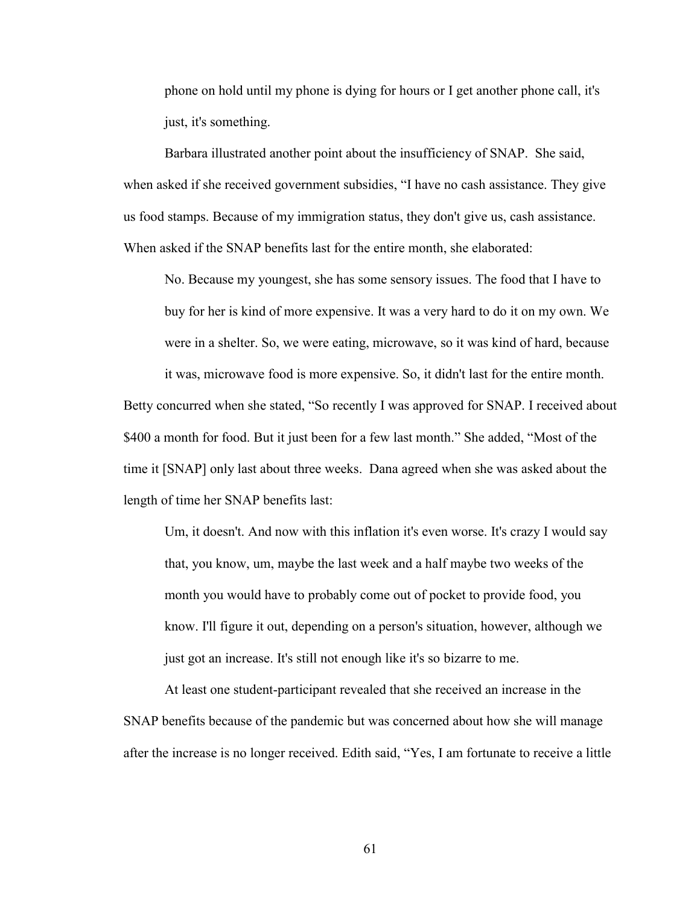> phone on hold until my phone is dying for hours or I get another phone call, it's just, it's something.

Barbara illustrated another point about the insufficiency of SNAP. She said, when asked if she received government subsidies, "I have no cash assistance. They give us food stamps. Because of my immigration status, they don't give us, cash assistance. When asked if the SNAP benefits last for the entire month, she elaborated:

> No. Because my youngest, she has some sensory issues. The food that I have to buy for her is kind of more expensive. It was a very hard to do it on my own. We were in a shelter. So, we were eating, microwave, so it was kind of hard, because it was, microwave food is more expensive. So, it didn't last for the entire month.

Betty concurred when she stated, "So recently I was approved for SNAP. I received about $400 a month for food. But it just been for a few last month." She added, "Most of the time it [SNAP] only last about three weeks. Dana agreed when she was asked about the length of time her SNAP benefits last:

> Um, it doesn't. And now with this inflation it's even worse. It's crazy I would say that, you know, um, maybe the last week and a half maybe two weeks of the month you would have to probably come out of pocket to provide food, you know. I'll figure it out, depending on a person's situation, however, although we just got an increase. It's still not enough like it's so bizarre to me.

At least one student-participant revealed that she received an increase in the SNAP benefits because of the pandemic but was concerned about how she will manage after the increase is no longer received. Edith said, "Yes, I am fortunate to receive a little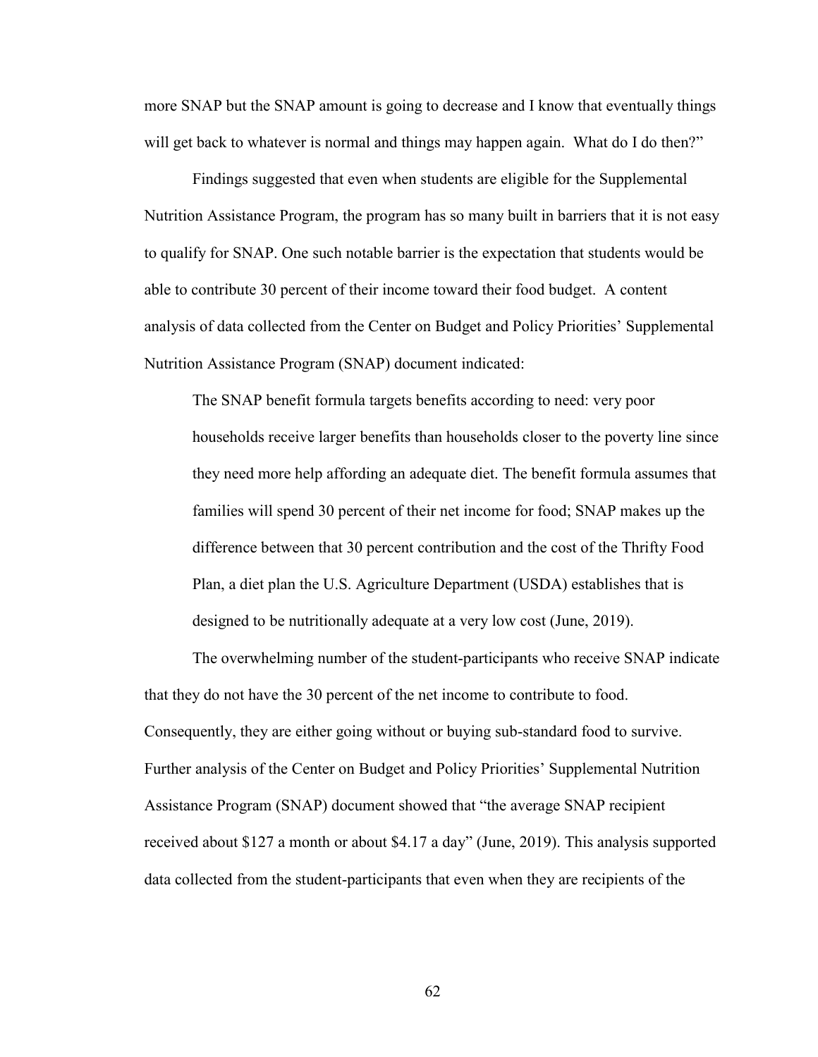more SNAP but the SNAP amount is going to decrease and I know that eventually things will get back to whatever is normal and things may happen again. What do I do then?"

Findings suggested that even when students are eligible for the Supplemental Nutrition Assistance Program, the program has so many built in barriers that it is not easy to qualify for SNAP. One such notable barrier is the expectation that students would be able to contribute 30 percent of their income toward their food budget. A content analysis of data collected from the Center on Budget and Policy Priorities' Supplemental Nutrition Assistance Program (SNAP) document indicated:

> The SNAP benefit formula targets benefits according to need: very poor households receive larger benefits than households closer to the poverty line since they need more help affording an adequate diet. The benefit formula assumes that families will spend 30 percent of their net income for food; SNAP makes up the difference between that 30 percent contribution and the cost of the Thrifty Food Plan, a diet plan the U.S. Agriculture Department (USDA) establishes that is designed to be nutritionally adequate at a very low cost (June, 2019).

The overwhelming number of the student-participants who receive SNAP indicate that they do not have the 30 percent of the net income to contribute to food. Consequently, they are either going without or buying sub-standard food to survive. Further analysis of the Center on Budget and Policy Priorities' Supplemental Nutrition Assistance Program (SNAP) document showed that "the average SNAP recipient received about $127 a month or about $4.17 a day" (June, 2019). This analysis supported data collected from the student-participants that even when they are recipients of the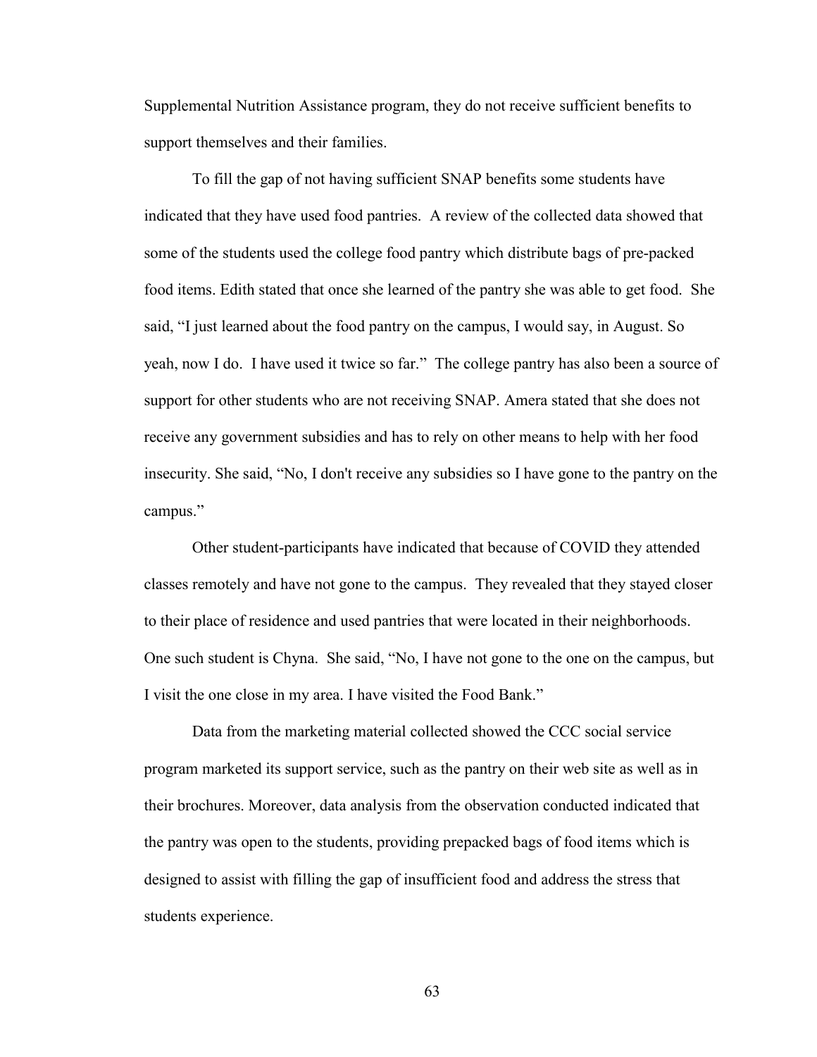Supplemental Nutrition Assistance program, they do not receive sufficient benefits to support themselves and their families.

To fill the gap of not having sufficient SNAP benefits some students have indicated that they have used food pantries. A review of the collected data showed that some of the students used the college food pantry which distribute bags of pre-packed food items. Edith stated that once she learned of the pantry she was able to get food. She said, "I just learned about the food pantry on the campus, I would say, in August. So yeah, now I do. I have used it twice so far." The college pantry has also been a source of support for other students who are not receiving SNAP. Amera stated that she does not receive any government subsidies and has to rely on other means to help with her food insecurity. She said, "No, I don't receive any subsidies so I have gone to the pantry on the campus."

Other student-participants have indicated that because of COVID they attended classes remotely and have not gone to the campus. They revealed that they stayed closer to their place of residence and used pantries that were located in their neighborhoods. One such student is Chyna. She said, "No, I have not gone to the one on the campus, but I visit the one close in my area. I have visited the Food Bank."

Data from the marketing material collected showed the CCC social service program marketed its support service, such as the pantry on their web site as well as in their brochures. Moreover, data analysis from the observation conducted indicated that the pantry was open to the students, providing prepacked bags of food items which is designed to assist with filling the gap of insufficient food and address the stress that students experience.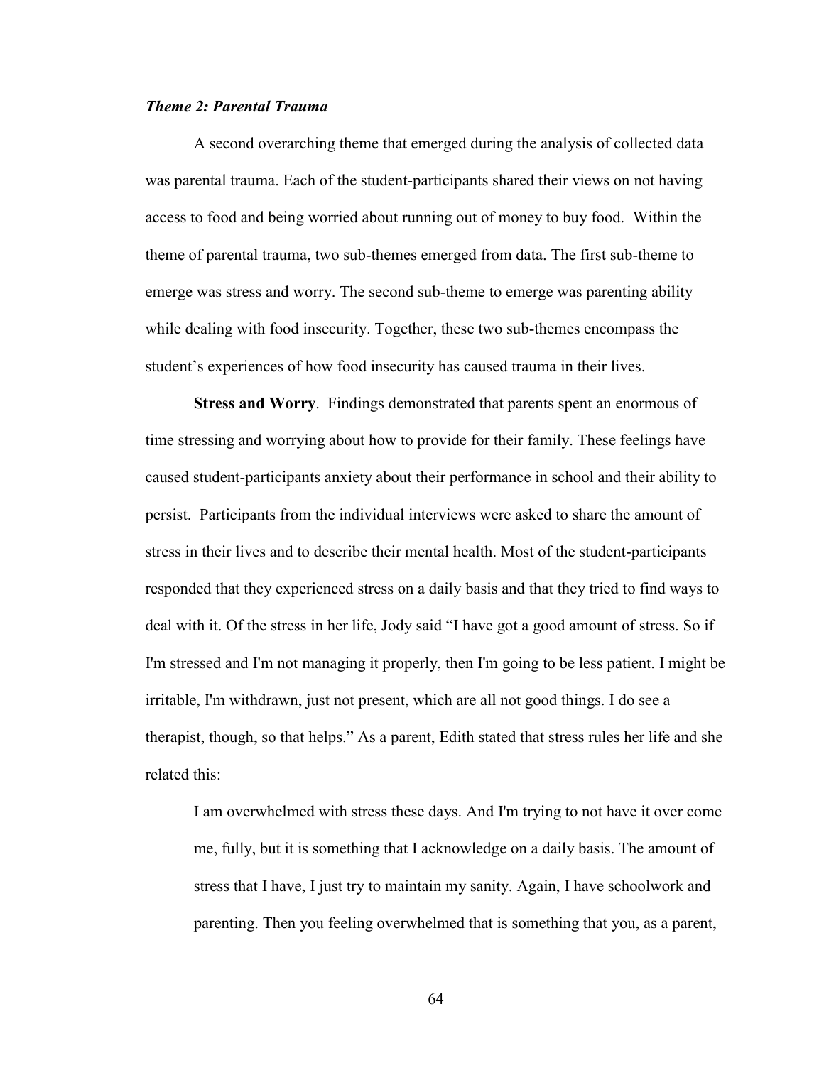### *Theme 2: Parental Trauma*

A second overarching theme that emerged during the analysis of collected data was parental trauma. Each of the student-participants shared their views on not having access to food and being worried about running out of money to buy food. Within the theme of parental trauma, two sub-themes emerged from data. The first sub-theme to emerge was stress and worry. The second sub-theme to emerge was parenting ability while dealing with food insecurity. Together, these two sub-themes encompass the student's experiences of how food insecurity has caused trauma in their lives.

**Stress and Worry**. Findings demonstrated that parents spent an enormous of time stressing and worrying about how to provide for their family. These feelings have caused student-participants anxiety about their performance in school and their ability to persist. Participants from the individual interviews were asked to share the amount of stress in their lives and to describe their mental health. Most of the student-participants responded that they experienced stress on a daily basis and that they tried to find ways to deal with it. Of the stress in her life, Jody said "I have got a good amount of stress. So if I'm stressed and I'm not managing it properly, then I'm going to be less patient. I might be irritable, I'm withdrawn, just not present, which are all not good things. I do see a therapist, though, so that helps." As a parent, Edith stated that stress rules her life and she related this:

> I am overwhelmed with stress these days. And I'm trying to not have it over come me, fully, but it is something that I acknowledge on a daily basis. The amount of stress that I have, I just try to maintain my sanity. Again, I have schoolwork and parenting. Then you feeling overwhelmed that is something that you, as a parent,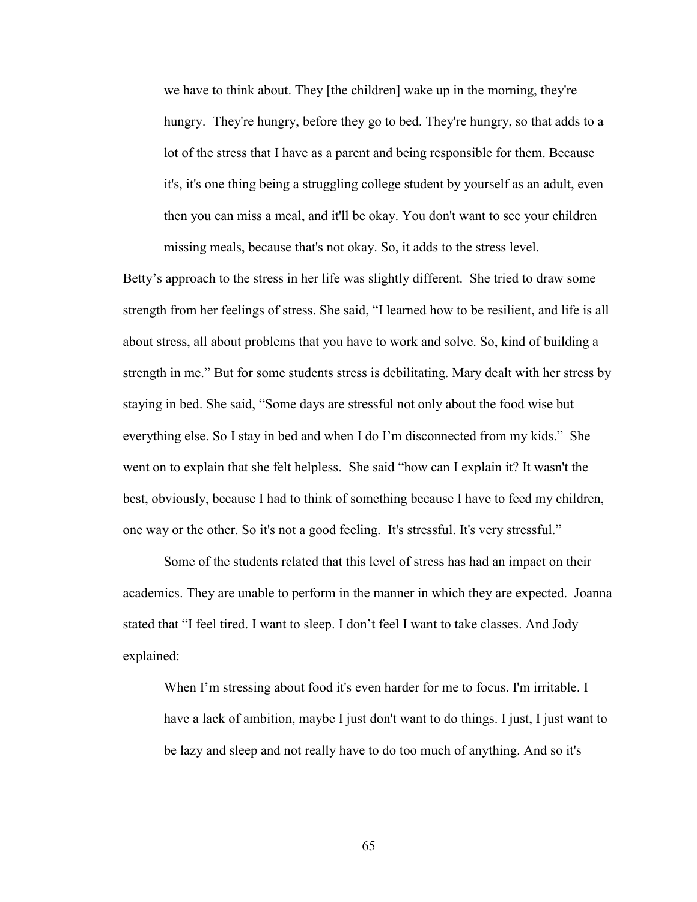> we have to think about. They [the children] wake up in the morning, they're hungry. They're hungry, before they go to bed. They're hungry, so that adds to a lot of the stress that I have as a parent and being responsible for them. Because it's, it's one thing being a struggling college student by yourself as an adult, even then you can miss a meal, and it'll be okay. You don't want to see your children missing meals, because that's not okay. So, it adds to the stress level.

Betty's approach to the stress in her life was slightly different. She tried to draw some strength from her feelings of stress. She said, "I learned how to be resilient, and life is all about stress, all about problems that you have to work and solve. So, kind of building a strength in me." But for some students stress is debilitating. Mary dealt with her stress by staying in bed. She said, "Some days are stressful not only about the food wise but everything else. So I stay in bed and when I do I'm disconnected from my kids." She went on to explain that she felt helpless. She said "how can I explain it? It wasn't the best, obviously, because I had to think of something because I have to feed my children, one way or the other. So it's not a good feeling. It's stressful. It's very stressful."

Some of the students related that this level of stress has had an impact on their academics. They are unable to perform in the manner in which they are expected. Joanna stated that "I feel tired. I want to sleep. I don't feel I want to take classes. And Jody explained:

> When I'm stressing about food it's even harder for me to focus. I'm irritable. I have a lack of ambition, maybe I just don't want to do things. I just, I just want to be lazy and sleep and not really have to do too much of anything. And so it's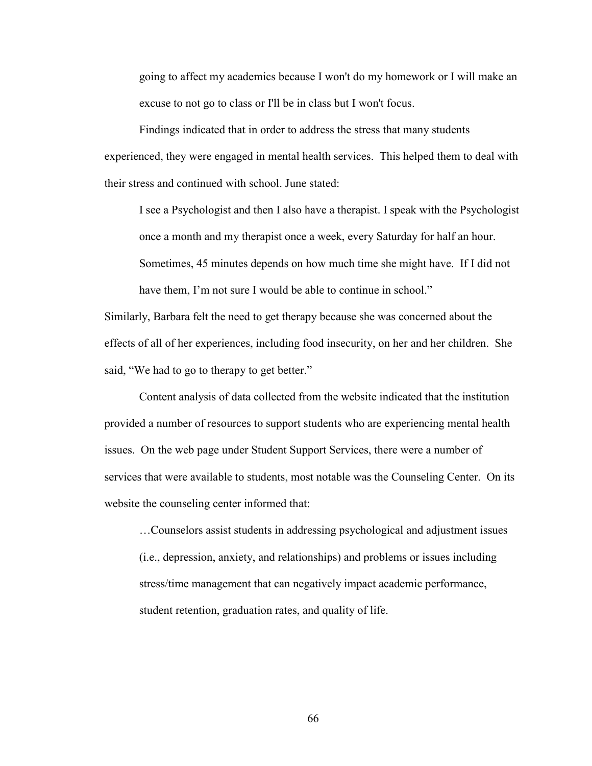going to affect my academics because I won't do my homework or I will make an excuse to not go to class or I'll be in class but I won't focus.

Findings indicated that in order to address the stress that many students experienced, they were engaged in mental health services. This helped them to deal with their stress and continued with school. June stated:

> I see a Psychologist and then I also have a therapist. I speak with the Psychologist once a month and my therapist once a week, every Saturday for half an hour. Sometimes, 45 minutes depends on how much time she might have. If I did not have them, I'm not sure I would be able to continue in school."

Similarly, Barbara felt the need to get therapy because she was concerned about the effects of all of her experiences, including food insecurity, on her and her children. She said, "We had to go to therapy to get better."

Content analysis of data collected from the website indicated that the institution provided a number of resources to support students who are experiencing mental health issues. On the web page under Student Support Services, there were a number of services that were available to students, most notable was the Counseling Center. On its website the counseling center informed that:

> …Counselors assist students in addressing psychological and adjustment issues (i.e., depression, anxiety, and relationships) and problems or issues including stress/time management that can negatively impact academic performance, student retention, graduation rates, and quality of life.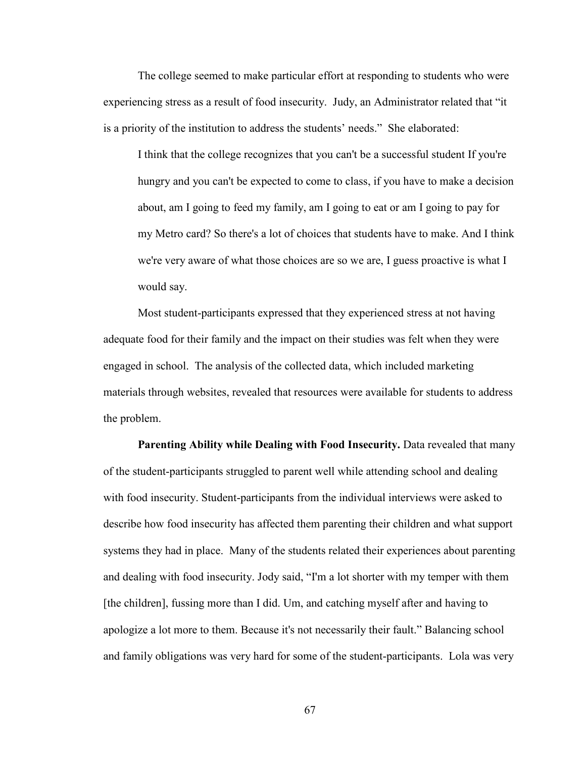The college seemed to make particular effort at responding to students who were experiencing stress as a result of food insecurity. Judy, an Administrator related that “it is a priority of the institution to address the students’ needs.” She elaborated:

> I think that the college recognizes that you can't be a successful student If you're hungry and you can't be expected to come to class, if you have to make a decision about, am I going to feed my family, am I going to eat or am I going to pay for my Metro card? So there's a lot of choices that students have to make. And I think we're very aware of what those choices are so we are, I guess proactive is what I would say.

Most student-participants expressed that they experienced stress at not having adequate food for their family and the impact on their studies was felt when they were engaged in school. The analysis of the collected data, which included marketing materials through websites, revealed that resources were available for students to address the problem.

**Parenting Ability while Dealing with Food Insecurity.** Data revealed that many of the student-participants struggled to parent well while attending school and dealing with food insecurity. Student-participants from the individual interviews were asked to describe how food insecurity has affected them parenting their children and what support systems they had in place. Many of the students related their experiences about parenting and dealing with food insecurity. Jody said, “I'm a lot shorter with my temper with them [the children], fussing more than I did. Um, and catching myself after and having to apologize a lot more to them. Because it's not necessarily their fault.” Balancing school and family obligations was very hard for some of the student-participants. Lola was very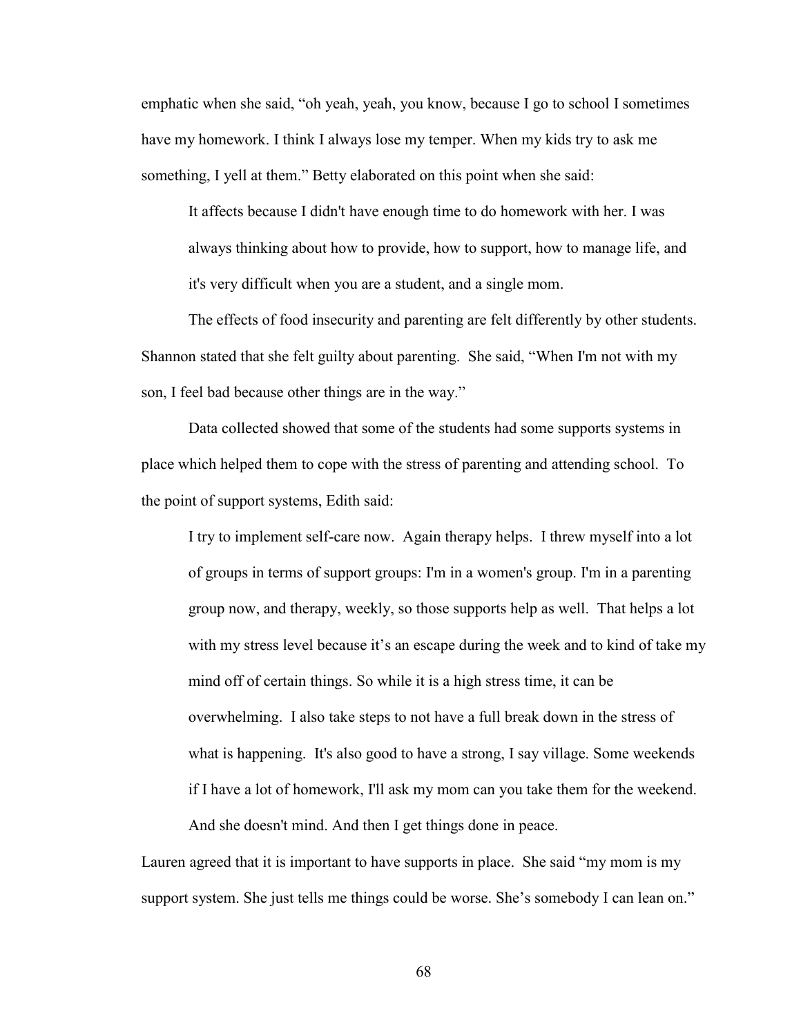emphatic when she said, “oh yeah, yeah, you know, because I go to school I sometimes have my homework. I think I always lose my temper. When my kids try to ask me something, I yell at them.” Betty elaborated on this point when she said:

> It affects because I didn't have enough time to do homework with her. I was always thinking about how to provide, how to support, how to manage life, and it's very difficult when you are a student, and a single mom.

The effects of food insecurity and parenting are felt differently by other students. Shannon stated that she felt guilty about parenting. She said, “When I'm not with my son, I feel bad because other things are in the way.”

Data collected showed that some of the students had some supports systems in place which helped them to cope with the stress of parenting and attending school. To the point of support systems, Edith said:

> I try to implement self-care now. Again therapy helps. I threw myself into a lot of groups in terms of support groups: I'm in a women's group. I'm in a parenting group now, and therapy, weekly, so those supports help as well. That helps a lot with my stress level because it’s an escape during the week and to kind of take my mind off of certain things. So while it is a high stress time, it can be overwhelming. I also take steps to not have a full break down in the stress of what is happening. It's also good to have a strong, I say village. Some weekends if I have a lot of homework, I'll ask my mom can you take them for the weekend. And she doesn't mind. And then I get things done in peace.

Lauren agreed that it is important to have supports in place. She said “my mom is my support system. She just tells me things could be worse. She’s somebody I can lean on.”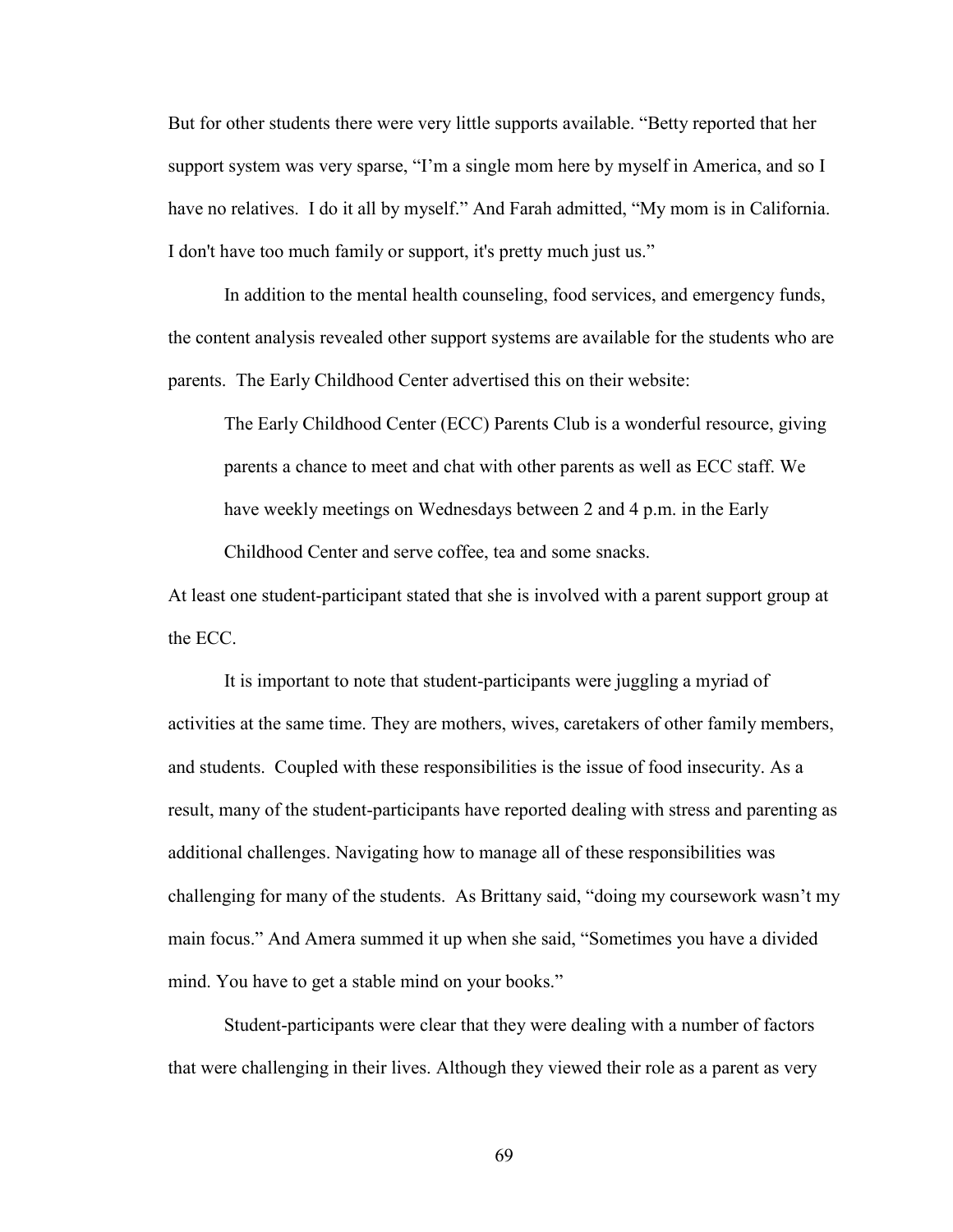But for other students there were very little supports available. "Betty reported that her support system was very sparse, "I'm a single mom here by myself in America, and so I have no relatives. I do it all by myself." And Farah admitted, "My mom is in California. I don't have too much family or support, it's pretty much just us."

In addition to the mental health counseling, food services, and emergency funds, the content analysis revealed other support systems are available for the students who are parents. The Early Childhood Center advertised this on their website:

> The Early Childhood Center (ECC) Parents Club is a wonderful resource, giving parents a chance to meet and chat with other parents as well as ECC staff. We have weekly meetings on Wednesdays between 2 and 4 p.m. in the Early Childhood Center and serve coffee, tea and some snacks.

At least one student-participant stated that she is involved with a parent support group at the ECC.

It is important to note that student-participants were juggling a myriad of activities at the same time. They are mothers, wives, caretakers of other family members, and students. Coupled with these responsibilities is the issue of food insecurity. As a result, many of the student-participants have reported dealing with stress and parenting as additional challenges. Navigating how to manage all of these responsibilities was challenging for many of the students. As Brittany said, "doing my coursework wasn't my main focus." And Amera summed it up when she said, "Sometimes you have a divided mind. You have to get a stable mind on your books."

Student-participants were clear that they were dealing with a number of factors that were challenging in their lives. Although they viewed their role as a parent as very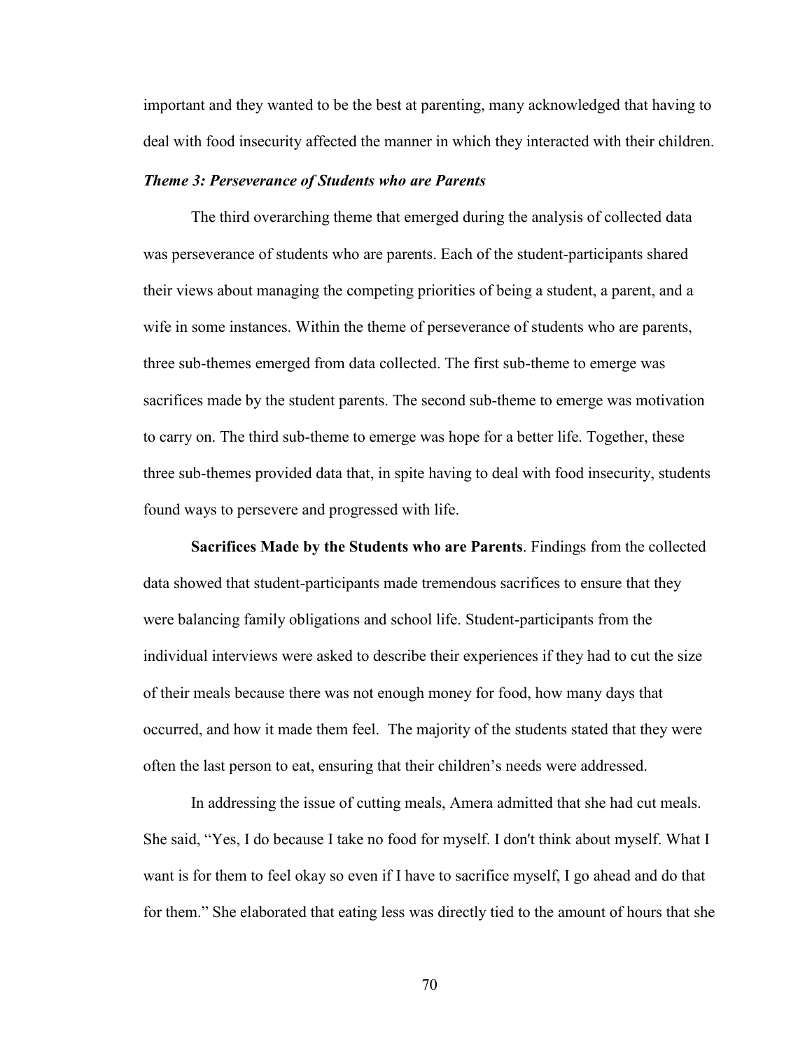important and they wanted to be the best at parenting, many acknowledged that having to deal with food insecurity affected the manner in which they interacted with their children.

### *Theme 3: Perseverance of Students who are Parents*

The third overarching theme that emerged during the analysis of collected data was perseverance of students who are parents. Each of the student-participants shared their views about managing the competing priorities of being a student, a parent, and a wife in some instances. Within the theme of perseverance of students who are parents, three sub-themes emerged from data collected. The first sub-theme to emerge was sacrifices made by the student parents. The second sub-theme to emerge was motivation to carry on. The third sub-theme to emerge was hope for a better life. Together, these three sub-themes provided data that, in spite having to deal with food insecurity, students found ways to persevere and progressed with life.

**Sacrifices Made by the Students who are Parents**. Findings from the collected data showed that student-participants made tremendous sacrifices to ensure that they were balancing family obligations and school life. Student-participants from the individual interviews were asked to describe their experiences if they had to cut the size of their meals because there was not enough money for food, how many days that occurred, and how it made them feel. The majority of the students stated that they were often the last person to eat, ensuring that their children's needs were addressed.

In addressing the issue of cutting meals, Amera admitted that she had cut meals. She said, "Yes, I do because I take no food for myself. I don't think about myself. What I want is for them to feel okay so even if I have to sacrifice myself, I go ahead and do that for them." She elaborated that eating less was directly tied to the amount of hours that she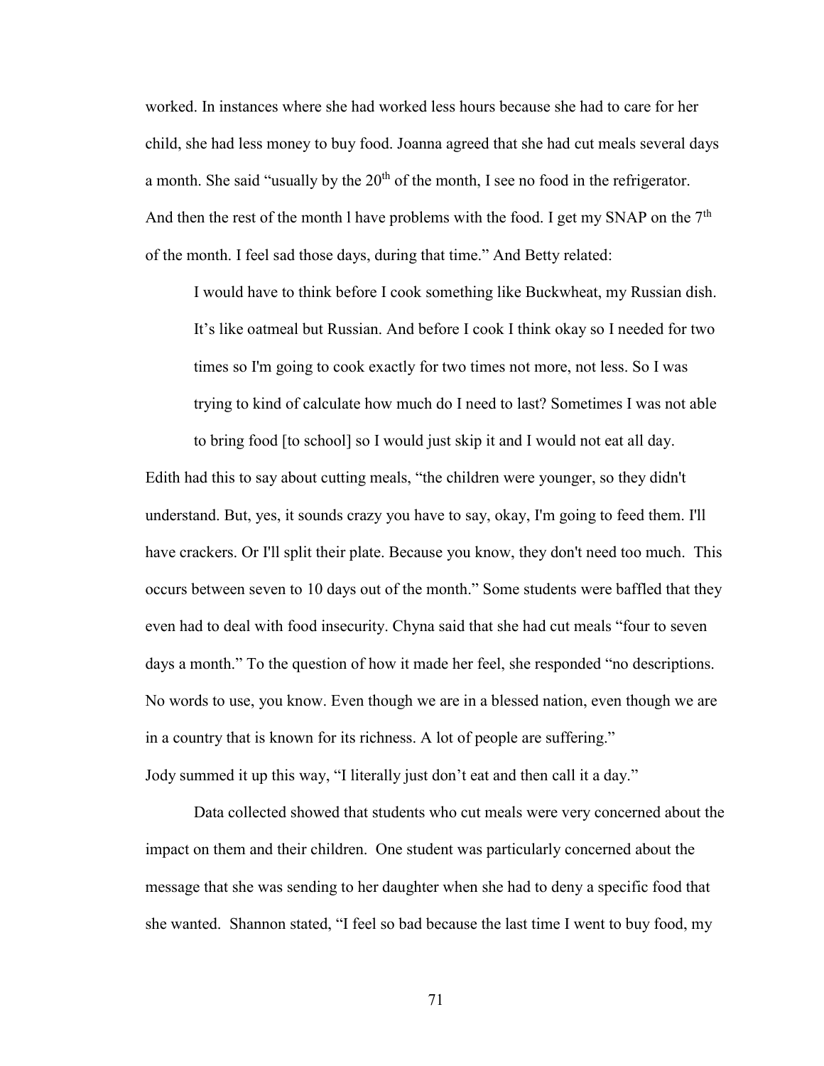worked. In instances where she had worked less hours because she had to care for her child, she had less money to buy food. Joanna agreed that she had cut meals several days a month. She said "usually by the 20th of the month, I see no food in the refrigerator. And then the rest of the month l have problems with the food. I get my SNAP on the 7th of the month. I feel sad those days, during that time." And Betty related:

> I would have to think before I cook something like Buckwheat, my Russian dish. It's like oatmeal but Russian. And before I cook I think okay so I needed for two times so I'm going to cook exactly for two times not more, not less. So I was trying to kind of calculate how much do I need to last? Sometimes I was not able to bring food [to school] so I would just skip it and I would not eat all day.

Edith had this to say about cutting meals, "the children were younger, so they didn't understand. But, yes, it sounds crazy you have to say, okay, I'm going to feed them. I'll have crackers. Or I'll split their plate. Because you know, they don't need too much. This occurs between seven to 10 days out of the month." Some students were baffled that they even had to deal with food insecurity. Chyna said that she had cut meals "four to seven days a month." To the question of how it made her feel, she responded "no descriptions. No words to use, you know. Even though we are in a blessed nation, even though we are in a country that is known for its richness. A lot of people are suffering." Jody summed it up this way, "I literally just don't eat and then call it a day."

Data collected showed that students who cut meals were very concerned about the impact on them and their children. One student was particularly concerned about the message that she was sending to her daughter when she had to deny a specific food that she wanted. Shannon stated, "I feel so bad because the last time I went to buy food, my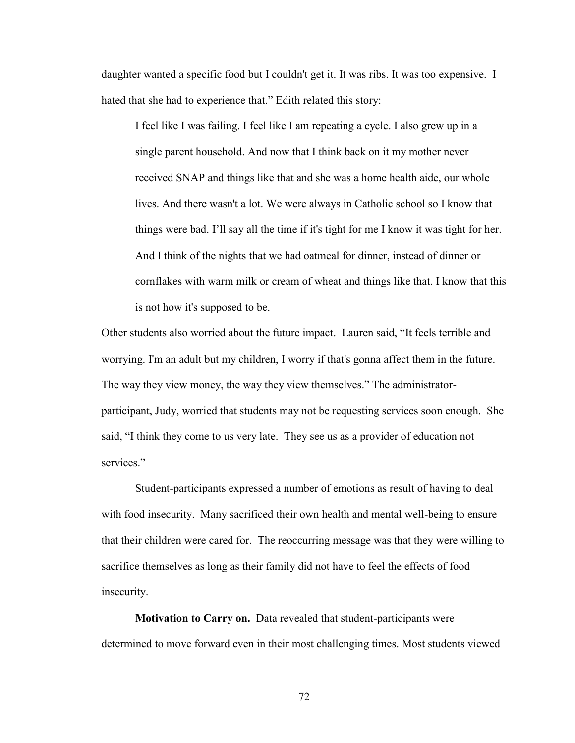daughter wanted a specific food but I couldn't get it. It was ribs. It was too expensive. I hated that she had to experience that." Edith related this story:

> I feel like I was failing. I feel like I am repeating a cycle. I also grew up in a single parent household. And now that I think back on it my mother never received SNAP and things like that and she was a home health aide, our whole lives. And there wasn't a lot. We were always in Catholic school so I know that things were bad. I'll say all the time if it's tight for me I know it was tight for her. And I think of the nights that we had oatmeal for dinner, instead of dinner or cornflakes with warm milk or cream of wheat and things like that. I know that this is not how it's supposed to be.

Other students also worried about the future impact. Lauren said, "It feels terrible and worrying. I'm an adult but my children, I worry if that's gonna affect them in the future. The way they view money, the way they view themselves." The administrator-participant, Judy, worried that students may not be requesting services soon enough. She said, "I think they come to us very late. They see us as a provider of education not services."

Student-participants expressed a number of emotions as result of having to deal with food insecurity. Many sacrificed their own health and mental well-being to ensure that their children were cared for. The reoccurring message was that they were willing to sacrifice themselves as long as their family did not have to feel the effects of food insecurity.

**Motivation to Carry on.** Data revealed that student-participants were determined to move forward even in their most challenging times. Most students viewed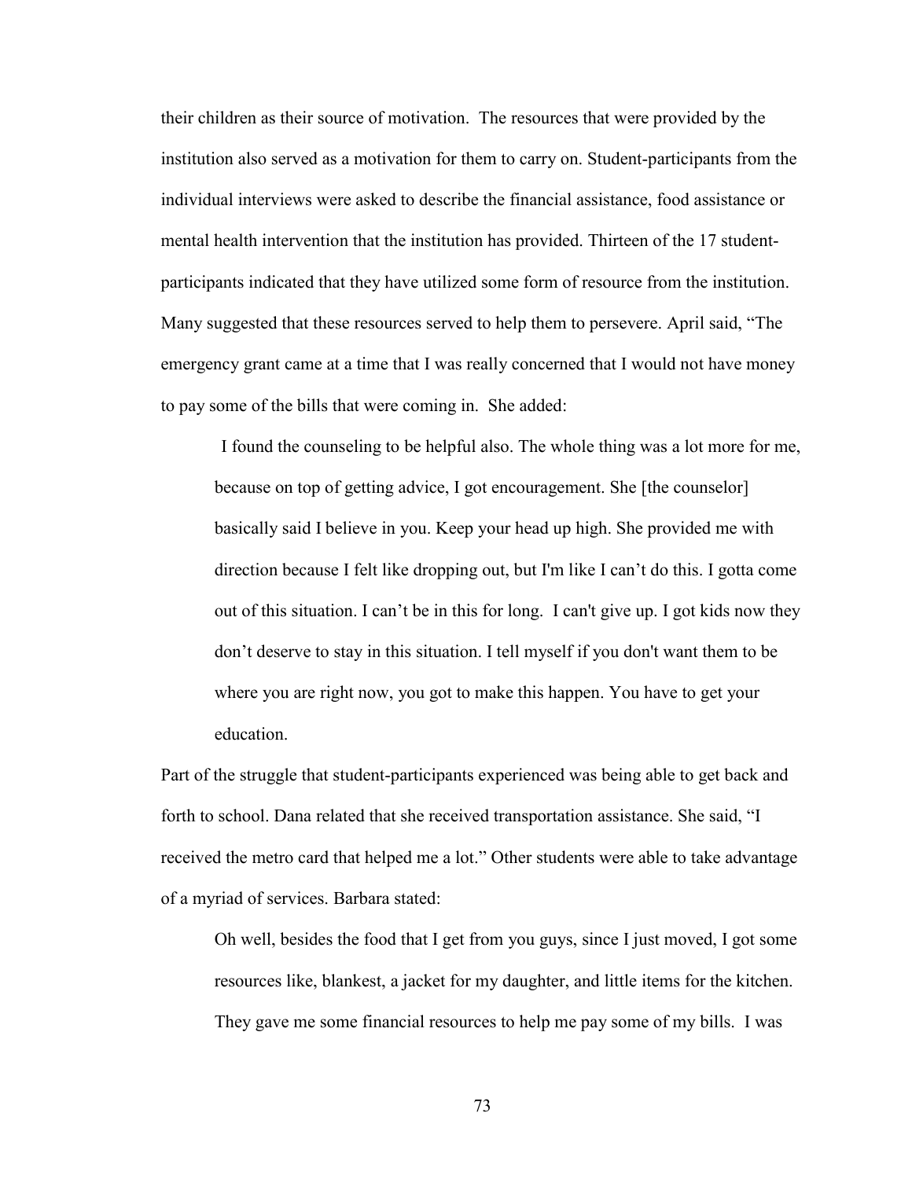their children as their source of motivation. The resources that were provided by the institution also served as a motivation for them to carry on. Student-participants from the individual interviews were asked to describe the financial assistance, food assistance or mental health intervention that the institution has provided. Thirteen of the 17 student-participants indicated that they have utilized some form of resource from the institution. Many suggested that these resources served to help them to persevere. April said, "The emergency grant came at a time that I was really concerned that I would not have money to pay some of the bills that were coming in. She added:

> I found the counseling to be helpful also. The whole thing was a lot more for me, because on top of getting advice, I got encouragement. She [the counselor] basically said I believe in you. Keep your head up high. She provided me with direction because I felt like dropping out, but I'm like I can't do this. I gotta come out of this situation. I can't be in this for long. I can't give up. I got kids now they don't deserve to stay in this situation. I tell myself if you don't want them to be where you are right now, you got to make this happen. You have to get your education.

Part of the struggle that student-participants experienced was being able to get back and forth to school. Dana related that she received transportation assistance. She said, "I received the metro card that helped me a lot." Other students were able to take advantage of a myriad of services. Barbara stated:

> Oh well, besides the food that I get from you guys, since I just moved, I got some resources like, blankest, a jacket for my daughter, and little items for the kitchen. They gave me some financial resources to help me pay some of my bills. I was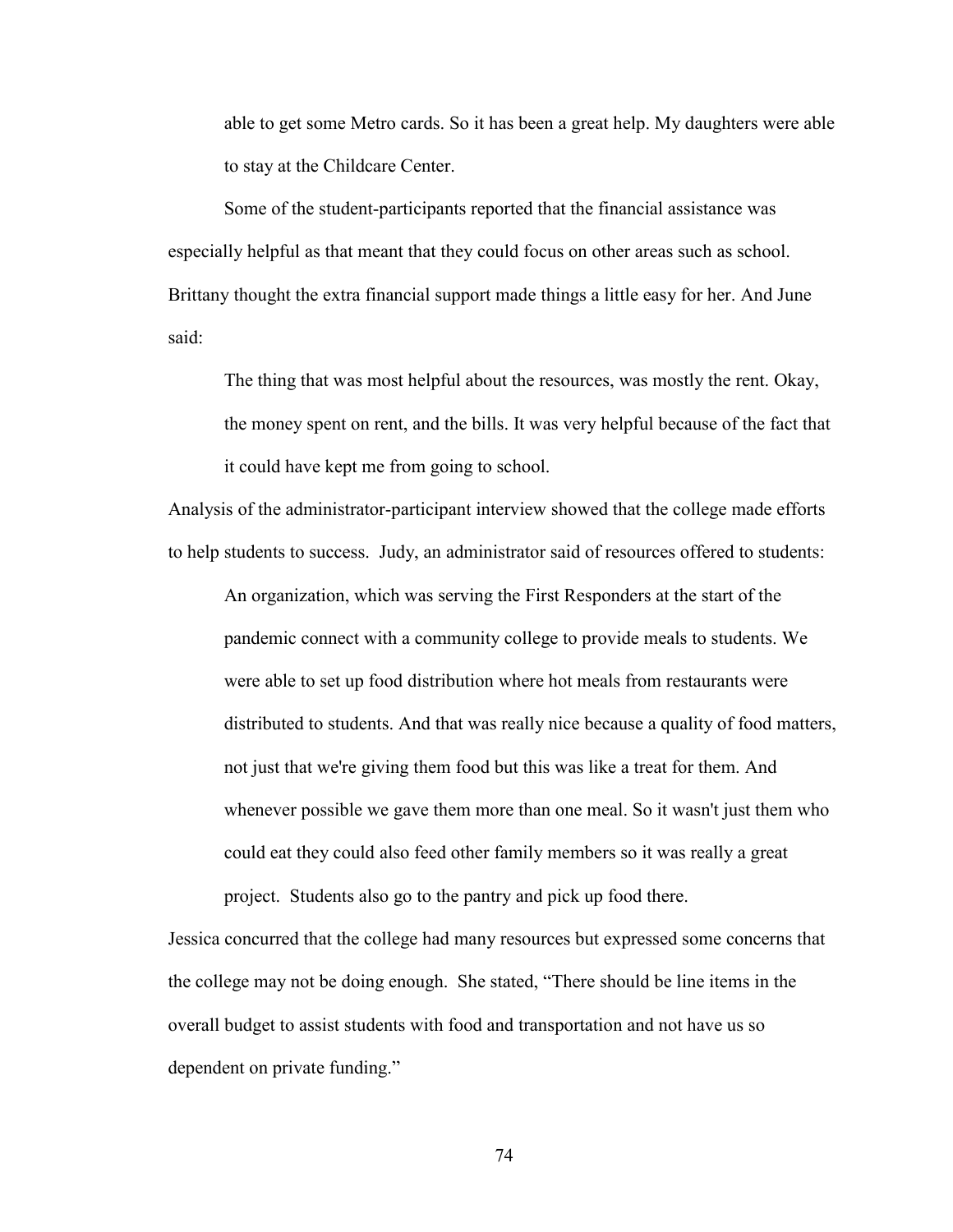> able to get some Metro cards. So it has been a great help. My daughters were able to stay at the Childcare Center.

Some of the student-participants reported that the financial assistance was especially helpful as that meant that they could focus on other areas such as school. Brittany thought the extra financial support made things a little easy for her. And June said:

> The thing that was most helpful about the resources, was mostly the rent. Okay, the money spent on rent, and the bills. It was very helpful because of the fact that it could have kept me from going to school.

Analysis of the administrator-participant interview showed that the college made efforts to help students to success. Judy, an administrator said of resources offered to students:

> An organization, which was serving the First Responders at the start of the pandemic connect with a community college to provide meals to students. We were able to set up food distribution where hot meals from restaurants were distributed to students. And that was really nice because a quality of food matters, not just that we're giving them food but this was like a treat for them. And whenever possible we gave them more than one meal. So it wasn't just them who could eat they could also feed other family members so it was really a great project. Students also go to the pantry and pick up food there.

Jessica concurred that the college had many resources but expressed some concerns that the college may not be doing enough. She stated, "There should be line items in the overall budget to assist students with food and transportation and not have us so dependent on private funding."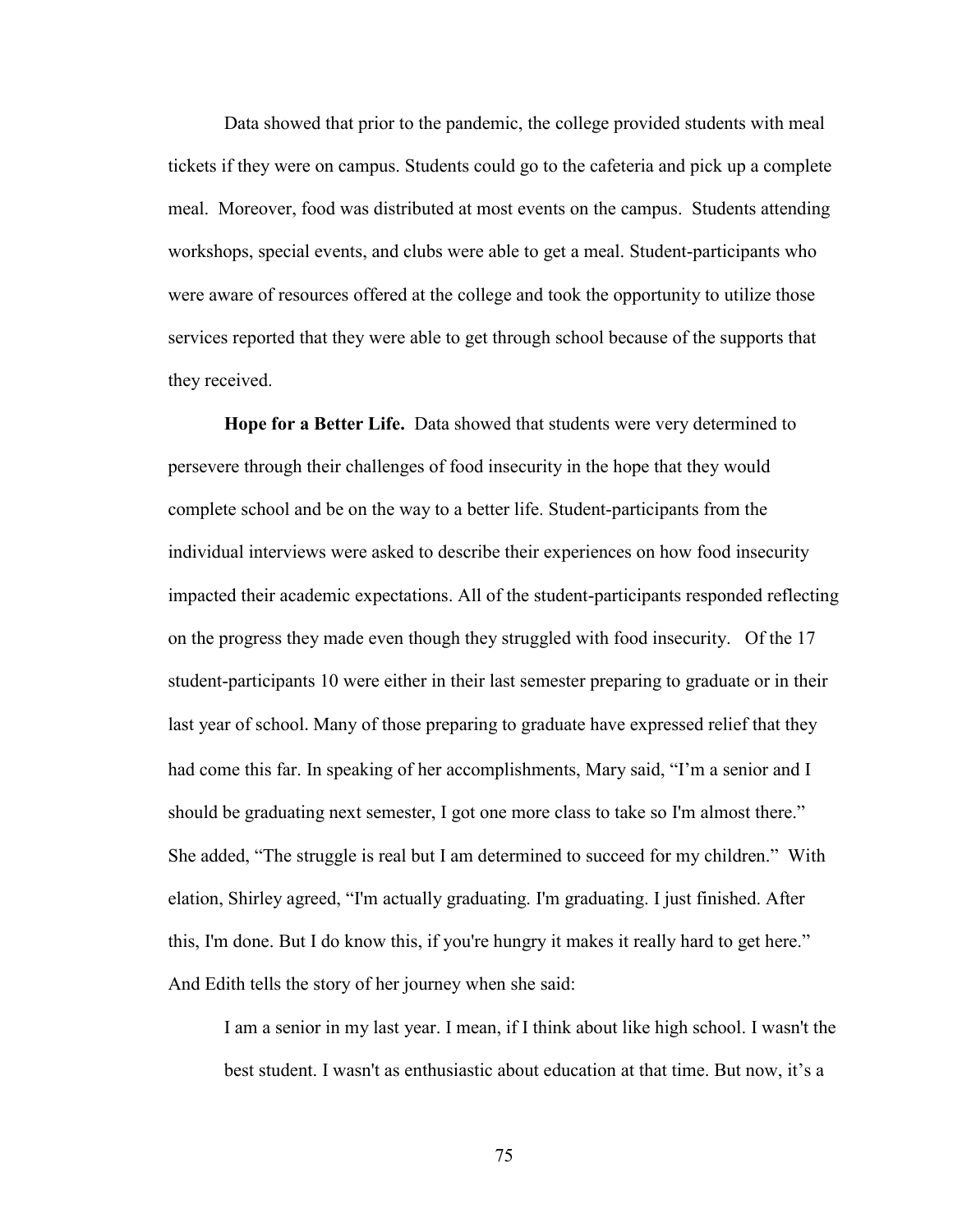Data showed that prior to the pandemic, the college provided students with meal tickets if they were on campus. Students could go to the cafeteria and pick up a complete meal. Moreover, food was distributed at most events on the campus. Students attending workshops, special events, and clubs were able to get a meal. Student-participants who were aware of resources offered at the college and took the opportunity to utilize those services reported that they were able to get through school because of the supports that they received.

**Hope for a Better Life.** Data showed that students were very determined to persevere through their challenges of food insecurity in the hope that they would complete school and be on the way to a better life. Student-participants from the individual interviews were asked to describe their experiences on how food insecurity impacted their academic expectations. All of the student-participants responded reflecting on the progress they made even though they struggled with food insecurity. Of the 17 student-participants 10 were either in their last semester preparing to graduate or in their last year of school. Many of those preparing to graduate have expressed relief that they had come this far. In speaking of her accomplishments, Mary said, "I'm a senior and I should be graduating next semester, I got one more class to take so I'm almost there." She added, "The struggle is real but I am determined to succeed for my children." With elation, Shirley agreed, "I'm actually graduating. I'm graduating. I just finished. After this, I'm done. But I do know this, if you're hungry it makes it really hard to get here." And Edith tells the story of her journey when she said:

> I am a senior in my last year. I mean, if I think about like high school. I wasn't the best student. I wasn't as enthusiastic about education at that time. But now, it's a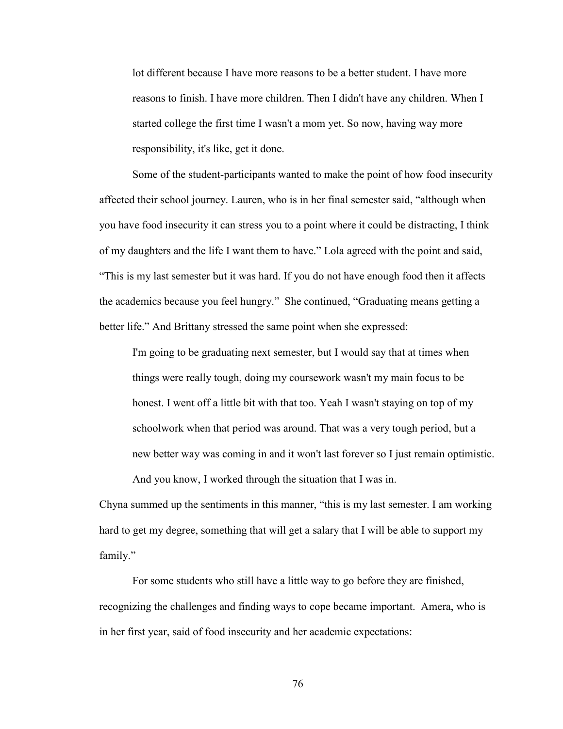> lot different because I have more reasons to be a better student. I have more reasons to finish. I have more children. Then I didn't have any children. When I started college the first time I wasn't a mom yet. So now, having way more responsibility, it's like, get it done.

Some of the student-participants wanted to make the point of how food insecurity affected their school journey. Lauren, who is in her final semester said, "although when you have food insecurity it can stress you to a point where it could be distracting, I think of my daughters and the life I want them to have." Lola agreed with the point and said, "This is my last semester but it was hard. If you do not have enough food then it affects the academics because you feel hungry." She continued, "Graduating means getting a better life." And Brittany stressed the same point when she expressed:

> I'm going to be graduating next semester, but I would say that at times when things were really tough, doing my coursework wasn't my main focus to be honest. I went off a little bit with that too. Yeah I wasn't staying on top of my schoolwork when that period was around. That was a very tough period, but a new better way was coming in and it won't last forever so I just remain optimistic. And you know, I worked through the situation that I was in.

Chyna summed up the sentiments in this manner, "this is my last semester. I am working hard to get my degree, something that will get a salary that I will be able to support my family."

For some students who still have a little way to go before they are finished, recognizing the challenges and finding ways to cope became important. Amera, who is in her first year, said of food insecurity and her academic expectations: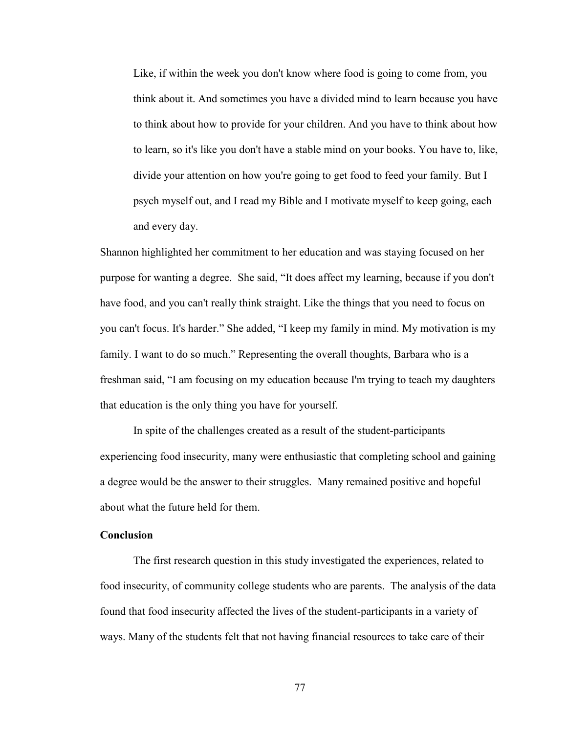> Like, if within the week you don't know where food is going to come from, you think about it. And sometimes you have a divided mind to learn because you have to think about how to provide for your children. And you have to think about how to learn, so it's like you don't have a stable mind on your books. You have to, like, divide your attention on how you're going to get food to feed your family. But I psych myself out, and I read my Bible and I motivate myself to keep going, each and every day.

Shannon highlighted her commitment to her education and was staying focused on her purpose for wanting a degree. She said, "It does affect my learning, because if you don't have food, and you can't really think straight. Like the things that you need to focus on you can't focus. It's harder." She added, "I keep my family in mind. My motivation is my family. I want to do so much." Representing the overall thoughts, Barbara who is a freshman said, "I am focusing on my education because I'm trying to teach my daughters that education is the only thing you have for yourself.

In spite of the challenges created as a result of the student-participants experiencing food insecurity, many were enthusiastic that completing school and gaining a degree would be the answer to their struggles. Many remained positive and hopeful about what the future held for them.

**Conclusion**

The first research question in this study investigated the experiences, related to food insecurity, of community college students who are parents. The analysis of the data found that food insecurity affected the lives of the student-participants in a variety of ways. Many of the students felt that not having financial resources to take care of their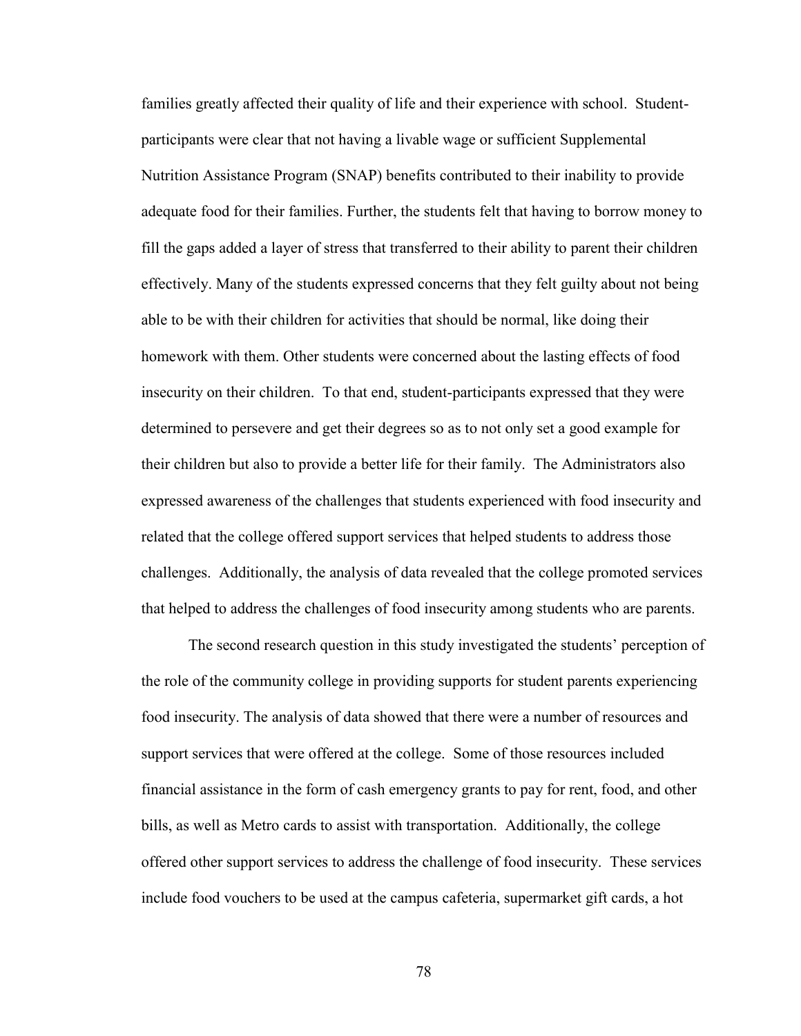families greatly affected their quality of life and their experience with school. Student-participants were clear that not having a livable wage or sufficient Supplemental Nutrition Assistance Program (SNAP) benefits contributed to their inability to provide adequate food for their families. Further, the students felt that having to borrow money to fill the gaps added a layer of stress that transferred to their ability to parent their children effectively. Many of the students expressed concerns that they felt guilty about not being able to be with their children for activities that should be normal, like doing their homework with them. Other students were concerned about the lasting effects of food insecurity on their children. To that end, student-participants expressed that they were determined to persevere and get their degrees so as to not only set a good example for their children but also to provide a better life for their family. The Administrators also expressed awareness of the challenges that students experienced with food insecurity and related that the college offered support services that helped students to address those challenges. Additionally, the analysis of data revealed that the college promoted services that helped to address the challenges of food insecurity among students who are parents.

The second research question in this study investigated the students' perception of the role of the community college in providing supports for student parents experiencing food insecurity. The analysis of data showed that there were a number of resources and support services that were offered at the college. Some of those resources included financial assistance in the form of cash emergency grants to pay for rent, food, and other bills, as well as Metro cards to assist with transportation. Additionally, the college offered other support services to address the challenge of food insecurity. These services include food vouchers to be used at the campus cafeteria, supermarket gift cards, a hot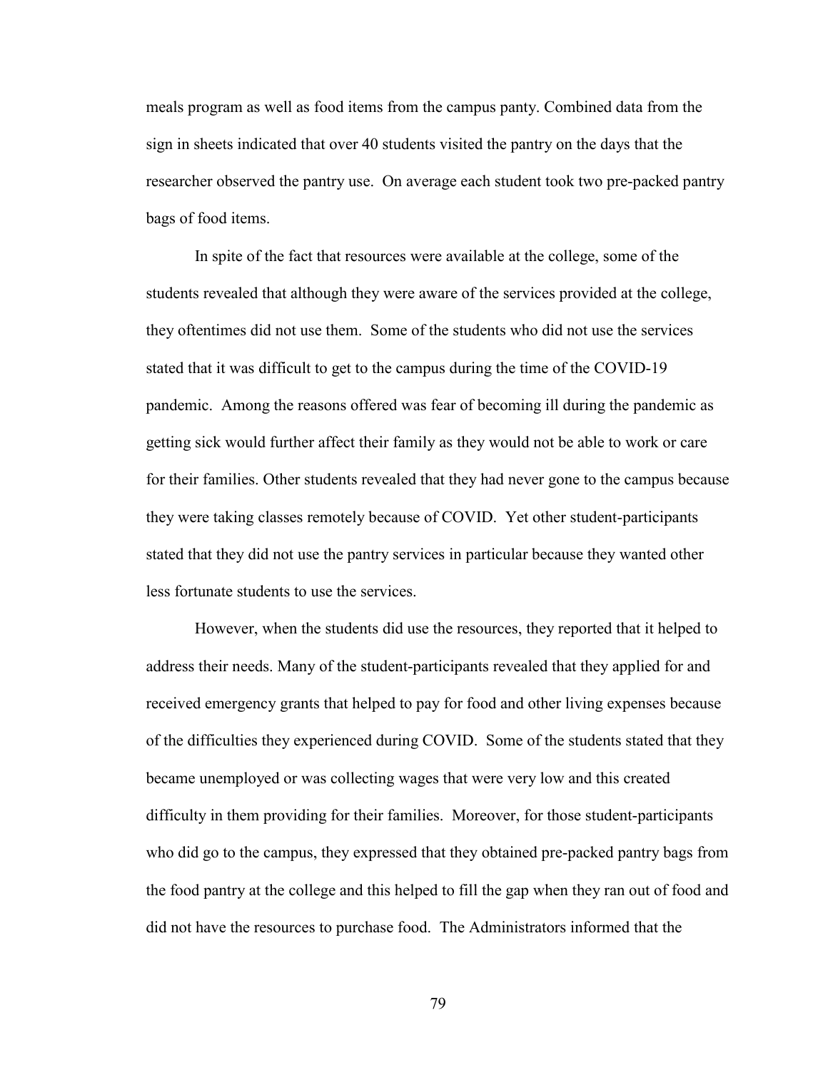meals program as well as food items from the campus panty. Combined data from the sign in sheets indicated that over 40 students visited the pantry on the days that the researcher observed the pantry use. On average each student took two pre-packed pantry bags of food items.

In spite of the fact that resources were available at the college, some of the students revealed that although they were aware of the services provided at the college, they oftentimes did not use them. Some of the students who did not use the services stated that it was difficult to get to the campus during the time of the COVID-19 pandemic. Among the reasons offered was fear of becoming ill during the pandemic as getting sick would further affect their family as they would not be able to work or care for their families. Other students revealed that they had never gone to the campus because they were taking classes remotely because of COVID. Yet other student-participants stated that they did not use the pantry services in particular because they wanted other less fortunate students to use the services.

However, when the students did use the resources, they reported that it helped to address their needs. Many of the student-participants revealed that they applied for and received emergency grants that helped to pay for food and other living expenses because of the difficulties they experienced during COVID. Some of the students stated that they became unemployed or was collecting wages that were very low and this created difficulty in them providing for their families. Moreover, for those student-participants who did go to the campus, they expressed that they obtained pre-packed pantry bags from the food pantry at the college and this helped to fill the gap when they ran out of food and did not have the resources to purchase food. The Administrators informed that the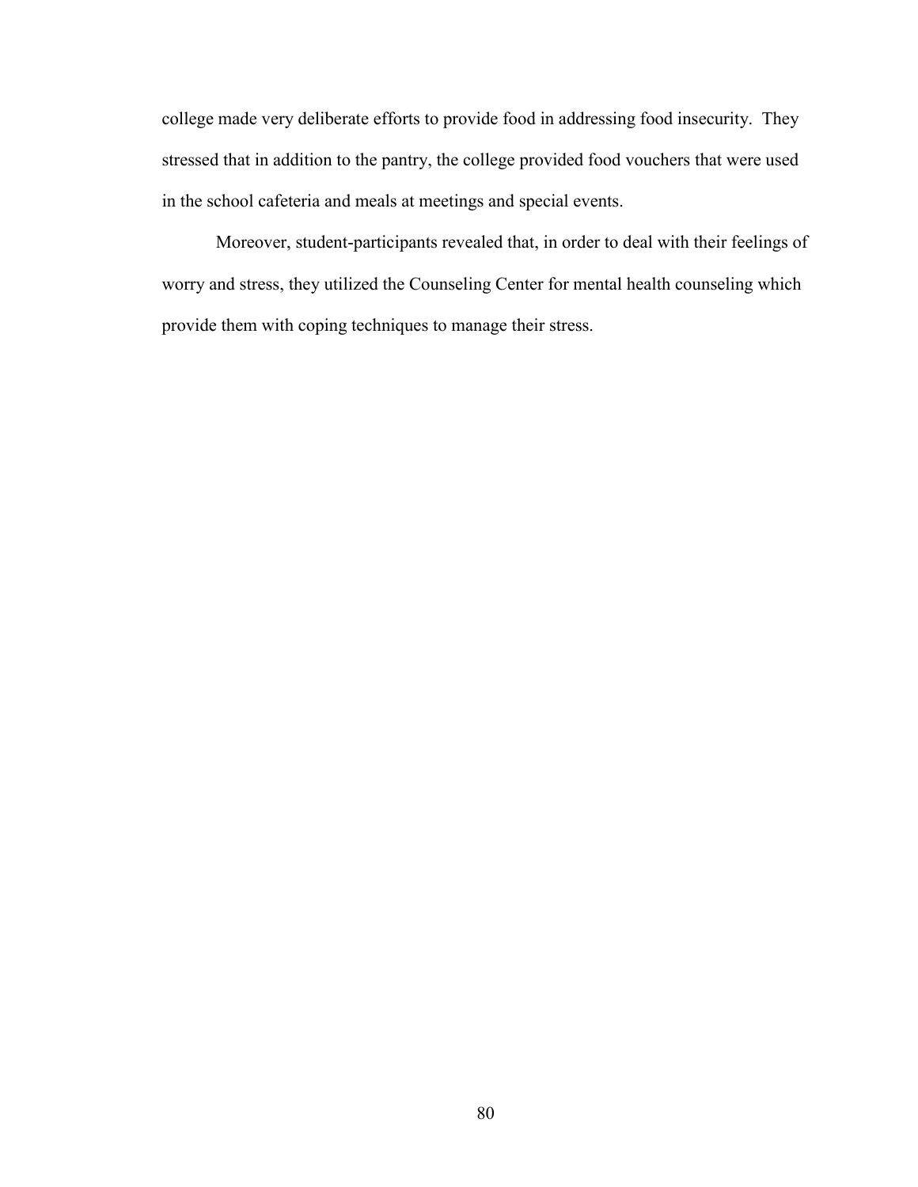college made very deliberate efforts to provide food in addressing food insecurity. They stressed that in addition to the pantry, the college provided food vouchers that were used in the school cafeteria and meals at meetings and special events.

Moreover, student-participants revealed that, in order to deal with their feelings of worry and stress, they utilized the Counseling Center for mental health counseling which provide them with coping techniques to manage their stress.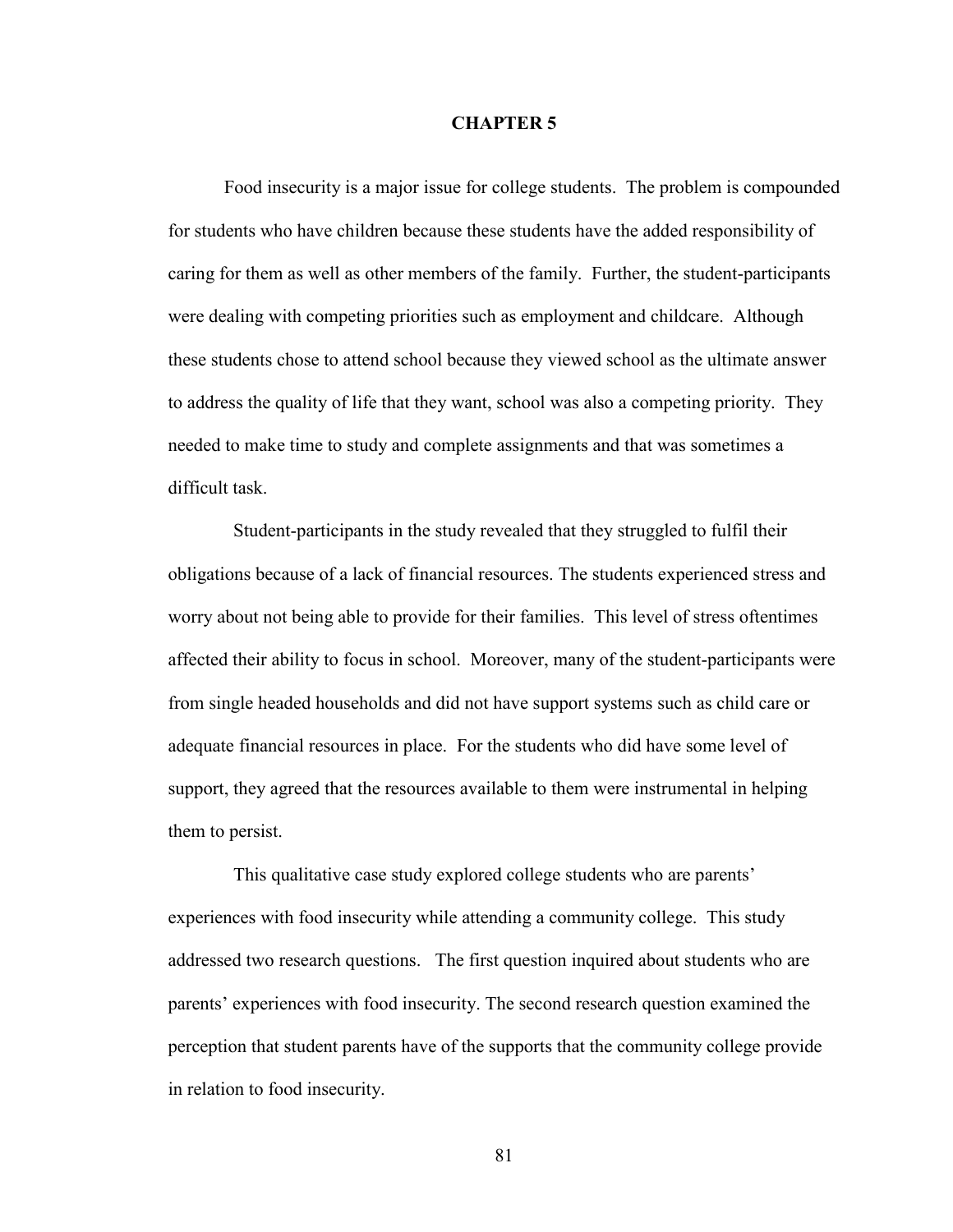# CHAPTER 5

Food insecurity is a major issue for college students. The problem is compounded for students who have children because these students have the added responsibility of caring for them as well as other members of the family. Further, the student-participants were dealing with competing priorities such as employment and childcare. Although these students chose to attend school because they viewed school as the ultimate answer to address the quality of life that they want, school was also a competing priority. They needed to make time to study and complete assignments and that was sometimes a difficult task.

Student-participants in the study revealed that they struggled to fulfil their obligations because of a lack of financial resources. The students experienced stress and worry about not being able to provide for their families. This level of stress oftentimes affected their ability to focus in school. Moreover, many of the student-participants were from single headed households and did not have support systems such as child care or adequate financial resources in place. For the students who did have some level of support, they agreed that the resources available to them were instrumental in helping them to persist.

This qualitative case study explored college students who are parents' experiences with food insecurity while attending a community college. This study addressed two research questions. The first question inquired about students who are parents' experiences with food insecurity. The second research question examined the perception that student parents have of the supports that the community college provide in relation to food insecurity.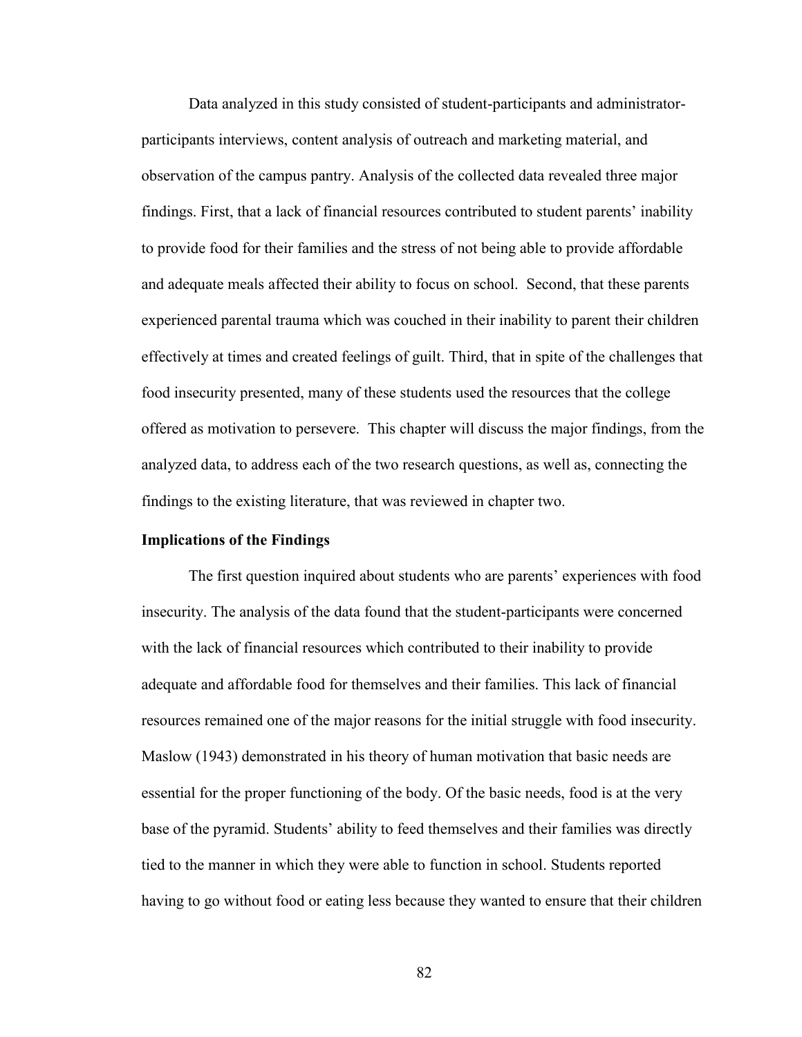Data analyzed in this study consisted of student-participants and administrator-participants interviews, content analysis of outreach and marketing material, and observation of the campus pantry. Analysis of the collected data revealed three major findings. First, that a lack of financial resources contributed to student parents' inability to provide food for their families and the stress of not being able to provide affordable and adequate meals affected their ability to focus on school. Second, that these parents experienced parental trauma which was couched in their inability to parent their children effectively at times and created feelings of guilt. Third, that in spite of the challenges that food insecurity presented, many of these students used the resources that the college offered as motivation to persevere. This chapter will discuss the major findings, from the analyzed data, to address each of the two research questions, as well as, connecting the findings to the existing literature, that was reviewed in chapter two.

**Implications of the Findings**

The first question inquired about students who are parents' experiences with food insecurity. The analysis of the data found that the student-participants were concerned with the lack of financial resources which contributed to their inability to provide adequate and affordable food for themselves and their families. This lack of financial resources remained one of the major reasons for the initial struggle with food insecurity. Maslow (1943) demonstrated in his theory of human motivation that basic needs are essential for the proper functioning of the body. Of the basic needs, food is at the very base of the pyramid. Students' ability to feed themselves and their families was directly tied to the manner in which they were able to function in school. Students reported having to go without food or eating less because they wanted to ensure that their children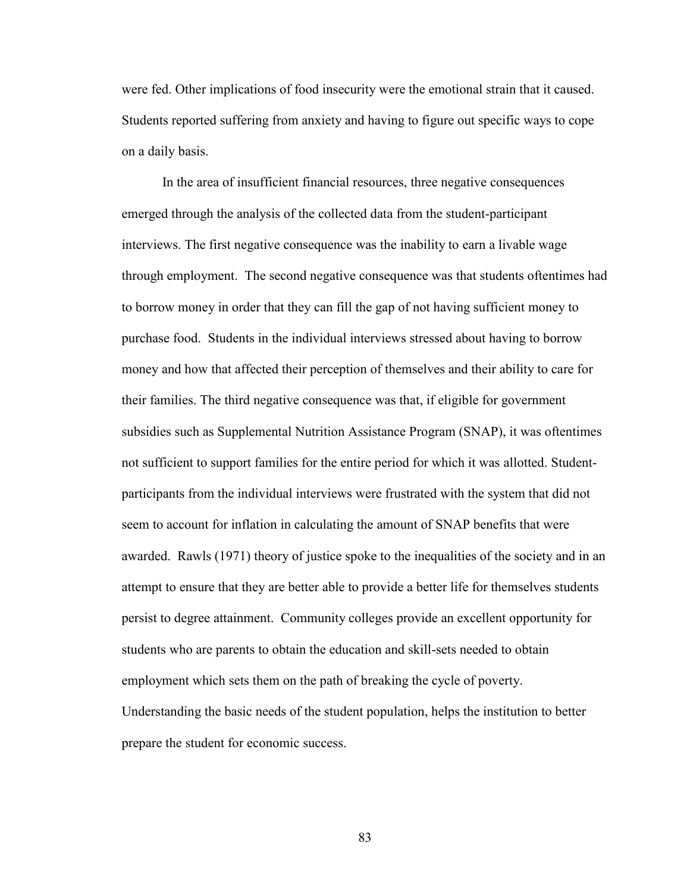were fed. Other implications of food insecurity were the emotional strain that it caused. Students reported suffering from anxiety and having to figure out specific ways to cope on a daily basis.

In the area of insufficient financial resources, three negative consequences emerged through the analysis of the collected data from the student-participant interviews. The first negative consequence was the inability to earn a livable wage through employment. The second negative consequence was that students oftentimes had to borrow money in order that they can fill the gap of not having sufficient money to purchase food. Students in the individual interviews stressed about having to borrow money and how that affected their perception of themselves and their ability to care for their families. The third negative consequence was that, if eligible for government subsidies such as Supplemental Nutrition Assistance Program (SNAP), it was oftentimes not sufficient to support families for the entire period for which it was allotted. Student-participants from the individual interviews were frustrated with the system that did not seem to account for inflation in calculating the amount of SNAP benefits that were awarded. Rawls (1971) theory of justice spoke to the inequalities of the society and in an attempt to ensure that they are better able to provide a better life for themselves students persist to degree attainment. Community colleges provide an excellent opportunity for students who are parents to obtain the education and skill-sets needed to obtain employment which sets them on the path of breaking the cycle of poverty. Understanding the basic needs of the student population, helps the institution to better prepare the student for economic success.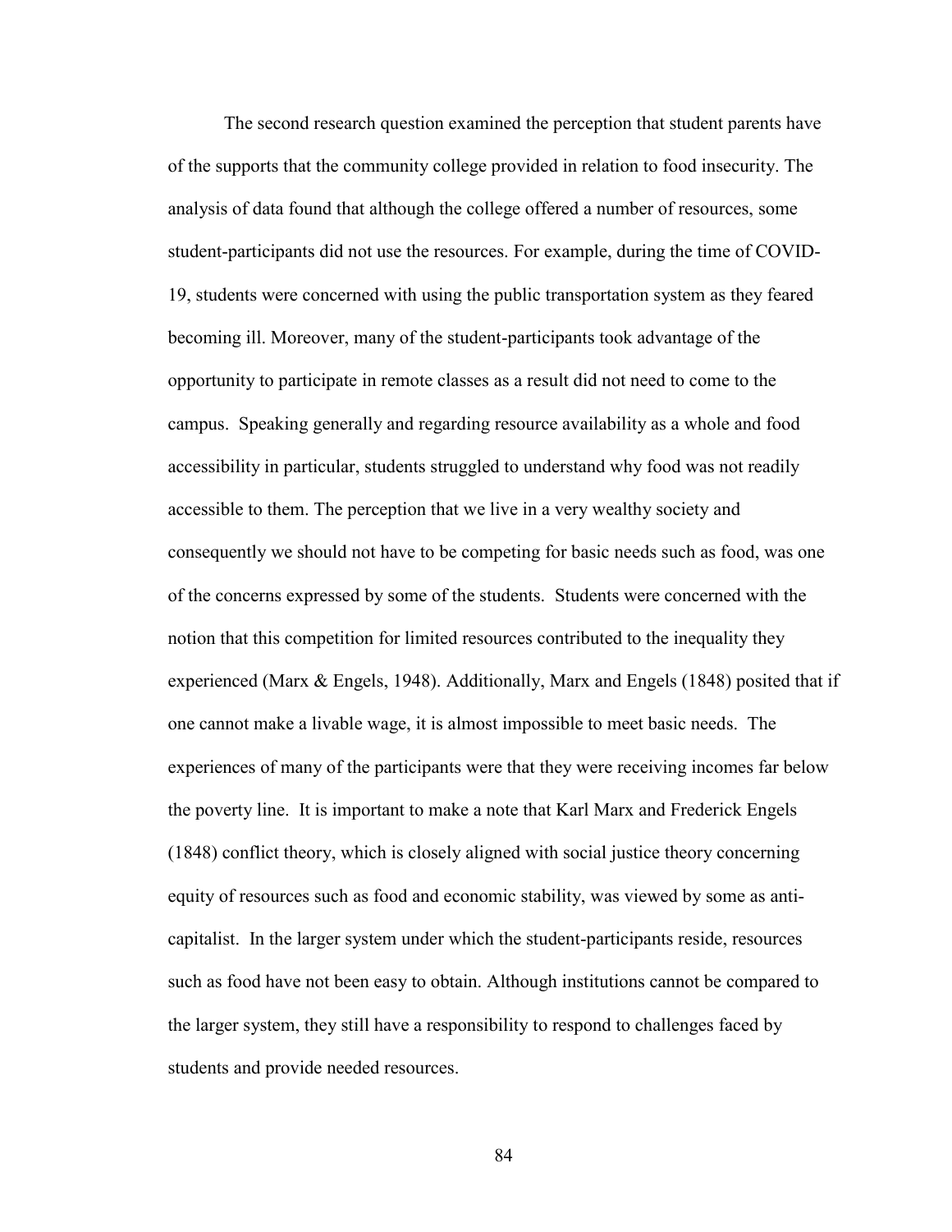The second research question examined the perception that student parents have of the supports that the community college provided in relation to food insecurity. The analysis of data found that although the college offered a number of resources, some student-participants did not use the resources. For example, during the time of COVID-19, students were concerned with using the public transportation system as they feared becoming ill. Moreover, many of the student-participants took advantage of the opportunity to participate in remote classes as a result did not need to come to the campus. Speaking generally and regarding resource availability as a whole and food accessibility in particular, students struggled to understand why food was not readily accessible to them. The perception that we live in a very wealthy society and consequently we should not have to be competing for basic needs such as food, was one of the concerns expressed by some of the students. Students were concerned with the notion that this competition for limited resources contributed to the inequality they experienced (Marx & Engels, 1948). Additionally, Marx and Engels (1848) posited that if one cannot make a livable wage, it is almost impossible to meet basic needs. The experiences of many of the participants were that they were receiving incomes far below the poverty line. It is important to make a note that Karl Marx and Frederick Engels (1848) conflict theory, which is closely aligned with social justice theory concerning equity of resources such as food and economic stability, was viewed by some as anti-capitalist. In the larger system under which the student-participants reside, resources such as food have not been easy to obtain. Although institutions cannot be compared to the larger system, they still have a responsibility to respond to challenges faced by students and provide needed resources.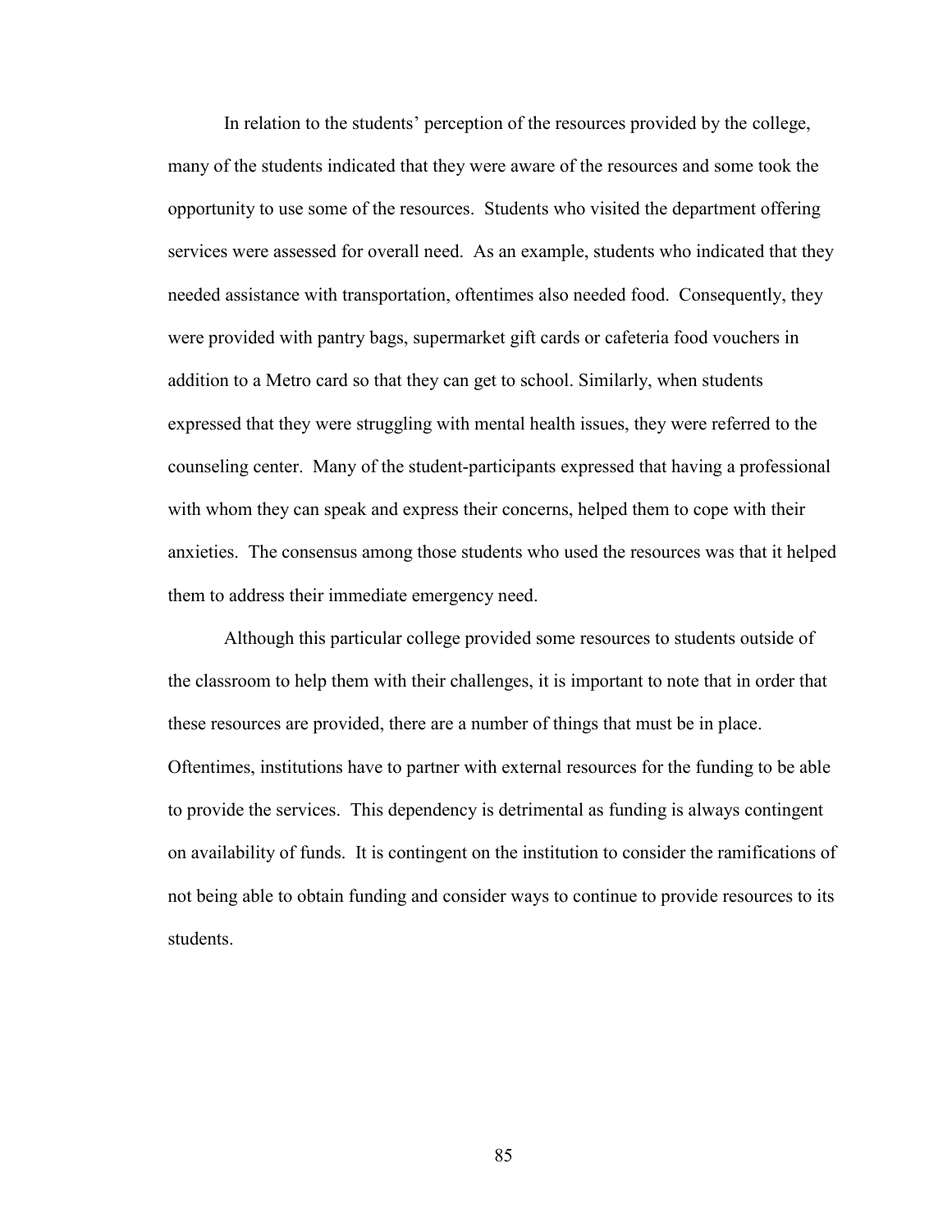In relation to the students' perception of the resources provided by the college, many of the students indicated that they were aware of the resources and some took the opportunity to use some of the resources. Students who visited the department offering services were assessed for overall need. As an example, students who indicated that they needed assistance with transportation, oftentimes also needed food. Consequently, they were provided with pantry bags, supermarket gift cards or cafeteria food vouchers in addition to a Metro card so that they can get to school. Similarly, when students expressed that they were struggling with mental health issues, they were referred to the counseling center. Many of the student-participants expressed that having a professional with whom they can speak and express their concerns, helped them to cope with their anxieties. The consensus among those students who used the resources was that it helped them to address their immediate emergency need.

Although this particular college provided some resources to students outside of the classroom to help them with their challenges, it is important to note that in order that these resources are provided, there are a number of things that must be in place. Oftentimes, institutions have to partner with external resources for the funding to be able to provide the services. This dependency is detrimental as funding is always contingent on availability of funds. It is contingent on the institution to consider the ramifications of not being able to obtain funding and consider ways to continue to provide resources to its students.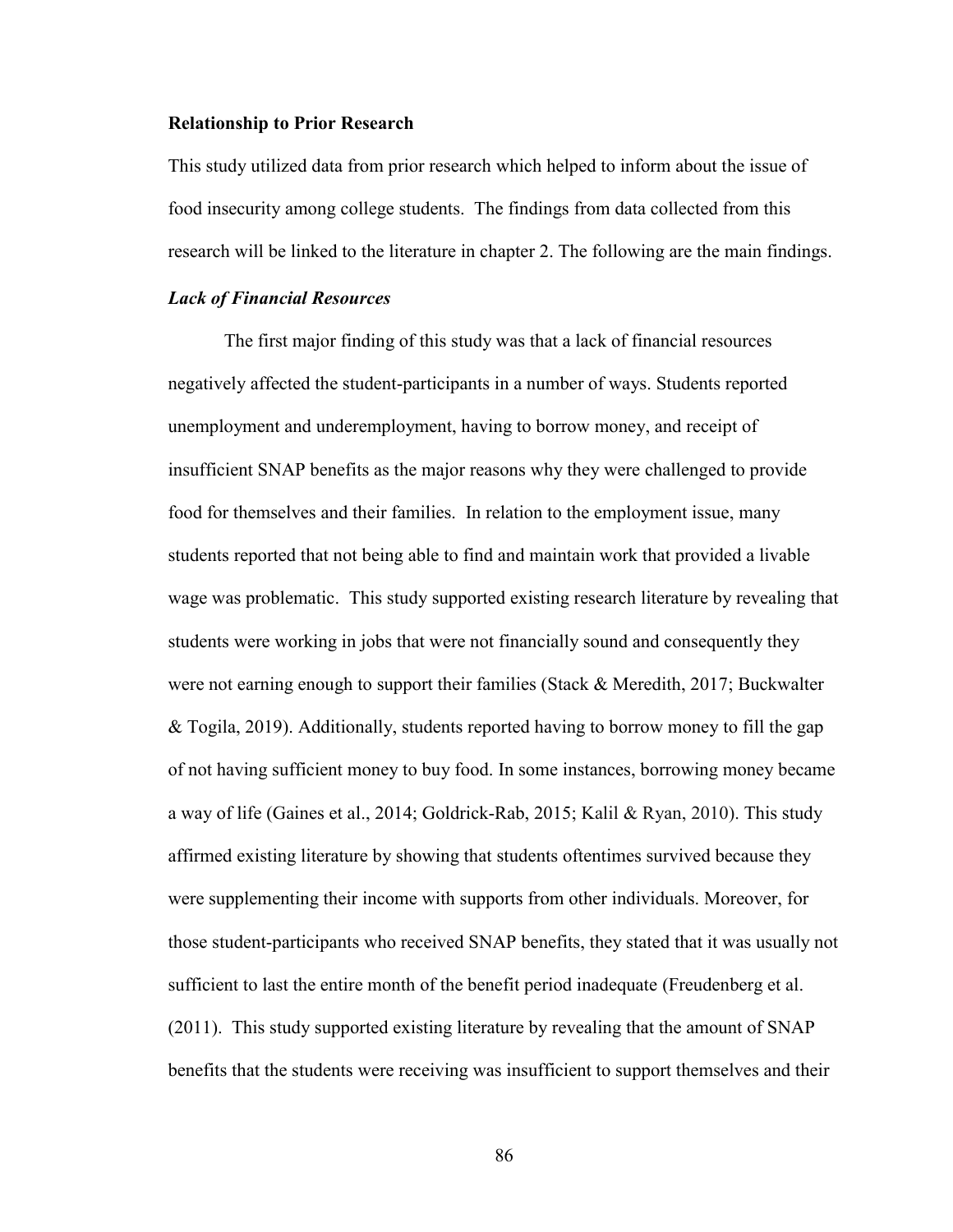**Relationship to Prior Research**

This study utilized data from prior research which helped to inform about the issue of food insecurity among college students. The findings from data collected from this research will be linked to the literature in chapter 2. The following are the main findings.

***Lack of Financial Resources***

The first major finding of this study was that a lack of financial resources negatively affected the student-participants in a number of ways. Students reported unemployment and underemployment, having to borrow money, and receipt of insufficient SNAP benefits as the major reasons why they were challenged to provide food for themselves and their families. In relation to the employment issue, many students reported that not being able to find and maintain work that provided a livable wage was problematic. This study supported existing research literature by revealing that students were working in jobs that were not financially sound and consequently they were not earning enough to support their families (Stack & Meredith, 2017; Buckwalter & Togila, 2019). Additionally, students reported having to borrow money to fill the gap of not having sufficient money to buy food. In some instances, borrowing money became a way of life (Gaines et al., 2014; Goldrick-Rab, 2015; Kalil & Ryan, 2010). This study affirmed existing literature by showing that students oftentimes survived because they were supplementing their income with supports from other individuals. Moreover, for those student-participants who received SNAP benefits, they stated that it was usually not sufficient to last the entire month of the benefit period inadequate (Freudenberg et al. (2011). This study supported existing literature by revealing that the amount of SNAP benefits that the students were receiving was insufficient to support themselves and their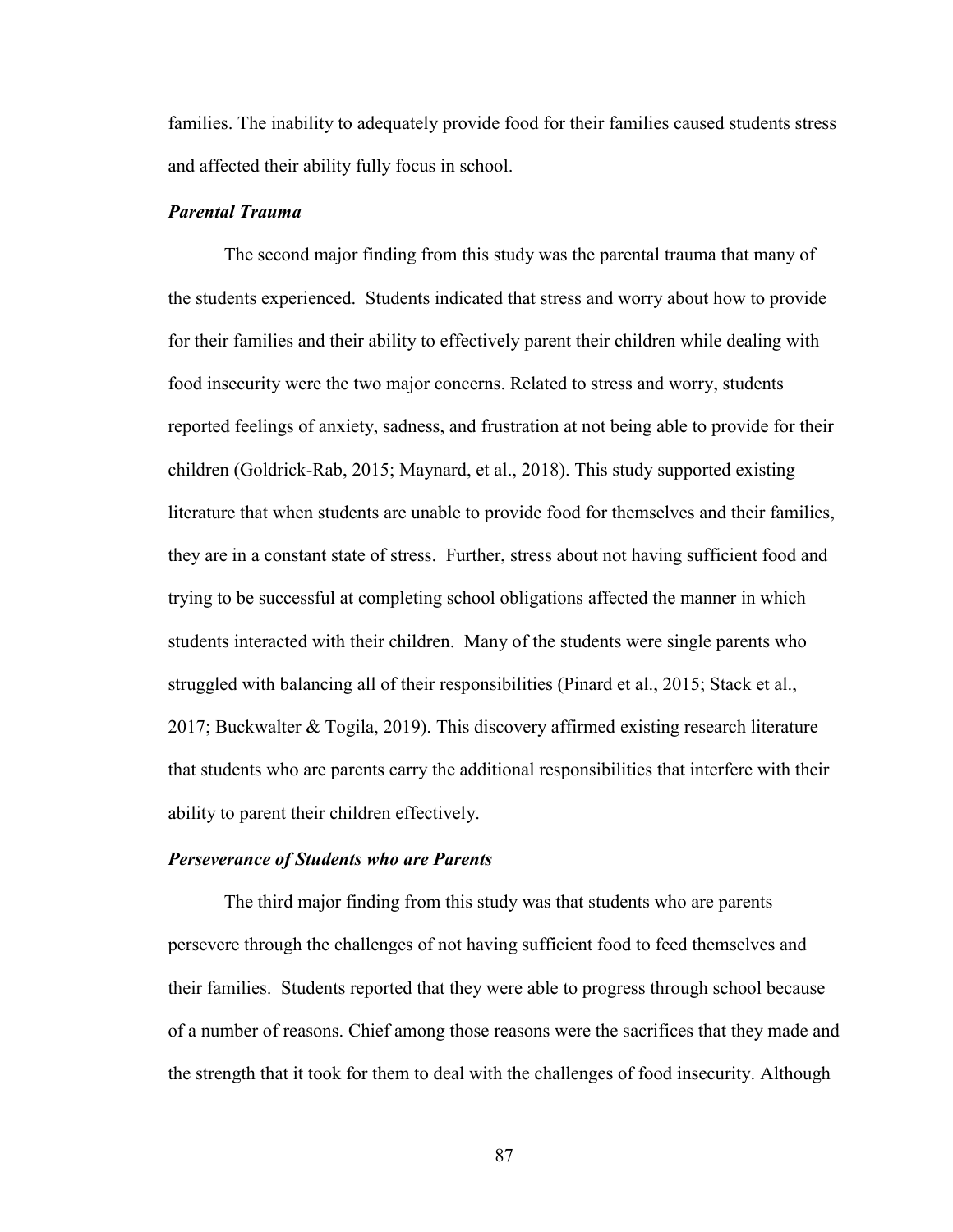families. The inability to adequately provide food for their families caused students stress and affected their ability fully focus in school.

### ***Parental Trauma***

The second major finding from this study was the parental trauma that many of the students experienced. Students indicated that stress and worry about how to provide for their families and their ability to effectively parent their children while dealing with food insecurity were the two major concerns. Related to stress and worry, students reported feelings of anxiety, sadness, and frustration at not being able to provide for their children (Goldrick-Rab, 2015; Maynard, et al., 2018). This study supported existing literature that when students are unable to provide food for themselves and their families, they are in a constant state of stress. Further, stress about not having sufficient food and trying to be successful at completing school obligations affected the manner in which students interacted with their children. Many of the students were single parents who struggled with balancing all of their responsibilities (Pinard et al., 2015; Stack et al., 2017; Buckwalter & Togila, 2019). This discovery affirmed existing research literature that students who are parents carry the additional responsibilities that interfere with their ability to parent their children effectively.

### ***Perseverance of Students who are Parents***

The third major finding from this study was that students who are parents persevere through the challenges of not having sufficient food to feed themselves and their families. Students reported that they were able to progress through school because of a number of reasons. Chief among those reasons were the sacrifices that they made and the strength that it took for them to deal with the challenges of food insecurity. Although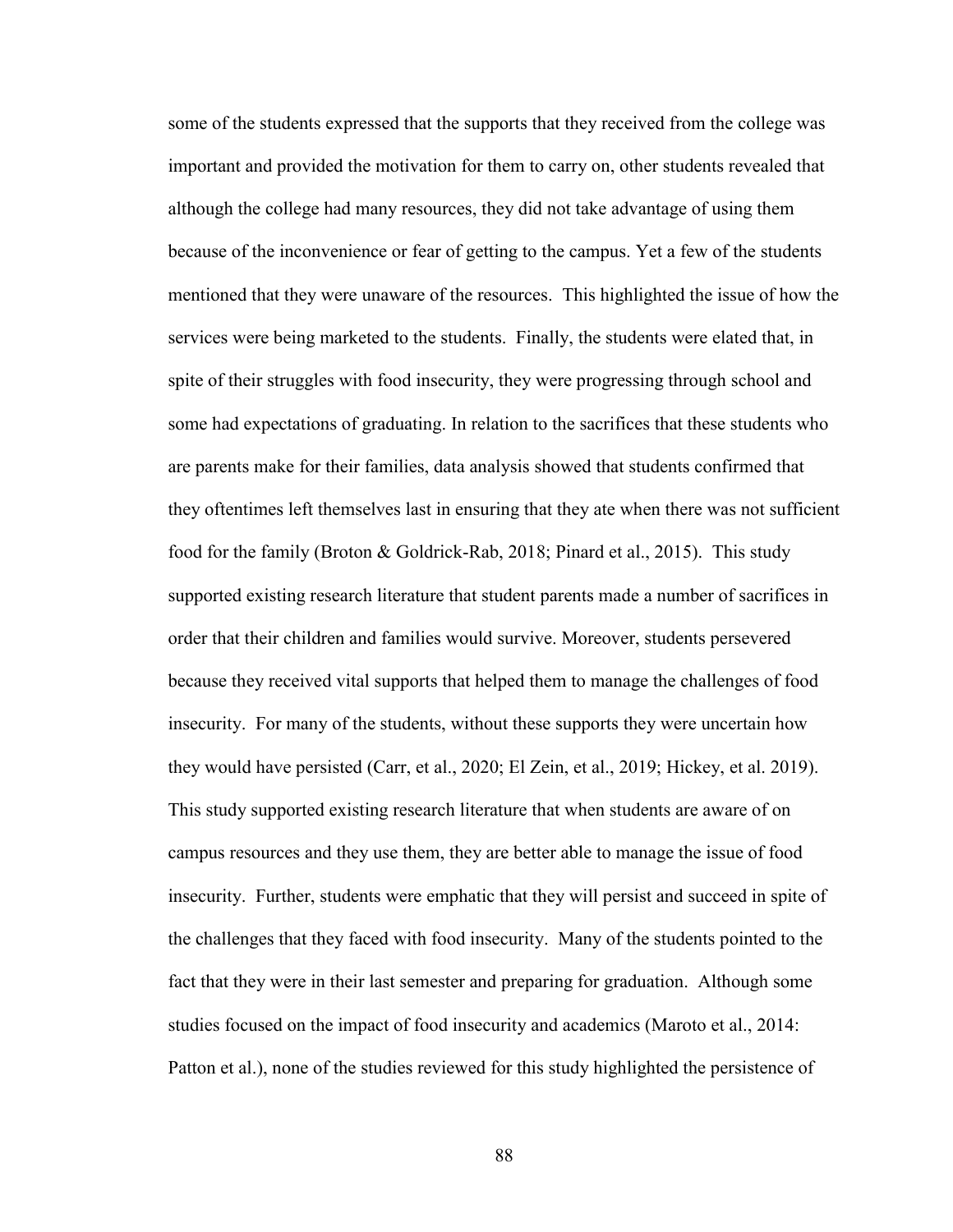some of the students expressed that the supports that they received from the college was important and provided the motivation for them to carry on, other students revealed that although the college had many resources, they did not take advantage of using them because of the inconvenience or fear of getting to the campus. Yet a few of the students mentioned that they were unaware of the resources. This highlighted the issue of how the services were being marketed to the students. Finally, the students were elated that, in spite of their struggles with food insecurity, they were progressing through school and some had expectations of graduating. In relation to the sacrifices that these students who are parents make for their families, data analysis showed that students confirmed that they oftentimes left themselves last in ensuring that they ate when there was not sufficient food for the family (Broton & Goldrick-Rab, 2018; Pinard et al., 2015). This study supported existing research literature that student parents made a number of sacrifices in order that their children and families would survive. Moreover, students persevered because they received vital supports that helped them to manage the challenges of food insecurity. For many of the students, without these supports they were uncertain how they would have persisted (Carr, et al., 2020; El Zein, et al., 2019; Hickey, et al. 2019). This study supported existing research literature that when students are aware of on campus resources and they use them, they are better able to manage the issue of food insecurity. Further, students were emphatic that they will persist and succeed in spite of the challenges that they faced with food insecurity. Many of the students pointed to the fact that they were in their last semester and preparing for graduation. Although some studies focused on the impact of food insecurity and academics (Maroto et al., 2014: Patton et al.), none of the studies reviewed for this study highlighted the persistence of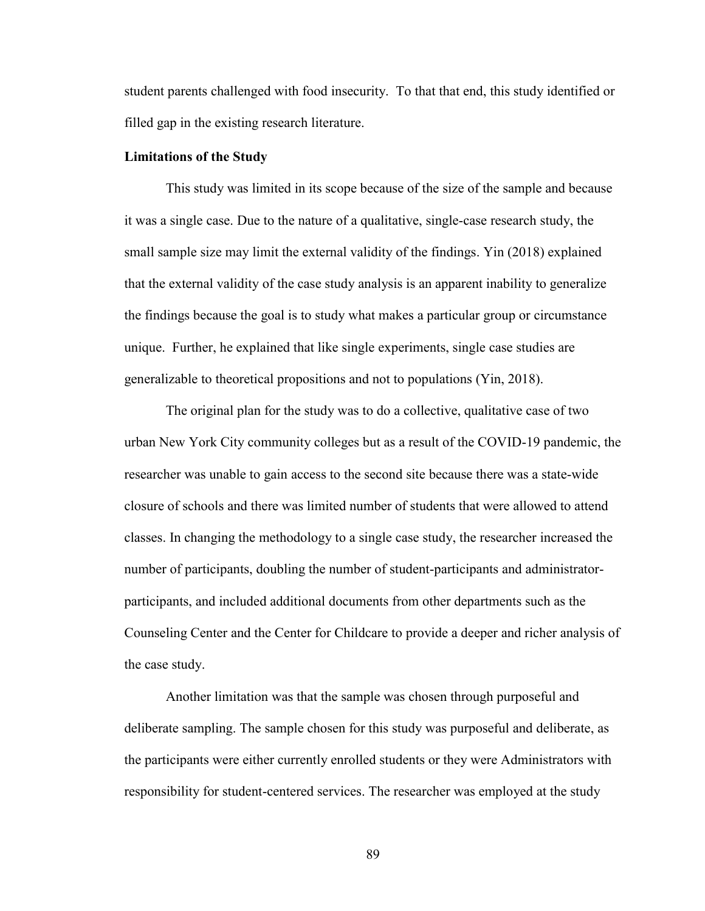student parents challenged with food insecurity. To that that end, this study identified or filled gap in the existing research literature.

**Limitations of the Study**

This study was limited in its scope because of the size of the sample and because it was a single case. Due to the nature of a qualitative, single-case research study, the small sample size may limit the external validity of the findings. Yin (2018) explained that the external validity of the case study analysis is an apparent inability to generalize the findings because the goal is to study what makes a particular group or circumstance unique. Further, he explained that like single experiments, single case studies are generalizable to theoretical propositions and not to populations (Yin, 2018).

The original plan for the study was to do a collective, qualitative case of two urban New York City community colleges but as a result of the COVID-19 pandemic, the researcher was unable to gain access to the second site because there was a state-wide closure of schools and there was limited number of students that were allowed to attend classes. In changing the methodology to a single case study, the researcher increased the number of participants, doubling the number of student-participants and administrator-participants, and included additional documents from other departments such as the Counseling Center and the Center for Childcare to provide a deeper and richer analysis of the case study.

Another limitation was that the sample was chosen through purposeful and deliberate sampling. The sample chosen for this study was purposeful and deliberate, as the participants were either currently enrolled students or they were Administrators with responsibility for student-centered services. The researcher was employed at the study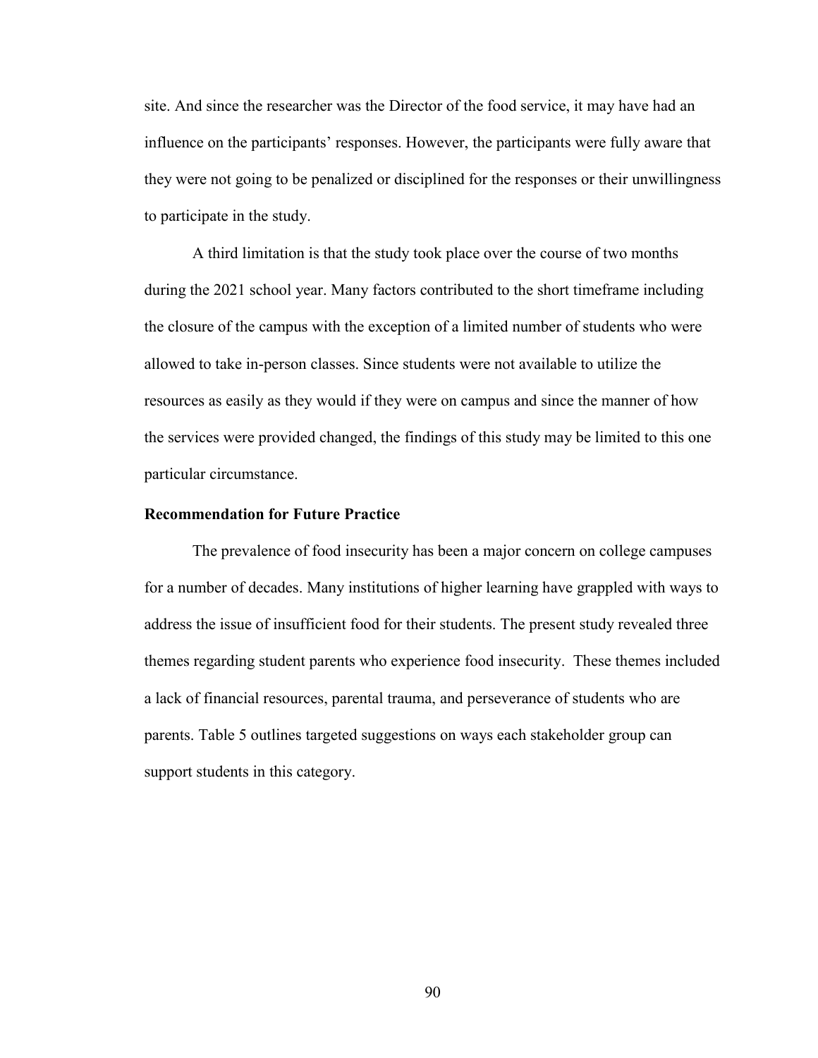site. And since the researcher was the Director of the food service, it may have had an influence on the participants' responses. However, the participants were fully aware that they were not going to be penalized or disciplined for the responses or their unwillingness to participate in the study.

A third limitation is that the study took place over the course of two months during the 2021 school year. Many factors contributed to the short timeframe including the closure of the campus with the exception of a limited number of students who were allowed to take in-person classes. Since students were not available to utilize the resources as easily as they would if they were on campus and since the manner of how the services were provided changed, the findings of this study may be limited to this one particular circumstance.

### Recommendation for Future Practice

The prevalence of food insecurity has been a major concern on college campuses for a number of decades. Many institutions of higher learning have grappled with ways to address the issue of insufficient food for their students. The present study revealed three themes regarding student parents who experience food insecurity. These themes included a lack of financial resources, parental trauma, and perseverance of students who are parents. Table 5 outlines targeted suggestions on ways each stakeholder group can support students in this category.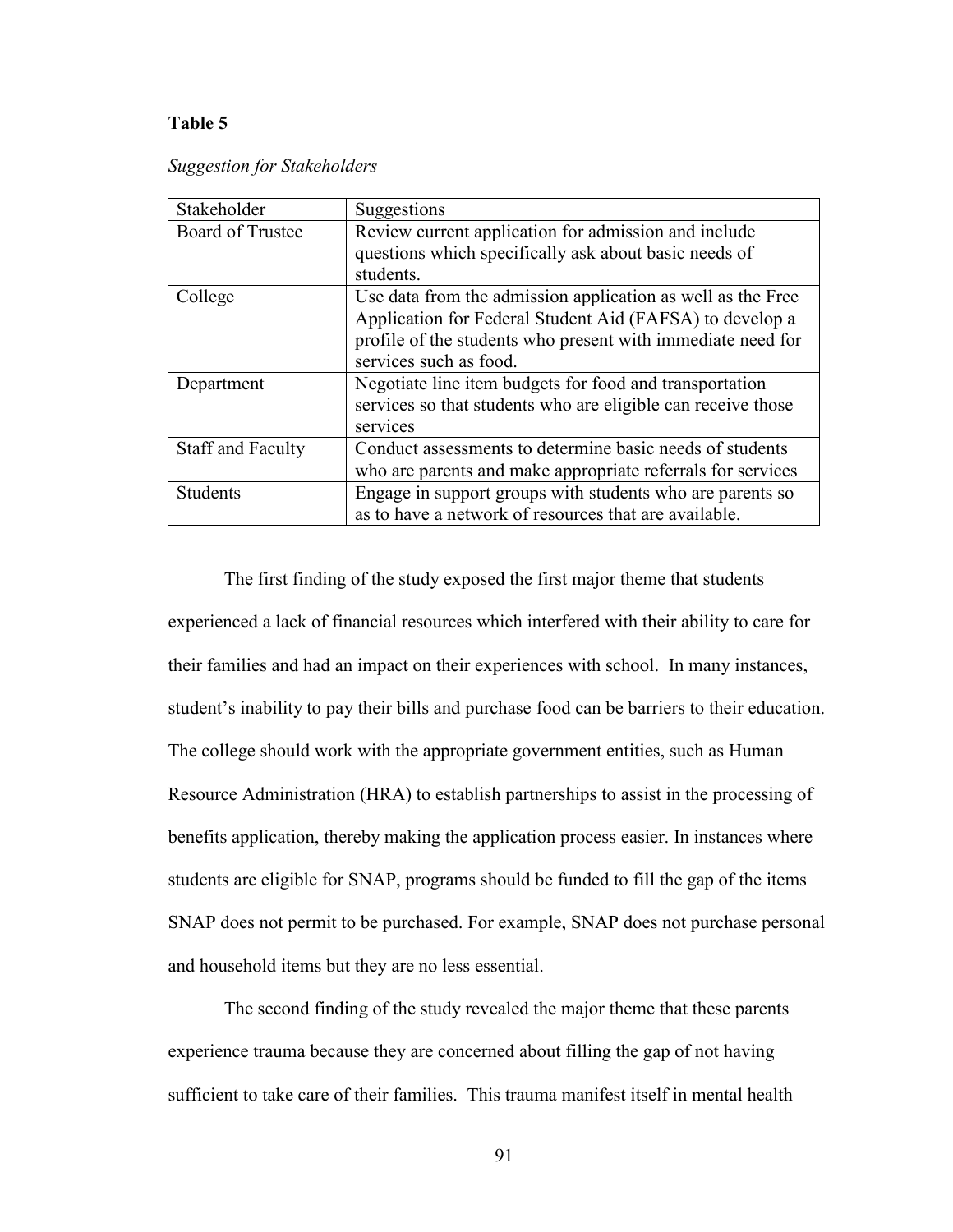**Table 5**

*Suggestion for Stakeholders*

| Stakeholder | Suggestions |
|---|---|
| Board of Trustee | Review current application for admission and include questions which specifically ask about basic needs of students. |
| College | Use data from the admission application as well as the Free Application for Federal Student Aid (FAFSA) to develop a profile of the students who present with immediate need for services such as food. |
| Department | Negotiate line item budgets for food and transportation services so that students who are eligible can receive those services |
| Staff and Faculty | Conduct assessments to determine basic needs of students who are parents and make appropriate referrals for services |
| Students | Engage in support groups with students who are parents so as to have a network of resources that are available. |

The first finding of the study exposed the first major theme that students experienced a lack of financial resources which interfered with their ability to care for their families and had an impact on their experiences with school. In many instances, student's inability to pay their bills and purchase food can be barriers to their education. The college should work with the appropriate government entities, such as Human Resource Administration (HRA) to establish partnerships to assist in the processing of benefits application, thereby making the application process easier. In instances where students are eligible for SNAP, programs should be funded to fill the gap of the items SNAP does not permit to be purchased. For example, SNAP does not purchase personal and household items but they are no less essential.

The second finding of the study revealed the major theme that these parents experience trauma because they are concerned about filling the gap of not having sufficient to take care of their families. This trauma manifest itself in mental health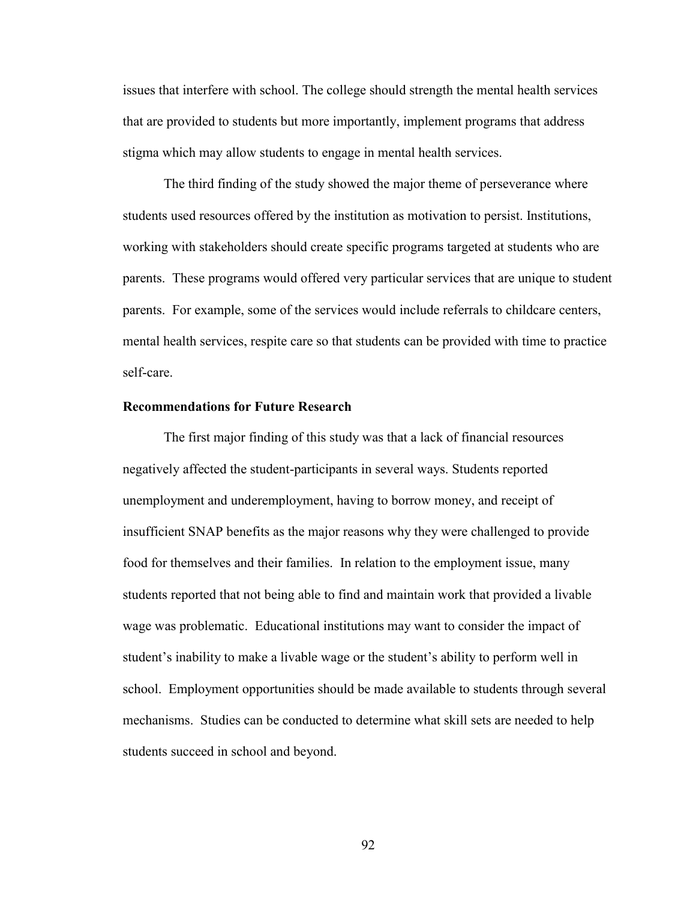issues that interfere with school. The college should strength the mental health services that are provided to students but more importantly, implement programs that address stigma which may allow students to engage in mental health services.

The third finding of the study showed the major theme of perseverance where students used resources offered by the institution as motivation to persist. Institutions, working with stakeholders should create specific programs targeted at students who are parents. These programs would offered very particular services that are unique to student parents. For example, some of the services would include referrals to childcare centers, mental health services, respite care so that students can be provided with time to practice self-care.

### Recommendations for Future Research

The first major finding of this study was that a lack of financial resources negatively affected the student-participants in several ways. Students reported unemployment and underemployment, having to borrow money, and receipt of insufficient SNAP benefits as the major reasons why they were challenged to provide food for themselves and their families. In relation to the employment issue, many students reported that not being able to find and maintain work that provided a livable wage was problematic. Educational institutions may want to consider the impact of student's inability to make a livable wage or the student's ability to perform well in school. Employment opportunities should be made available to students through several mechanisms. Studies can be conducted to determine what skill sets are needed to help students succeed in school and beyond.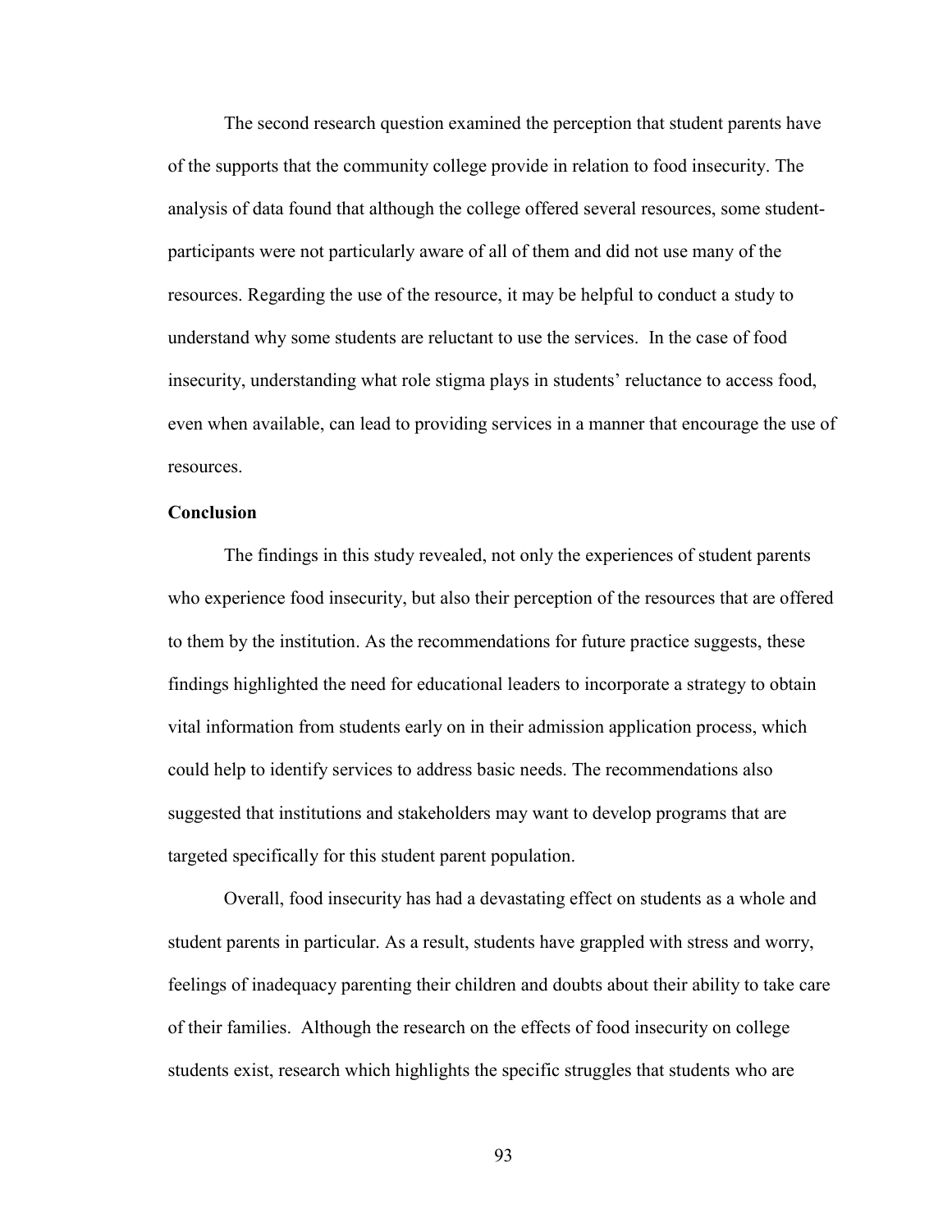The second research question examined the perception that student parents have of the supports that the community college provide in relation to food insecurity. The analysis of data found that although the college offered several resources, some student-participants were not particularly aware of all of them and did not use many of the resources. Regarding the use of the resource, it may be helpful to conduct a study to understand why some students are reluctant to use the services. In the case of food insecurity, understanding what role stigma plays in students' reluctance to access food, even when available, can lead to providing services in a manner that encourage the use of resources.

**Conclusion**

The findings in this study revealed, not only the experiences of student parents who experience food insecurity, but also their perception of the resources that are offered to them by the institution. As the recommendations for future practice suggests, these findings highlighted the need for educational leaders to incorporate a strategy to obtain vital information from students early on in their admission application process, which could help to identify services to address basic needs. The recommendations also suggested that institutions and stakeholders may want to develop programs that are targeted specifically for this student parent population.

Overall, food insecurity has had a devastating effect on students as a whole and student parents in particular. As a result, students have grappled with stress and worry, feelings of inadequacy parenting their children and doubts about their ability to take care of their families. Although the research on the effects of food insecurity on college students exist, research which highlights the specific struggles that students who are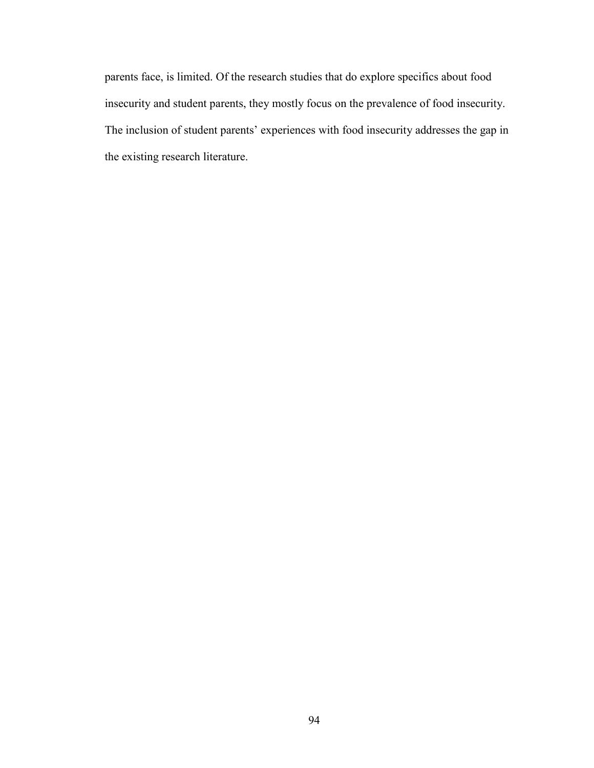parents face, is limited. Of the research studies that do explore specifics about food insecurity and student parents, they mostly focus on the prevalence of food insecurity. The inclusion of student parents' experiences with food insecurity addresses the gap in the existing research literature.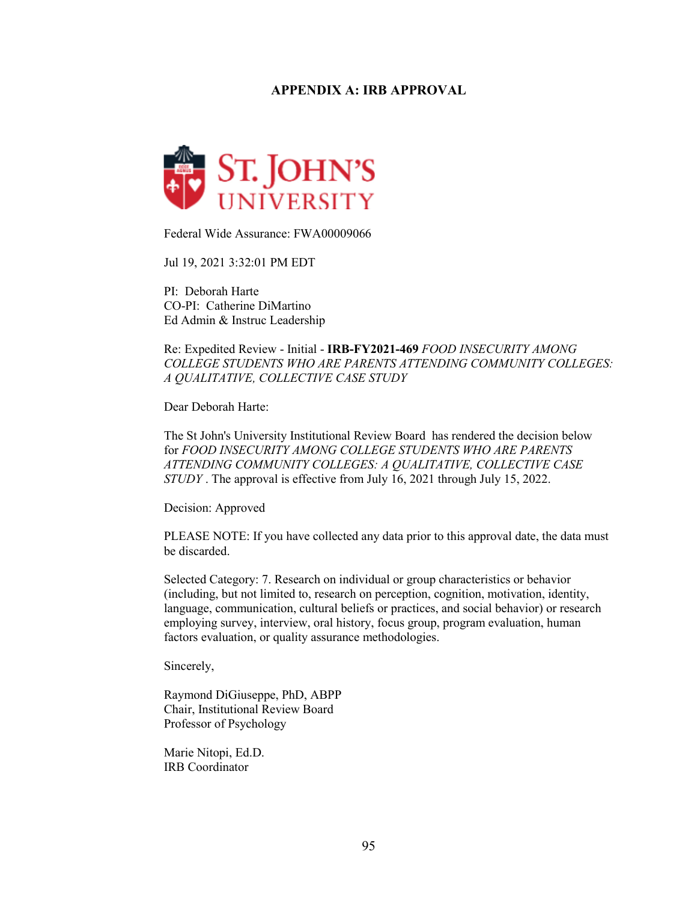## APPENDIX A: IRB APPROVAL

ST. JOHN'S UNIVERSITY

Federal Wide Assurance: FWA00009066

Jul 19, 2021 3:32:01 PM EDT

PI: Deborah Harte  
CO-PI: Catherine DiMartino  
Ed Admin & Instruc Leadership

Re: Expedited Review - Initial - **IRB-FY2021-469** *FOOD INSECURITY AMONG COLLEGE STUDENTS WHO ARE PARENTS ATTENDING COMMUNITY COLLEGES: A QUALITATIVE, COLLECTIVE CASE STUDY*

Dear Deborah Harte:

The St John's University Institutional Review Board has rendered the decision below for *FOOD INSECURITY AMONG COLLEGE STUDENTS WHO ARE PARENTS ATTENDING COMMUNITY COLLEGES: A QUALITATIVE, COLLECTIVE CASE STUDY* . The approval is effective from July 16, 2021 through July 15, 2022.

Decision: Approved

PLEASE NOTE: If you have collected any data prior to this approval date, the data must be discarded.

Selected Category: 7. Research on individual or group characteristics or behavior (including, but not limited to, research on perception, cognition, motivation, identity, language, communication, cultural beliefs or practices, and social behavior) or research employing survey, interview, oral history, focus group, program evaluation, human factors evaluation, or quality assurance methodologies.

Sincerely,

Raymond DiGiuseppe, PhD, ABPP  
Chair, Institutional Review Board  
Professor of Psychology

Marie Nitopi, Ed.D.  
IRB Coordinator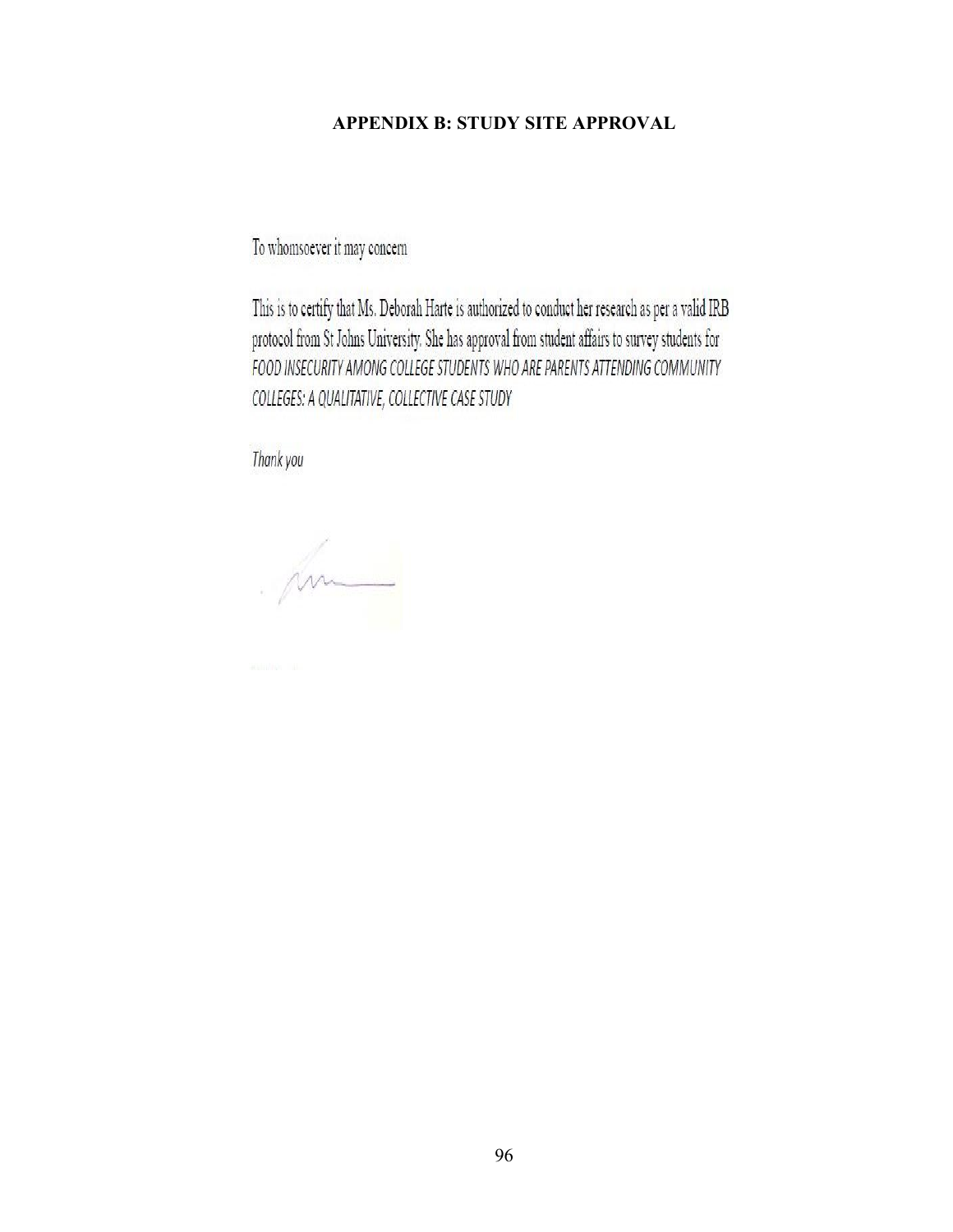# APPENDIX B: STUDY SITE APPROVAL

To whomsoever it may concern

This is to certify that Ms. Deborah Harte is authorized to conduct her research as per a valid IRB protocol from St Johns University. She has approval from student affairs to survey students for *FOOD INSECURITY AMONG COLLEGE STUDENTS WHO ARE PARENTS ATTENDING COMMUNITY COLLEGES: A QUALITATIVE, COLLECTIVE CASE STUDY*

*Thank you*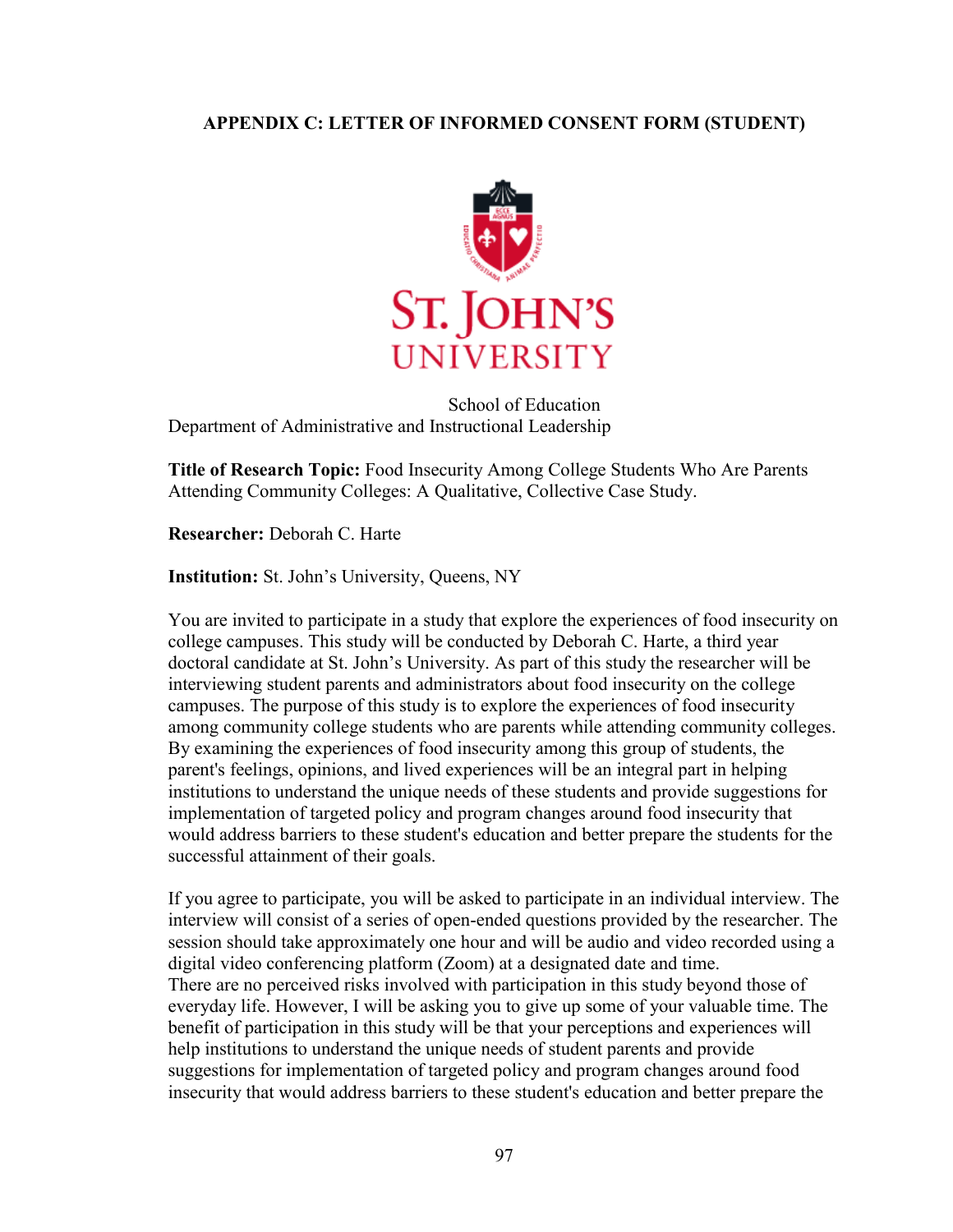**APPENDIX C: LETTER OF INFORMED CONSENT FORM (STUDENT)**

School of Education
Department of Administrative and Instructional Leadership

**Title of Research Topic:** Food Insecurity Among College Students Who Are Parents Attending Community Colleges: A Qualitative, Collective Case Study.

**Researcher:** Deborah C. Harte

**Institution:** St. John's University, Queens, NY

You are invited to participate in a study that explore the experiences of food insecurity on college campuses. This study will be conducted by Deborah C. Harte, a third year doctoral candidate at St. John's University. As part of this study the researcher will be interviewing student parents and administrators about food insecurity on the college campuses. The purpose of this study is to explore the experiences of food insecurity among community college students who are parents while attending community colleges. By examining the experiences of food insecurity among this group of students, the parent's feelings, opinions, and lived experiences will be an integral part in helping institutions to understand the unique needs of these students and provide suggestions for implementation of targeted policy and program changes around food insecurity that would address barriers to these student's education and better prepare the students for the successful attainment of their goals.

If you agree to participate, you will be asked to participate in an individual interview. The interview will consist of a series of open-ended questions provided by the researcher. The session should take approximately one hour and will be audio and video recorded using a digital video conferencing platform (Zoom) at a designated date and time.
There are no perceived risks involved with participation in this study beyond those of everyday life. However, I will be asking you to give up some of your valuable time. The benefit of participation in this study will be that your perceptions and experiences will help institutions to understand the unique needs of student parents and provide suggestions for implementation of targeted policy and program changes around food insecurity that would address barriers to these student's education and better prepare the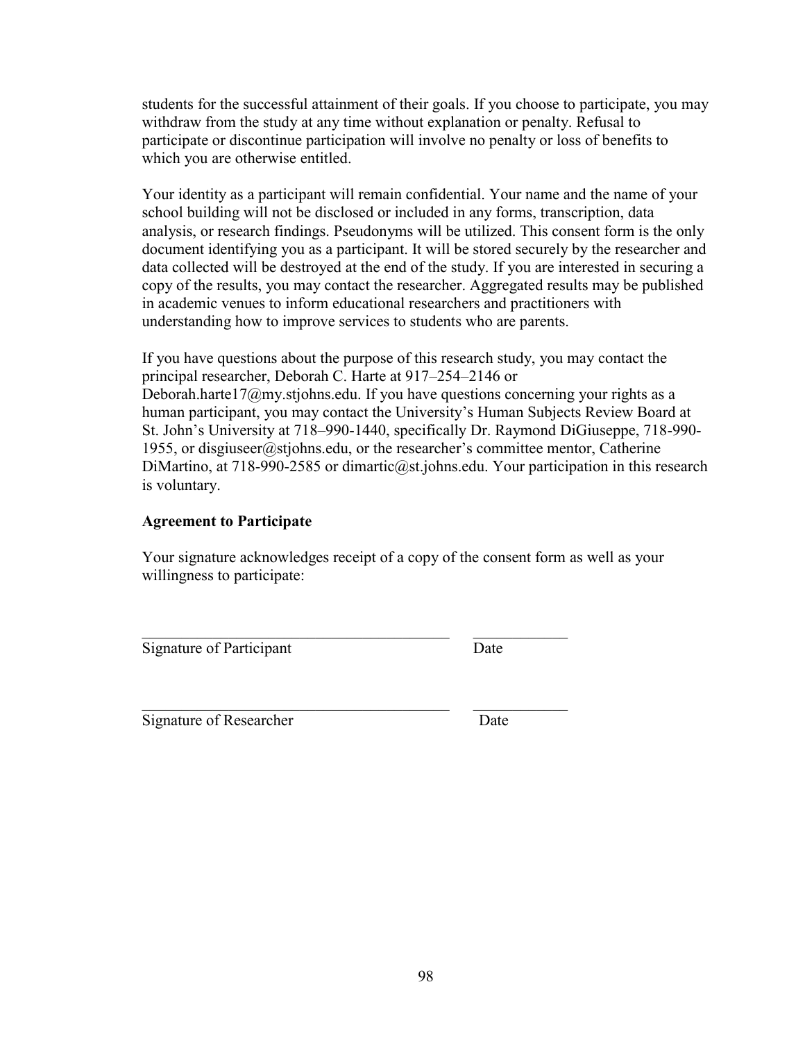students for the successful attainment of their goals. If you choose to participate, you may withdraw from the study at any time without explanation or penalty. Refusal to participate or discontinue participation will involve no penalty or loss of benefits to which you are otherwise entitled.

Your identity as a participant will remain confidential. Your name and the name of your school building will not be disclosed or included in any forms, transcription, data analysis, or research findings. Pseudonyms will be utilized. This consent form is the only document identifying you as a participant. It will be stored securely by the researcher and data collected will be destroyed at the end of the study. If you are interested in securing a copy of the results, you may contact the researcher. Aggregated results may be published in academic venues to inform educational researchers and practitioners with understanding how to improve services to students who are parents.

If you have questions about the purpose of this research study, you may contact the principal researcher, Deborah C. Harte at 917–254–2146 or Deborah.harte17@my.stjohns.edu. If you have questions concerning your rights as a human participant, you may contact the University's Human Subjects Review Board at St. John's University at 718–990-1440, specifically Dr. Raymond DiGiuseppe, 718-990-1955, or disgiuseer@stjohns.edu, or the researcher's committee mentor, Catherine DiMartino, at 718-990-2585 or dimartic@st.johns.edu. Your participation in this research is voluntary.

**Agreement to Participate**

Your signature acknowledges receipt of a copy of the consent form as well as your willingness to participate:

\_\_\_\_\_\_\_\_\_\_\_\_\_\_\_\_\_\_\_\_\_\_\_\_\_\_\_\_\_\_\_\_\_\_\_\_\_\_\_\_\_\_ \_\_\_\_\_\_\_\_\_\_\_\_\_

Signature of Participant Date

\_\_\_\_\_\_\_\_\_\_\_\_\_\_\_\_\_\_\_\_\_\_\_\_\_\_\_\_\_\_\_\_\_\_\_\_\_\_\_\_\_\_ \_\_\_\_\_\_\_\_\_\_\_\_\_

Signature of Researcher Date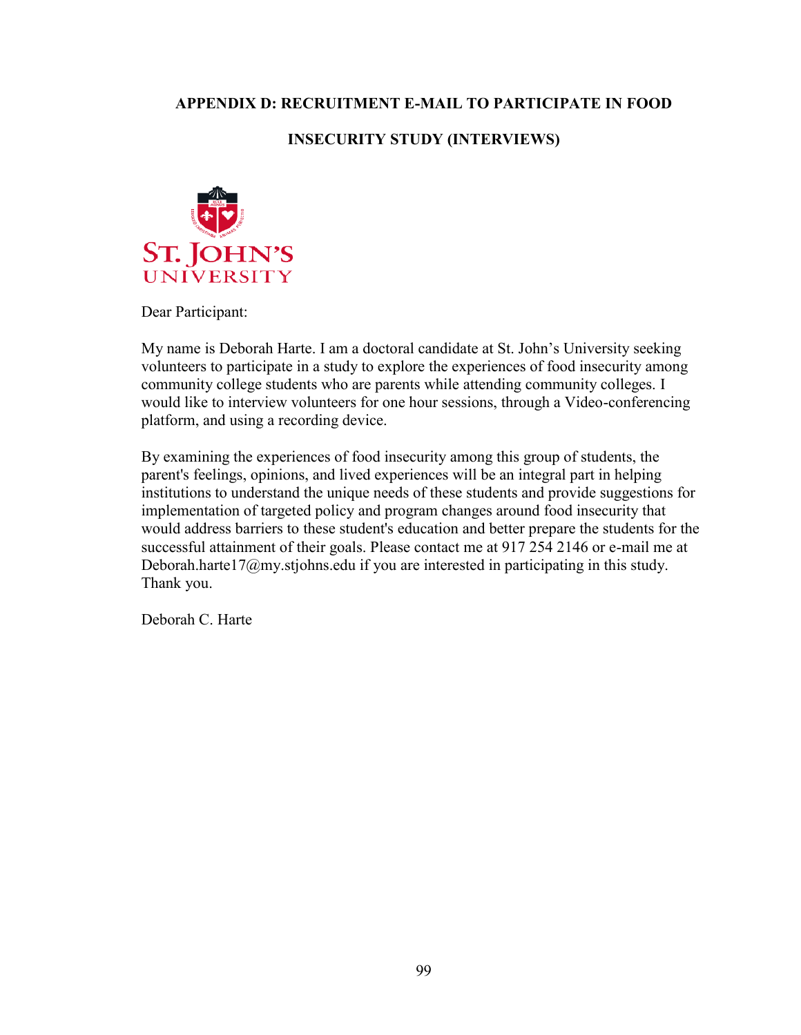# APPENDIX D: RECRUITMENT E-MAIL TO PARTICIPATE IN FOOD INSECURITY STUDY (INTERVIEWS)

ST. JOHN'S UNIVERSITY

Dear Participant:

My name is Deborah Harte. I am a doctoral candidate at St. John's University seeking volunteers to participate in a study to explore the experiences of food insecurity among community college students who are parents while attending community colleges. I would like to interview volunteers for one hour sessions, through a Video-conferencing platform, and using a recording device.

By examining the experiences of food insecurity among this group of students, the parent's feelings, opinions, and lived experiences will be an integral part in helping institutions to understand the unique needs of these students and provide suggestions for implementation of targeted policy and program changes around food insecurity that would address barriers to these student's education and better prepare the students for the successful attainment of their goals. Please contact me at 917 254 2146 or e-mail me at Deborah.harte17@my.stjohns.edu if you are interested in participating in this study. Thank you.

Deborah C. Harte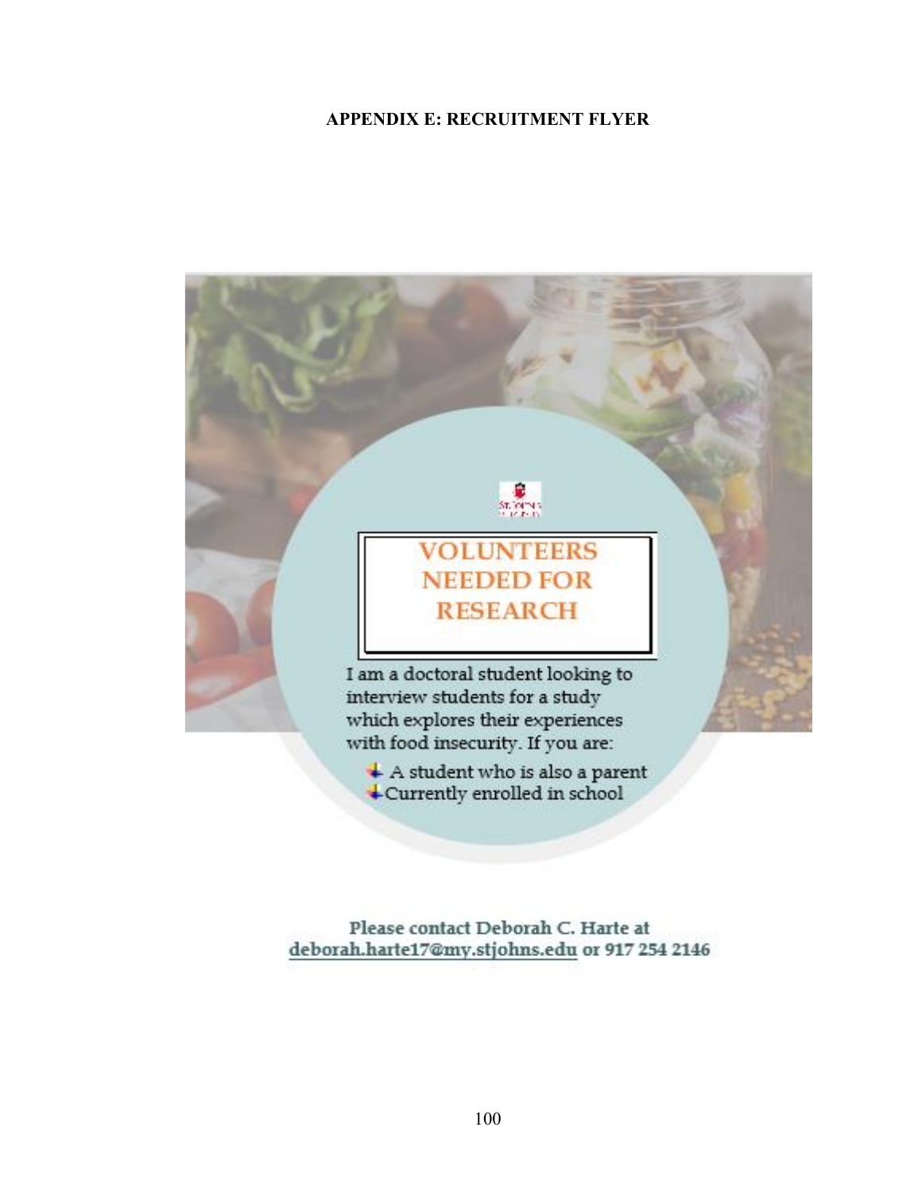# APPENDIX E: RECRUITMENT FLYER

## VOLUNTEERS NEEDED FOR RESEARCH

I am a doctoral student looking to interview students for a study which explores their experiences with food insecurity. If you are:

- A student who is also a parent
- Currently enrolled in school

Please contact Deborah C. Harte at deborah.harte17@my.stjohns.edu or 917 254 2146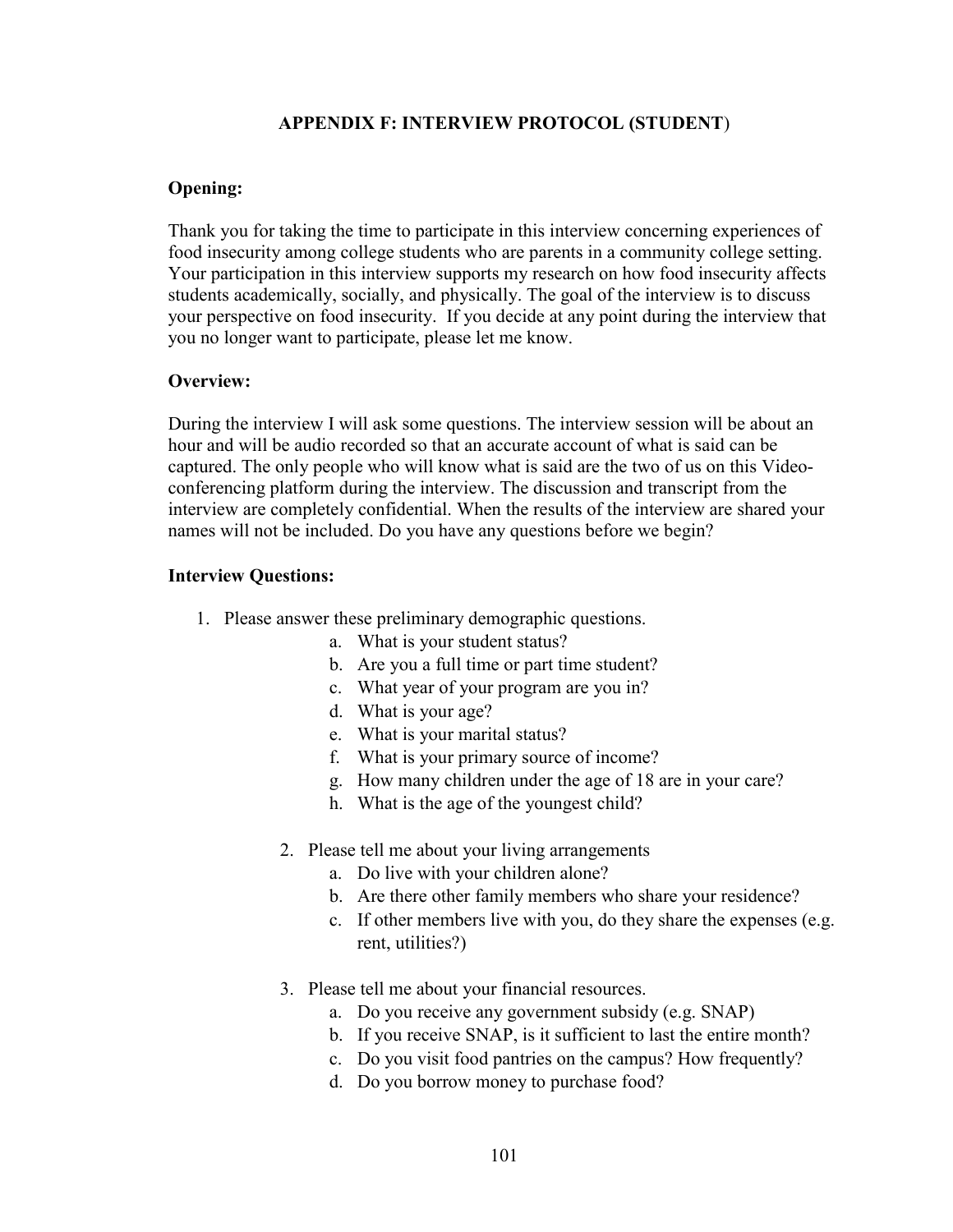## APPENDIX F: INTERVIEW PROTOCOL (STUDENT)

**Opening:**

Thank you for taking the time to participate in this interview concerning experiences of food insecurity among college students who are parents in a community college setting. Your participation in this interview supports my research on how food insecurity affects students academically, socially, and physically. The goal of the interview is to discuss your perspective on food insecurity. If you decide at any point during the interview that you no longer want to participate, please let me know.

**Overview:**

During the interview I will ask some questions. The interview session will be about an hour and will be audio recorded so that an accurate account of what is said can be captured. The only people who will know what is said are the two of us on this Video-conferencing platform during the interview. The discussion and transcript from the interview are completely confidential. When the results of the interview are shared your names will not be included. Do you have any questions before we begin?

**Interview Questions:**

1. Please answer these preliminary demographic questions.
   a. What is your student status?
   b. Are you a full time or part time student?
   c. What year of your program are you in?
   d. What is your age?
   e. What is your marital status?
   f. What is your primary source of income?
   g. How many children under the age of 18 are in your care?
   h. What is the age of the youngest child?

2. Please tell me about your living arrangements
   a. Do live with your children alone?
   b. Are there other family members who share your residence?
   c. If other members live with you, do they share the expenses (e.g. rent, utilities?)

3. Please tell me about your financial resources.
   a. Do you receive any government subsidy (e.g. SNAP)
   b. If you receive SNAP, is it sufficient to last the entire month?
   c. Do you visit food pantries on the campus? How frequently?
   d. Do you borrow money to purchase food?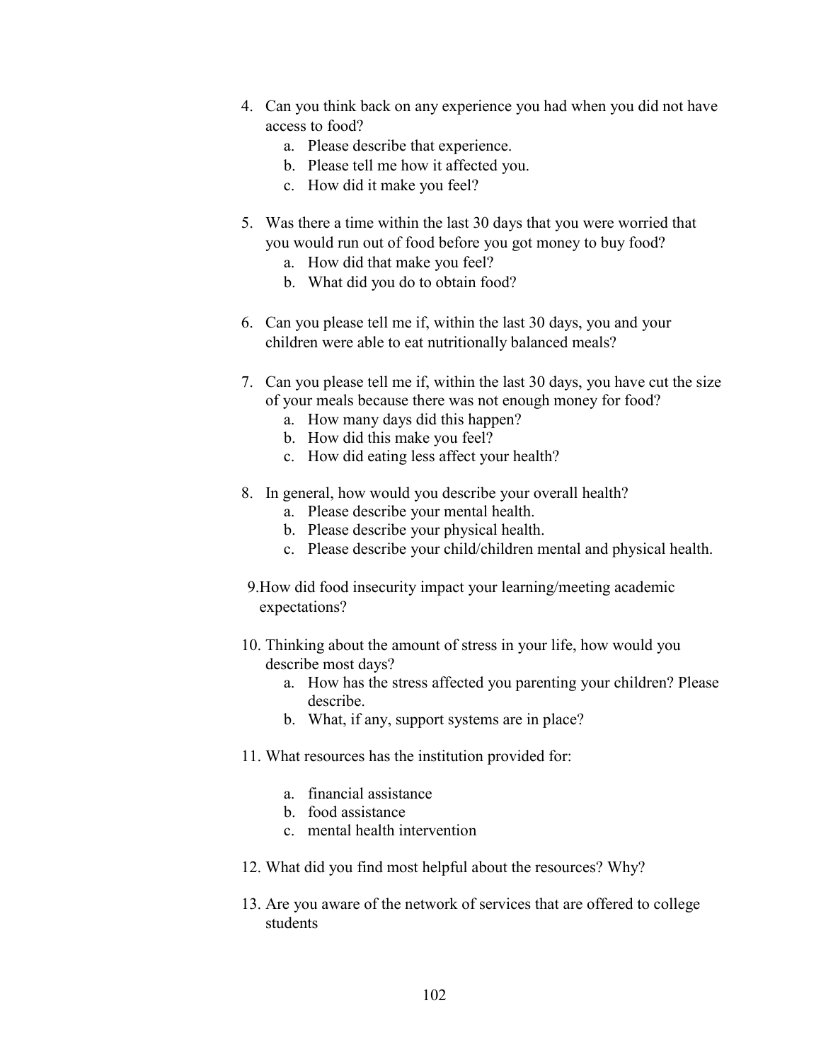4. Can you think back on any experience you had when you did not have access to food?
   a. Please describe that experience.
   b. Please tell me how it affected you.
   c. How did it make you feel?

5. Was there a time within the last 30 days that you were worried that you would run out of food before you got money to buy food?
   a. How did that make you feel?
   b. What did you do to obtain food?

6. Can you please tell me if, within the last 30 days, you and your children were able to eat nutritionally balanced meals?

7. Can you please tell me if, within the last 30 days, you have cut the size of your meals because there was not enough money for food?
   a. How many days did this happen?
   b. How did this make you feel?
   c. How did eating less affect your health?

8. In general, how would you describe your overall health?
   a. Please describe your mental health.
   b. Please describe your physical health.
   c. Please describe your child/children mental and physical health.

9. How did food insecurity impact your learning/meeting academic expectations?

10. Thinking about the amount of stress in your life, how would you describe most days?
    a. How has the stress affected you parenting your children? Please describe.
    b. What, if any, support systems are in place?

11. What resources has the institution provided for:

    a. financial assistance
    b. food assistance
    c. mental health intervention

12. What did you find most helpful about the resources? Why?

13. Are you aware of the network of services that are offered to college students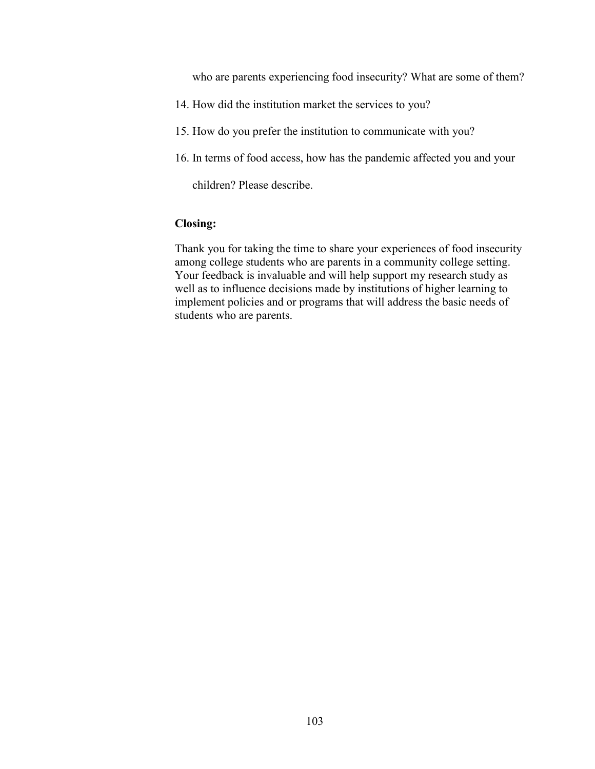who are parents experiencing food insecurity? What are some of them?

14. How did the institution market the services to you?
15. How do you prefer the institution to communicate with you?
16. In terms of food access, how has the pandemic affected you and your children? Please describe.

**Closing:**

Thank you for taking the time to share your experiences of food insecurity among college students who are parents in a community college setting. Your feedback is invaluable and will help support my research study as well as to influence decisions made by institutions of higher learning to implement policies and or programs that will address the basic needs of students who are parents.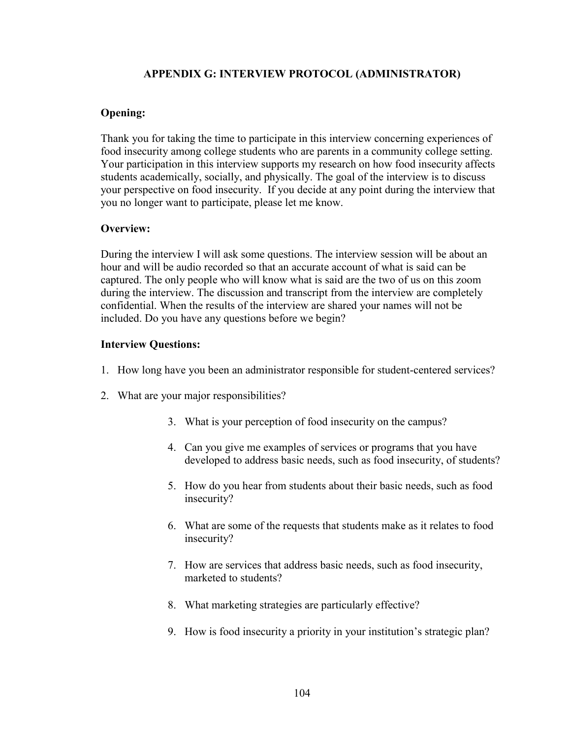## APPENDIX G: INTERVIEW PROTOCOL (ADMINISTRATOR)

**Opening:**

Thank you for taking the time to participate in this interview concerning experiences of food insecurity among college students who are parents in a community college setting. Your participation in this interview supports my research on how food insecurity affects students academically, socially, and physically. The goal of the interview is to discuss your perspective on food insecurity. If you decide at any point during the interview that you no longer want to participate, please let me know.

**Overview:**

During the interview I will ask some questions. The interview session will be about an hour and will be audio recorded so that an accurate account of what is said can be captured. The only people who will know what is said are the two of us on this zoom during the interview. The discussion and transcript from the interview are completely confidential. When the results of the interview are shared your names will not be included. Do you have any questions before we begin?

**Interview Questions:**

1. How long have you been an administrator responsible for student-centered services?
2. What are your major responsibilities?
3. What is your perception of food insecurity on the campus?
4. Can you give me examples of services or programs that you have developed to address basic needs, such as food insecurity, of students?
5. How do you hear from students about their basic needs, such as food insecurity?
6. What are some of the requests that students make as it relates to food insecurity?
7. How are services that address basic needs, such as food insecurity, marketed to students?
8. What marketing strategies are particularly effective?
9. How is food insecurity a priority in your institution's strategic plan?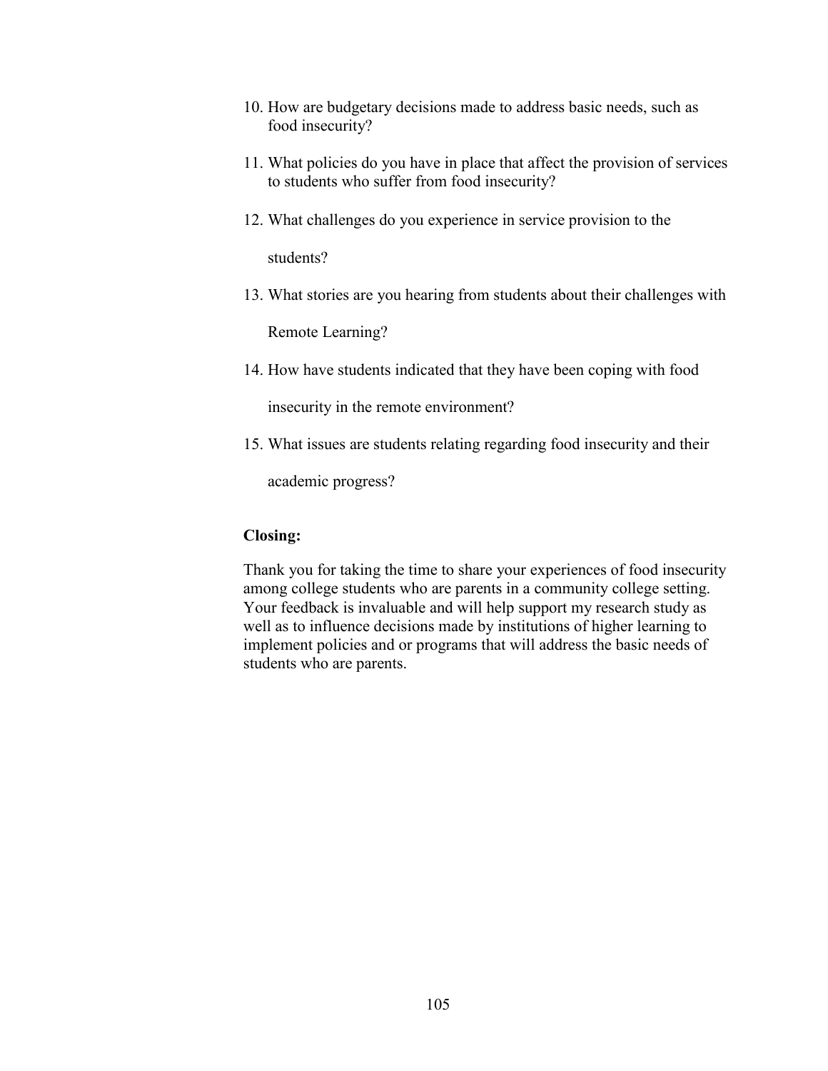10. How are budgetary decisions made to address basic needs, such as food insecurity?

11. What policies do you have in place that affect the provision of services to students who suffer from food insecurity?

12. What challenges do you experience in service provision to the students?

13. What stories are you hearing from students about their challenges with Remote Learning?

14. How have students indicated that they have been coping with food insecurity in the remote environment?

15. What issues are students relating regarding food insecurity and their academic progress?

**Closing:**

Thank you for taking the time to share your experiences of food insecurity among college students who are parents in a community college setting. Your feedback is invaluable and will help support my research study as well as to influence decisions made by institutions of higher learning to implement policies and or programs that will address the basic needs of students who are parents.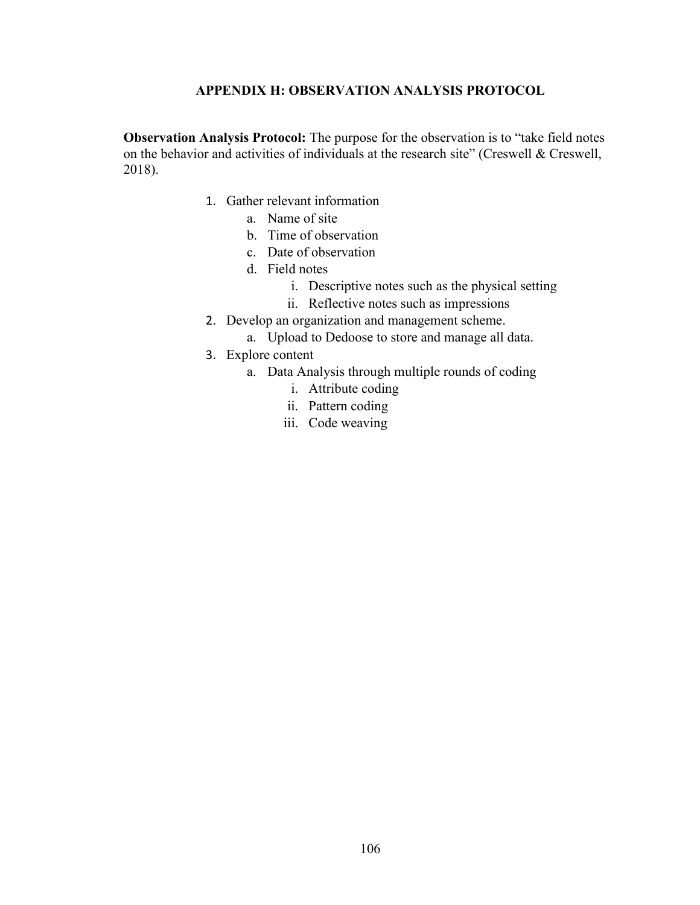# APPENDIX H: OBSERVATION ANALYSIS PROTOCOL

**Observation Analysis Protocol:** The purpose for the observation is to "take field notes on the behavior and activities of individuals at the research site" (Creswell & Creswell, 2018).

1. Gather relevant information
   a. Name of site
   b. Time of observation
   c. Date of observation
   d. Field notes
      i. Descriptive notes such as the physical setting
      ii. Reflective notes such as impressions
2. Develop an organization and management scheme.
   a. Upload to Dedoose to store and manage all data.
3. Explore content
   a. Data Analysis through multiple rounds of coding
      i. Attribute coding
      ii. Pattern coding
      iii. Code weaving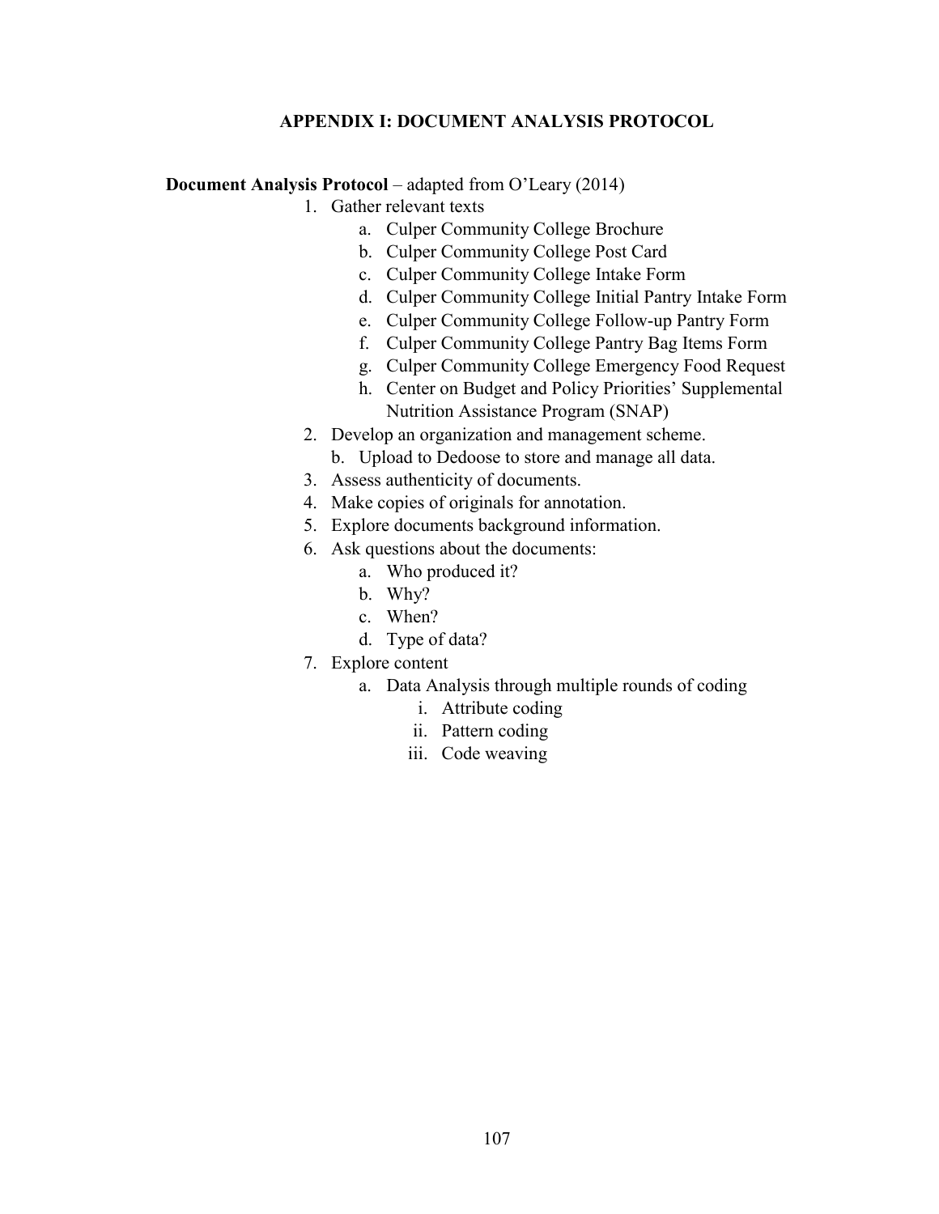# APPENDIX I: DOCUMENT ANALYSIS PROTOCOL

**Document Analysis Protocol** – adapted from O'Leary (2014)

1. Gather relevant texts
    a. Culper Community College Brochure
    b. Culper Community College Post Card
    c. Culper Community College Intake Form
    d. Culper Community College Initial Pantry Intake Form
    e. Culper Community College Follow-up Pantry Form
    f. Culper Community College Pantry Bag Items Form
    g. Culper Community College Emergency Food Request
    h. Center on Budget and Policy Priorities' Supplemental Nutrition Assistance Program (SNAP)
2. Develop an organization and management scheme.
    b. Upload to Dedoose to store and manage all data.
3. Assess authenticity of documents.
4. Make copies of originals for annotation.
5. Explore documents background information.
6. Ask questions about the documents:
    a. Who produced it?
    b. Why?
    c. When?
    d. Type of data?
7. Explore content
    a. Data Analysis through multiple rounds of coding
        i. Attribute coding
        ii. Pattern coding
        iii. Code weaving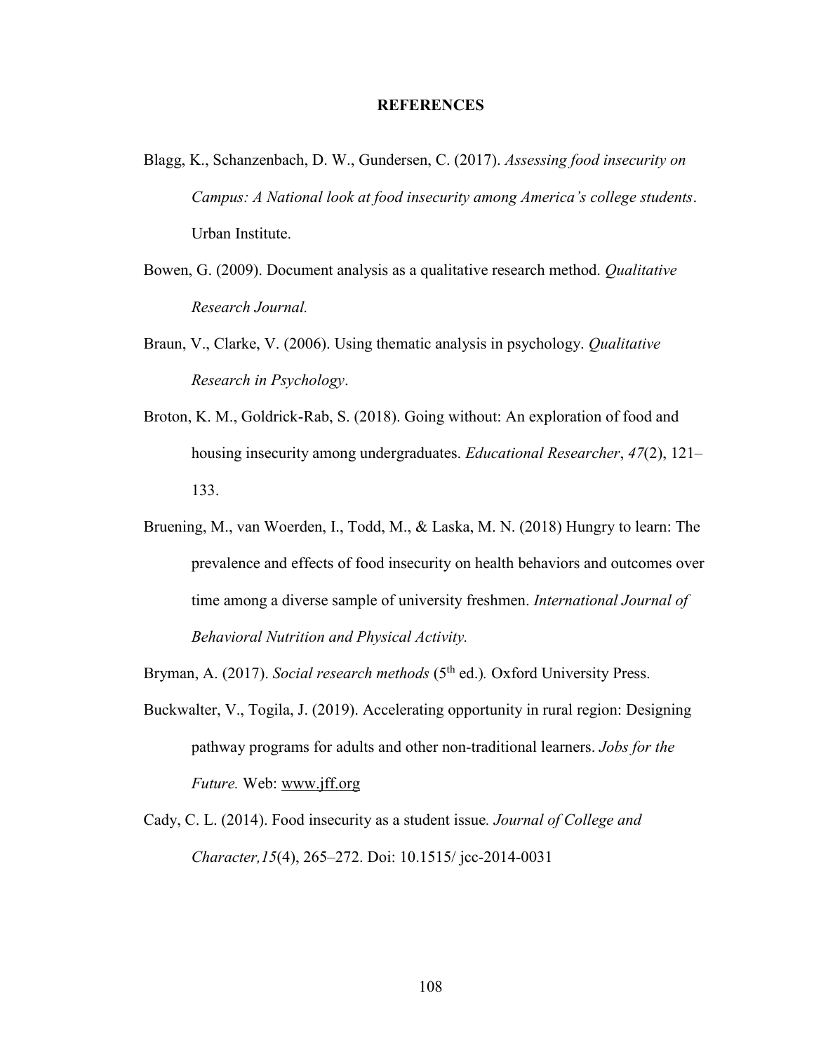# REFERENCES

Blagg, K., Schanzenbach, D. W., Gundersen, C. (2017). *Assessing food insecurity on Campus: A National look at food insecurity among America's college students*. Urban Institute.

Bowen, G. (2009). Document analysis as a qualitative research method. *Qualitative Research Journal.*

Braun, V., Clarke, V. (2006). Using thematic analysis in psychology. *Qualitative Research in Psychology*.

Broton, K. M., Goldrick-Rab, S. (2018). Going without: An exploration of food and housing insecurity among undergraduates. *Educational Researcher*, *47*(2), 121–133.

Bruening, M., van Woerden, I., Todd, M., & Laska, M. N. (2018) Hungry to learn: The prevalence and effects of food insecurity on health behaviors and outcomes over time among a diverse sample of university freshmen. *International Journal of Behavioral Nutrition and Physical Activity.*

Bryman, A. (2017). *Social research methods* (5th ed.)*.* Oxford University Press.

Buckwalter, V., Togila, J. (2019). Accelerating opportunity in rural region: Designing pathway programs for adults and other non-traditional learners. *Jobs for the Future.* Web: www.jff.org

Cady, C. L. (2014). Food insecurity as a student issue*. Journal of College and Character,15*(4), 265–272. Doi: 10.1515/ jcc-2014-0031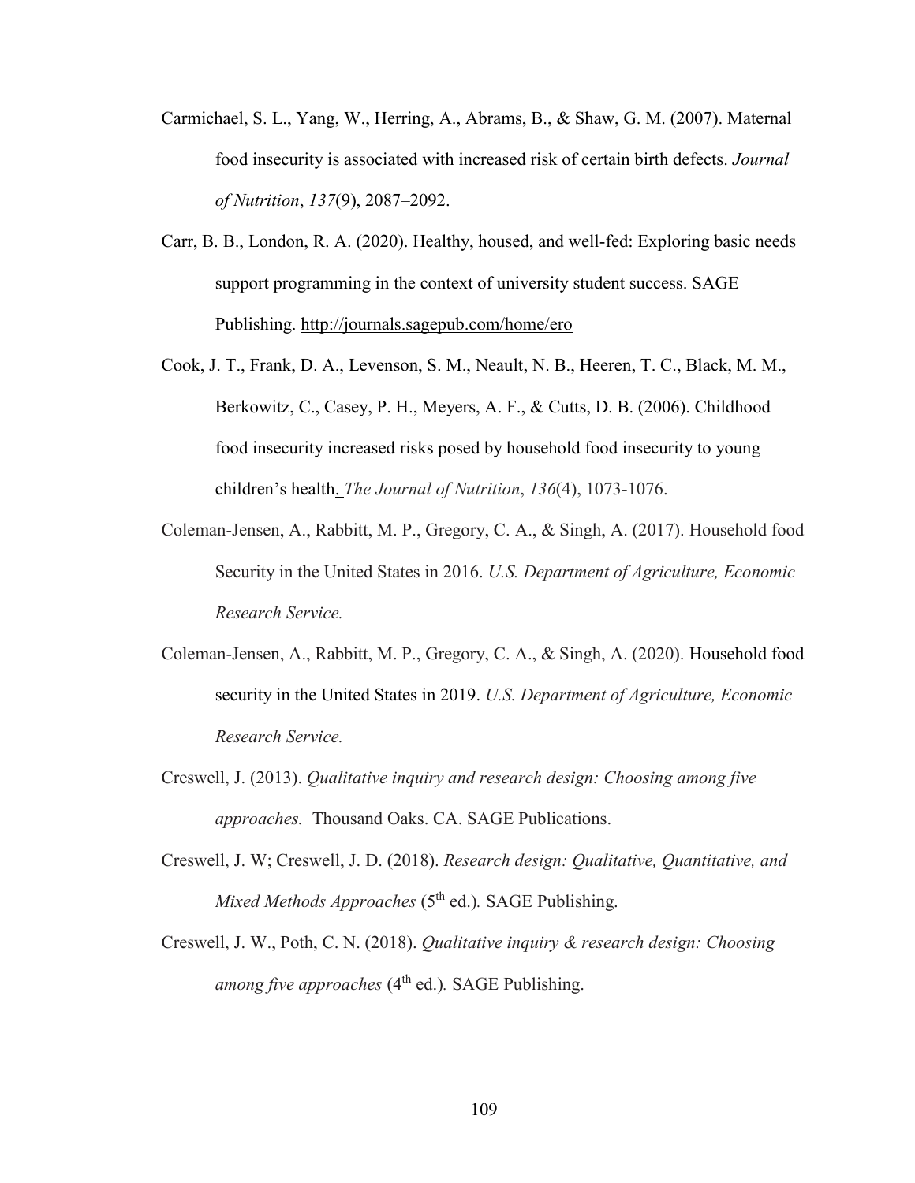Carmichael, S. L., Yang, W., Herring, A., Abrams, B., & Shaw, G. M. (2007). Maternal food insecurity is associated with increased risk of certain birth defects. *Journal of Nutrition*, *137*(9), 2087–2092.

Carr, B. B., London, R. A. (2020). Healthy, housed, and well-fed: Exploring basic needs support programming in the context of university student success. SAGE Publishing. http://journals.sagepub.com/home/ero

Cook, J. T., Frank, D. A., Levenson, S. M., Neault, N. B., Heeren, T. C., Black, M. M., Berkowitz, C., Casey, P. H., Meyers, A. F., & Cutts, D. B. (2006). Childhood food insecurity increased risks posed by household food insecurity to young children's health. *The Journal of Nutrition*, *136*(4), 1073-1076.

Coleman-Jensen, A., Rabbitt, M. P., Gregory, C. A., & Singh, A. (2017). Household food Security in the United States in 2016. *U.S. Department of Agriculture, Economic Research Service.*

Coleman-Jensen, A., Rabbitt, M. P., Gregory, C. A., & Singh, A. (2020). Household food security in the United States in 2019. *U.S. Department of Agriculture, Economic Research Service.*

Creswell, J. (2013). *Qualitative inquiry and research design: Choosing among five approaches.* Thousand Oaks. CA. SAGE Publications.

Creswell, J. W; Creswell, J. D. (2018). *Research design: Qualitative, Quantitative, and Mixed Methods Approaches* (5th ed.)*.* SAGE Publishing.

Creswell, J. W., Poth, C. N. (2018). *Qualitative inquiry & research design: Choosing among five approaches* (4th ed.)*.* SAGE Publishing.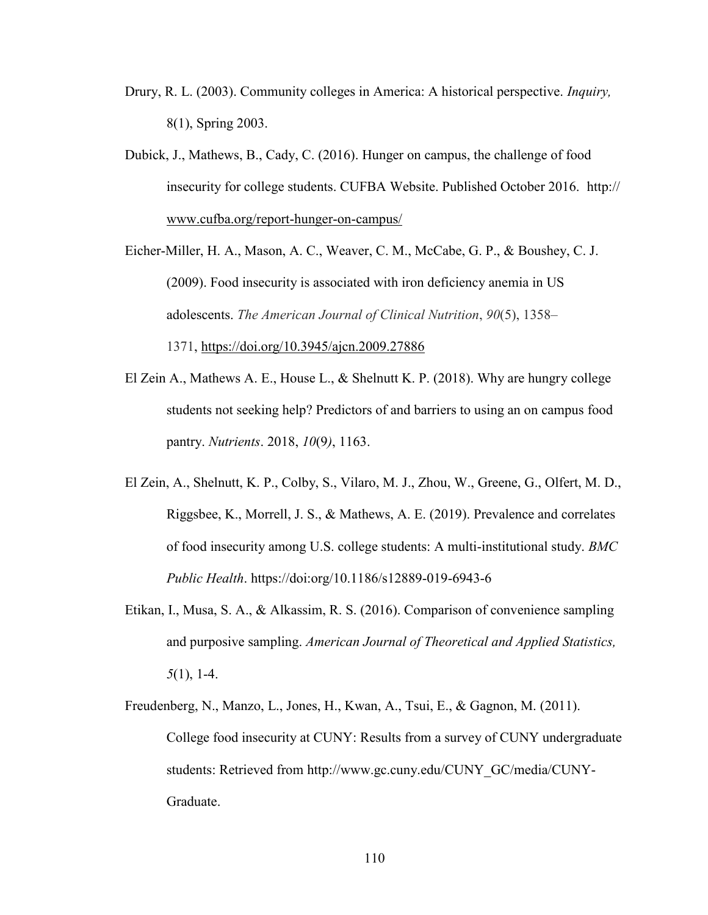Drury, R. L. (2003). Community colleges in America: A historical perspective. *Inquiry,* 8(1), Spring 2003.

Dubick, J., Mathews, B., Cady, C. (2016). Hunger on campus, the challenge of food insecurity for college students. CUFBA Website. Published October 2016. http://www.cufba.org/report-hunger-on-campus/

Eicher-Miller, H. A., Mason, A. C., Weaver, C. M., McCabe, G. P., & Boushey, C. J. (2009). Food insecurity is associated with iron deficiency anemia in US adolescents. *The American Journal of Clinical Nutrition*, *90*(5), 1358–1371, https://doi.org/10.3945/ajcn.2009.27886

El Zein A., Mathews A. E., House L., & Shelnutt K. P. (2018). Why are hungry college students not seeking help? Predictors of and barriers to using an on campus food pantry. *Nutrients*. 2018, *10*(9*)*, 1163.

El Zein, A., Shelnutt, K. P., Colby, S., Vilaro, M. J., Zhou, W., Greene, G., Olfert, M. D., Riggsbee, K., Morrell, J. S., & Mathews, A. E. (2019). Prevalence and correlates of food insecurity among U.S. college students: A multi-institutional study. *BMC Public Health*. https://doi:org/10.1186/s12889-019-6943-6

Etikan, I., Musa, S. A., & Alkassim, R. S. (2016). Comparison of convenience sampling and purposive sampling. *American Journal of Theoretical and Applied Statistics, 5*(1), 1-4.

Freudenberg, N., Manzo, L., Jones, H., Kwan, A., Tsui, E., & Gagnon, M. (2011). College food insecurity at CUNY: Results from a survey of CUNY undergraduate students: Retrieved from http://www.gc.cuny.edu/CUNY_GC/media/CUNY-Graduate.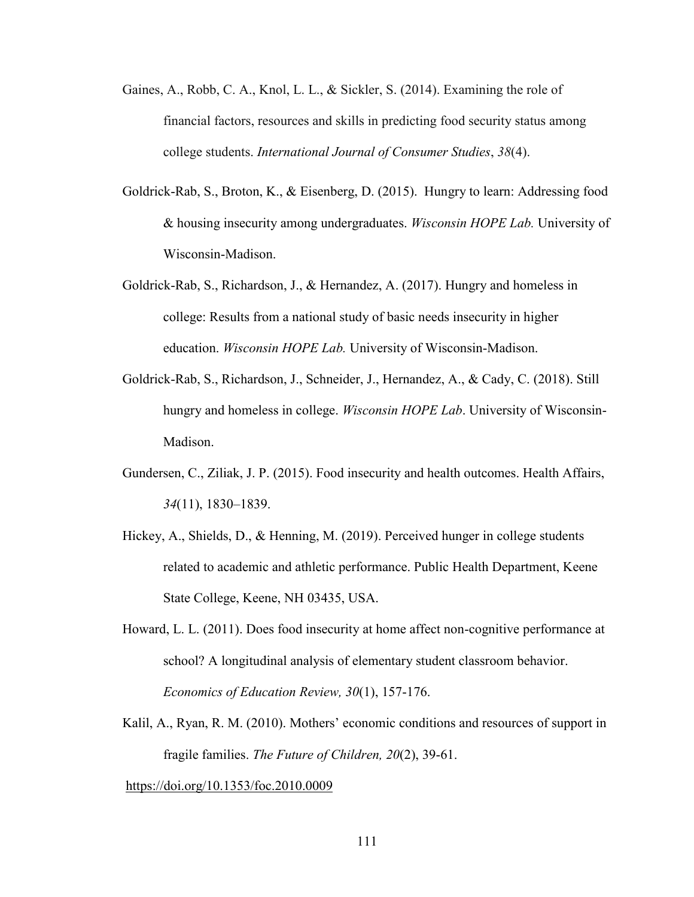Gaines, A., Robb, C. A., Knol, L. L., & Sickler, S. (2014). Examining the role of financial factors, resources and skills in predicting food security status among college students. *International Journal of Consumer Studies*, *38*(4).

Goldrick-Rab, S., Broton, K., & Eisenberg, D. (2015). Hungry to learn: Addressing food & housing insecurity among undergraduates. *Wisconsin HOPE Lab.* University of Wisconsin-Madison.

Goldrick-Rab, S., Richardson, J., & Hernandez, A. (2017). Hungry and homeless in college: Results from a national study of basic needs insecurity in higher education. *Wisconsin HOPE Lab.* University of Wisconsin-Madison.

Goldrick-Rab, S., Richardson, J., Schneider, J., Hernandez, A., & Cady, C. (2018). Still hungry and homeless in college. *Wisconsin HOPE Lab*. University of Wisconsin-Madison.

Gundersen, C., Ziliak, J. P. (2015). Food insecurity and health outcomes. Health Affairs, *34*(11), 1830–1839.

Hickey, A., Shields, D., & Henning, M. (2019). Perceived hunger in college students related to academic and athletic performance. Public Health Department, Keene State College, Keene, NH 03435, USA.

Howard, L. L. (2011). Does food insecurity at home affect non-cognitive performance at school? A longitudinal analysis of elementary student classroom behavior. *Economics of Education Review, 30*(1), 157-176.

Kalil, A., Ryan, R. M. (2010). Mothers' economic conditions and resources of support in fragile families. *The Future of Children, 20*(2), 39-61.

https://doi.org/10.1353/foc.2010.0009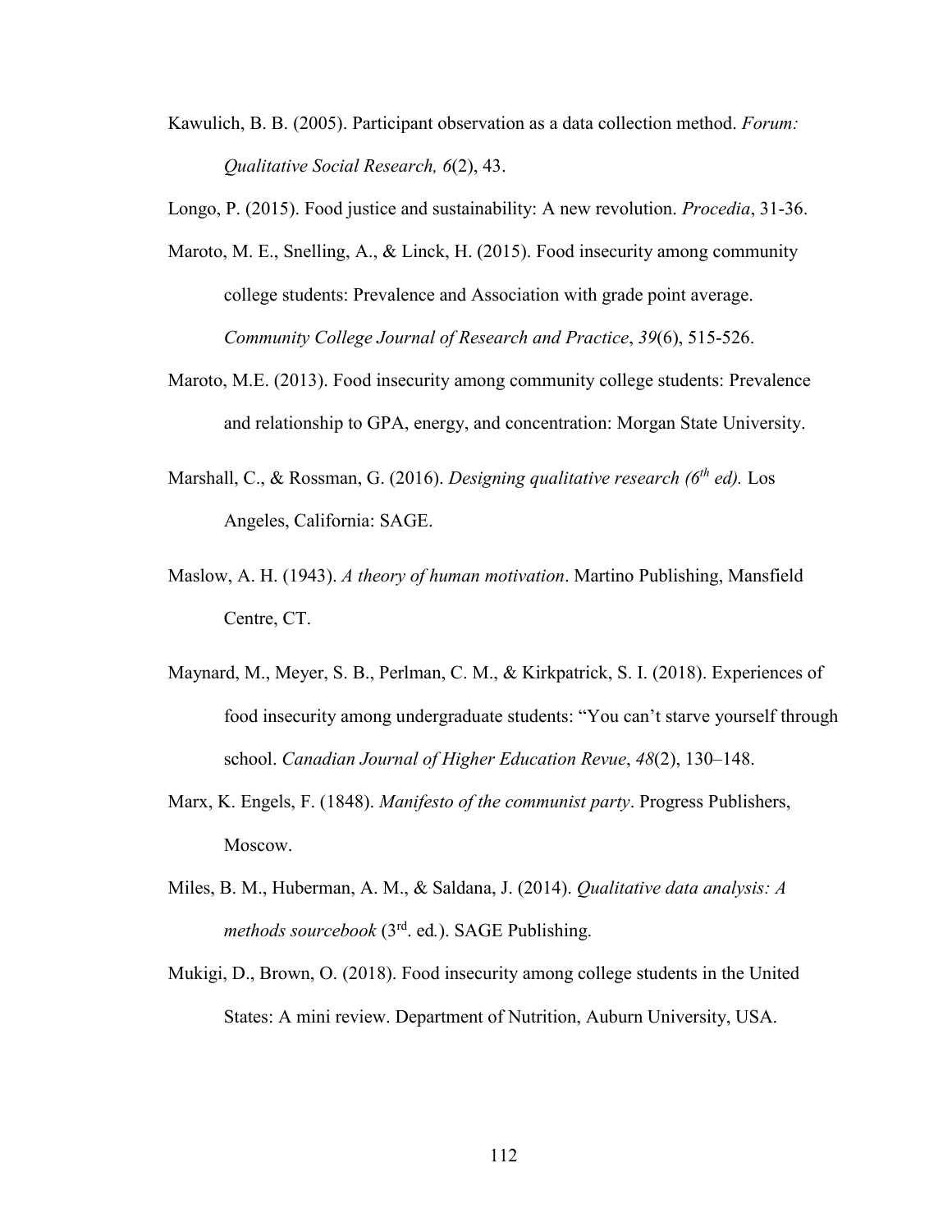Kawulich, B. B. (2005). Participant observation as a data collection method. *Forum: Qualitative Social Research, 6*(2), 43.

Longo, P. (2015). Food justice and sustainability: A new revolution. *Procedia*, 31-36.

Maroto, M. E., Snelling, A., & Linck, H. (2015). Food insecurity among community college students: Prevalence and Association with grade point average. *Community College Journal of Research and Practice*, *39*(6), 515-526.

Maroto, M.E. (2013). Food insecurity among community college students: Prevalence and relationship to GPA, energy, and concentration: Morgan State University.

Marshall, C., & Rossman, G. (2016). *Designing qualitative research (6th ed).* Los Angeles, California: SAGE.

Maslow, A. H. (1943). *A theory of human motivation*. Martino Publishing, Mansfield Centre, CT.

Maynard, M., Meyer, S. B., Perlman, C. M., & Kirkpatrick, S. I. (2018). Experiences of food insecurity among undergraduate students: "You can't starve yourself through school. *Canadian Journal of Higher Education Revue*, *48*(2), 130–148.

Marx, K. Engels, F. (1848). *Manifesto of the communist party*. Progress Publishers, Moscow.

Miles, B. M., Huberman, A. M., & Saldana, J. (2014). *Qualitative data analysis: A methods sourcebook* (3rd. ed.). SAGE Publishing.

Mukigi, D., Brown, O. (2018). Food insecurity among college students in the United States: A mini review. Department of Nutrition, Auburn University, USA.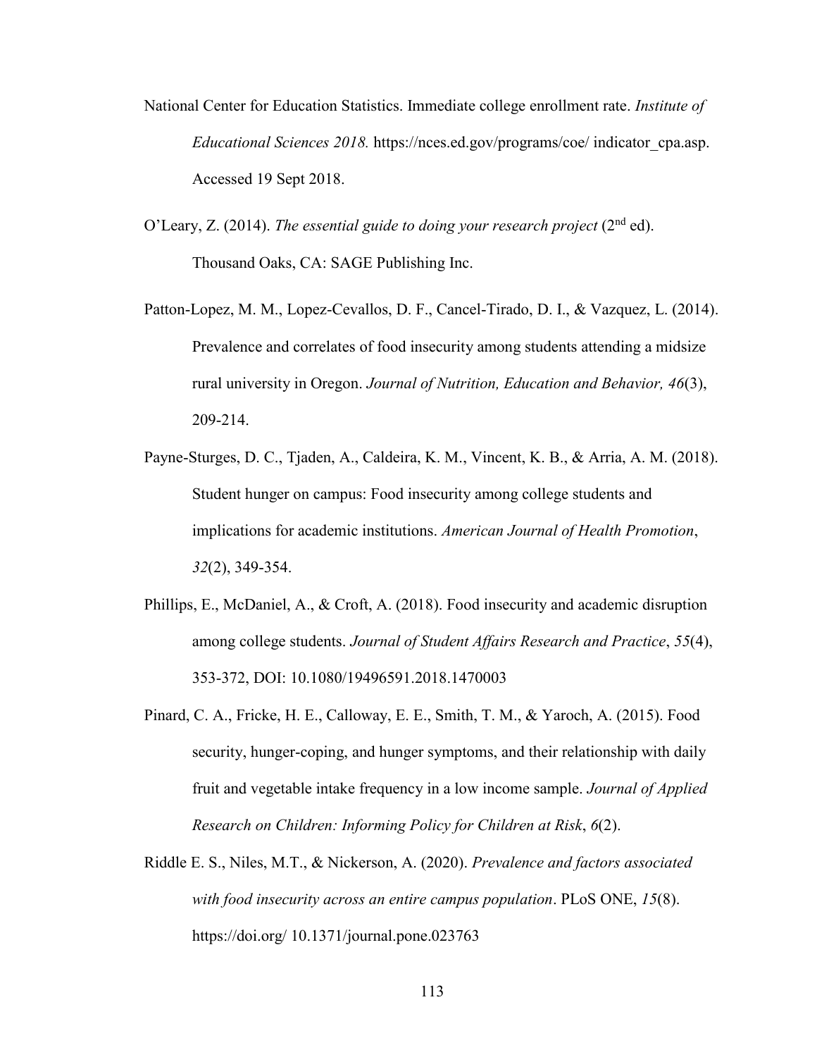National Center for Education Statistics. Immediate college enrollment rate. *Institute of Educational Sciences 2018.* https://nces.ed.gov/programs/coe/ indicator_cpa.asp. Accessed 19 Sept 2018.

O'Leary, Z. (2014). *The essential guide to doing your research project* (2nd ed). Thousand Oaks, CA: SAGE Publishing Inc.

Patton-Lopez, M. M., Lopez-Cevallos, D. F., Cancel-Tirado, D. I., & Vazquez, L. (2014). Prevalence and correlates of food insecurity among students attending a midsize rural university in Oregon. *Journal of Nutrition, Education and Behavior, 46*(3), 209-214.

Payne-Sturges, D. C., Tjaden, A., Caldeira, K. M., Vincent, K. B., & Arria, A. M. (2018). Student hunger on campus: Food insecurity among college students and implications for academic institutions. *American Journal of Health Promotion*, *32*(2), 349-354.

Phillips, E., McDaniel, A., & Croft, A. (2018). Food insecurity and academic disruption among college students. *Journal of Student Affairs Research and Practice*, *55*(4), 353-372, DOI: 10.1080/19496591.2018.1470003

Pinard, C. A., Fricke, H. E., Calloway, E. E., Smith, T. M., & Yaroch, A. (2015). Food security, hunger-coping, and hunger symptoms, and their relationship with daily fruit and vegetable intake frequency in a low income sample. *Journal of Applied Research on Children: Informing Policy for Children at Risk*, *6*(2).

Riddle E. S., Niles, M.T., & Nickerson, A. (2020). *Prevalence and factors associated with food insecurity across an entire campus population*. PLoS ONE, *15*(8). https://doi.org/ 10.1371/journal.pone.023763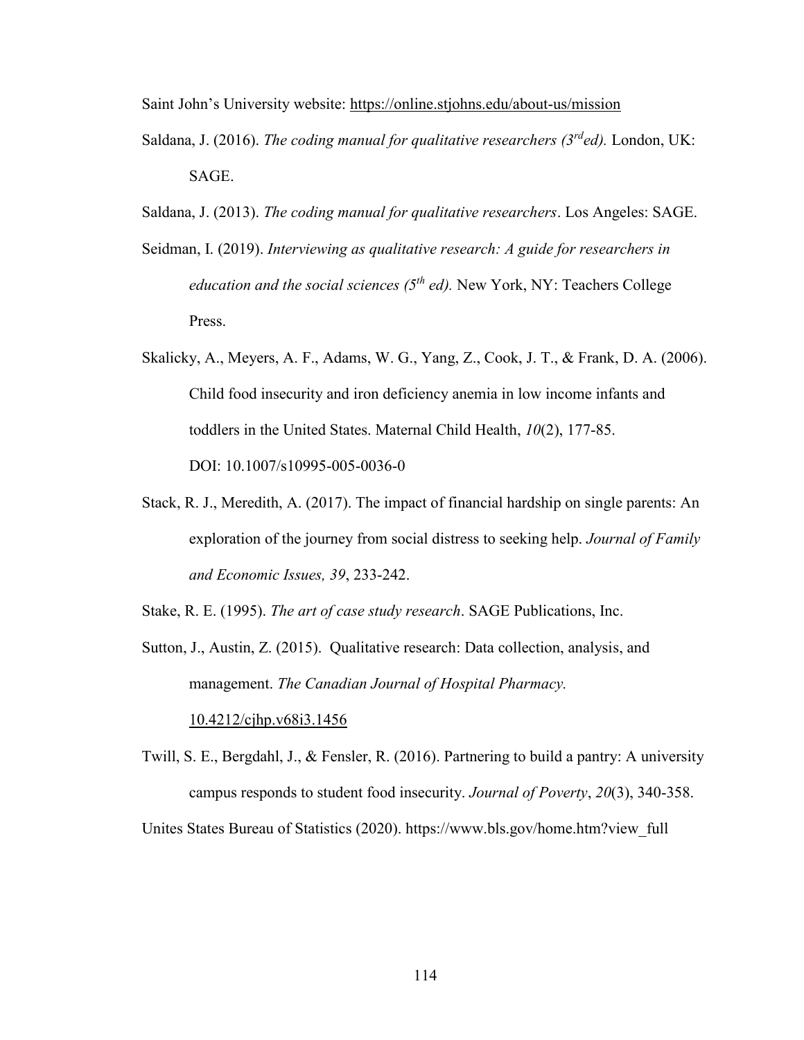Saint John's University website: https://online.stjohns.edu/about-us/mission

Saldana, J. (2016). *The coding manual for qualitative researchers (3rd ed).* London, UK: SAGE.

Saldana, J. (2013). *The coding manual for qualitative researchers*. Los Angeles: SAGE.

Seidman, I. (2019). *Interviewing as qualitative research: A guide for researchers in education and the social sciences (5th ed).* New York, NY: Teachers College Press.

Skalicky, A., Meyers, A. F., Adams, W. G., Yang, Z., Cook, J. T., & Frank, D. A. (2006). Child food insecurity and iron deficiency anemia in low income infants and toddlers in the United States. Maternal Child Health, *10*(2), 177-85. DOI: 10.1007/s10995-005-0036-0

Stack, R. J., Meredith, A. (2017). The impact of financial hardship on single parents: An exploration of the journey from social distress to seeking help. *Journal of Family and Economic Issues, 39*, 233-242.

Stake, R. E. (1995). *The art of case study research*. SAGE Publications, Inc.

Sutton, J., Austin, Z. (2015). Qualitative research: Data collection, analysis, and management. *The Canadian Journal of Hospital Pharmacy.* 10.4212/cjhp.v68i3.1456

Twill, S. E., Bergdahl, J., & Fensler, R. (2016). Partnering to build a pantry: A university campus responds to student food insecurity. *Journal of Poverty*, *20*(3), 340-358.

Unites States Bureau of Statistics (2020). https://www.bls.gov/home.htm?view_full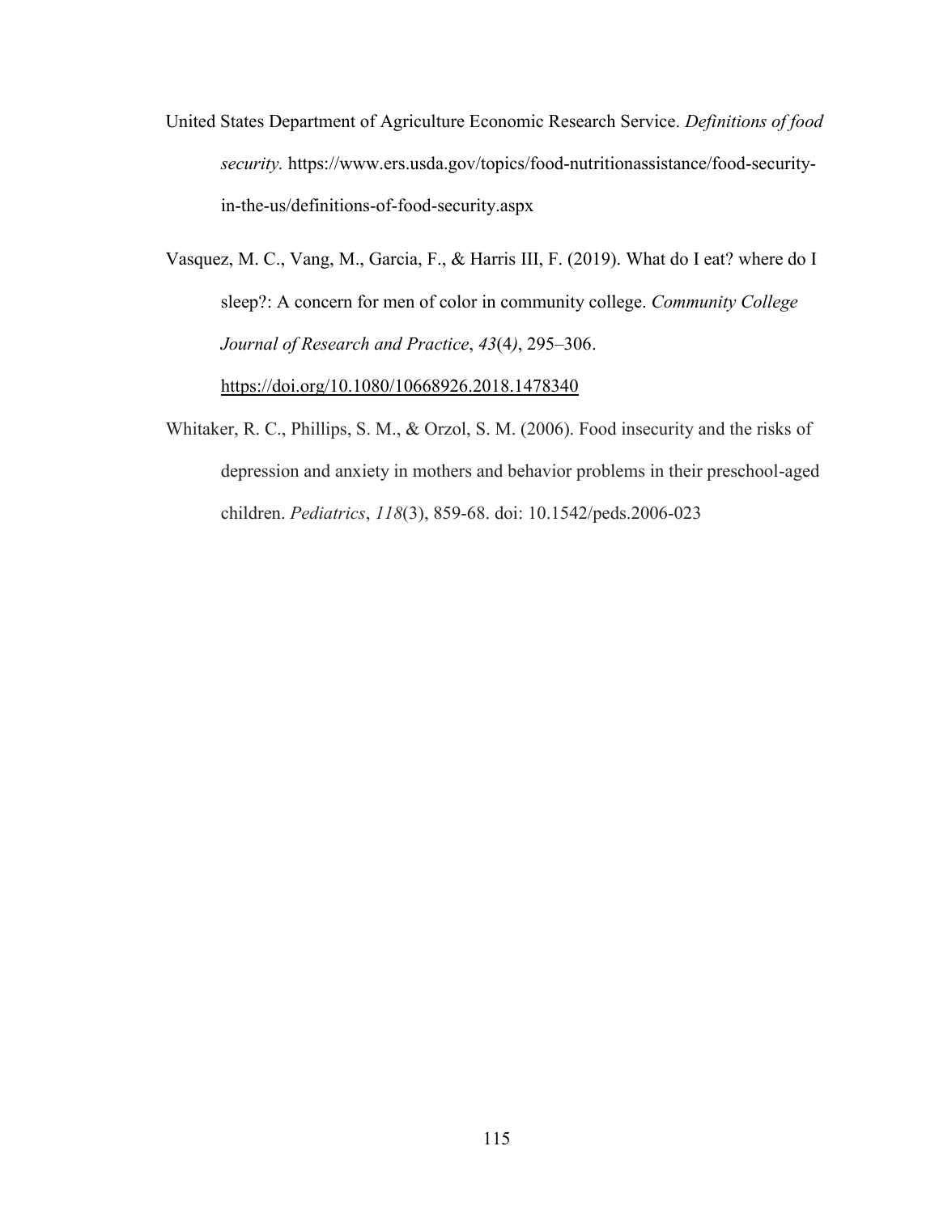United States Department of Agriculture Economic Research Service. *Definitions of food security.* https://www.ers.usda.gov/topics/food-nutritionassistance/food-security-in-the-us/definitions-of-food-security.aspx

Vasquez, M. C., Vang, M., Garcia, F., & Harris III, F. (2019). What do I eat? where do I sleep?: A concern for men of color in community college. *Community College Journal of Research and Practice*, *43*(4), 295–306. https://doi.org/10.1080/10668926.2018.1478340

Whitaker, R. C., Phillips, S. M., & Orzol, S. M. (2006). Food insecurity and the risks of depression and anxiety in mothers and behavior problems in their preschool-aged children. *Pediatrics*, *118*(3), 859-68. doi: 10.1542/peds.2006-023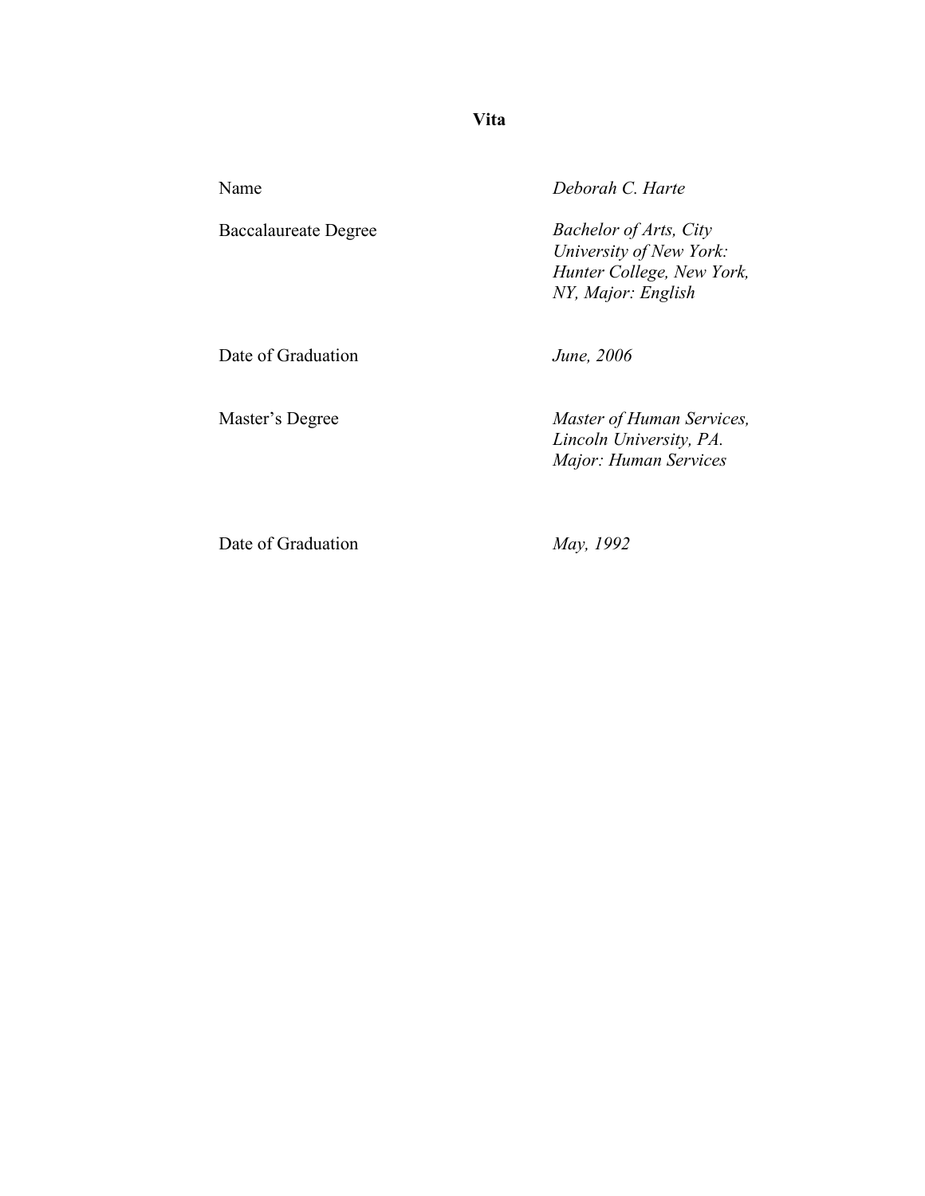**Vita**

| | |
|---|---|
| Name | *Deborah C. Harte* |
| Baccalaureate Degree | *Bachelor of Arts, City University of New York: Hunter College, New York, NY, Major: English* |
| Date of Graduation | *June, 2006* |
| Master's Degree | *Master of Human Services, Lincoln University, PA. Major: Human Services* |
| Date of Graduation | *May, 1992* |